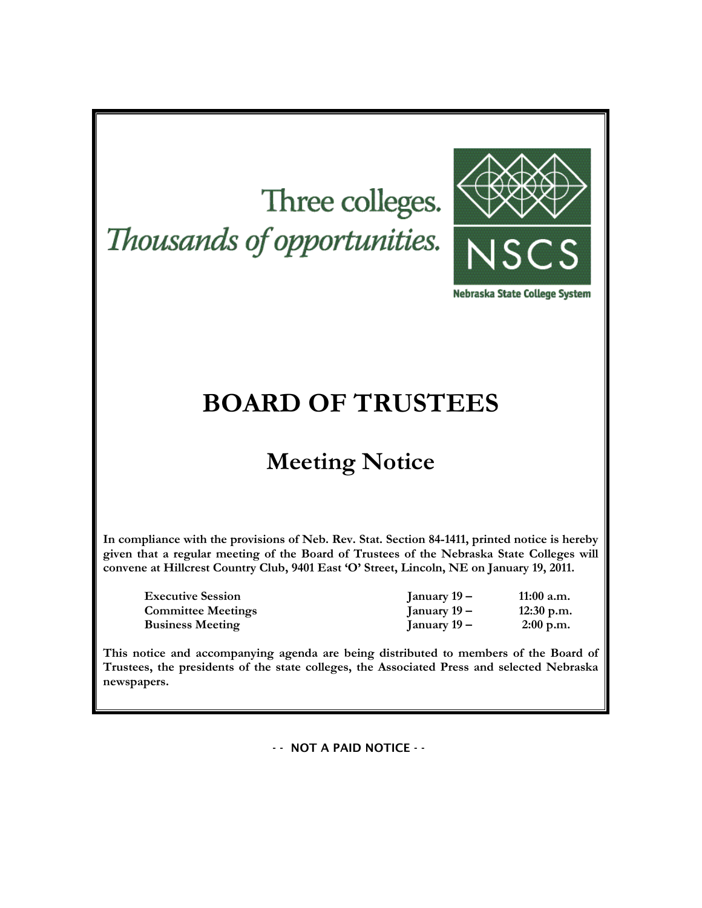Three colleges.
*Thousands of opportunities.*

NSCS

Nebraska State College System

# BOARD OF TRUSTEES

## Meeting Notice

**In compliance with the provisions of Neb. Rev. Stat. Section 84-1411, printed notice is hereby given that a regular meeting of the Board of Trustees of the Nebraska State Colleges will convene at Hillcrest Country Club, 9401 East 'O' Street, Lincoln, NE on January 19, 2011.**

| | | |
|---|---|---|
| **Executive Session** | **January 19 –** | **11:00 a.m.** |
| **Committee Meetings** | **January 19 –** | **12:30 p.m.** |
| **Business Meeting** | **January 19 –** | **2:00 p.m.** |

**This notice and accompanying agenda are being distributed to members of the Board of Trustees, the presidents of the state colleges, the Associated Press and selected Nebraska newspapers.**

**- - NOT A PAID NOTICE - -**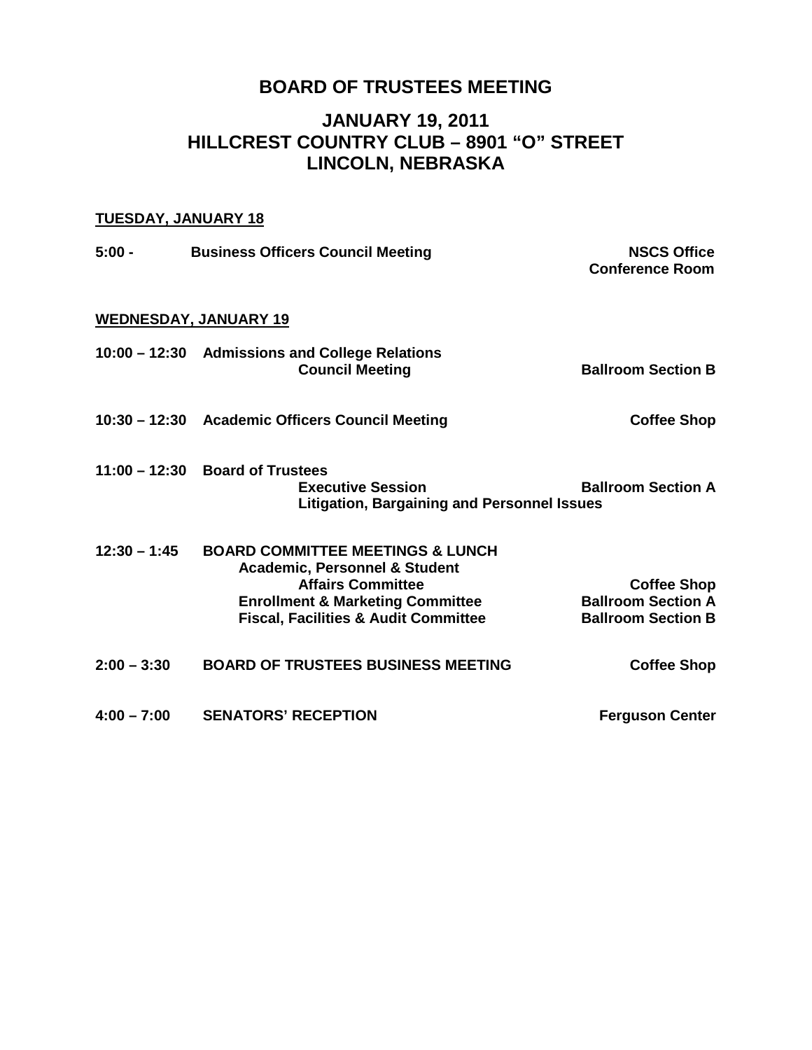# BOARD OF TRUSTEES MEETING

## JANUARY 19, 2011
## HILLCREST COUNTRY CLUB – 8901 "O" STREET
## LINCOLN, NEBRASKA

**TUESDAY, JANUARY 18**

| | | |
|---|---|---|
| **5:00 -** | **Business Officers Council Meeting** | **NSCS Office Conference Room** |

**WEDNESDAY, JANUARY 19**

| | | |
|---|---|---|
| **10:00 – 12:30** | **Admissions and College Relations Council Meeting** | **Ballroom Section B** |
| **10:30 – 12:30** | **Academic Officers Council Meeting** | **Coffee Shop** |
| **11:00 – 12:30** | **Board of Trustees Executive Session** | **Ballroom Section A** |
| | **Litigation, Bargaining and Personnel Issues** | |
| **12:30 – 1:45** | **BOARD COMMITTEE MEETINGS & LUNCH** | |
| | **Academic, Personnel & Student Affairs Committee** | **Coffee Shop** |
| | **Enrollment & Marketing Committee** | **Ballroom Section A** |
| | **Fiscal, Facilities & Audit Committee** | **Ballroom Section B** |
| **2:00 – 3:30** | **BOARD OF TRUSTEES BUSINESS MEETING** | **Coffee Shop** |
| **4:00 – 7:00** | **SENATORS' RECEPTION** | **Ferguson Center** |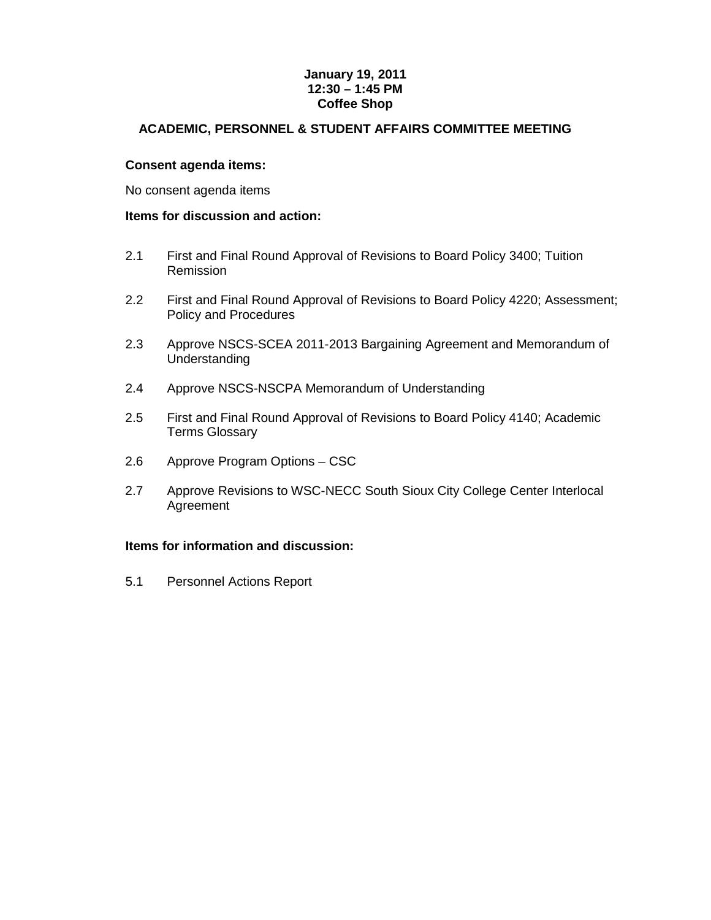**January 19, 2011**
**12:30 – 1:45 PM**
**Coffee Shop**

## ACADEMIC, PERSONNEL & STUDENT AFFAIRS COMMITTEE MEETING

**Consent agenda items:**

No consent agenda items

**Items for discussion and action:**

2.1 First and Final Round Approval of Revisions to Board Policy 3400; Tuition Remission

2.2 First and Final Round Approval of Revisions to Board Policy 4220; Assessment; Policy and Procedures

2.3 Approve NSCS-SCEA 2011-2013 Bargaining Agreement and Memorandum of Understanding

2.4 Approve NSCS-NSCPA Memorandum of Understanding

2.5 First and Final Round Approval of Revisions to Board Policy 4140; Academic Terms Glossary

2.6 Approve Program Options – CSC

2.7 Approve Revisions to WSC-NECC South Sioux City College Center Interlocal Agreement

**Items for information and discussion:**

5.1 Personnel Actions Report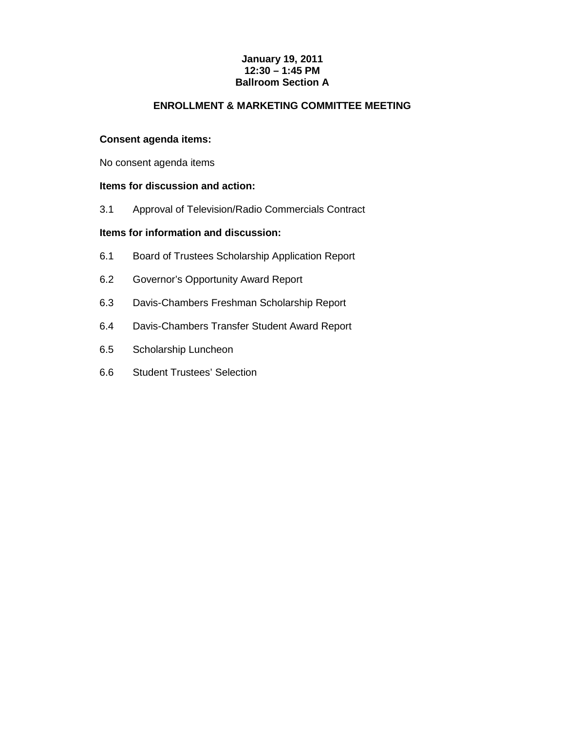**January 19, 2011**
**12:30 – 1:45 PM**
**Ballroom Section A**

## ENROLLMENT & MARKETING COMMITTEE MEETING

**Consent agenda items:**

No consent agenda items

**Items for discussion and action:**

3.1 Approval of Television/Radio Commercials Contract

**Items for information and discussion:**

6.1 Board of Trustees Scholarship Application Report

6.2 Governor's Opportunity Award Report

6.3 Davis-Chambers Freshman Scholarship Report

6.4 Davis-Chambers Transfer Student Award Report

6.5 Scholarship Luncheon

6.6 Student Trustees' Selection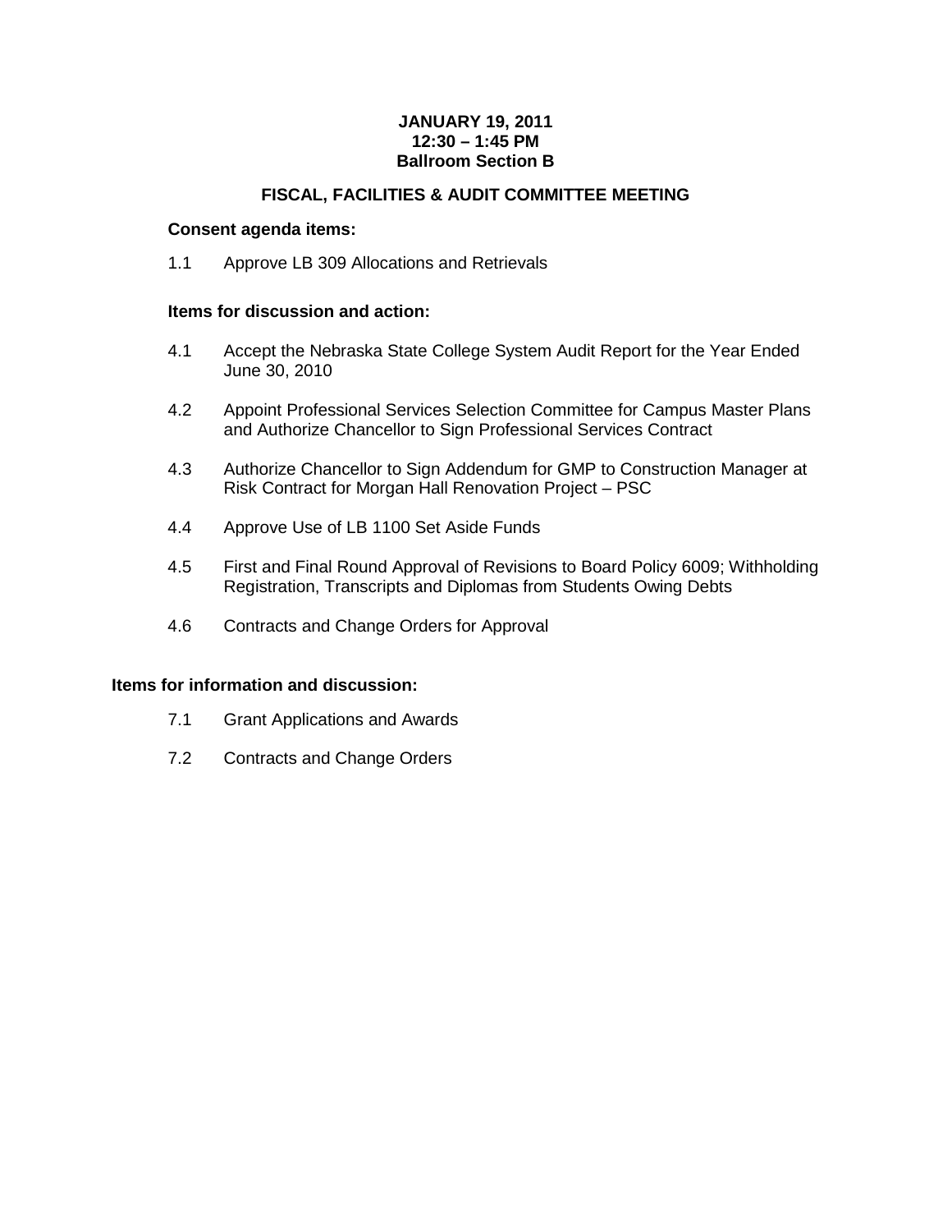**JANUARY 19, 2011**
**12:30 – 1:45 PM**
**Ballroom Section B**

## FISCAL, FACILITIES & AUDIT COMMITTEE MEETING

**Consent agenda items:**

1.1 Approve LB 309 Allocations and Retrievals

**Items for discussion and action:**

4.1 Accept the Nebraska State College System Audit Report for the Year Ended June 30, 2010

4.2 Appoint Professional Services Selection Committee for Campus Master Plans and Authorize Chancellor to Sign Professional Services Contract

4.3 Authorize Chancellor to Sign Addendum for GMP to Construction Manager at Risk Contract for Morgan Hall Renovation Project – PSC

4.4 Approve Use of LB 1100 Set Aside Funds

4.5 First and Final Round Approval of Revisions to Board Policy 6009; Withholding Registration, Transcripts and Diplomas from Students Owing Debts

4.6 Contracts and Change Orders for Approval

**Items for information and discussion:**

7.1 Grant Applications and Awards

7.2 Contracts and Change Orders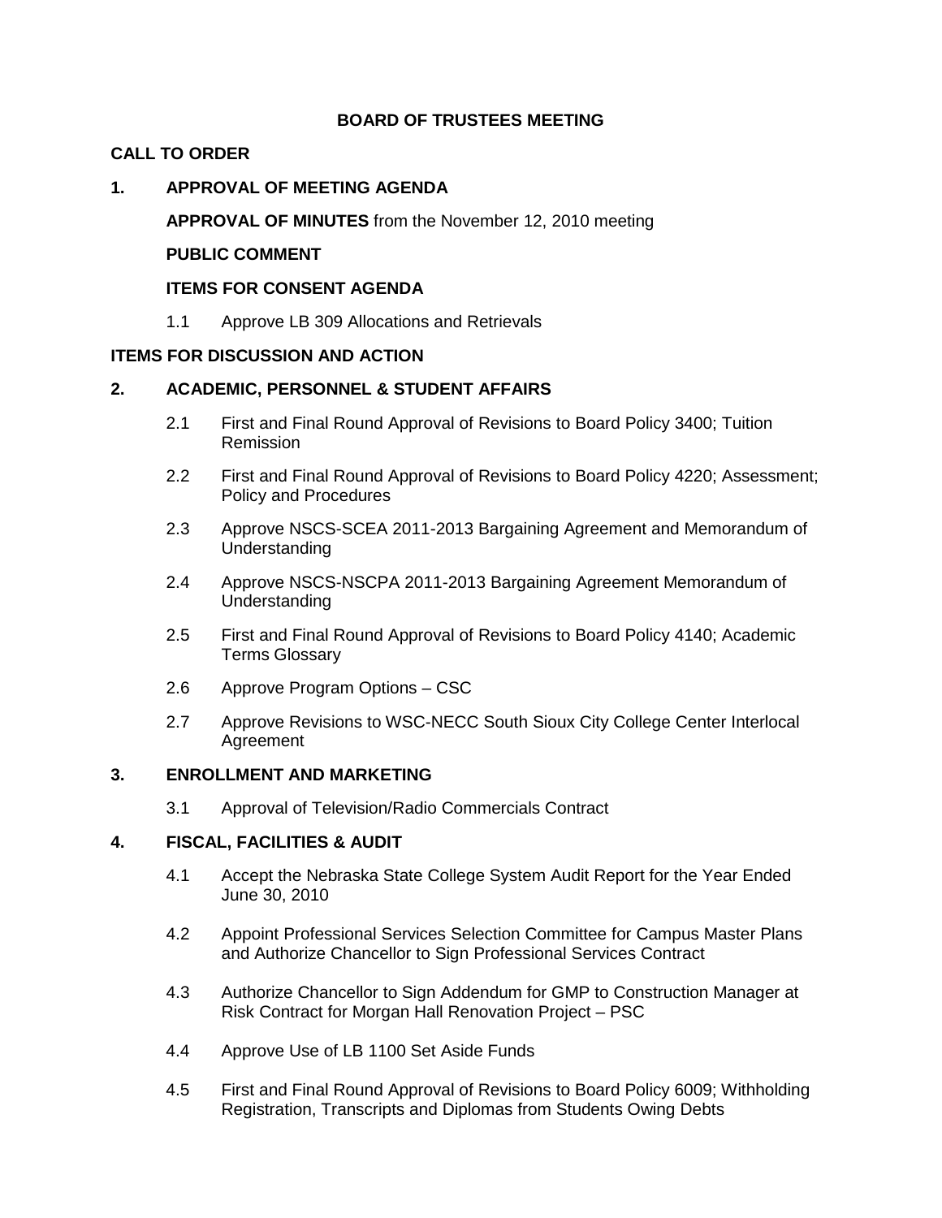# BOARD OF TRUSTEES MEETING

## CALL TO ORDER

## 1. APPROVAL OF MEETING AGENDA

**APPROVAL OF MINUTES** from the November 12, 2010 meeting

**PUBLIC COMMENT**

**ITEMS FOR CONSENT AGENDA**

1.1 Approve LB 309 Allocations and Retrievals

## ITEMS FOR DISCUSSION AND ACTION

## 2. ACADEMIC, PERSONNEL & STUDENT AFFAIRS

2.1 First and Final Round Approval of Revisions to Board Policy 3400; Tuition Remission

2.2 First and Final Round Approval of Revisions to Board Policy 4220; Assessment; Policy and Procedures

2.3 Approve NSCS-SCEA 2011-2013 Bargaining Agreement and Memorandum of Understanding

2.4 Approve NSCS-NSCPA 2011-2013 Bargaining Agreement Memorandum of Understanding

2.5 First and Final Round Approval of Revisions to Board Policy 4140; Academic Terms Glossary

2.6 Approve Program Options – CSC

2.7 Approve Revisions to WSC-NECC South Sioux City College Center Interlocal Agreement

## 3. ENROLLMENT AND MARKETING

3.1 Approval of Television/Radio Commercials Contract

## 4. FISCAL, FACILITIES & AUDIT

4.1 Accept the Nebraska State College System Audit Report for the Year Ended June 30, 2010

4.2 Appoint Professional Services Selection Committee for Campus Master Plans and Authorize Chancellor to Sign Professional Services Contract

4.3 Authorize Chancellor to Sign Addendum for GMP to Construction Manager at Risk Contract for Morgan Hall Renovation Project – PSC

4.4 Approve Use of LB 1100 Set Aside Funds

4.5 First and Final Round Approval of Revisions to Board Policy 6009; Withholding Registration, Transcripts and Diplomas from Students Owing Debts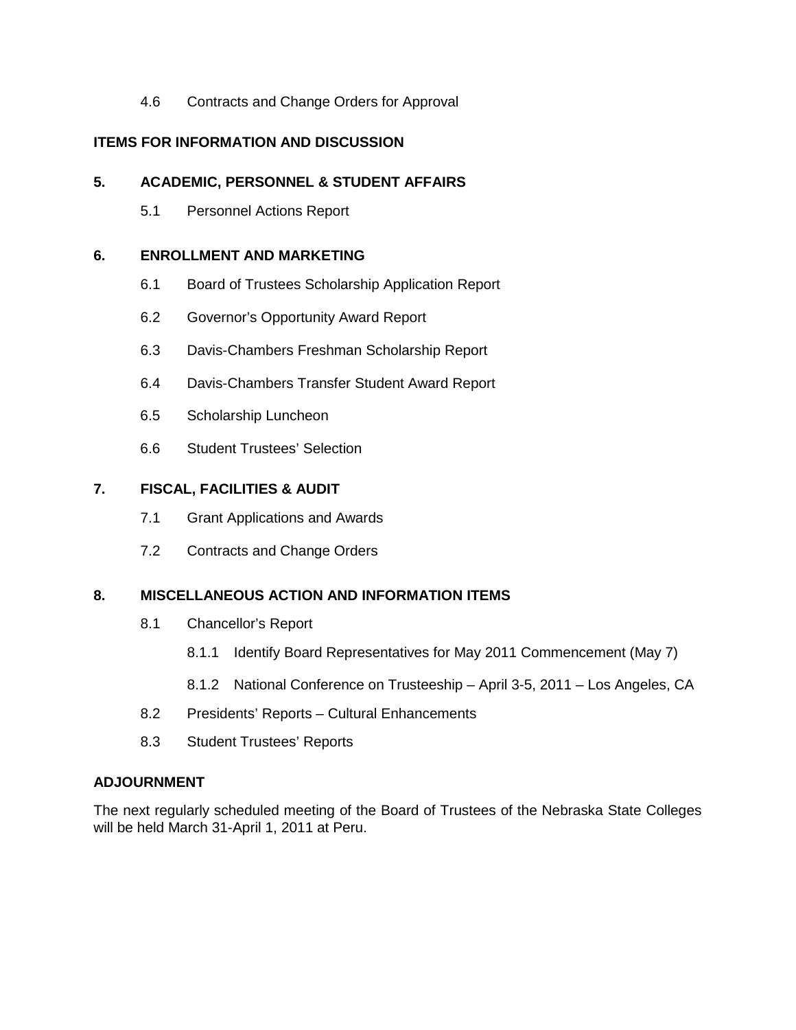4.6 Contracts and Change Orders for Approval

**ITEMS FOR INFORMATION AND DISCUSSION**

**5. ACADEMIC, PERSONNEL & STUDENT AFFAIRS**

5.1 Personnel Actions Report

**6. ENROLLMENT AND MARKETING**

6.1 Board of Trustees Scholarship Application Report

6.2 Governor's Opportunity Award Report

6.3 Davis-Chambers Freshman Scholarship Report

6.4 Davis-Chambers Transfer Student Award Report

6.5 Scholarship Luncheon

6.6 Student Trustees' Selection

**7. FISCAL, FACILITIES & AUDIT**

7.1 Grant Applications and Awards

7.2 Contracts and Change Orders

**8. MISCELLANEOUS ACTION AND INFORMATION ITEMS**

8.1 Chancellor's Report

8.1.1 Identify Board Representatives for May 2011 Commencement (May 7)

8.1.2 National Conference on Trusteeship – April 3-5, 2011 – Los Angeles, CA

8.2 Presidents' Reports – Cultural Enhancements

8.3 Student Trustees' Reports

**ADJOURNMENT**

The next regularly scheduled meeting of the Board of Trustees of the Nebraska State Colleges will be held March 31-April 1, 2011 at Peru.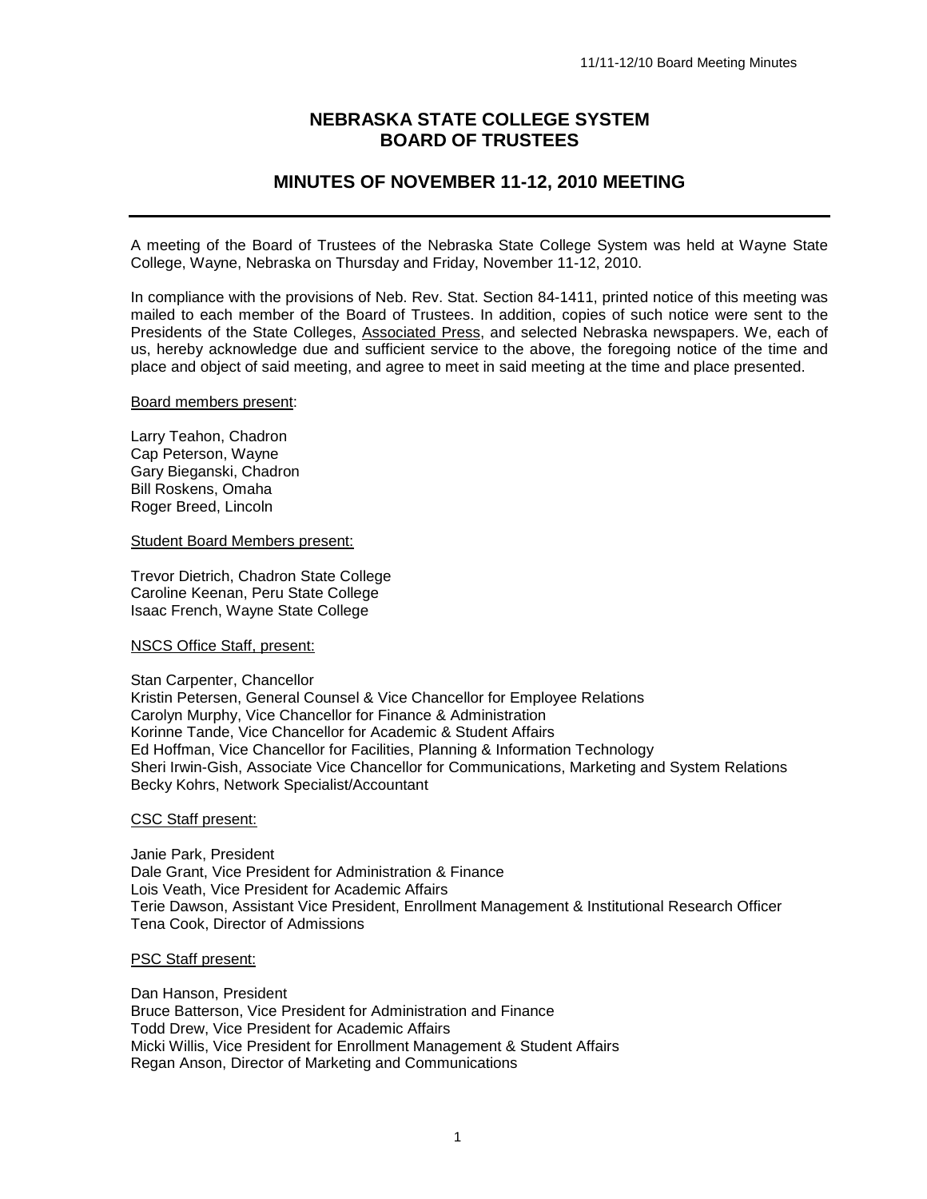# NEBRASKA STATE COLLEGE SYSTEM
# BOARD OF TRUSTEES

## MINUTES OF NOVEMBER 11-12, 2010 MEETING

---

A meeting of the Board of Trustees of the Nebraska State College System was held at Wayne State College, Wayne, Nebraska on Thursday and Friday, November 11-12, 2010.

In compliance with the provisions of Neb. Rev. Stat. Section 84-1411, printed notice of this meeting was mailed to each member of the Board of Trustees. In addition, copies of such notice were sent to the Presidents of the State Colleges, Associated Press, and selected Nebraska newspapers. We, each of us, hereby acknowledge due and sufficient service to the above, the foregoing notice of the time and place and object of said meeting, and agree to meet in said meeting at the time and place presented.

Board members present:

Larry Teahon, Chadron
Cap Peterson, Wayne
Gary Bieganski, Chadron
Bill Roskens, Omaha
Roger Breed, Lincoln

Student Board Members present:

Trevor Dietrich, Chadron State College
Caroline Keenan, Peru State College
Isaac French, Wayne State College

NSCS Office Staff, present:

Stan Carpenter, Chancellor
Kristin Petersen, General Counsel & Vice Chancellor for Employee Relations
Carolyn Murphy, Vice Chancellor for Finance & Administration
Korinne Tande, Vice Chancellor for Academic & Student Affairs
Ed Hoffman, Vice Chancellor for Facilities, Planning & Information Technology
Sheri Irwin-Gish, Associate Vice Chancellor for Communications, Marketing and System Relations
Becky Kohrs, Network Specialist/Accountant

CSC Staff present:

Janie Park, President
Dale Grant, Vice President for Administration & Finance
Lois Veath, Vice President for Academic Affairs
Terie Dawson, Assistant Vice President, Enrollment Management & Institutional Research Officer
Tena Cook, Director of Admissions

PSC Staff present:

Dan Hanson, President
Bruce Batterson, Vice President for Administration and Finance
Todd Drew, Vice President for Academic Affairs
Micki Willis, Vice President for Enrollment Management & Student Affairs
Regan Anson, Director of Marketing and Communications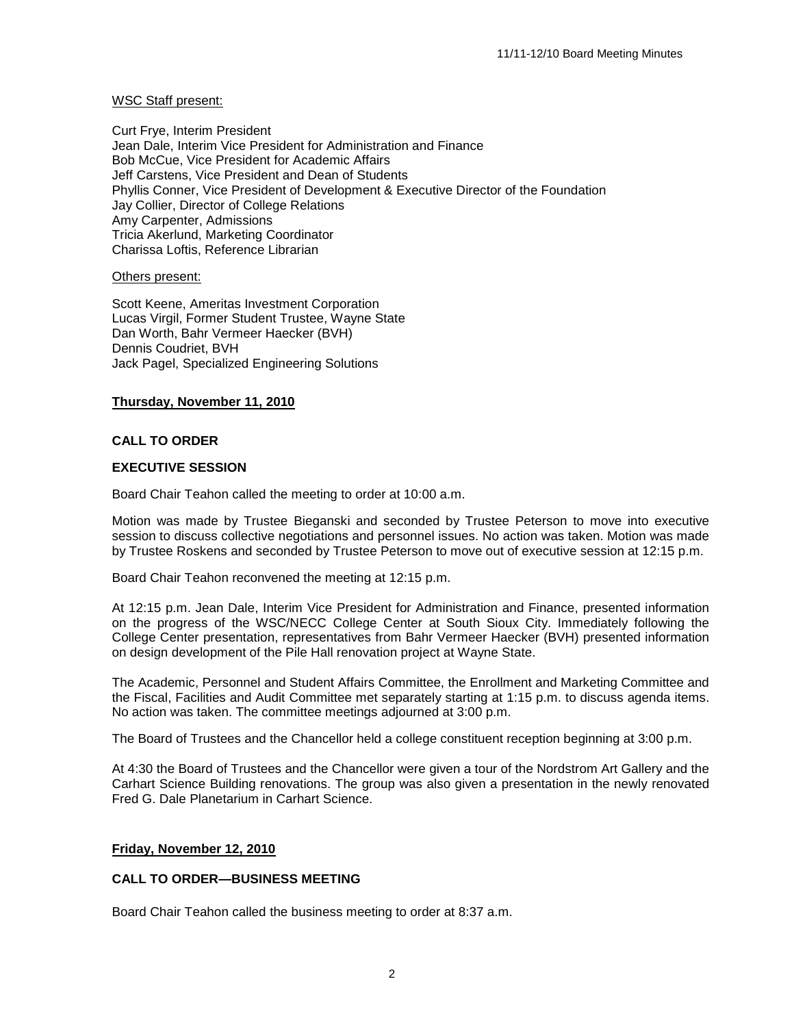WSC Staff present:

Curt Frye, Interim President
Jean Dale, Interim Vice President for Administration and Finance
Bob McCue, Vice President for Academic Affairs
Jeff Carstens, Vice President and Dean of Students
Phyllis Conner, Vice President of Development & Executive Director of the Foundation
Jay Collier, Director of College Relations
Amy Carpenter, Admissions
Tricia Akerlund, Marketing Coordinator
Charissa Loftis, Reference Librarian

Others present:

Scott Keene, Ameritas Investment Corporation
Lucas Virgil, Former Student Trustee, Wayne State
Dan Worth, Bahr Vermeer Haecker (BVH)
Dennis Coudriet, BVH
Jack Pagel, Specialized Engineering Solutions

**Thursday, November 11, 2010**

**CALL TO ORDER**

**EXECUTIVE SESSION**

Board Chair Teahon called the meeting to order at 10:00 a.m.

Motion was made by Trustee Bieganski and seconded by Trustee Peterson to move into executive session to discuss collective negotiations and personnel issues. No action was taken. Motion was made by Trustee Roskens and seconded by Trustee Peterson to move out of executive session at 12:15 p.m.

Board Chair Teahon reconvened the meeting at 12:15 p.m.

At 12:15 p.m. Jean Dale, Interim Vice President for Administration and Finance, presented information on the progress of the WSC/NECC College Center at South Sioux City. Immediately following the College Center presentation, representatives from Bahr Vermeer Haecker (BVH) presented information on design development of the Pile Hall renovation project at Wayne State.

The Academic, Personnel and Student Affairs Committee, the Enrollment and Marketing Committee and the Fiscal, Facilities and Audit Committee met separately starting at 1:15 p.m. to discuss agenda items. No action was taken. The committee meetings adjourned at 3:00 p.m.

The Board of Trustees and the Chancellor held a college constituent reception beginning at 3:00 p.m.

At 4:30 the Board of Trustees and the Chancellor were given a tour of the Nordstrom Art Gallery and the Carhart Science Building renovations. The group was also given a presentation in the newly renovated Fred G. Dale Planetarium in Carhart Science.

**Friday, November 12, 2010**

**CALL TO ORDER—BUSINESS MEETING**

Board Chair Teahon called the business meeting to order at 8:37 a.m.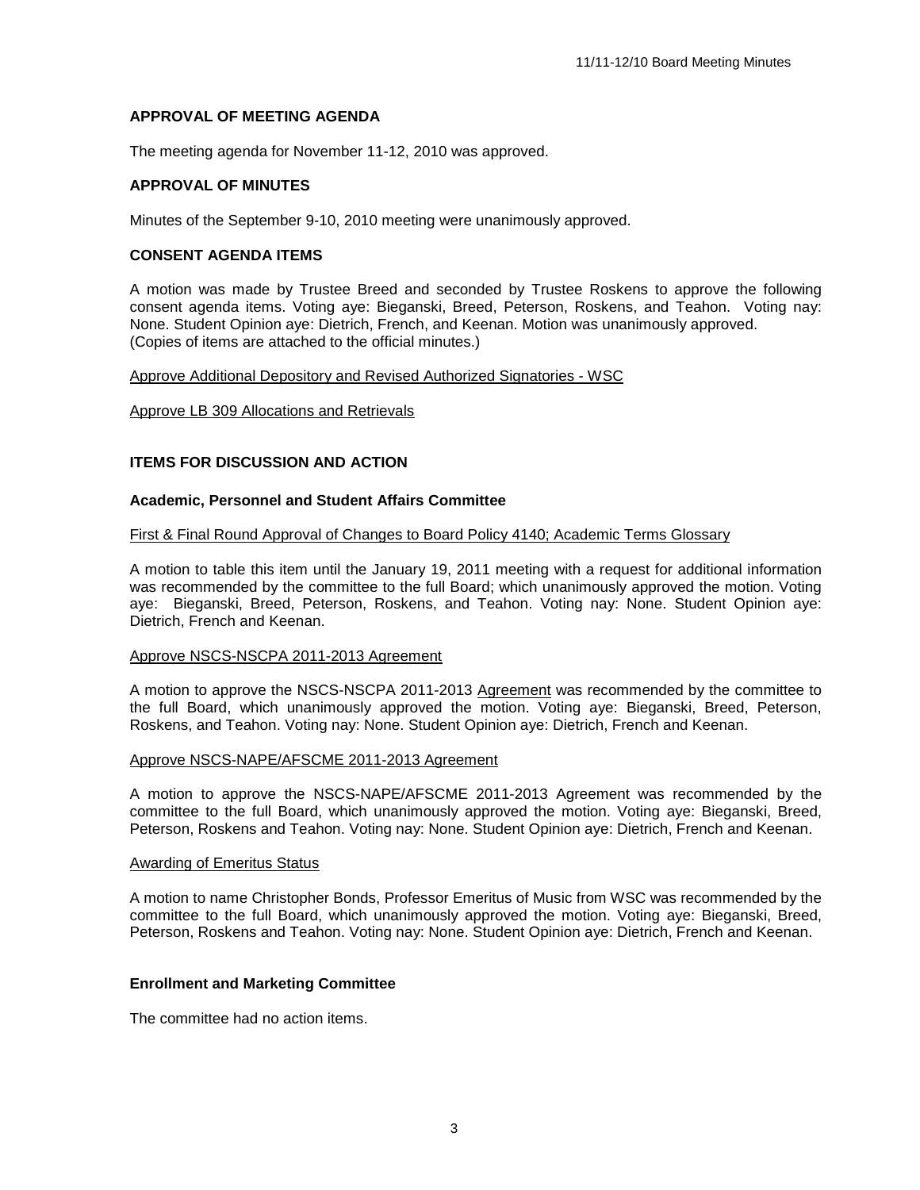**APPROVAL OF MEETING AGENDA**

The meeting agenda for November 11-12, 2010 was approved.

**APPROVAL OF MINUTES**

Minutes of the September 9-10, 2010 meeting were unanimously approved.

**CONSENT AGENDA ITEMS**

A motion was made by Trustee Breed and seconded by Trustee Roskens to approve the following consent agenda items. Voting aye: Bieganski, Breed, Peterson, Roskens, and Teahon. Voting nay: None. Student Opinion aye: Dietrich, French, and Keenan. Motion was unanimously approved. (Copies of items are attached to the official minutes.)

Approve Additional Depository and Revised Authorized Signatories - WSC

Approve LB 309 Allocations and Retrievals

**ITEMS FOR DISCUSSION AND ACTION**

**Academic, Personnel and Student Affairs Committee**

First & Final Round Approval of Changes to Board Policy 4140; Academic Terms Glossary

A motion to table this item until the January 19, 2011 meeting with a request for additional information was recommended by the committee to the full Board; which unanimously approved the motion. Voting aye: Bieganski, Breed, Peterson, Roskens, and Teahon. Voting nay: None. Student Opinion aye: Dietrich, French and Keenan.

Approve NSCS-NSCPA 2011-2013 Agreement

A motion to approve the NSCS-NSCPA 2011-2013 Agreement was recommended by the committee to the full Board, which unanimously approved the motion. Voting aye: Bieganski, Breed, Peterson, Roskens, and Teahon. Voting nay: None. Student Opinion aye: Dietrich, French and Keenan.

Approve NSCS-NAPE/AFSCME 2011-2013 Agreement

A motion to approve the NSCS-NAPE/AFSCME 2011-2013 Agreement was recommended by the committee to the full Board, which unanimously approved the motion. Voting aye: Bieganski, Breed, Peterson, Roskens and Teahon. Voting nay: None. Student Opinion aye: Dietrich, French and Keenan.

Awarding of Emeritus Status

A motion to name Christopher Bonds, Professor Emeritus of Music from WSC was recommended by the committee to the full Board, which unanimously approved the motion. Voting aye: Bieganski, Breed, Peterson, Roskens and Teahon. Voting nay: None. Student Opinion aye: Dietrich, French and Keenan.

**Enrollment and Marketing Committee**

The committee had no action items.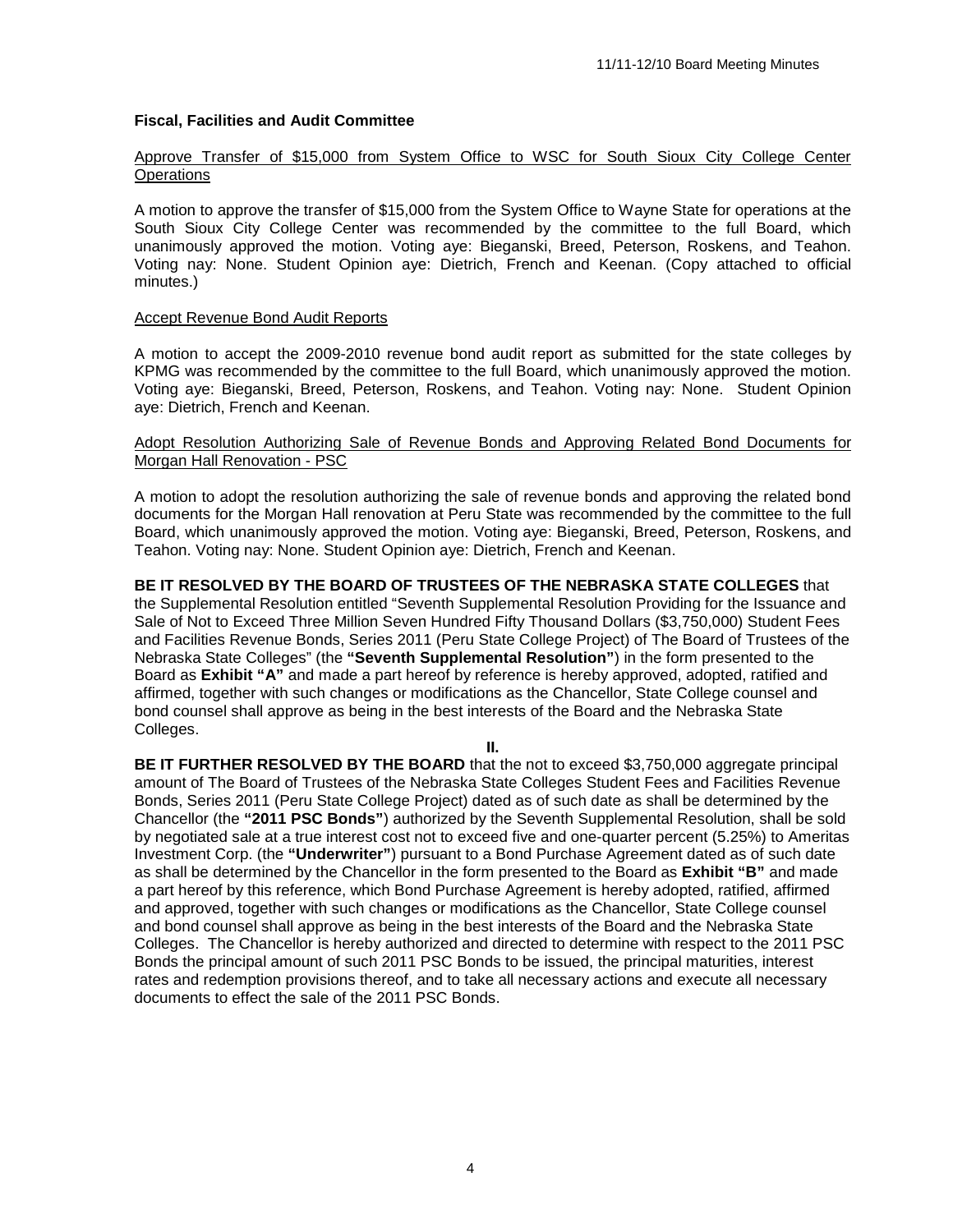### Fiscal, Facilities and Audit Committee

Approve Transfer of $15,000 from System Office to WSC for South Sioux City College Center Operations

A motion to approve the transfer of $15,000 from the System Office to Wayne State for operations at the South Sioux City College Center was recommended by the committee to the full Board, which unanimously approved the motion. Voting aye: Bieganski, Breed, Peterson, Roskens, and Teahon. Voting nay: None. Student Opinion aye: Dietrich, French and Keenan. (Copy attached to official minutes.)

Accept Revenue Bond Audit Reports

A motion to accept the 2009-2010 revenue bond audit report as submitted for the state colleges by KPMG was recommended by the committee to the full Board, which unanimously approved the motion. Voting aye: Bieganski, Breed, Peterson, Roskens, and Teahon. Voting nay: None. Student Opinion aye: Dietrich, French and Keenan.

Adopt Resolution Authorizing Sale of Revenue Bonds and Approving Related Bond Documents for Morgan Hall Renovation - PSC

A motion to adopt the resolution authorizing the sale of revenue bonds and approving the related bond documents for the Morgan Hall renovation at Peru State was recommended by the committee to the full Board, which unanimously approved the motion. Voting aye: Bieganski, Breed, Peterson, Roskens, and Teahon. Voting nay: None. Student Opinion aye: Dietrich, French and Keenan.

**BE IT RESOLVED BY THE BOARD OF TRUSTEES OF THE NEBRASKA STATE COLLEGES** that the Supplemental Resolution entitled "Seventh Supplemental Resolution Providing for the Issuance and Sale of Not to Exceed Three Million Seven Hundred Fifty Thousand Dollars ($3,750,000) Student Fees and Facilities Revenue Bonds, Series 2011 (Peru State College Project) of The Board of Trustees of the Nebraska State Colleges" (the **"Seventh Supplemental Resolution"**) in the form presented to the Board as **Exhibit "A"** and made a part hereof by reference is hereby approved, adopted, ratified and affirmed, together with such changes or modifications as the Chancellor, State College counsel and bond counsel shall approve as being in the best interests of the Board and the Nebraska State Colleges.

**II.**

**BE IT FURTHER RESOLVED BY THE BOARD** that the not to exceed $3,750,000 aggregate principal amount of The Board of Trustees of the Nebraska State Colleges Student Fees and Facilities Revenue Bonds, Series 2011 (Peru State College Project) dated as of such date as shall be determined by the Chancellor (the **"2011 PSC Bonds"**) authorized by the Seventh Supplemental Resolution, shall be sold by negotiated sale at a true interest cost not to exceed five and one-quarter percent (5.25%) to Ameritas Investment Corp. (the **"Underwriter"**) pursuant to a Bond Purchase Agreement dated as of such date as shall be determined by the Chancellor in the form presented to the Board as **Exhibit "B"** and made a part hereof by this reference, which Bond Purchase Agreement is hereby adopted, ratified, affirmed and approved, together with such changes or modifications as the Chancellor, State College counsel and bond counsel shall approve as being in the best interests of the Board and the Nebraska State Colleges. The Chancellor is hereby authorized and directed to determine with respect to the 2011 PSC Bonds the principal amount of such 2011 PSC Bonds to be issued, the principal maturities, interest rates and redemption provisions thereof, and to take all necessary actions and execute all necessary documents to effect the sale of the 2011 PSC Bonds.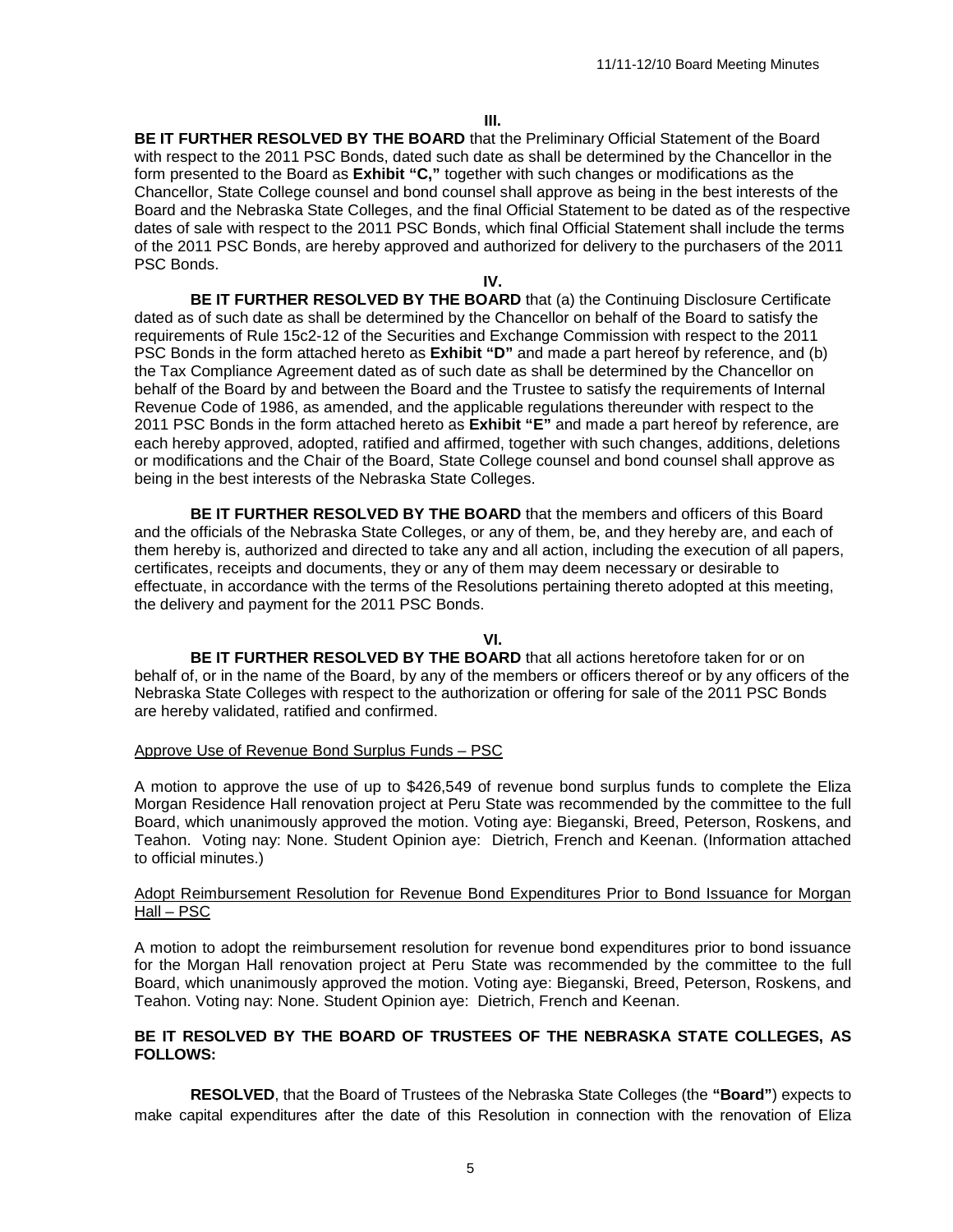**III.**

**BE IT FURTHER RESOLVED BY THE BOARD** that the Preliminary Official Statement of the Board with respect to the 2011 PSC Bonds, dated such date as shall be determined by the Chancellor in the form presented to the Board as **Exhibit "C,"** together with such changes or modifications as the Chancellor, State College counsel and bond counsel shall approve as being in the best interests of the Board and the Nebraska State Colleges, and the final Official Statement to be dated as of the respective dates of sale with respect to the 2011 PSC Bonds, which final Official Statement shall include the terms of the 2011 PSC Bonds, are hereby approved and authorized for delivery to the purchasers of the 2011 PSC Bonds.

**IV.**

**BE IT FURTHER RESOLVED BY THE BOARD** that (a) the Continuing Disclosure Certificate dated as of such date as shall be determined by the Chancellor on behalf of the Board to satisfy the requirements of Rule 15c2-12 of the Securities and Exchange Commission with respect to the 2011 PSC Bonds in the form attached hereto as **Exhibit "D"** and made a part hereof by reference, and (b) the Tax Compliance Agreement dated as of such date as shall be determined by the Chancellor on behalf of the Board by and between the Board and the Trustee to satisfy the requirements of Internal Revenue Code of 1986, as amended, and the applicable regulations thereunder with respect to the 2011 PSC Bonds in the form attached hereto as **Exhibit "E"** and made a part hereof by reference, are each hereby approved, adopted, ratified and affirmed, together with such changes, additions, deletions or modifications and the Chair of the Board, State College counsel and bond counsel shall approve as being in the best interests of the Nebraska State Colleges.

**BE IT FURTHER RESOLVED BY THE BOARD** that the members and officers of this Board and the officials of the Nebraska State Colleges, or any of them, be, and they hereby are, and each of them hereby is, authorized and directed to take any and all action, including the execution of all papers, certificates, receipts and documents, they or any of them may deem necessary or desirable to effectuate, in accordance with the terms of the Resolutions pertaining thereto adopted at this meeting, the delivery and payment for the 2011 PSC Bonds.

**VI.**

**BE IT FURTHER RESOLVED BY THE BOARD** that all actions heretofore taken for or on behalf of, or in the name of the Board, by any of the members or officers thereof or by any officers of the Nebraska State Colleges with respect to the authorization or offering for sale of the 2011 PSC Bonds are hereby validated, ratified and confirmed.

Approve Use of Revenue Bond Surplus Funds – PSC

A motion to approve the use of up to $426,549 of revenue bond surplus funds to complete the Eliza Morgan Residence Hall renovation project at Peru State was recommended by the committee to the full Board, which unanimously approved the motion. Voting aye: Bieganski, Breed, Peterson, Roskens, and Teahon. Voting nay: None. Student Opinion aye: Dietrich, French and Keenan. (Information attached to official minutes.)

Adopt Reimbursement Resolution for Revenue Bond Expenditures Prior to Bond Issuance for Morgan Hall – PSC

A motion to adopt the reimbursement resolution for revenue bond expenditures prior to bond issuance for the Morgan Hall renovation project at Peru State was recommended by the committee to the full Board, which unanimously approved the motion. Voting aye: Bieganski, Breed, Peterson, Roskens, and Teahon. Voting nay: None. Student Opinion aye: Dietrich, French and Keenan.

**BE IT RESOLVED BY THE BOARD OF TRUSTEES OF THE NEBRASKA STATE COLLEGES, AS FOLLOWS:**

**RESOLVED**, that the Board of Trustees of the Nebraska State Colleges (the **"Board"**) expects to make capital expenditures after the date of this Resolution in connection with the renovation of Eliza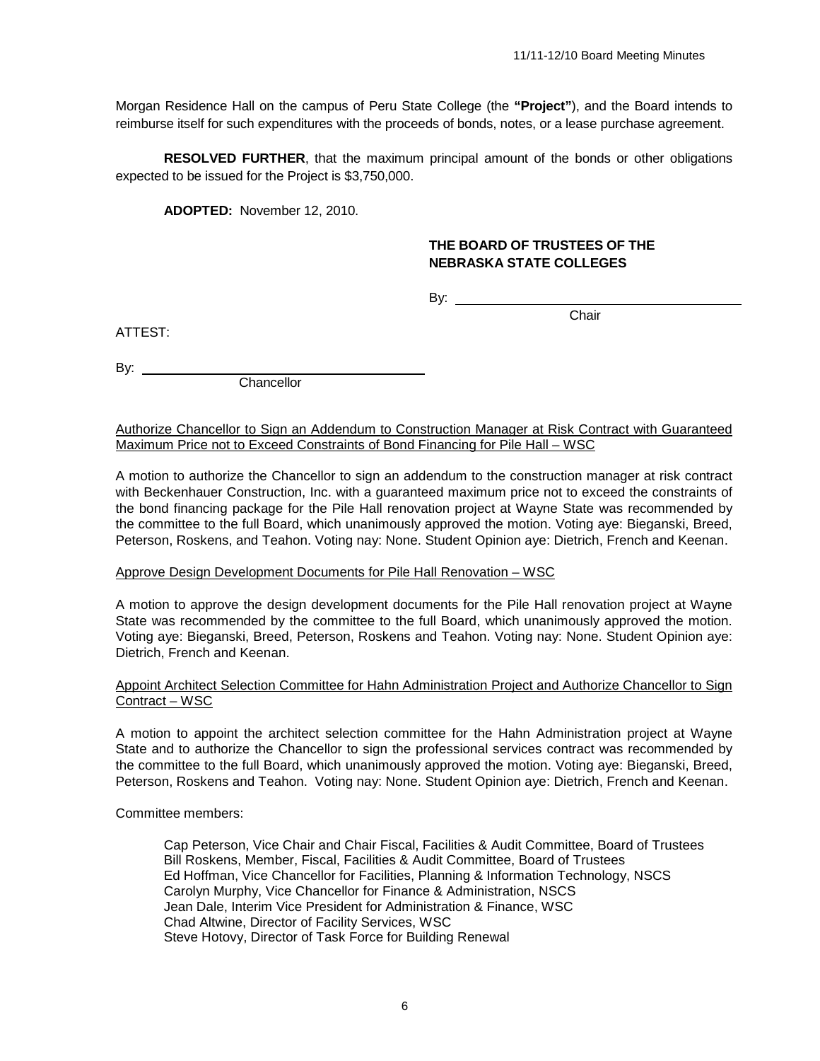Morgan Residence Hall on the campus of Peru State College (the **"Project"**), and the Board intends to reimburse itself for such expenditures with the proceeds of bonds, notes, or a lease purchase agreement.

**RESOLVED FURTHER**, that the maximum principal amount of the bonds or other obligations expected to be issued for the Project is $3,750,000.

**ADOPTED:** November 12, 2010.

**THE BOARD OF TRUSTEES OF THE NEBRASKA STATE COLLEGES**

By: ______________________________
Chair

ATTEST:

By: ______________________________
Chancellor

Authorize Chancellor to Sign an Addendum to Construction Manager at Risk Contract with Guaranteed Maximum Price not to Exceed Constraints of Bond Financing for Pile Hall – WSC

A motion to authorize the Chancellor to sign an addendum to the construction manager at risk contract with Beckenhauer Construction, Inc. with a guaranteed maximum price not to exceed the constraints of the bond financing package for the Pile Hall renovation project at Wayne State was recommended by the committee to the full Board, which unanimously approved the motion. Voting aye: Bieganski, Breed, Peterson, Roskens, and Teahon. Voting nay: None. Student Opinion aye: Dietrich, French and Keenan.

Approve Design Development Documents for Pile Hall Renovation – WSC

A motion to approve the design development documents for the Pile Hall renovation project at Wayne State was recommended by the committee to the full Board, which unanimously approved the motion. Voting aye: Bieganski, Breed, Peterson, Roskens and Teahon. Voting nay: None. Student Opinion aye: Dietrich, French and Keenan.

Appoint Architect Selection Committee for Hahn Administration Project and Authorize Chancellor to Sign Contract – WSC

A motion to appoint the architect selection committee for the Hahn Administration project at Wayne State and to authorize the Chancellor to sign the professional services contract was recommended by the committee to the full Board, which unanimously approved the motion. Voting aye: Bieganski, Breed, Peterson, Roskens and Teahon. Voting nay: None. Student Opinion aye: Dietrich, French and Keenan.

Committee members:

Cap Peterson, Vice Chair and Chair Fiscal, Facilities & Audit Committee, Board of Trustees
Bill Roskens, Member, Fiscal, Facilities & Audit Committee, Board of Trustees
Ed Hoffman, Vice Chancellor for Facilities, Planning & Information Technology, NSCS
Carolyn Murphy, Vice Chancellor for Finance & Administration, NSCS
Jean Dale, Interim Vice President for Administration & Finance, WSC
Chad Altwine, Director of Facility Services, WSC
Steve Hotovy, Director of Task Force for Building Renewal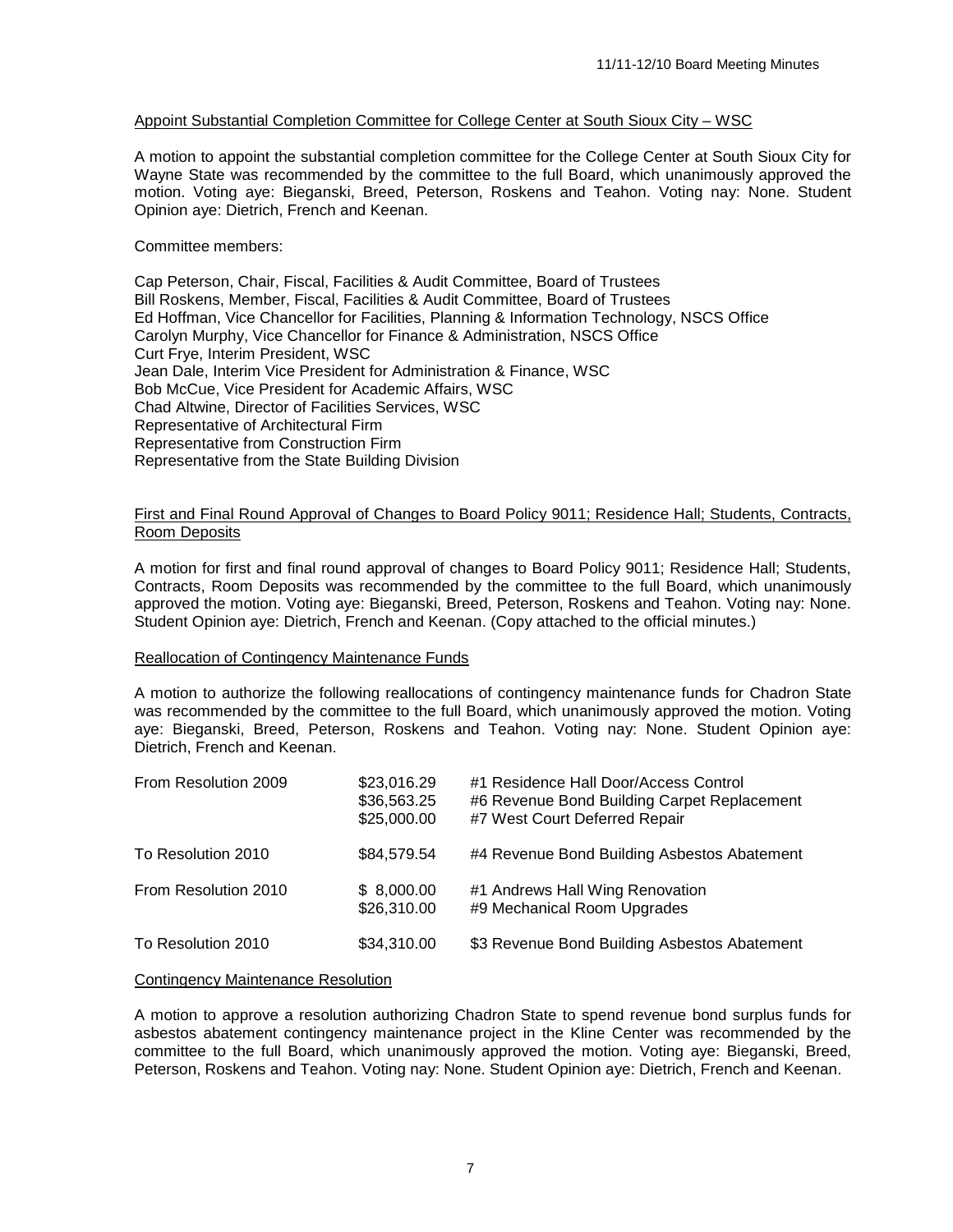Appoint Substantial Completion Committee for College Center at South Sioux City – WSC

A motion to appoint the substantial completion committee for the College Center at South Sioux City for Wayne State was recommended by the committee to the full Board, which unanimously approved the motion. Voting aye: Bieganski, Breed, Peterson, Roskens and Teahon. Voting nay: None. Student Opinion aye: Dietrich, French and Keenan.

Committee members:

Cap Peterson, Chair, Fiscal, Facilities & Audit Committee, Board of Trustees
Bill Roskens, Member, Fiscal, Facilities & Audit Committee, Board of Trustees
Ed Hoffman, Vice Chancellor for Facilities, Planning & Information Technology, NSCS Office
Carolyn Murphy, Vice Chancellor for Finance & Administration, NSCS Office
Curt Frye, Interim President, WSC
Jean Dale, Interim Vice President for Administration & Finance, WSC
Bob McCue, Vice President for Academic Affairs, WSC
Chad Altwine, Director of Facilities Services, WSC
Representative of Architectural Firm
Representative from Construction Firm
Representative from the State Building Division

First and Final Round Approval of Changes to Board Policy 9011; Residence Hall; Students, Contracts, Room Deposits

A motion for first and final round approval of changes to Board Policy 9011; Residence Hall; Students, Contracts, Room Deposits was recommended by the committee to the full Board, which unanimously approved the motion. Voting aye: Bieganski, Breed, Peterson, Roskens and Teahon. Voting nay: None. Student Opinion aye: Dietrich, French and Keenan. (Copy attached to the official minutes.)

Reallocation of Contingency Maintenance Funds

A motion to authorize the following reallocations of contingency maintenance funds for Chadron State was recommended by the committee to the full Board, which unanimously approved the motion. Voting aye: Bieganski, Breed, Peterson, Roskens and Teahon. Voting nay: None. Student Opinion aye: Dietrich, French and Keenan.

| | | |
|---|---|---|
| From Resolution 2009 | \$23,016.29 | #1 Residence Hall Door/Access Control |
| | \$36,563.25 | #6 Revenue Bond Building Carpet Replacement |
| | \$25,000.00 | #7 West Court Deferred Repair |
| To Resolution 2010 | \$84,579.54 | #4 Revenue Bond Building Asbestos Abatement |
| From Resolution 2010 | \$ 8,000.00 | #1 Andrews Hall Wing Renovation |
| | \$26,310.00 | #9 Mechanical Room Upgrades |
| To Resolution 2010 | \$34,310.00 | \$3 Revenue Bond Building Asbestos Abatement |

Contingency Maintenance Resolution

A motion to approve a resolution authorizing Chadron State to spend revenue bond surplus funds for asbestos abatement contingency maintenance project in the Kline Center was recommended by the committee to the full Board, which unanimously approved the motion. Voting aye: Bieganski, Breed, Peterson, Roskens and Teahon. Voting nay: None. Student Opinion aye: Dietrich, French and Keenan.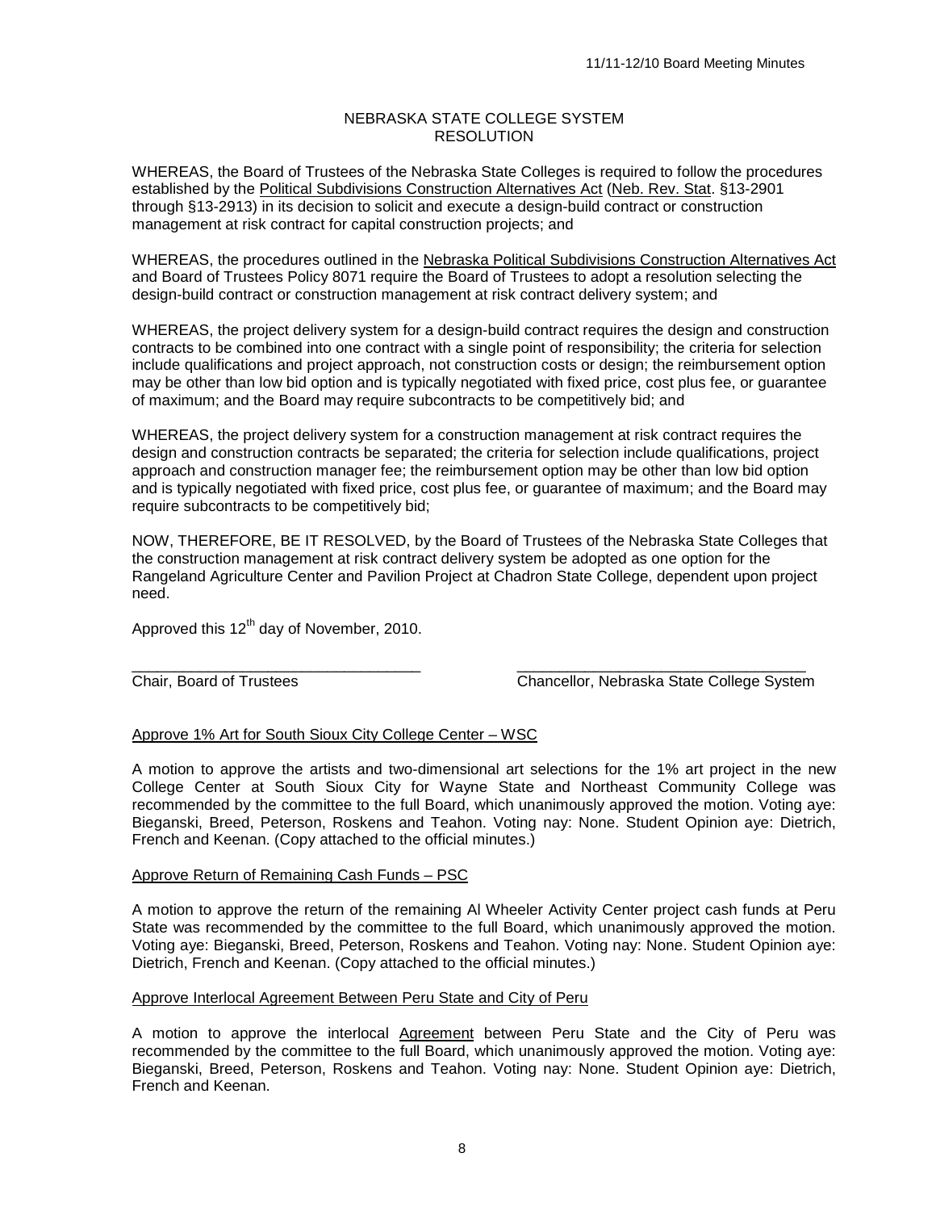NEBRASKA STATE COLLEGE SYSTEM
RESOLUTION

WHEREAS, the Board of Trustees of the Nebraska State Colleges is required to follow the procedures established by the Political Subdivisions Construction Alternatives Act (Neb. Rev. Stat. §13-2901 through §13-2913) in its decision to solicit and execute a design-build contract or construction management at risk contract for capital construction projects; and

WHEREAS, the procedures outlined in the Nebraska Political Subdivisions Construction Alternatives Act and Board of Trustees Policy 8071 require the Board of Trustees to adopt a resolution selecting the design-build contract or construction management at risk contract delivery system; and

WHEREAS, the project delivery system for a design-build contract requires the design and construction contracts to be combined into one contract with a single point of responsibility; the criteria for selection include qualifications and project approach, not construction costs or design; the reimbursement option may be other than low bid option and is typically negotiated with fixed price, cost plus fee, or guarantee of maximum; and the Board may require subcontracts to be competitively bid; and

WHEREAS, the project delivery system for a construction management at risk contract requires the design and construction contracts be separated; the criteria for selection include qualifications, project approach and construction manager fee; the reimbursement option may be other than low bid option and is typically negotiated with fixed price, cost plus fee, or guarantee of maximum; and the Board may require subcontracts to be competitively bid;

NOW, THEREFORE, BE IT RESOLVED, by the Board of Trustees of the Nebraska State Colleges that the construction management at risk contract delivery system be adopted as one option for the Rangeland Agriculture Center and Pavilion Project at Chadron State College, dependent upon project need.

Approved this 12th day of November, 2010.

\_\_\_\_\_\_\_\_\_\_\_\_\_\_\_\_\_\_\_\_\_\_\_\_\_\_\_\_\_\_\_\_\_\_\_\_ \_\_\_\_\_\_\_\_\_\_\_\_\_\_\_\_\_\_\_\_\_\_\_\_\_\_\_\_\_\_\_\_\_\_\_\_
Chair, Board of Trustees Chancellor, Nebraska State College System

Approve 1% Art for South Sioux City College Center – WSC

A motion to approve the artists and two-dimensional art selections for the 1% art project in the new College Center at South Sioux City for Wayne State and Northeast Community College was recommended by the committee to the full Board, which unanimously approved the motion. Voting aye: Bieganski, Breed, Peterson, Roskens and Teahon. Voting nay: None. Student Opinion aye: Dietrich, French and Keenan. (Copy attached to the official minutes.)

Approve Return of Remaining Cash Funds – PSC

A motion to approve the return of the remaining Al Wheeler Activity Center project cash funds at Peru State was recommended by the committee to the full Board, which unanimously approved the motion. Voting aye: Bieganski, Breed, Peterson, Roskens and Teahon. Voting nay: None. Student Opinion aye: Dietrich, French and Keenan. (Copy attached to the official minutes.)

Approve Interlocal Agreement Between Peru State and City of Peru

A motion to approve the interlocal Agreement between Peru State and the City of Peru was recommended by the committee to the full Board, which unanimously approved the motion. Voting aye: Bieganski, Breed, Peterson, Roskens and Teahon. Voting nay: None. Student Opinion aye: Dietrich, French and Keenan.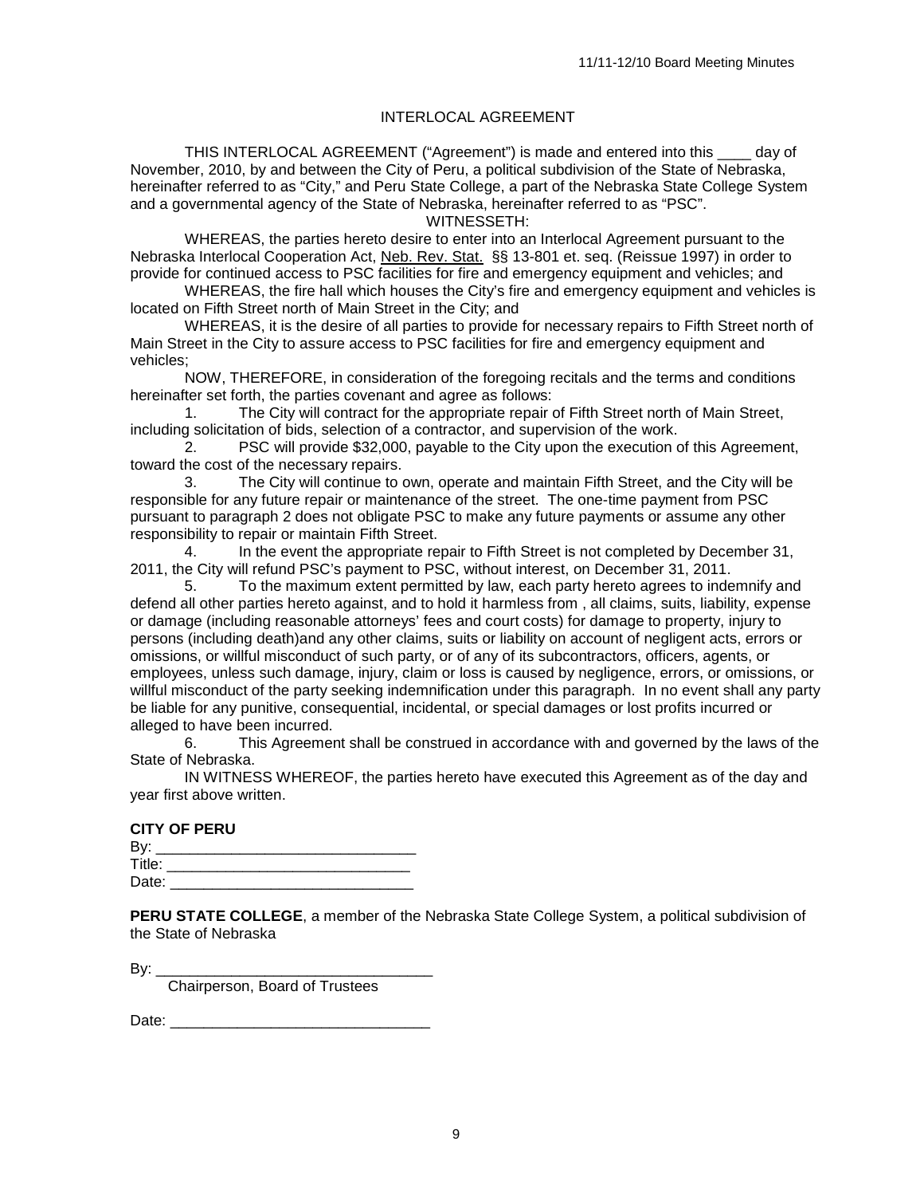# INTERLOCAL AGREEMENT

THIS INTERLOCAL AGREEMENT ("Agreement") is made and entered into this ____ day of November, 2010, by and between the City of Peru, a political subdivision of the State of Nebraska, hereinafter referred to as "City," and Peru State College, a part of the Nebraska State College System and a governmental agency of the State of Nebraska, hereinafter referred to as "PSC".

WITNESSETH:

WHEREAS, the parties hereto desire to enter into an Interlocal Agreement pursuant to the Nebraska Interlocal Cooperation Act, Neb. Rev. Stat. §§ 13-801 et. seq. (Reissue 1997) in order to provide for continued access to PSC facilities for fire and emergency equipment and vehicles; and

WHEREAS, the fire hall which houses the City's fire and emergency equipment and vehicles is located on Fifth Street north of Main Street in the City; and

WHEREAS, it is the desire of all parties to provide for necessary repairs to Fifth Street north of Main Street in the City to assure access to PSC facilities for fire and emergency equipment and vehicles;

NOW, THEREFORE, in consideration of the foregoing recitals and the terms and conditions hereinafter set forth, the parties covenant and agree as follows:

1. The City will contract for the appropriate repair of Fifth Street north of Main Street, including solicitation of bids, selection of a contractor, and supervision of the work.
2. PSC will provide $32,000, payable to the City upon the execution of this Agreement, toward the cost of the necessary repairs.
3. The City will continue to own, operate and maintain Fifth Street, and the City will be responsible for any future repair or maintenance of the street. The one-time payment from PSC pursuant to paragraph 2 does not obligate PSC to make any future payments or assume any other responsibility to repair or maintain Fifth Street.
4. In the event the appropriate repair to Fifth Street is not completed by December 31, 2011, the City will refund PSC's payment to PSC, without interest, on December 31, 2011.
5. To the maximum extent permitted by law, each party hereto agrees to indemnify and defend all other parties hereto against, and to hold it harmless from , all claims, suits, liability, expense or damage (including reasonable attorneys' fees and court costs) for damage to property, injury to persons (including death)and any other claims, suits or liability on account of negligent acts, errors or omissions, or willful misconduct of such party, or of any of its subcontractors, officers, agents, or employees, unless such damage, injury, claim or loss is caused by negligence, errors, or omissions, or willful misconduct of the party seeking indemnification under this paragraph. In no event shall any party be liable for any punitive, consequential, incidental, or special damages or lost profits incurred or alleged to have been incurred.
6. This Agreement shall be construed in accordance with and governed by the laws of the State of Nebraska.

IN WITNESS WHEREOF, the parties hereto have executed this Agreement as of the day and year first above written.

**CITY OF PERU**

By: ______________________________

Title: ____________________________

Date: ____________________________

**PERU STATE COLLEGE**, a member of the Nebraska State College System, a political subdivision of the State of Nebraska

By: _________________________________

Chairperson, Board of Trustees

Date: ______________________________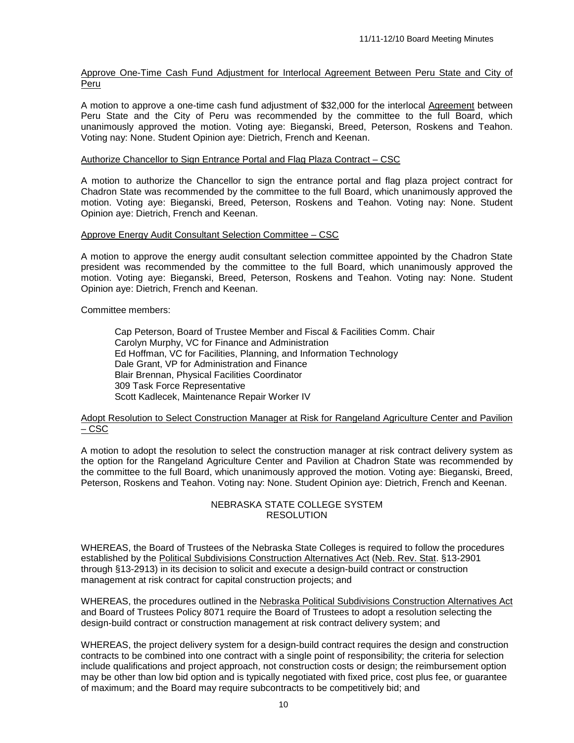## Approve One-Time Cash Fund Adjustment for Interlocal Agreement Between Peru State and City of Peru

A motion to approve a one-time cash fund adjustment of $32,000 for the interlocal Agreement between Peru State and the City of Peru was recommended by the committee to the full Board, which unanimously approved the motion. Voting aye: Bieganski, Breed, Peterson, Roskens and Teahon. Voting nay: None. Student Opinion aye: Dietrich, French and Keenan.

## Authorize Chancellor to Sign Entrance Portal and Flag Plaza Contract – CSC

A motion to authorize the Chancellor to sign the entrance portal and flag plaza project contract for Chadron State was recommended by the committee to the full Board, which unanimously approved the motion. Voting aye: Bieganski, Breed, Peterson, Roskens and Teahon. Voting nay: None. Student Opinion aye: Dietrich, French and Keenan.

## Approve Energy Audit Consultant Selection Committee – CSC

A motion to approve the energy audit consultant selection committee appointed by the Chadron State president was recommended by the committee to the full Board, which unanimously approved the motion. Voting aye: Bieganski, Breed, Peterson, Roskens and Teahon. Voting nay: None. Student Opinion aye: Dietrich, French and Keenan.

Committee members:

Cap Peterson, Board of Trustee Member and Fiscal & Facilities Comm. Chair
Carolyn Murphy, VC for Finance and Administration
Ed Hoffman, VC for Facilities, Planning, and Information Technology
Dale Grant, VP for Administration and Finance
Blair Brennan, Physical Facilities Coordinator
309 Task Force Representative
Scott Kadlecek, Maintenance Repair Worker IV

## Adopt Resolution to Select Construction Manager at Risk for Rangeland Agriculture Center and Pavilion – CSC

A motion to adopt the resolution to select the construction manager at risk contract delivery system as the option for the Rangeland Agriculture Center and Pavilion at Chadron State was recommended by the committee to the full Board, which unanimously approved the motion. Voting aye: Bieganski, Breed, Peterson, Roskens and Teahon. Voting nay: None. Student Opinion aye: Dietrich, French and Keenan.

NEBRASKA STATE COLLEGE SYSTEM
RESOLUTION

WHEREAS, the Board of Trustees of the Nebraska State Colleges is required to follow the procedures established by the Political Subdivisions Construction Alternatives Act (Neb. Rev. Stat. §13-2901 through §13-2913) in its decision to solicit and execute a design-build contract or construction management at risk contract for capital construction projects; and

WHEREAS, the procedures outlined in the Nebraska Political Subdivisions Construction Alternatives Act and Board of Trustees Policy 8071 require the Board of Trustees to adopt a resolution selecting the design-build contract or construction management at risk contract delivery system; and

WHEREAS, the project delivery system for a design-build contract requires the design and construction contracts to be combined into one contract with a single point of responsibility; the criteria for selection include qualifications and project approach, not construction costs or design; the reimbursement option may be other than low bid option and is typically negotiated with fixed price, cost plus fee, or guarantee of maximum; and the Board may require subcontracts to be competitively bid; and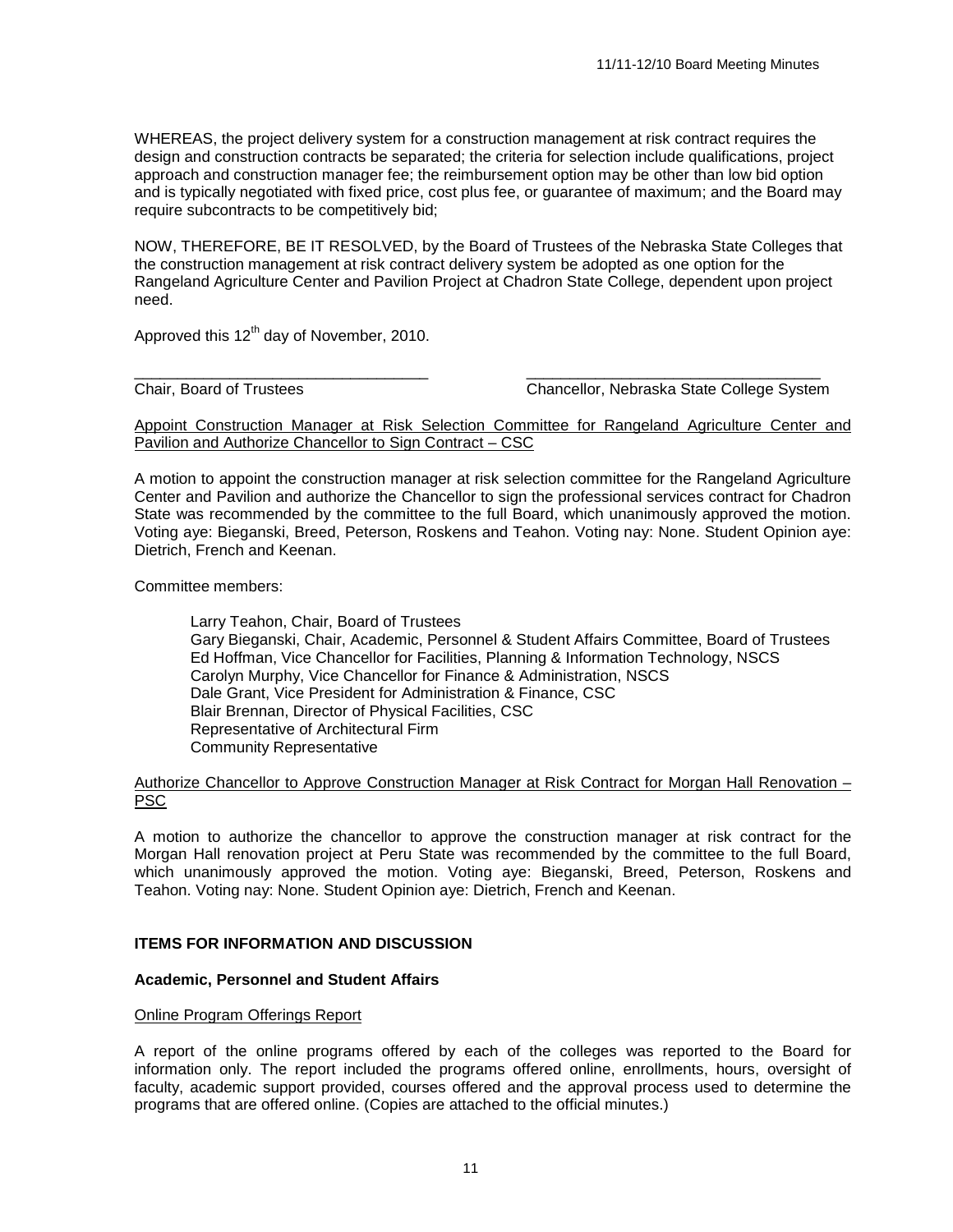WHEREAS, the project delivery system for a construction management at risk contract requires the design and construction contracts be separated; the criteria for selection include qualifications, project approach and construction manager fee; the reimbursement option may be other than low bid option and is typically negotiated with fixed price, cost plus fee, or guarantee of maximum; and the Board may require subcontracts to be competitively bid;

NOW, THEREFORE, BE IT RESOLVED, by the Board of Trustees of the Nebraska State Colleges that the construction management at risk contract delivery system be adopted as one option for the Rangeland Agriculture Center and Pavilion Project at Chadron State College, dependent upon project need.

Approved this 12th day of November, 2010.

\_\_\_\_\_\_\_\_\_\_\_\_\_\_\_\_\_\_\_\_\_\_\_\_\_\_\_\_\_\_\_\_\_\_  
Chair, Board of Trustees

\_\_\_\_\_\_\_\_\_\_\_\_\_\_\_\_\_\_\_\_\_\_\_\_\_\_\_\_\_\_\_\_\_\_  
Chancellor, Nebraska State College System

<u>Appoint Construction Manager at Risk Selection Committee for Rangeland Agriculture Center and Pavilion and Authorize Chancellor to Sign Contract – CSC</u>

A motion to appoint the construction manager at risk selection committee for the Rangeland Agriculture Center and Pavilion and authorize the Chancellor to sign the professional services contract for Chadron State was recommended by the committee to the full Board, which unanimously approved the motion. Voting aye: Bieganski, Breed, Peterson, Roskens and Teahon. Voting nay: None. Student Opinion aye: Dietrich, French and Keenan.

Committee members:

- Larry Teahon, Chair, Board of Trustees
- Gary Bieganski, Chair, Academic, Personnel & Student Affairs Committee, Board of Trustees
- Ed Hoffman, Vice Chancellor for Facilities, Planning & Information Technology, NSCS
- Carolyn Murphy, Vice Chancellor for Finance & Administration, NSCS
- Dale Grant, Vice President for Administration & Finance, CSC
- Blair Brennan, Director of Physical Facilities, CSC
- Representative of Architectural Firm
- Community Representative

<u>Authorize Chancellor to Approve Construction Manager at Risk Contract for Morgan Hall Renovation – PSC</u>

A motion to authorize the chancellor to approve the construction manager at risk contract for the Morgan Hall renovation project at Peru State was recommended by the committee to the full Board, which unanimously approved the motion. Voting aye: Bieganski, Breed, Peterson, Roskens and Teahon. Voting nay: None. Student Opinion aye: Dietrich, French and Keenan.

## ITEMS FOR INFORMATION AND DISCUSSION

### Academic, Personnel and Student Affairs

<u>Online Program Offerings Report</u>

A report of the online programs offered by each of the colleges was reported to the Board for information only. The report included the programs offered online, enrollments, hours, oversight of faculty, academic support provided, courses offered and the approval process used to determine the programs that are offered online. (Copies are attached to the official minutes.)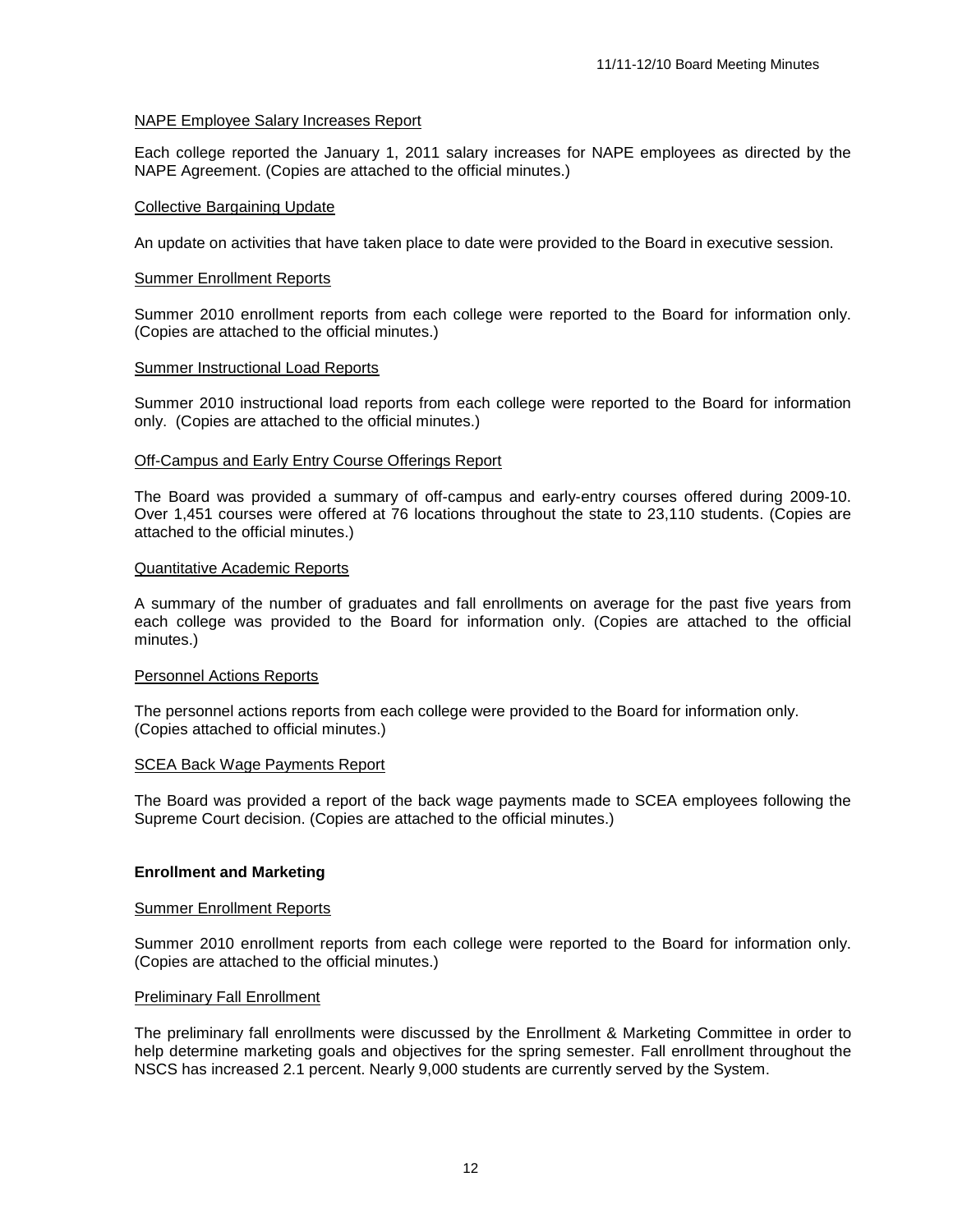NAPE Employee Salary Increases Report

Each college reported the January 1, 2011 salary increases for NAPE employees as directed by the NAPE Agreement. (Copies are attached to the official minutes.)

Collective Bargaining Update

An update on activities that have taken place to date were provided to the Board in executive session.

Summer Enrollment Reports

Summer 2010 enrollment reports from each college were reported to the Board for information only. (Copies are attached to the official minutes.)

Summer Instructional Load Reports

Summer 2010 instructional load reports from each college were reported to the Board for information only. (Copies are attached to the official minutes.)

Off-Campus and Early Entry Course Offerings Report

The Board was provided a summary of off-campus and early-entry courses offered during 2009-10. Over 1,451 courses were offered at 76 locations throughout the state to 23,110 students. (Copies are attached to the official minutes.)

Quantitative Academic Reports

A summary of the number of graduates and fall enrollments on average for the past five years from each college was provided to the Board for information only. (Copies are attached to the official minutes.)

Personnel Actions Reports

The personnel actions reports from each college were provided to the Board for information only. (Copies attached to official minutes.)

SCEA Back Wage Payments Report

The Board was provided a report of the back wage payments made to SCEA employees following the Supreme Court decision. (Copies are attached to the official minutes.)

**Enrollment and Marketing**

Summer Enrollment Reports

Summer 2010 enrollment reports from each college were reported to the Board for information only. (Copies are attached to the official minutes.)

Preliminary Fall Enrollment

The preliminary fall enrollments were discussed by the Enrollment & Marketing Committee in order to help determine marketing goals and objectives for the spring semester. Fall enrollment throughout the NSCS has increased 2.1 percent. Nearly 9,000 students are currently served by the System.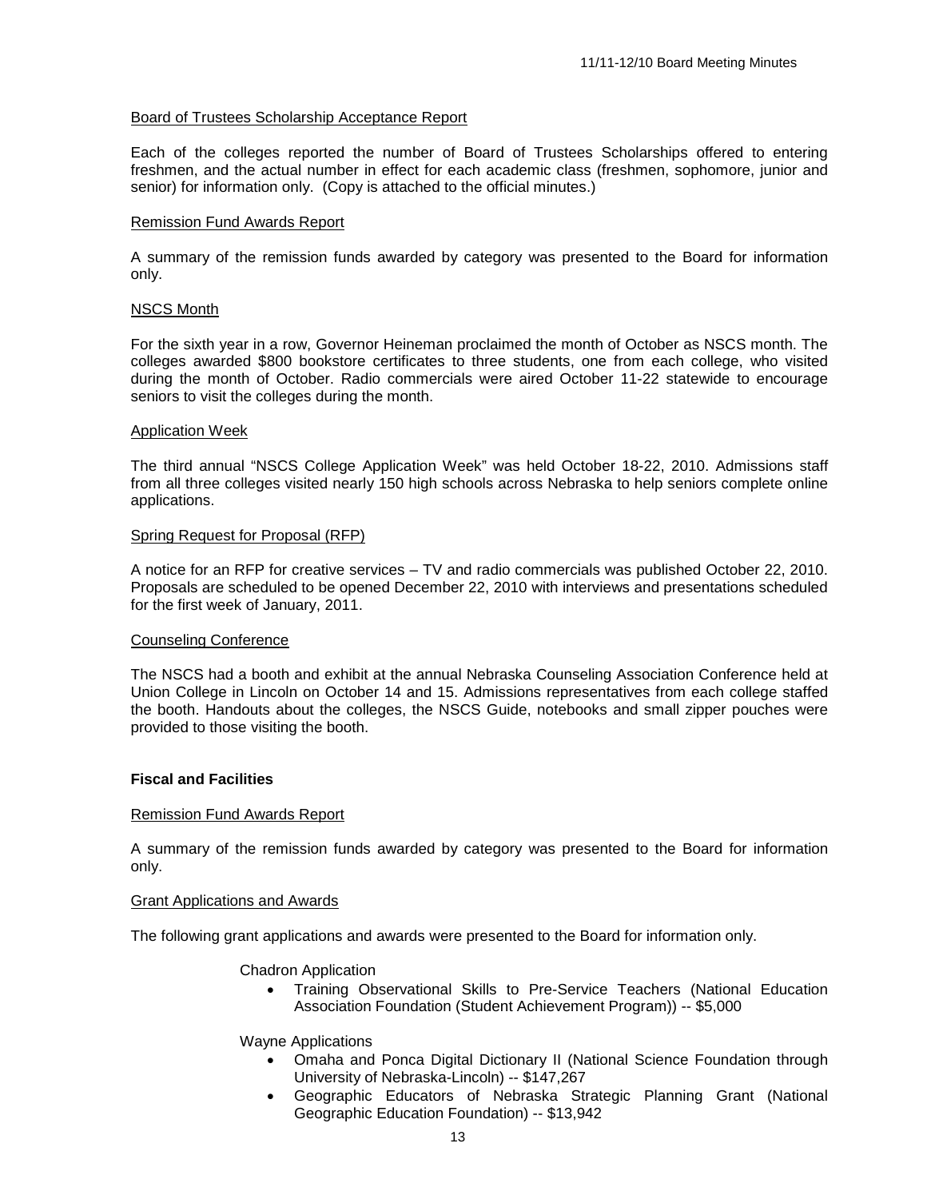Board of Trustees Scholarship Acceptance Report

Each of the colleges reported the number of Board of Trustees Scholarships offered to entering freshmen, and the actual number in effect for each academic class (freshmen, sophomore, junior and senior) for information only. (Copy is attached to the official minutes.)

Remission Fund Awards Report

A summary of the remission funds awarded by category was presented to the Board for information only.

NSCS Month

For the sixth year in a row, Governor Heineman proclaimed the month of October as NSCS month. The colleges awarded $800 bookstore certificates to three students, one from each college, who visited during the month of October. Radio commercials were aired October 11-22 statewide to encourage seniors to visit the colleges during the month.

Application Week

The third annual "NSCS College Application Week" was held October 18-22, 2010. Admissions staff from all three colleges visited nearly 150 high schools across Nebraska to help seniors complete online applications.

Spring Request for Proposal (RFP)

A notice for an RFP for creative services – TV and radio commercials was published October 22, 2010. Proposals are scheduled to be opened December 22, 2010 with interviews and presentations scheduled for the first week of January, 2011.

Counseling Conference

The NSCS had a booth and exhibit at the annual Nebraska Counseling Association Conference held at Union College in Lincoln on October 14 and 15. Admissions representatives from each college staffed the booth. Handouts about the colleges, the NSCS Guide, notebooks and small zipper pouches were provided to those visiting the booth.

**Fiscal and Facilities**

Remission Fund Awards Report

A summary of the remission funds awarded by category was presented to the Board for information only.

Grant Applications and Awards

The following grant applications and awards were presented to the Board for information only.

Chadron Application

- Training Observational Skills to Pre-Service Teachers (National Education Association Foundation (Student Achievement Program)) -- $5,000

Wayne Applications

- Omaha and Ponca Digital Dictionary II (National Science Foundation through University of Nebraska-Lincoln) -- $147,267
- Geographic Educators of Nebraska Strategic Planning Grant (National Geographic Education Foundation) -- $13,942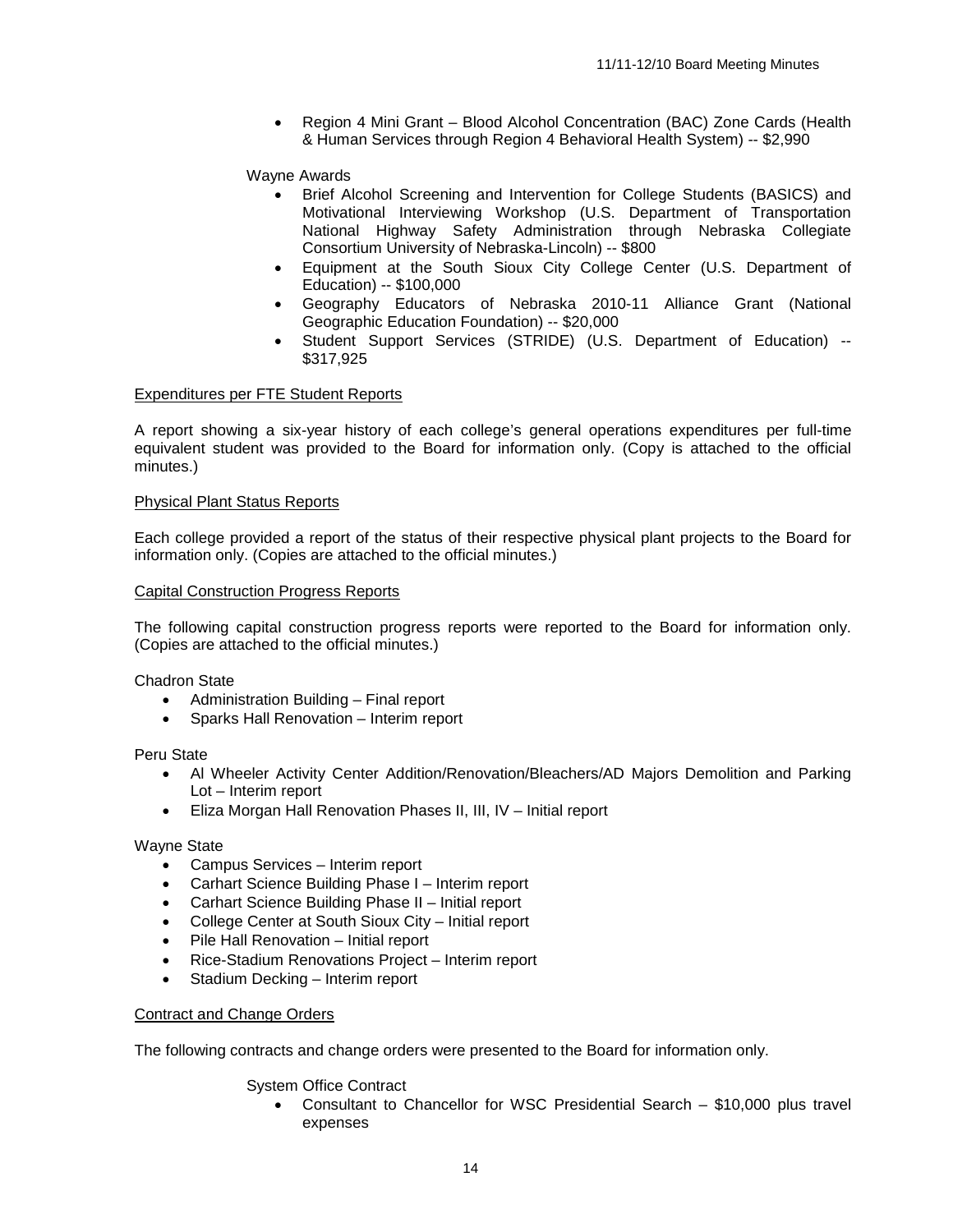- Region 4 Mini Grant – Blood Alcohol Concentration (BAC) Zone Cards (Health & Human Services through Region 4 Behavioral Health System) -- $2,990

Wayne Awards

- Brief Alcohol Screening and Intervention for College Students (BASICS) and Motivational Interviewing Workshop (U.S. Department of Transportation National Highway Safety Administration through Nebraska Collegiate Consortium University of Nebraska-Lincoln) -- $800
- Equipment at the South Sioux City College Center (U.S. Department of Education) -- $100,000
- Geography Educators of Nebraska 2010-11 Alliance Grant (National Geographic Education Foundation) -- $20,000
- Student Support Services (STRIDE) (U.S. Department of Education) -- $317,925

<u>Expenditures per FTE Student Reports</u>

A report showing a six-year history of each college's general operations expenditures per full-time equivalent student was provided to the Board for information only. (Copy is attached to the official minutes.)

<u>Physical Plant Status Reports</u>

Each college provided a report of the status of their respective physical plant projects to the Board for information only. (Copies are attached to the official minutes.)

<u>Capital Construction Progress Reports</u>

The following capital construction progress reports were reported to the Board for information only. (Copies are attached to the official minutes.)

Chadron State

- Administration Building – Final report
- Sparks Hall Renovation – Interim report

Peru State

- Al Wheeler Activity Center Addition/Renovation/Bleachers/AD Majors Demolition and Parking Lot – Interim report
- Eliza Morgan Hall Renovation Phases II, III, IV – Initial report

Wayne State

- Campus Services – Interim report
- Carhart Science Building Phase I – Interim report
- Carhart Science Building Phase II – Initial report
- College Center at South Sioux City – Initial report
- Pile Hall Renovation – Initial report
- Rice-Stadium Renovations Project – Interim report
- Stadium Decking – Interim report

<u>Contract and Change Orders</u>

The following contracts and change orders were presented to the Board for information only.

System Office Contract

- Consultant to Chancellor for WSC Presidential Search – $10,000 plus travel expenses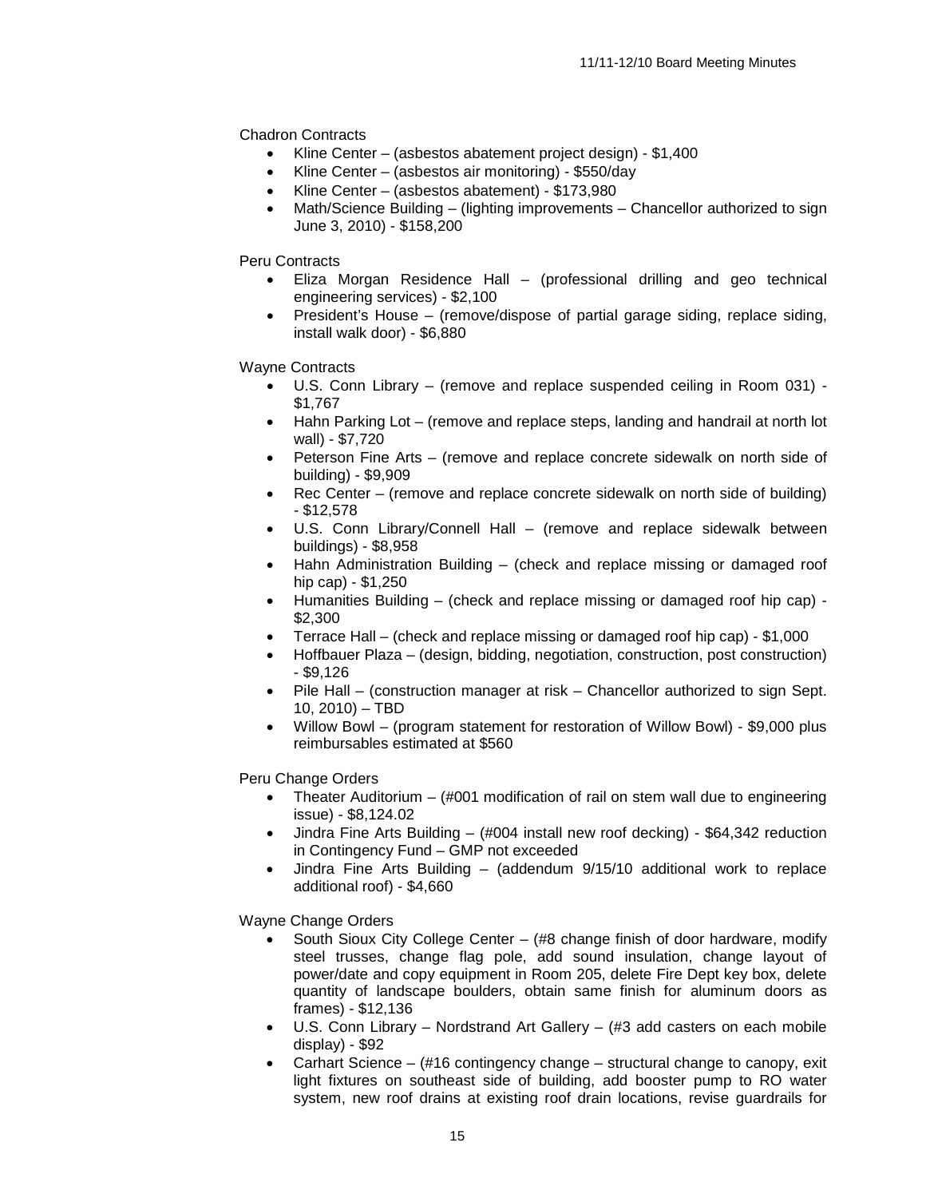Chadron Contracts

- Kline Center – (asbestos abatement project design) - $1,400
- Kline Center – (asbestos air monitoring) - $550/day
- Kline Center – (asbestos abatement) - $173,980
- Math/Science Building – (lighting improvements – Chancellor authorized to sign June 3, 2010) - $158,200

Peru Contracts

- Eliza Morgan Residence Hall – (professional drilling and geo technical engineering services) - $2,100
- President's House – (remove/dispose of partial garage siding, replace siding, install walk door) - $6,880

Wayne Contracts

- U.S. Conn Library – (remove and replace suspended ceiling in Room 031) - $1,767
- Hahn Parking Lot – (remove and replace steps, landing and handrail at north lot wall) - $7,720
- Peterson Fine Arts – (remove and replace concrete sidewalk on north side of building) - $9,909
- Rec Center – (remove and replace concrete sidewalk on north side of building) - $12,578
- U.S. Conn Library/Connell Hall – (remove and replace sidewalk between buildings) - $8,958
- Hahn Administration Building – (check and replace missing or damaged roof hip cap) - $1,250
- Humanities Building – (check and replace missing or damaged roof hip cap) - $2,300
- Terrace Hall – (check and replace missing or damaged roof hip cap) - $1,000
- Hoffbauer Plaza – (design, bidding, negotiation, construction, post construction) - $9,126
- Pile Hall – (construction manager at risk – Chancellor authorized to sign Sept. 10, 2010) – TBD
- Willow Bowl – (program statement for restoration of Willow Bowl) - $9,000 plus reimbursables estimated at $560

Peru Change Orders

- Theater Auditorium – (#001 modification of rail on stem wall due to engineering issue) - $8,124.02
- Jindra Fine Arts Building – (#004 install new roof decking) - $64,342 reduction in Contingency Fund – GMP not exceeded
- Jindra Fine Arts Building – (addendum 9/15/10 additional work to replace additional roof) - $4,660

Wayne Change Orders

- South Sioux City College Center – (#8 change finish of door hardware, modify steel trusses, change flag pole, add sound insulation, change layout of power/date and copy equipment in Room 205, delete Fire Dept key box, delete quantity of landscape boulders, obtain same finish for aluminum doors as frames) - $12,136
- U.S. Conn Library – Nordstrand Art Gallery – (#3 add casters on each mobile display) - $92
- Carhart Science – (#16 contingency change – structural change to canopy, exit light fixtures on southeast side of building, add booster pump to RO water system, new roof drains at existing roof drain locations, revise guardrails for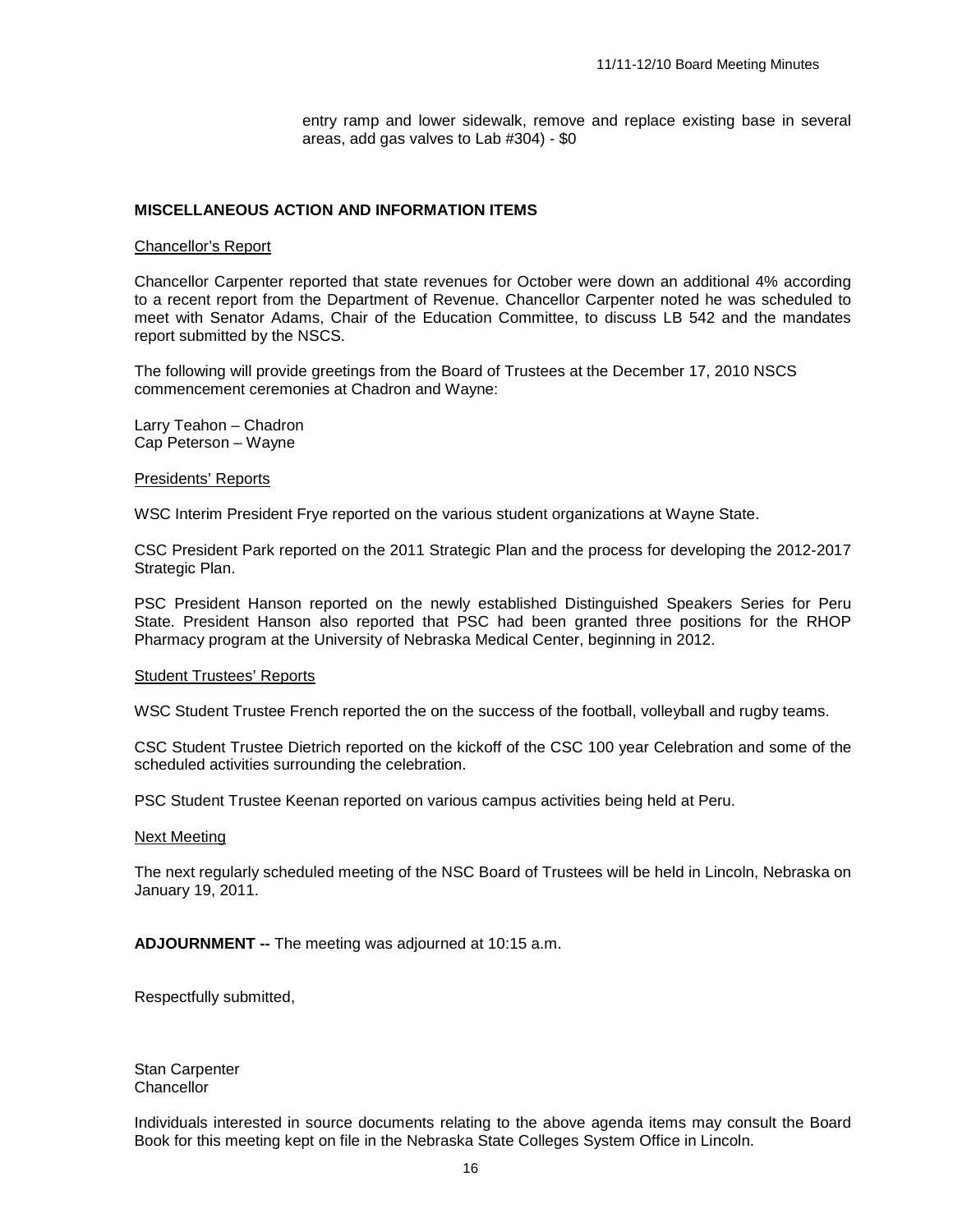entry ramp and lower sidewalk, remove and replace existing base in several areas, add gas valves to Lab #304) - $0

**MISCELLANEOUS ACTION AND INFORMATION ITEMS**

Chancellor's Report

Chancellor Carpenter reported that state revenues for October were down an additional 4% according to a recent report from the Department of Revenue. Chancellor Carpenter noted he was scheduled to meet with Senator Adams, Chair of the Education Committee, to discuss LB 542 and the mandates report submitted by the NSCS.

The following will provide greetings from the Board of Trustees at the December 17, 2010 NSCS commencement ceremonies at Chadron and Wayne:

Larry Teahon – Chadron
Cap Peterson – Wayne

Presidents' Reports

WSC Interim President Frye reported on the various student organizations at Wayne State.

CSC President Park reported on the 2011 Strategic Plan and the process for developing the 2012-2017 Strategic Plan.

PSC President Hanson reported on the newly established Distinguished Speakers Series for Peru State. President Hanson also reported that PSC had been granted three positions for the RHOP Pharmacy program at the University of Nebraska Medical Center, beginning in 2012.

Student Trustees' Reports

WSC Student Trustee French reported the on the success of the football, volleyball and rugby teams.

CSC Student Trustee Dietrich reported on the kickoff of the CSC 100 year Celebration and some of the scheduled activities surrounding the celebration.

PSC Student Trustee Keenan reported on various campus activities being held at Peru.

Next Meeting

The next regularly scheduled meeting of the NSC Board of Trustees will be held in Lincoln, Nebraska on January 19, 2011.

**ADJOURNMENT --** The meeting was adjourned at 10:15 a.m.

Respectfully submitted,

Stan Carpenter
Chancellor

Individuals interested in source documents relating to the above agenda items may consult the Board Book for this meeting kept on file in the Nebraska State Colleges System Office in Lincoln.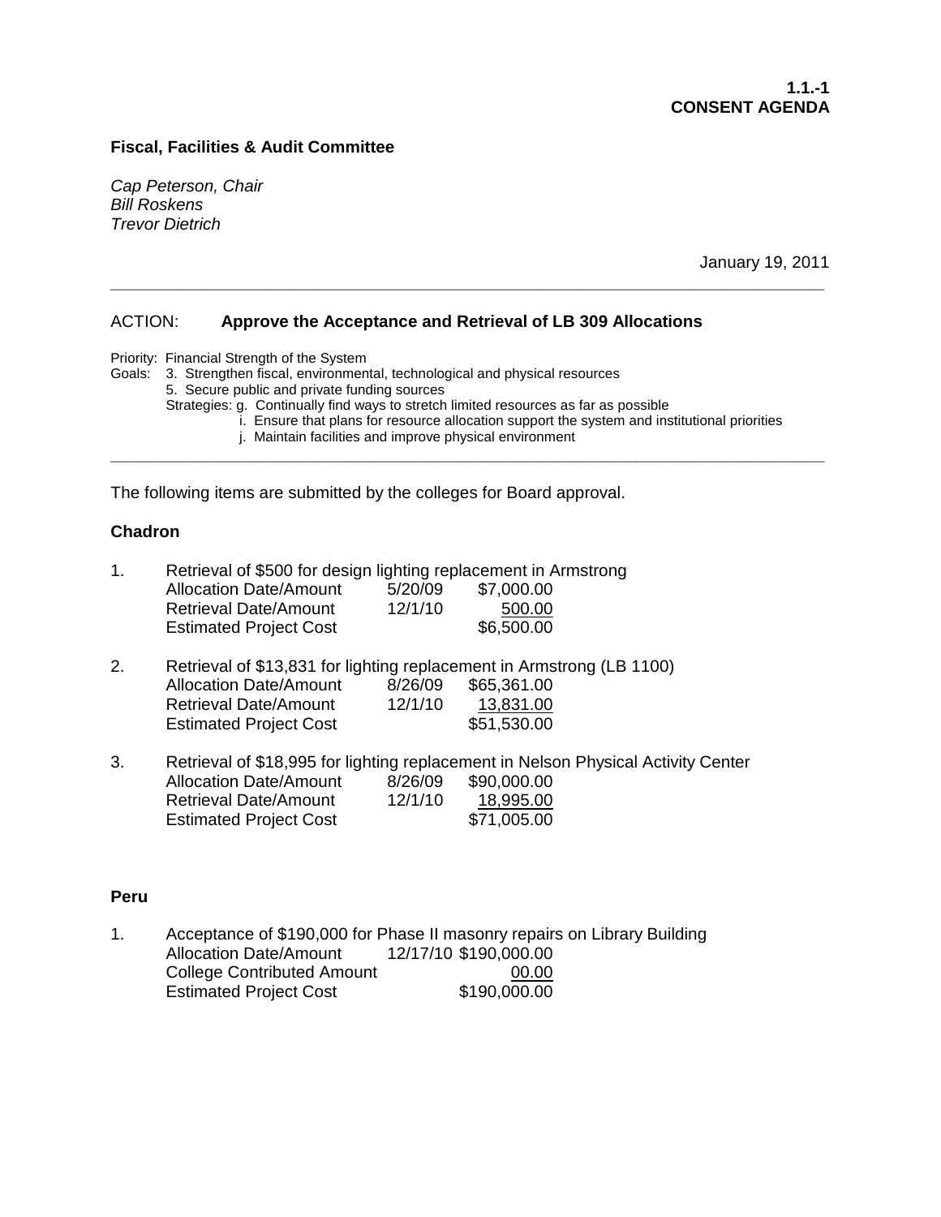**1.1.-1**
**CONSENT AGENDA**

**Fiscal, Facilities & Audit Committee**

*Cap Peterson, Chair*
*Bill Roskens*
*Trevor Dietrich*

January 19, 2011

---

ACTION: **Approve the Acceptance and Retrieval of LB 309 Allocations**

Priority: Financial Strength of the System
Goals: 3. Strengthen fiscal, environmental, technological and physical resources
5. Secure public and private funding sources
Strategies: g. Continually find ways to stretch limited resources as far as possible
i. Ensure that plans for resource allocation support the system and institutional priorities
j. Maintain facilities and improve physical environment

---

The following items are submitted by the colleges for Board approval.

**Chadron**

1. Retrieval of $500 for design lighting replacement in Armstrong

| | | |
|---|---|---|
| Allocation Date/Amount | 5/20/09 | $7,000.00 |
| Retrieval Date/Amount | 12/1/10 | 500.00 |
| Estimated Project Cost | | $6,500.00 |

2. Retrieval of $13,831 for lighting replacement in Armstrong (LB 1100)

| | | |
|---|---|---|
| Allocation Date/Amount | 8/26/09 | $65,361.00 |
| Retrieval Date/Amount | 12/1/10 | 13,831.00 |
| Estimated Project Cost | | $51,530.00 |

3. Retrieval of $18,995 for lighting replacement in Nelson Physical Activity Center

| | | |
|---|---|---|
| Allocation Date/Amount | 8/26/09 | $90,000.00 |
| Retrieval Date/Amount | 12/1/10 | 18,995.00 |
| Estimated Project Cost | | $71,005.00 |

**Peru**

1. Acceptance of $190,000 for Phase II masonry repairs on Library Building

| | | |
|---|---|---|
| Allocation Date/Amount | 12/17/10 | $190,000.00 |
| College Contributed Amount | | 00.00 |
| Estimated Project Cost | | $190,000.00 |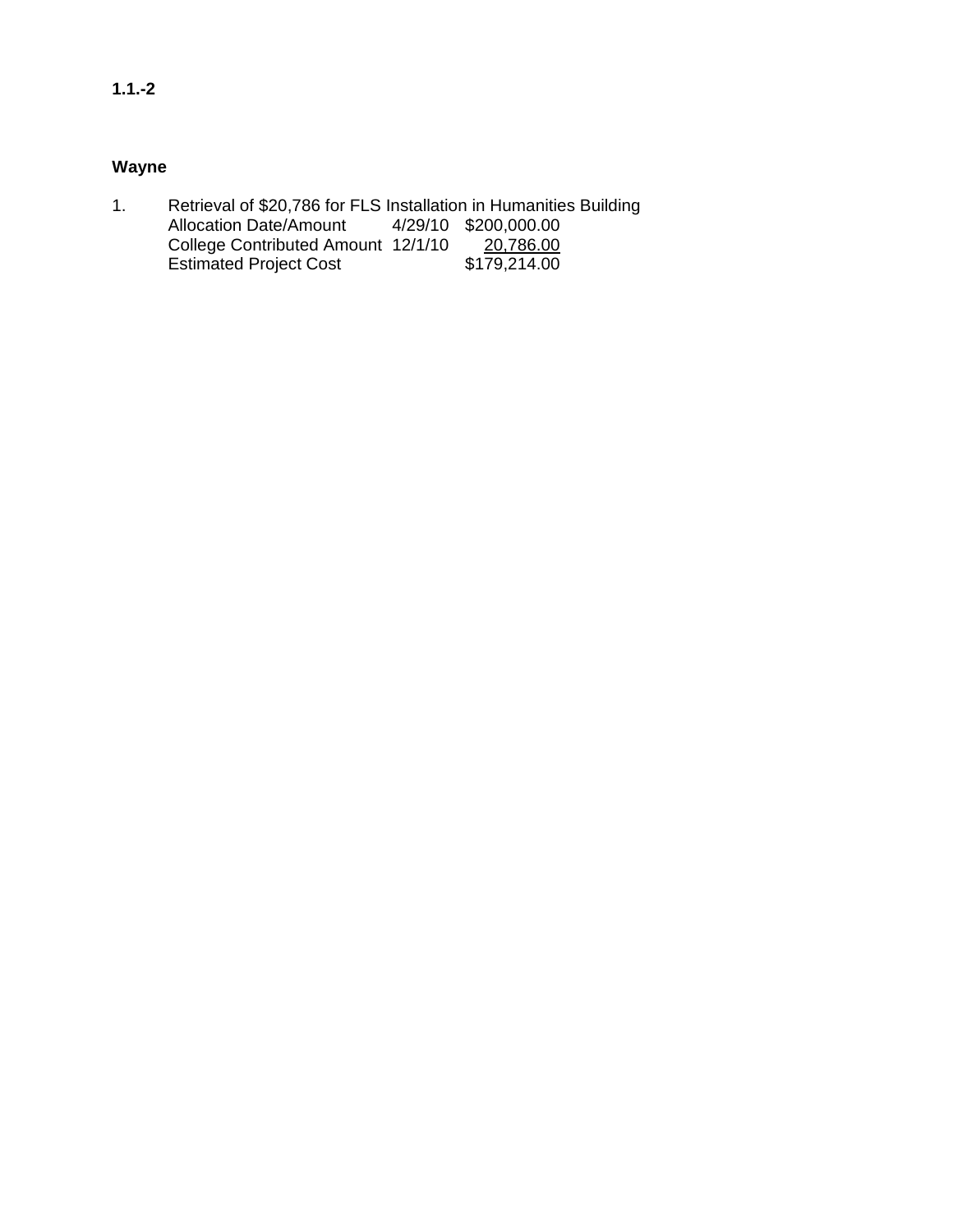**1.1.-2**

**Wayne**

1. Retrieval of $20,786 for FLS Installation in Humanities Building

| | | |
|---|---|---|
| Allocation Date/Amount | 4/29/10 | $200,000.00 |
| College Contributed Amount | 12/1/10 | 20,786.00 |
| Estimated Project Cost | | $179,214.00 |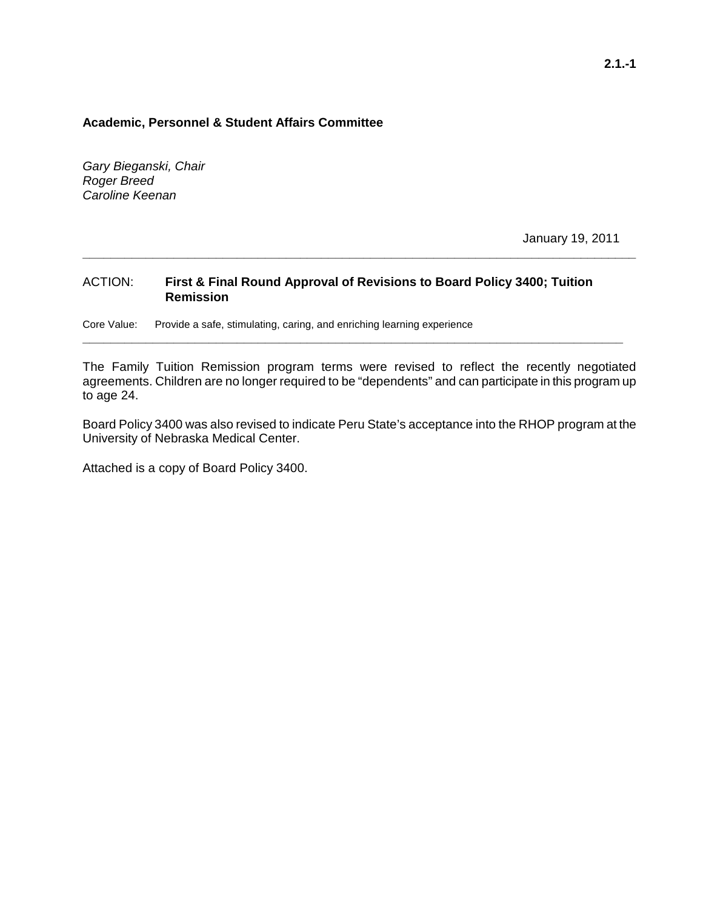**Academic, Personnel & Student Affairs Committee**

*Gary Bieganski, Chair*
*Roger Breed*
*Caroline Keenan*

January 19, 2011

---

ACTION: **First & Final Round Approval of Revisions to Board Policy 3400; Tuition Remission**

Core Value: Provide a safe, stimulating, caring, and enriching learning experience

---

The Family Tuition Remission program terms were revised to reflect the recently negotiated agreements. Children are no longer required to be "dependents" and can participate in this program up to age 24.

Board Policy 3400 was also revised to indicate Peru State's acceptance into the RHOP program at the University of Nebraska Medical Center.

Attached is a copy of Board Policy 3400.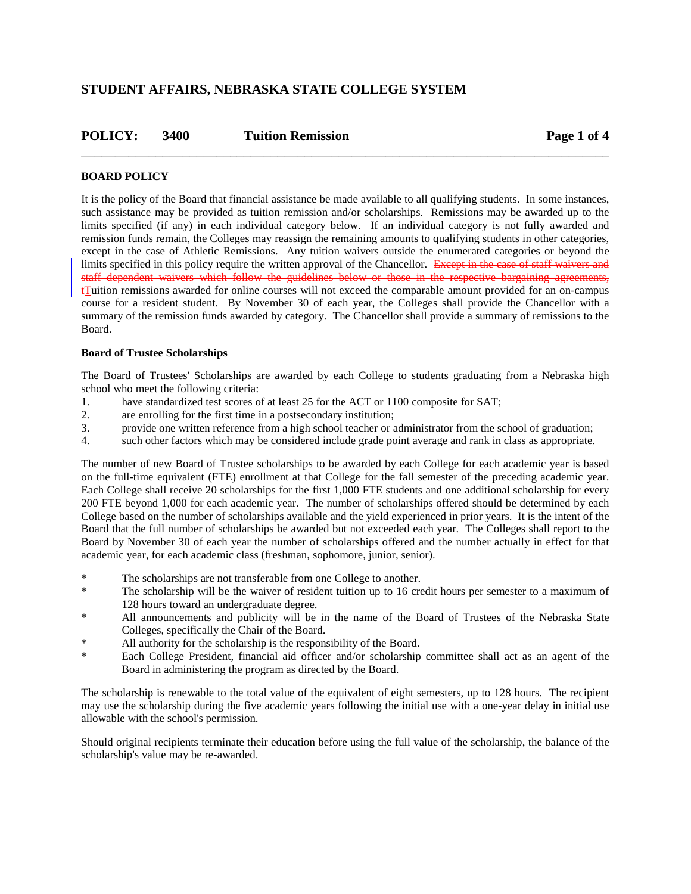# STUDENT AFFAIRS, NEBRASKA STATE COLLEGE SYSTEM

## POLICY: 3400 Tuition Remission

### BOARD POLICY

It is the policy of the Board that financial assistance be made available to all qualifying students. In some instances, such assistance may be provided as tuition remission and/or scholarships. Remissions may be awarded up to the limits specified (if any) in each individual category below. If an individual category is not fully awarded and remission funds remain, the Colleges may reassign the remaining amounts to qualifying students in other categories, except in the case of Athletic Remissions. Any tuition waivers outside the enumerated categories or beyond the limits specified in this policy require the written approval of the Chancellor. ~~Except in the case of staff waivers and staff dependent waivers which follow the guidelines below or those in the respective bargaining agreements, t~~Tuition remissions awarded for online courses will not exceed the comparable amount provided for an on-campus course for a resident student. By November 30 of each year, the Colleges shall provide the Chancellor with a summary of the remission funds awarded by category. The Chancellor shall provide a summary of remissions to the Board.

### Board of Trustee Scholarships

The Board of Trustees' Scholarships are awarded by each College to students graduating from a Nebraska high school who meet the following criteria:

1. have standardized test scores of at least 25 for the ACT or 1100 composite for SAT;
2. are enrolling for the first time in a postsecondary institution;
3. provide one written reference from a high school teacher or administrator from the school of graduation;
4. such other factors which may be considered include grade point average and rank in class as appropriate.

The number of new Board of Trustee scholarships to be awarded by each College for each academic year is based on the full-time equivalent (FTE) enrollment at that College for the fall semester of the preceding academic year. Each College shall receive 20 scholarships for the first 1,000 FTE students and one additional scholarship for every 200 FTE beyond 1,000 for each academic year. The number of scholarships offered should be determined by each College based on the number of scholarships available and the yield experienced in prior years. It is the intent of the Board that the full number of scholarships be awarded but not exceeded each year. The Colleges shall report to the Board by November 30 of each year the number of scholarships offered and the number actually in effect for that academic year, for each academic class (freshman, sophomore, junior, senior).

* The scholarships are not transferable from one College to another.
* The scholarship will be the waiver of resident tuition up to 16 credit hours per semester to a maximum of 128 hours toward an undergraduate degree.
* All announcements and publicity will be in the name of the Board of Trustees of the Nebraska State Colleges, specifically the Chair of the Board.
* All authority for the scholarship is the responsibility of the Board.
* Each College President, financial aid officer and/or scholarship committee shall act as an agent of the Board in administering the program as directed by the Board.

The scholarship is renewable to the total value of the equivalent of eight semesters, up to 128 hours. The recipient may use the scholarship during the five academic years following the initial use with a one-year delay in initial use allowable with the school's permission.

Should original recipients terminate their education before using the full value of the scholarship, the balance of the scholarship's value may be re-awarded.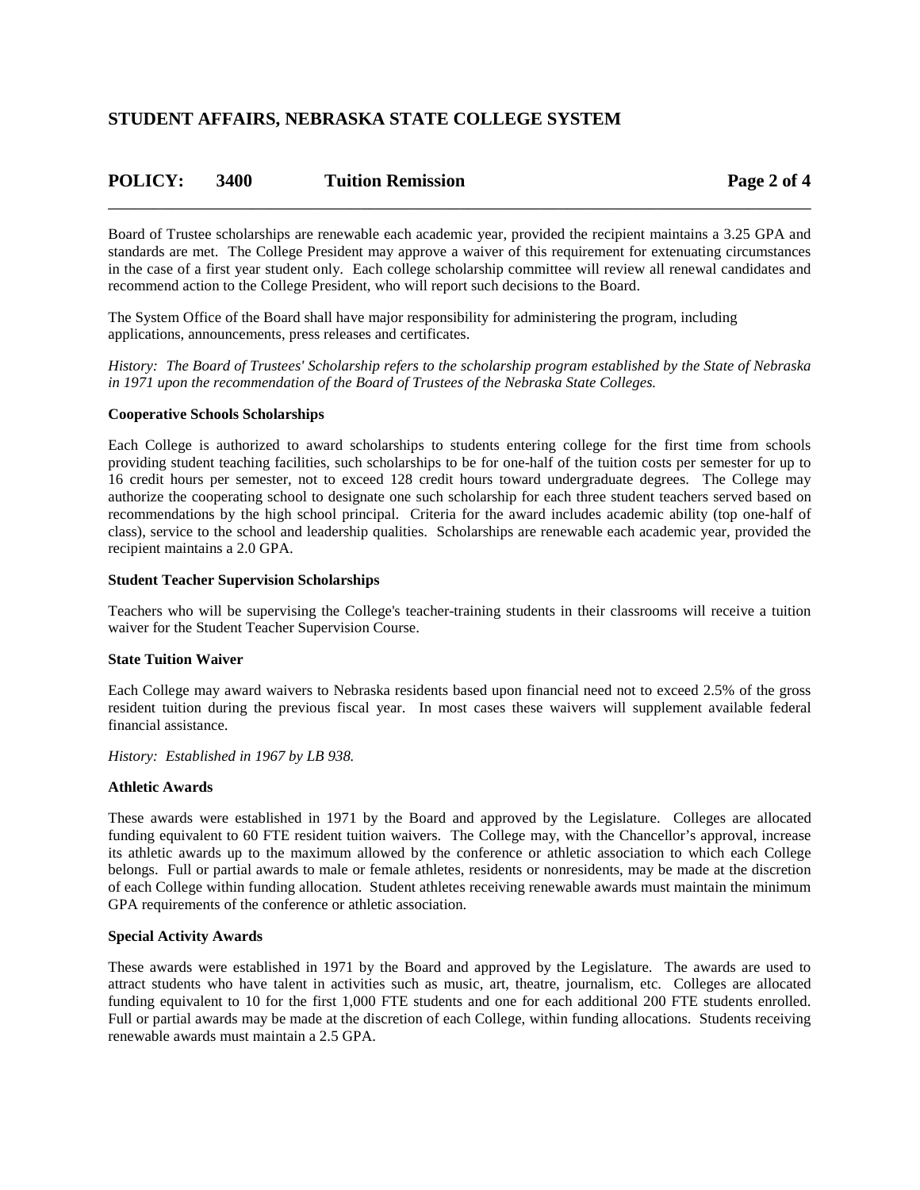Board of Trustee scholarships are renewable each academic year, provided the recipient maintains a 3.25 GPA and standards are met. The College President may approve a waiver of this requirement for extenuating circumstances in the case of a first year student only. Each college scholarship committee will review all renewal candidates and recommend action to the College President, who will report such decisions to the Board.

The System Office of the Board shall have major responsibility for administering the program, including applications, announcements, press releases and certificates.

*History: The Board of Trustees' Scholarship refers to the scholarship program established by the State of Nebraska in 1971 upon the recommendation of the Board of Trustees of the Nebraska State Colleges.*

**Cooperative Schools Scholarships**

Each College is authorized to award scholarships to students entering college for the first time from schools providing student teaching facilities, such scholarships to be for one-half of the tuition costs per semester for up to 16 credit hours per semester, not to exceed 128 credit hours toward undergraduate degrees. The College may authorize the cooperating school to designate one such scholarship for each three student teachers served based on recommendations by the high school principal. Criteria for the award includes academic ability (top one-half of class), service to the school and leadership qualities. Scholarships are renewable each academic year, provided the recipient maintains a 2.0 GPA.

**Student Teacher Supervision Scholarships**

Teachers who will be supervising the College's teacher-training students in their classrooms will receive a tuition waiver for the Student Teacher Supervision Course.

**State Tuition Waiver**

Each College may award waivers to Nebraska residents based upon financial need not to exceed 2.5% of the gross resident tuition during the previous fiscal year. In most cases these waivers will supplement available federal financial assistance.

*History: Established in 1967 by LB 938.*

**Athletic Awards**

These awards were established in 1971 by the Board and approved by the Legislature. Colleges are allocated funding equivalent to 60 FTE resident tuition waivers. The College may, with the Chancellor's approval, increase its athletic awards up to the maximum allowed by the conference or athletic association to which each College belongs. Full or partial awards to male or female athletes, residents or nonresidents, may be made at the discretion of each College within funding allocation. Student athletes receiving renewable awards must maintain the minimum GPA requirements of the conference or athletic association.

**Special Activity Awards**

These awards were established in 1971 by the Board and approved by the Legislature. The awards are used to attract students who have talent in activities such as music, art, theatre, journalism, etc. Colleges are allocated funding equivalent to 10 for the first 1,000 FTE students and one for each additional 200 FTE students enrolled. Full or partial awards may be made at the discretion of each College, within funding allocations. Students receiving renewable awards must maintain a 2.5 GPA.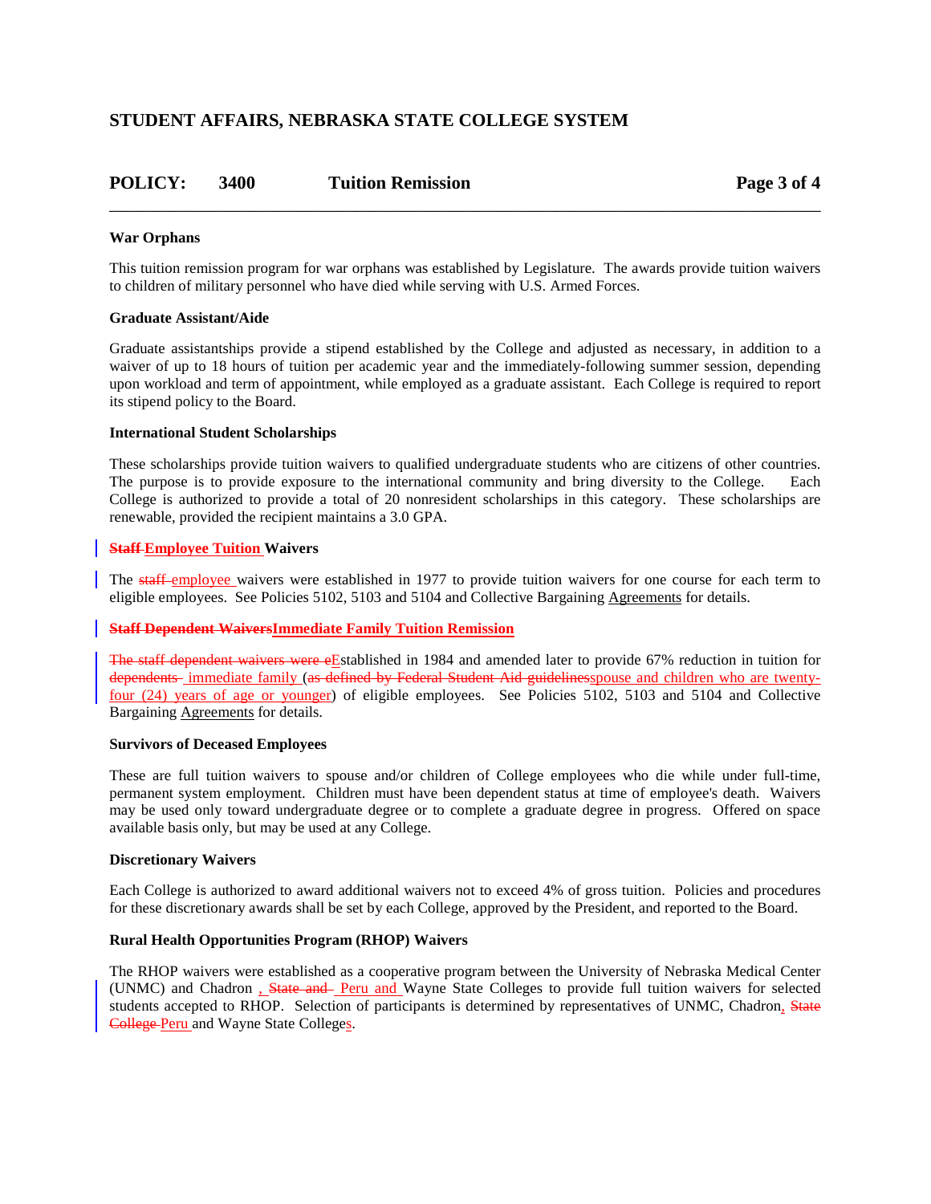**War Orphans**

This tuition remission program for war orphans was established by Legislature. The awards provide tuition waivers to children of military personnel who have died while serving with U.S. Armed Forces.

**Graduate Assistant/Aide**

Graduate assistantships provide a stipend established by the College and adjusted as necessary, in addition to a waiver of up to 18 hours of tuition per academic year and the immediately-following summer session, depending upon workload and term of appointment, while employed as a graduate assistant. Each College is required to report its stipend policy to the Board.

**International Student Scholarships**

These scholarships provide tuition waivers to qualified undergraduate students who are citizens of other countries. The purpose is to provide exposure to the international community and bring diversity to the College. Each College is authorized to provide a total of 20 nonresident scholarships in this category. These scholarships are renewable, provided the recipient maintains a 3.0 GPA.

**~~Staff~~ Employee Tuition Waivers**

The ~~staff~~ employee waivers were established in 1977 to provide tuition waivers for one course for each term to eligible employees. See Policies 5102, 5103 and 5104 and Collective Bargaining Agreements for details.

**~~Staff Dependent Waivers~~Immediate Family Tuition Remission**

~~The staff dependent waivers were e~~Established in 1984 and amended later to provide 67% reduction in tuition for ~~dependents~~ immediate family (~~as defined by Federal Student Aid guidelines~~spouse and children who are twenty-four (24) years of age or younger) of eligible employees. See Policies 5102, 5103 and 5104 and Collective Bargaining Agreements for details.

**Survivors of Deceased Employees**

These are full tuition waivers to spouse and/or children of College employees who die while under full-time, permanent system employment. Children must have been dependent status at time of employee's death. Waivers may be used only toward undergraduate degree or to complete a graduate degree in progress. Offered on space available basis only, but may be used at any College.

**Discretionary Waivers**

Each College is authorized to award additional waivers not to exceed 4% of gross tuition. Policies and procedures for these discretionary awards shall be set by each College, approved by the President, and reported to the Board.

**Rural Health Opportunities Program (RHOP) Waivers**

The RHOP waivers were established as a cooperative program between the University of Nebraska Medical Center (UNMC) and Chadron, ~~State and~~ Peru and Wayne State Colleges to provide full tuition waivers for selected students accepted to RHOP. Selection of participants is determined by representatives of UNMC, Chadron, ~~State College~~ Peru and Wayne State Colleges.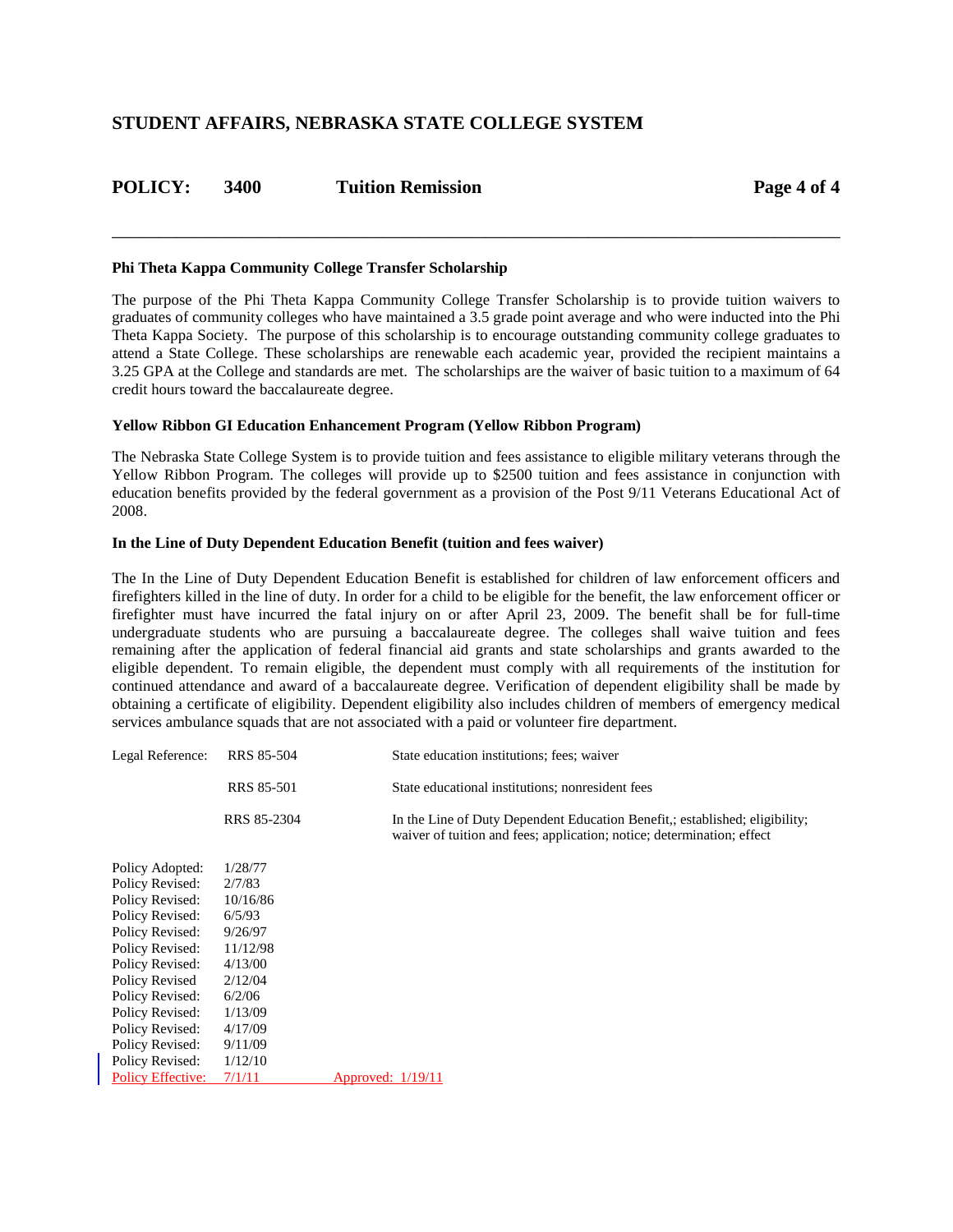## STUDENT AFFAIRS, NEBRASKA STATE COLLEGE SYSTEM

**POLICY: 3400 Tuition Remission**

---

**Phi Theta Kappa Community College Transfer Scholarship**

The purpose of the Phi Theta Kappa Community College Transfer Scholarship is to provide tuition waivers to graduates of community colleges who have maintained a 3.5 grade point average and who were inducted into the Phi Theta Kappa Society. The purpose of this scholarship is to encourage outstanding community college graduates to attend a State College. These scholarships are renewable each academic year, provided the recipient maintains a 3.25 GPA at the College and standards are met. The scholarships are the waiver of basic tuition to a maximum of 64 credit hours toward the baccalaureate degree.

**Yellow Ribbon GI Education Enhancement Program (Yellow Ribbon Program)**

The Nebraska State College System is to provide tuition and fees assistance to eligible military veterans through the Yellow Ribbon Program. The colleges will provide up to $2500 tuition and fees assistance in conjunction with education benefits provided by the federal government as a provision of the Post 9/11 Veterans Educational Act of 2008.

**In the Line of Duty Dependent Education Benefit (tuition and fees waiver)**

The In the Line of Duty Dependent Education Benefit is established for children of law enforcement officers and firefighters killed in the line of duty. In order for a child to be eligible for the benefit, the law enforcement officer or firefighter must have incurred the fatal injury on or after April 23, 2009. The benefit shall be for full-time undergraduate students who are pursuing a baccalaureate degree. The colleges shall waive tuition and fees remaining after the application of federal financial aid grants and state scholarships and grants awarded to the eligible dependent. To remain eligible, the dependent must comply with all requirements of the institution for continued attendance and award of a baccalaureate degree. Verification of dependent eligibility shall be made by obtaining a certificate of eligibility. Dependent eligibility also includes children of members of emergency medical services ambulance squads that are not associated with a paid or volunteer fire department.

| Legal Reference: | RRS 85-504 | State education institutions; fees; waiver |
|---|---|---|
| | RRS 85-501 | State educational institutions; nonresident fees |
| | RRS 85-2304 | In the Line of Duty Dependent Education Benefit,; established; eligibility; waiver of tuition and fees; application; notice; determination; effect |

Policy Adopted: 1/28/77
Policy Revised: 2/7/83
Policy Revised: 10/16/86
Policy Revised: 6/5/93
Policy Revised: 9/26/97
Policy Revised: 11/12/98
Policy Revised: 4/13/00
Policy Revised 2/12/04
Policy Revised: 6/2/06
Policy Revised: 1/13/09
Policy Revised: 4/17/09
Policy Revised: 9/11/09
Policy Revised: 1/12/10
Policy Effective: 7/1/11 Approved: 1/19/11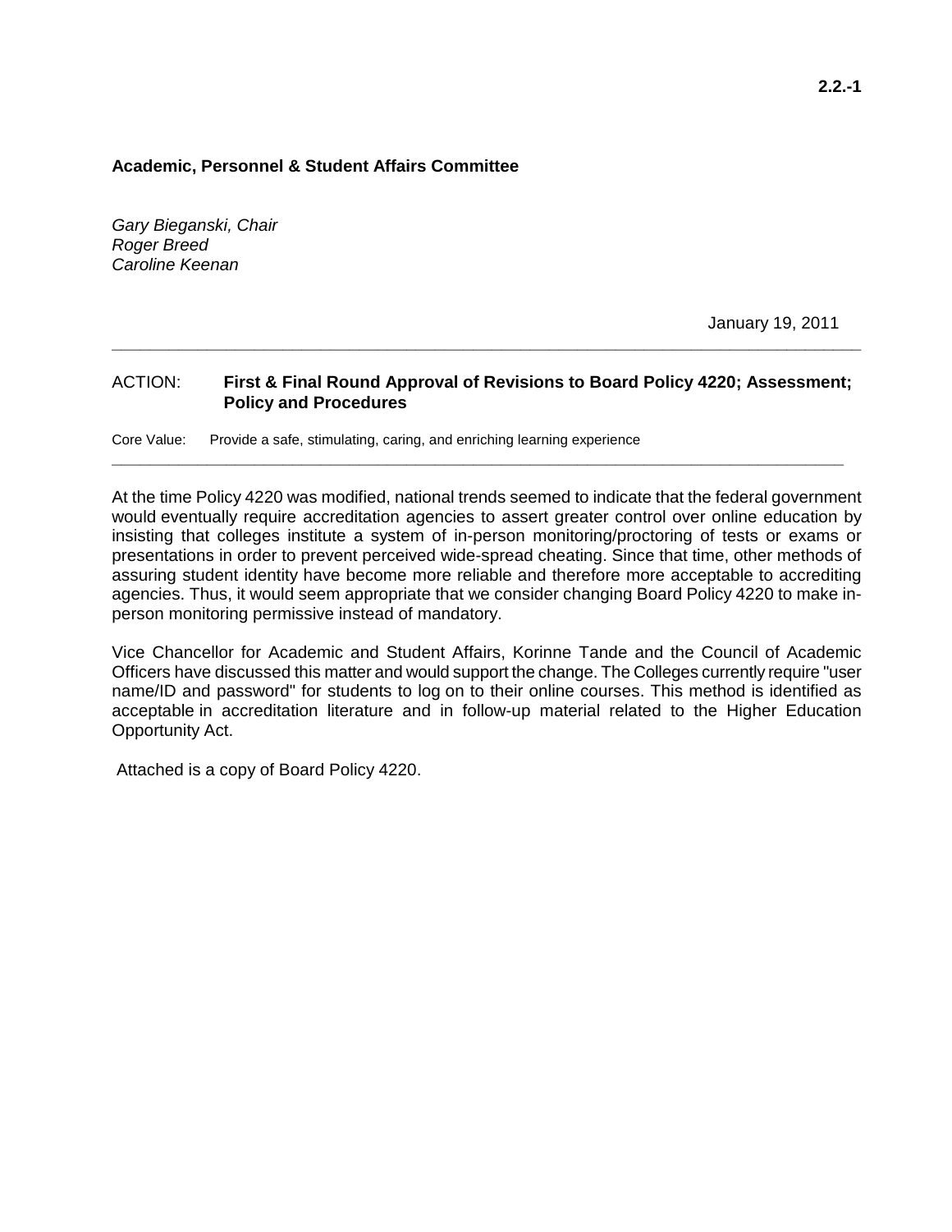2.2.-1

**Academic, Personnel & Student Affairs Committee**

*Gary Bieganski, Chair*
*Roger Breed*
*Caroline Keenan*

January 19, 2011

---

ACTION: **First & Final Round Approval of Revisions to Board Policy 4220; Assessment; Policy and Procedures**

Core Value: Provide a safe, stimulating, caring, and enriching learning experience

---

At the time Policy 4220 was modified, national trends seemed to indicate that the federal government would eventually require accreditation agencies to assert greater control over online education by insisting that colleges institute a system of in-person monitoring/proctoring of tests or exams or presentations in order to prevent perceived wide-spread cheating. Since that time, other methods of assuring student identity have become more reliable and therefore more acceptable to accrediting agencies. Thus, it would seem appropriate that we consider changing Board Policy 4220 to make in-person monitoring permissive instead of mandatory.

Vice Chancellor for Academic and Student Affairs, Korinne Tande and the Council of Academic Officers have discussed this matter and would support the change. The Colleges currently require "user name/ID and password" for students to log on to their online courses. This method is identified as acceptable in accreditation literature and in follow-up material related to the Higher Education Opportunity Act.

Attached is a copy of Board Policy 4220.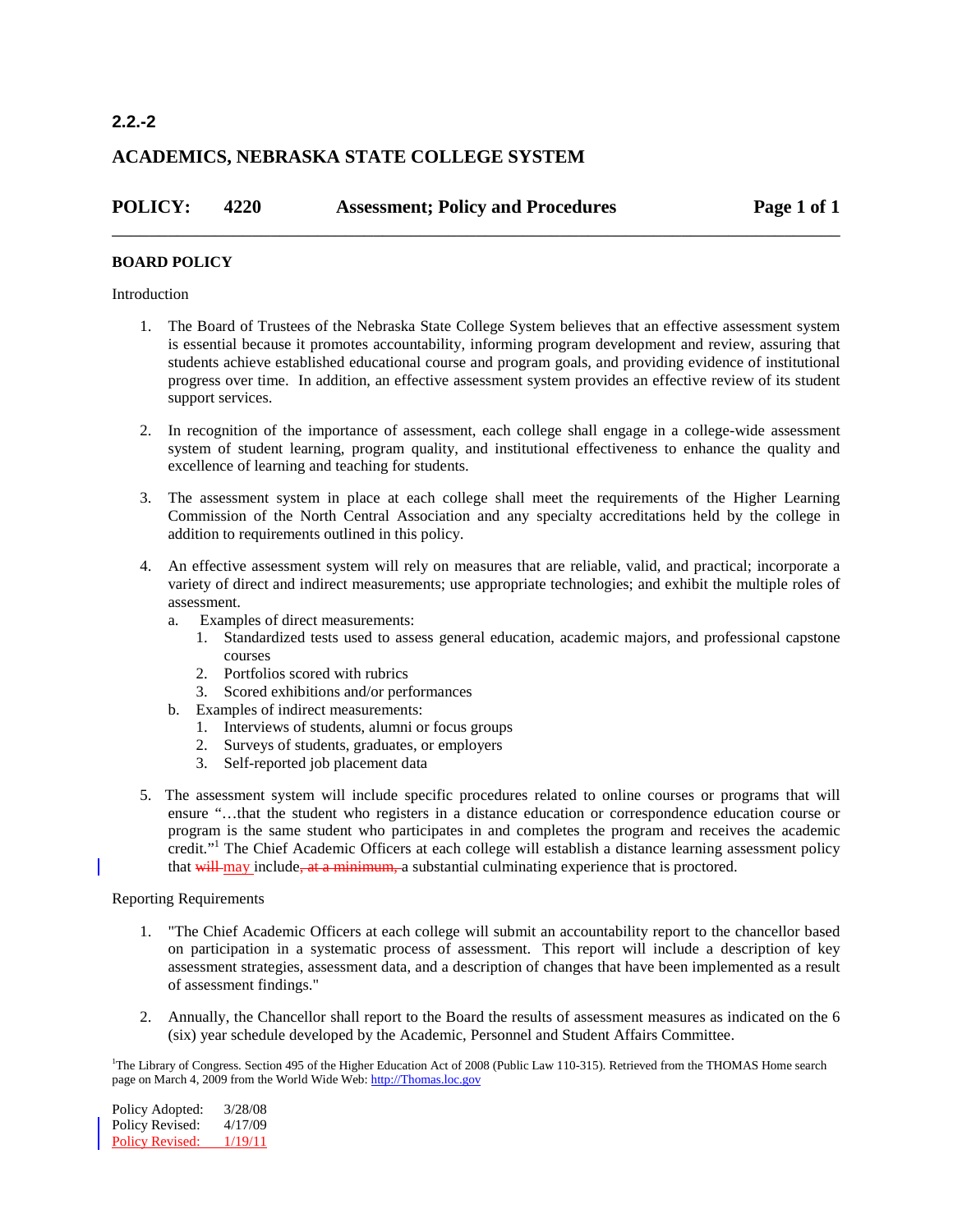**2.2.-2**

# ACADEMICS, NEBRASKA STATE COLLEGE SYSTEM

## POLICY: 4220 Assessment; Policy and Procedures

**BOARD POLICY**

Introduction

1. The Board of Trustees of the Nebraska State College System believes that an effective assessment system is essential because it promotes accountability, informing program development and review, assuring that students achieve established educational course and program goals, and providing evidence of institutional progress over time. In addition, an effective assessment system provides an effective review of its student support services.

2. In recognition of the importance of assessment, each college shall engage in a college-wide assessment system of student learning, program quality, and institutional effectiveness to enhance the quality and excellence of learning and teaching for students.

3. The assessment system in place at each college shall meet the requirements of the Higher Learning Commission of the North Central Association and any specialty accreditations held by the college in addition to requirements outlined in this policy.

4. An effective assessment system will rely on measures that are reliable, valid, and practical; incorporate a variety of direct and indirect measurements; use appropriate technologies; and exhibit the multiple roles of assessment.
   a. Examples of direct measurements:
      1. Standardized tests used to assess general education, academic majors, and professional capstone courses
      2. Portfolios scored with rubrics
      3. Scored exhibitions and/or performances
   b. Examples of indirect measurements:
      1. Interviews of students, alumni or focus groups
      2. Surveys of students, graduates, or employers
      3. Self-reported job placement data

5. The assessment system will include specific procedures related to online courses or programs that will ensure "…that the student who registers in a distance education or correspondence education course or program is the same student who participates in and completes the program and receives the academic credit."[1] The Chief Academic Officers at each college will establish a distance learning assessment policy that ~~will~~ may include~~, at a minimum,~~ a substantial culminating experience that is proctored.

Reporting Requirements

1. "The Chief Academic Officers at each college will submit an accountability report to the chancellor based on participation in a systematic process of assessment. This report will include a description of key assessment strategies, assessment data, and a description of changes that have been implemented as a result of assessment findings."

2. Annually, the Chancellor shall report to the Board the results of assessment measures as indicated on the 6 (six) year schedule developed by the Academic, Personnel and Student Affairs Committee.

[1]The Library of Congress. Section 495 of the Higher Education Act of 2008 (Public Law 110-315). Retrieved from the THOMAS Home search page on March 4, 2009 from the World Wide Web: http://Thomas.loc.gov

Policy Adopted: 3/28/08
Policy Revised: 4/17/09
Policy Revised: 1/19/11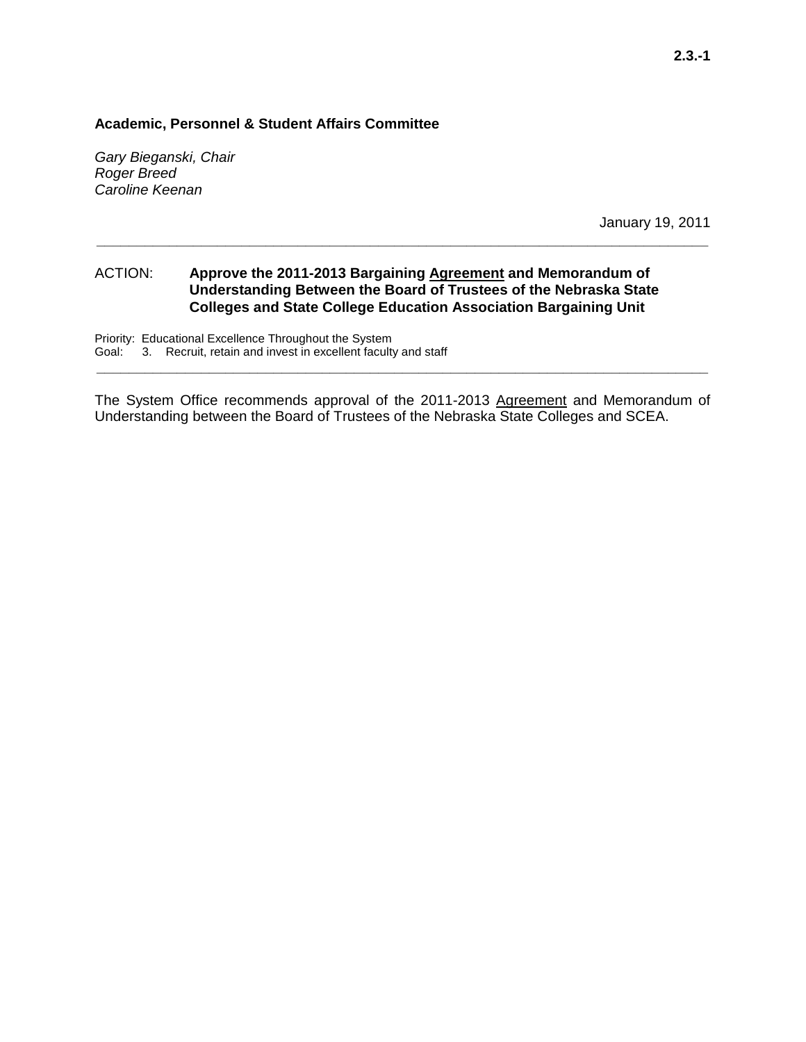2.3.-1

**Academic, Personnel & Student Affairs Committee**

*Gary Bieganski, Chair*
*Roger Breed*
*Caroline Keenan*

January 19, 2011

---

ACTION: **Approve the 2011-2013 Bargaining <u>Agreement</u> and Memorandum of Understanding Between the Board of Trustees of the Nebraska State Colleges and State College Education Association Bargaining Unit**

Priority: Educational Excellence Throughout the System
Goal: 3. Recruit, retain and invest in excellent faculty and staff

---

The System Office recommends approval of the 2011-2013 <u>Agreement</u> and Memorandum of Understanding between the Board of Trustees of the Nebraska State Colleges and SCEA.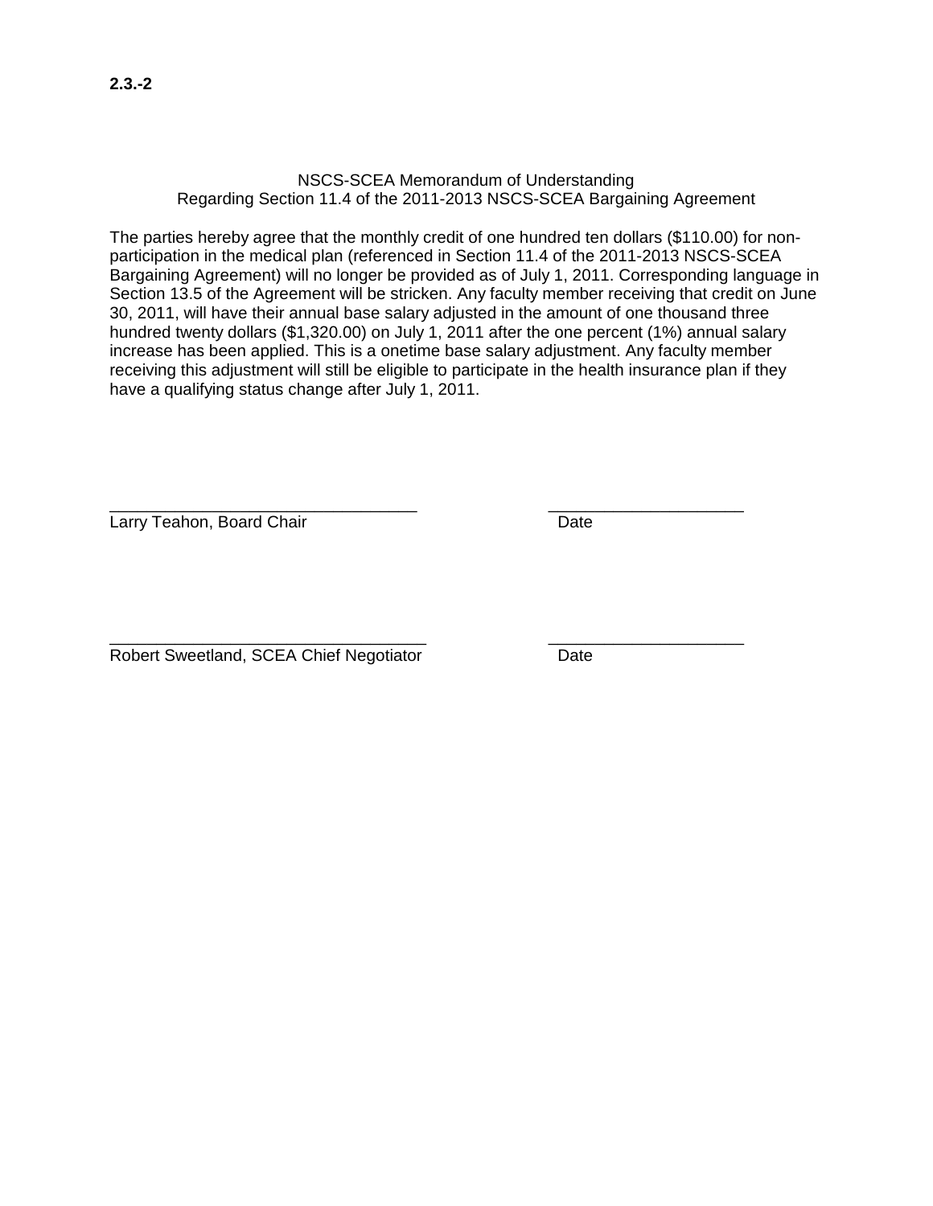**2.3.-2**

NSCS-SCEA Memorandum of Understanding
Regarding Section 11.4 of the 2011-2013 NSCS-SCEA Bargaining Agreement

The parties hereby agree that the monthly credit of one hundred ten dollars ($110.00) for non-participation in the medical plan (referenced in Section 11.4 of the 2011-2013 NSCS-SCEA Bargaining Agreement) will no longer be provided as of July 1, 2011. Corresponding language in Section 13.5 of the Agreement will be stricken. Any faculty member receiving that credit on June 30, 2011, will have their annual base salary adjusted in the amount of one thousand three hundred twenty dollars ($1,320.00) on July 1, 2011 after the one percent (1%) annual salary increase has been applied. This is a onetime base salary adjustment. Any faculty member receiving this adjustment will still be eligible to participate in the health insurance plan if they have a qualifying status change after July 1, 2011.

___________________________________ _____________________
Larry Teahon, Board Chair Date

___________________________________ _____________________
Robert Sweetland, SCEA Chief Negotiator Date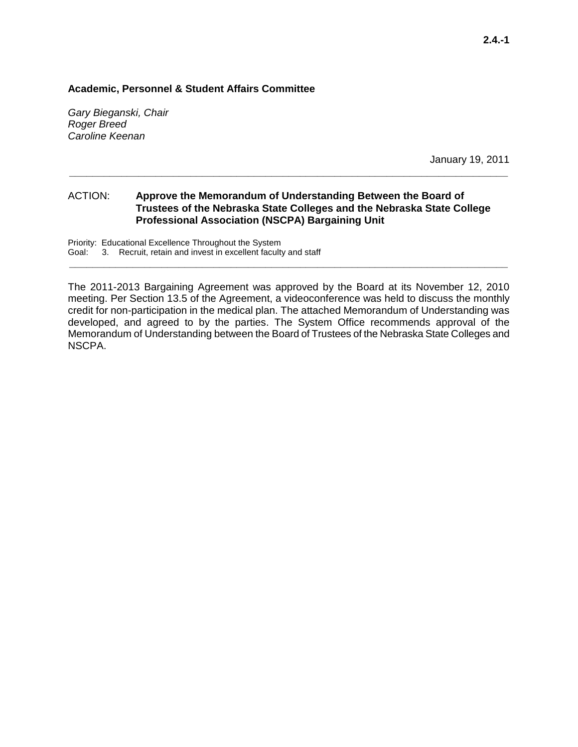**Academic, Personnel & Student Affairs Committee**

*Gary Bieganski, Chair*
*Roger Breed*
*Caroline Keenan*

January 19, 2011

---

ACTION: **Approve the Memorandum of Understanding Between the Board of Trustees of the Nebraska State Colleges and the Nebraska State College Professional Association (NSCPA) Bargaining Unit**

Priority: Educational Excellence Throughout the System
Goal: 3. Recruit, retain and invest in excellent faculty and staff

---

The 2011-2013 Bargaining Agreement was approved by the Board at its November 12, 2010 meeting. Per Section 13.5 of the Agreement, a videoconference was held to discuss the monthly credit for non-participation in the medical plan. The attached Memorandum of Understanding was developed, and agreed to by the parties. The System Office recommends approval of the Memorandum of Understanding between the Board of Trustees of the Nebraska State Colleges and NSCPA.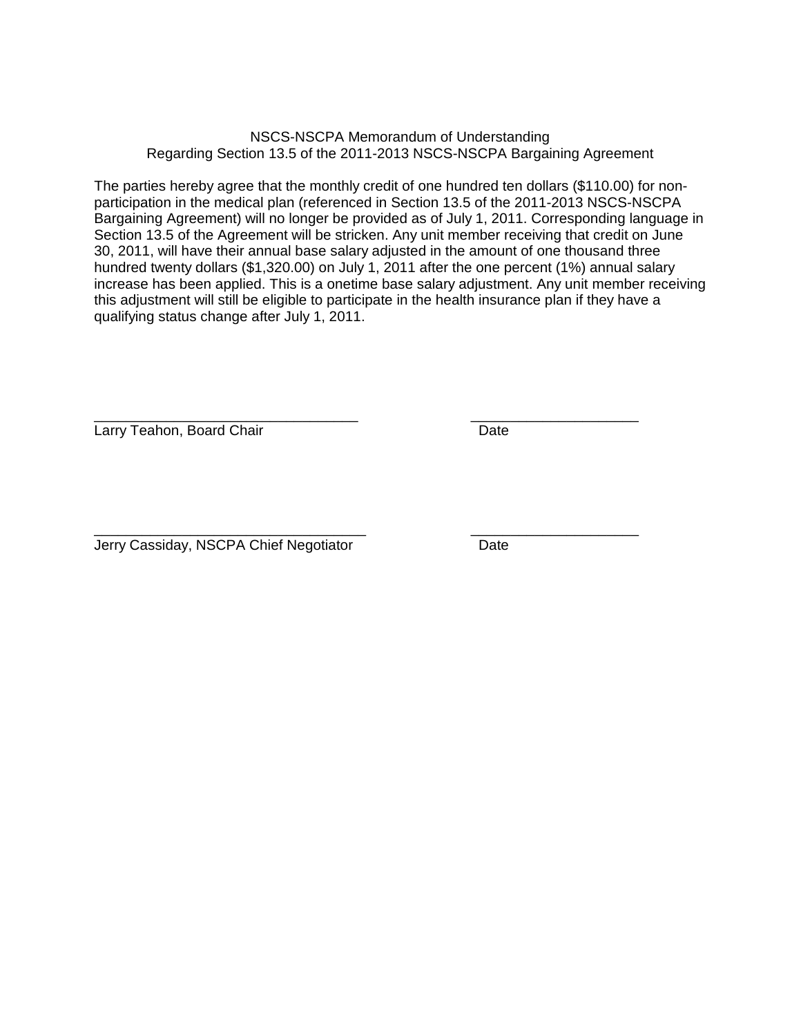# NSCS-NSCPA Memorandum of Understanding
## Regarding Section 13.5 of the 2011-2013 NSCS-NSCPA Bargaining Agreement

The parties hereby agree that the monthly credit of one hundred ten dollars ($110.00) for non-participation in the medical plan (referenced in Section 13.5 of the 2011-2013 NSCS-NSCPA Bargaining Agreement) will no longer be provided as of July 1, 2011. Corresponding language in Section 13.5 of the Agreement will be stricken. Any unit member receiving that credit on June 30, 2011, will have their annual base salary adjusted in the amount of one thousand three hundred twenty dollars ($1,320.00) on July 1, 2011 after the one percent (1%) annual salary increase has been applied. This is a onetime base salary adjustment. Any unit member receiving this adjustment will still be eligible to participate in the health insurance plan if they have a qualifying status change after July 1, 2011.

_________________________________ _____________________
Larry Teahon, Board Chair Date

_________________________________ _____________________
Jerry Cassiday, NSCPA Chief Negotiator Date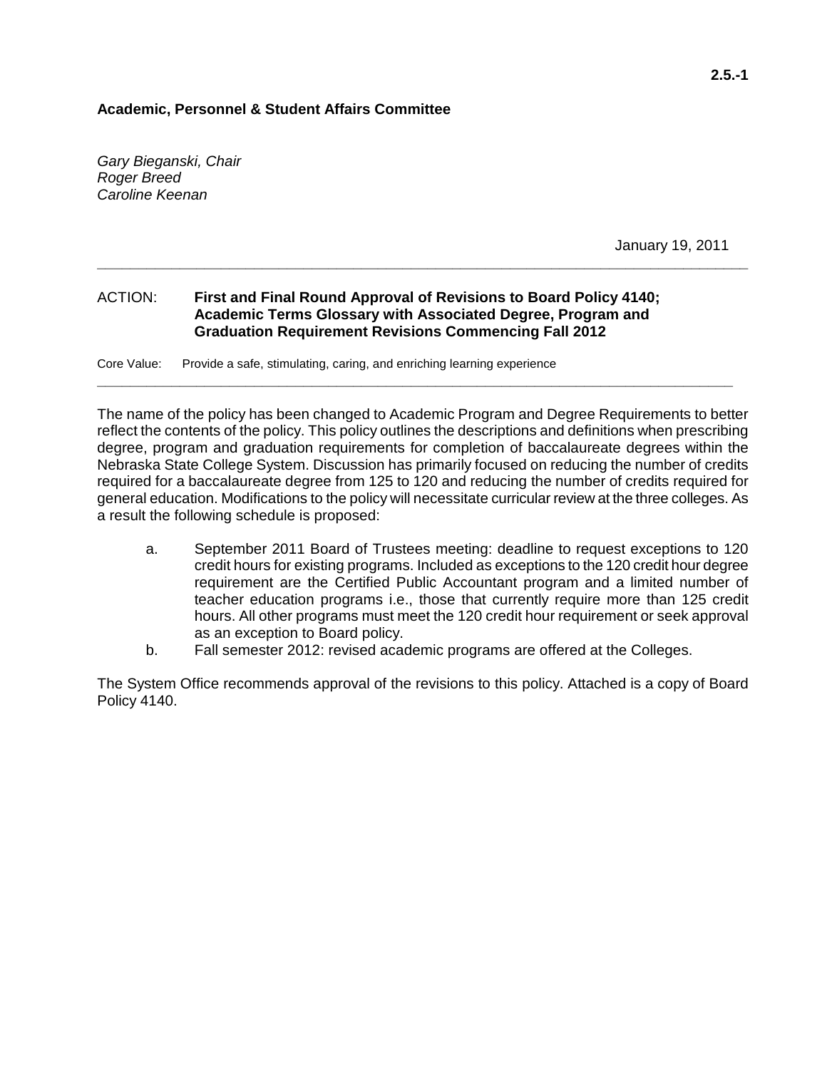**2.5.-1**

**Academic, Personnel & Student Affairs Committee**

*Gary Bieganski, Chair*
*Roger Breed*
*Caroline Keenan*

January 19, 2011

---

ACTION: **First and Final Round Approval of Revisions to Board Policy 4140; Academic Terms Glossary with Associated Degree, Program and Graduation Requirement Revisions Commencing Fall 2012**

Core Value: Provide a safe, stimulating, caring, and enriching learning experience

---

The name of the policy has been changed to Academic Program and Degree Requirements to better reflect the contents of the policy. This policy outlines the descriptions and definitions when prescribing degree, program and graduation requirements for completion of baccalaureate degrees within the Nebraska State College System. Discussion has primarily focused on reducing the number of credits required for a baccalaureate degree from 125 to 120 and reducing the number of credits required for general education. Modifications to the policy will necessitate curricular review at the three colleges. As a result the following schedule is proposed:

a. September 2011 Board of Trustees meeting: deadline to request exceptions to 120 credit hours for existing programs. Included as exceptions to the 120 credit hour degree requirement are the Certified Public Accountant program and a limited number of teacher education programs i.e., those that currently require more than 125 credit hours. All other programs must meet the 120 credit hour requirement or seek approval as an exception to Board policy.
b. Fall semester 2012: revised academic programs are offered at the Colleges.

The System Office recommends approval of the revisions to this policy. Attached is a copy of Board Policy 4140.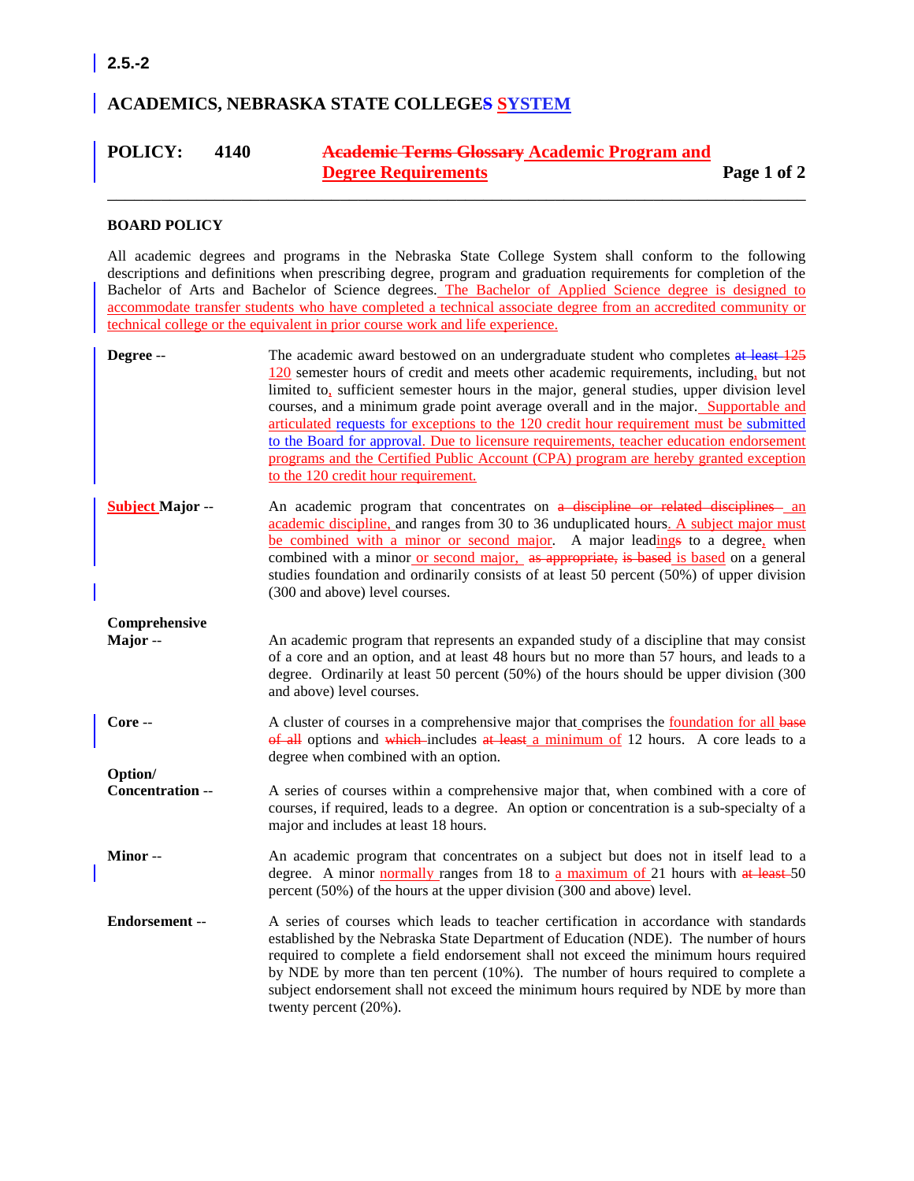2.5.-2

# ACADEMICS, NEBRASKA STATE COLLEGES SYSTEM

**POLICY: 4140 ~~Academic Terms Glossary~~ Academic Program and Degree Requirements**

## BOARD POLICY

All academic degrees and programs in the Nebraska State College System shall conform to the following descriptions and definitions when prescribing degree, program and graduation requirements for completion of the Bachelor of Arts and Bachelor of Science degrees. The Bachelor of Applied Science degree is designed to accommodate transfer students who have completed a technical associate degree from an accredited community or technical college or the equivalent in prior course work and life experience.

**Degree** -- The academic award bestowed on an undergraduate student who completes ~~at least 125~~ 120 semester hours of credit and meets other academic requirements, including, but not limited to, sufficient semester hours in the major, general studies, upper division level courses, and a minimum grade point average overall and in the major. Supportable and articulated requests for exceptions to the 120 credit hour requirement must be submitted to the Board for approval. Due to licensure requirements, teacher education endorsement programs and the Certified Public Account (CPA) program are hereby granted exception to the 120 credit hour requirement.

**Subject Major** -- An academic program that concentrates on ~~a discipline or related disciplines~~ an academic discipline, and ranges from 30 to 36 unduplicated hours. A subject major must be combined with a minor or second major. A major leading~~s~~ to a degree, when combined with a minor or second major, ~~as appropriate, is based~~ is based on a general studies foundation and ordinarily consists of at least 50 percent (50%) of upper division (300 and above) level courses.

**Comprehensive Major** -- An academic program that represents an expanded study of a discipline that may consist of a core and an option, and at least 48 hours but no more than 57 hours, and leads to a degree. Ordinarily at least 50 percent (50%) of the hours should be upper division (300 and above) level courses.

**Core** -- A cluster of courses in a comprehensive major that comprises the foundation for all ~~base of all~~ options and ~~which~~ includes ~~at least~~ a minimum of 12 hours. A core leads to a degree when combined with an option.

**Option/ Concentration** -- A series of courses within a comprehensive major that, when combined with a core of courses, if required, leads to a degree. An option or concentration is a sub-specialty of a major and includes at least 18 hours.

**Minor** -- An academic program that concentrates on a subject but does not in itself lead to a degree. A minor normally ranges from 18 to a maximum of 21 hours with ~~at least~~ 50 percent (50%) of the hours at the upper division (300 and above) level.

**Endorsement** -- A series of courses which leads to teacher certification in accordance with standards established by the Nebraska State Department of Education (NDE). The number of hours required to complete a field endorsement shall not exceed the minimum hours required by NDE by more than ten percent (10%). The number of hours required to complete a subject endorsement shall not exceed the minimum hours required by NDE by more than twenty percent (20%).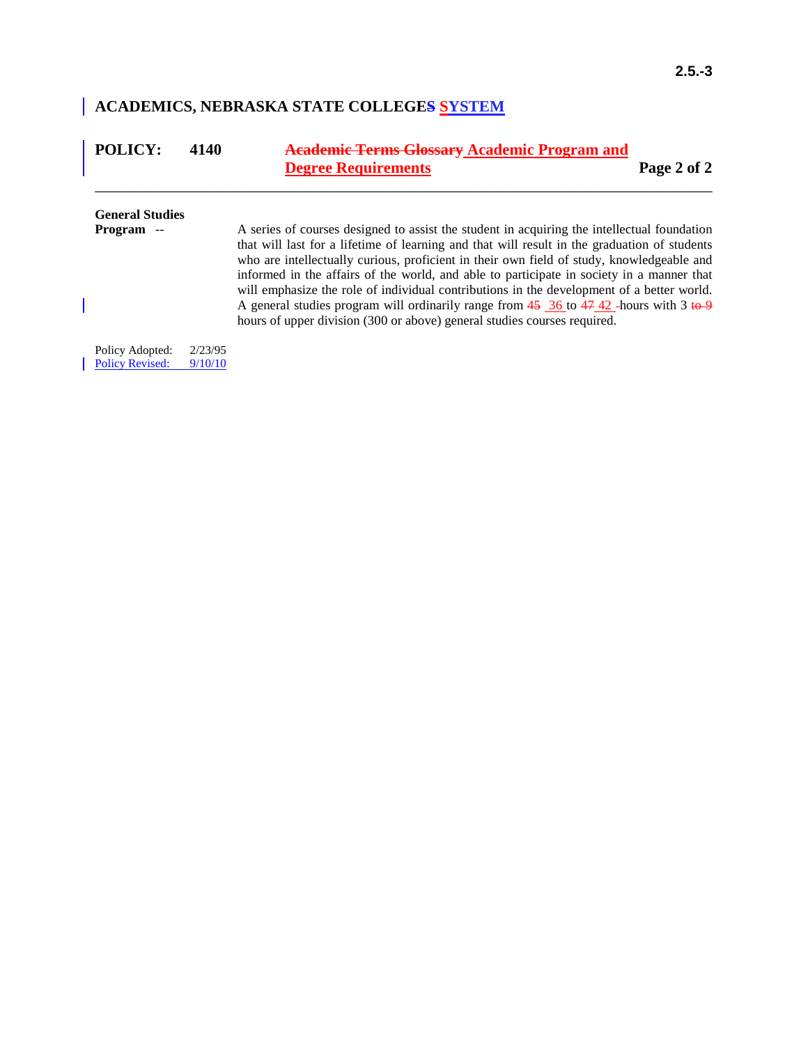## ACADEMICS, NEBRASKA STATE COLLEGES SYSTEM

**POLICY: 4140** ~~Academic Terms Glossary~~ **Academic Program and Degree Requirements**

**General Studies Program** -- A series of courses designed to assist the student in acquiring the intellectual foundation that will last for a lifetime of learning and that will result in the graduation of students who are intellectually curious, proficient in their own field of study, knowledgeable and informed in the affairs of the world, and able to participate in society in a manner that will emphasize the role of individual contributions in the development of a better world. A general studies program will ordinarily range from ~~45~~ 36 to ~~47~~ 42 hours with 3 ~~to 9~~ hours of upper division (300 or above) general studies courses required.

Policy Adopted: 2/23/95
Policy Revised: 9/10/10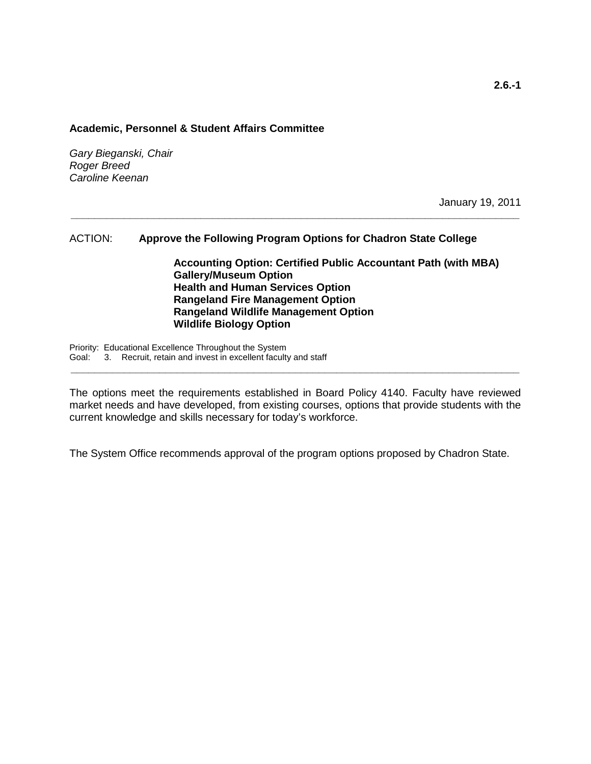**2.6.-1**

**Academic, Personnel & Student Affairs Committee**

*Gary Bieganski, Chair*
*Roger Breed*
*Caroline Keenan*

January 19, 2011

---

ACTION: **Approve the Following Program Options for Chadron State College**

**Accounting Option: Certified Public Accountant Path (with MBA)**
**Gallery/Museum Option**
**Health and Human Services Option**
**Rangeland Fire Management Option**
**Rangeland Wildlife Management Option**
**Wildlife Biology Option**

Priority: Educational Excellence Throughout the System
Goal: 3. Recruit, retain and invest in excellent faculty and staff

---

The options meet the requirements established in Board Policy 4140. Faculty have reviewed market needs and have developed, from existing courses, options that provide students with the current knowledge and skills necessary for today's workforce.

The System Office recommends approval of the program options proposed by Chadron State.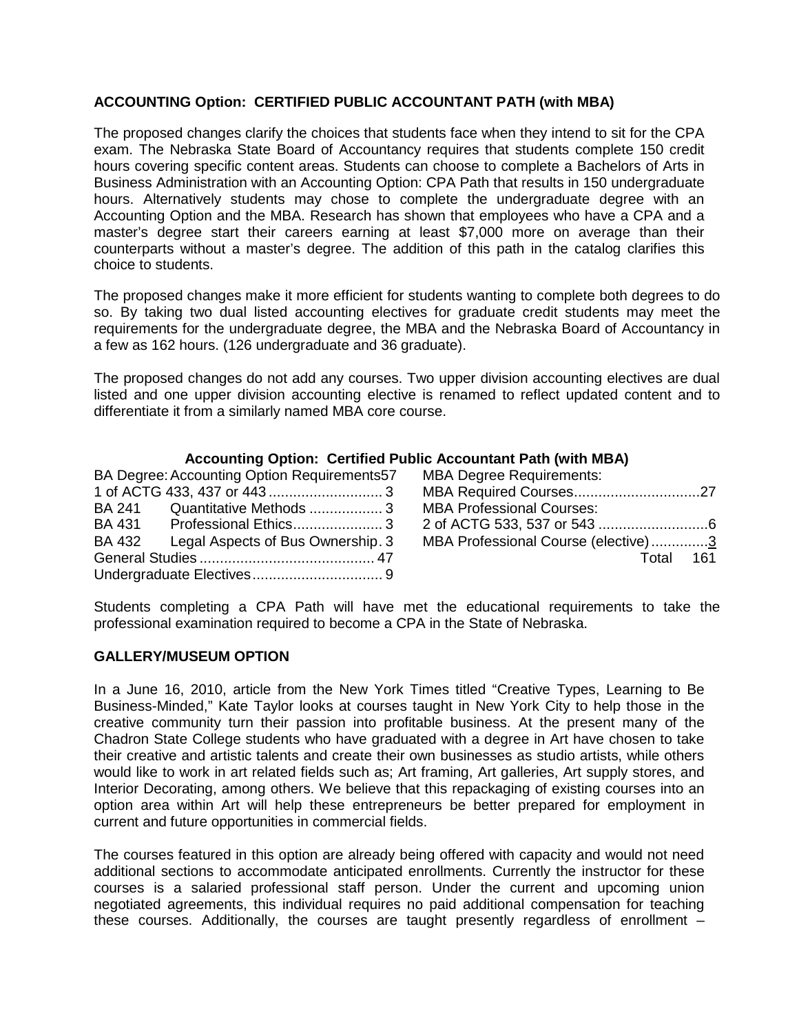**ACCOUNTING Option: CERTIFIED PUBLIC ACCOUNTANT PATH (with MBA)**

The proposed changes clarify the choices that students face when they intend to sit for the CPA exam. The Nebraska State Board of Accountancy requires that students complete 150 credit hours covering specific content areas. Students can choose to complete a Bachelors of Arts in Business Administration with an Accounting Option: CPA Path that results in 150 undergraduate hours. Alternatively students may chose to complete the undergraduate degree with an Accounting Option and the MBA. Research has shown that employees who have a CPA and a master's degree start their careers earning at least $7,000 more on average than their counterparts without a master's degree. The addition of this path in the catalog clarifies this choice to students.

The proposed changes make it more efficient for students wanting to complete both degrees to do so. By taking two dual listed accounting electives for graduate credit students may meet the requirements for the undergraduate degree, the MBA and the Nebraska Board of Accountancy in a few as 162 hours. (126 undergraduate and 36 graduate).

The proposed changes do not add any courses. Two upper division accounting electives are dual listed and one upper division accounting elective is renamed to reflect updated content and to differentiate it from a similarly named MBA core course.

**Accounting Option: Certified Public Accountant Path (with MBA)**

BA Degree: Accounting Option Requirements 57
1 of ACTG 433, 437 or 443 .......... 3
BA 241 Quantitative Methods .......... 3
BA 431 Professional Ethics .......... 3
BA 432 Legal Aspects of Bus Ownership. 3
General Studies .......... 47
Undergraduate Electives .......... 9

MBA Degree Requirements:
MBA Required Courses .......... 27
MBA Professional Courses:
2 of ACTG 533, 537 or 543 .......... 6
MBA Professional Course (elective) .......... 3
Total 161

Students completing a CPA Path will have met the educational requirements to take the professional examination required to become a CPA in the State of Nebraska.

**GALLERY/MUSEUM OPTION**

In a June 16, 2010, article from the New York Times titled "Creative Types, Learning to Be Business-Minded," Kate Taylor looks at courses taught in New York City to help those in the creative community turn their passion into profitable business. At the present many of the Chadron State College students who have graduated with a degree in Art have chosen to take their creative and artistic talents and create their own businesses as studio artists, while others would like to work in art related fields such as; Art framing, Art galleries, Art supply stores, and Interior Decorating, among others. We believe that this repackaging of existing courses into an option area within Art will help these entrepreneurs be better prepared for employment in current and future opportunities in commercial fields.

The courses featured in this option are already being offered with capacity and would not need additional sections to accommodate anticipated enrollments. Currently the instructor for these courses is a salaried professional staff person. Under the current and upcoming union negotiated agreements, this individual requires no paid additional compensation for teaching these courses. Additionally, the courses are taught presently regardless of enrollment –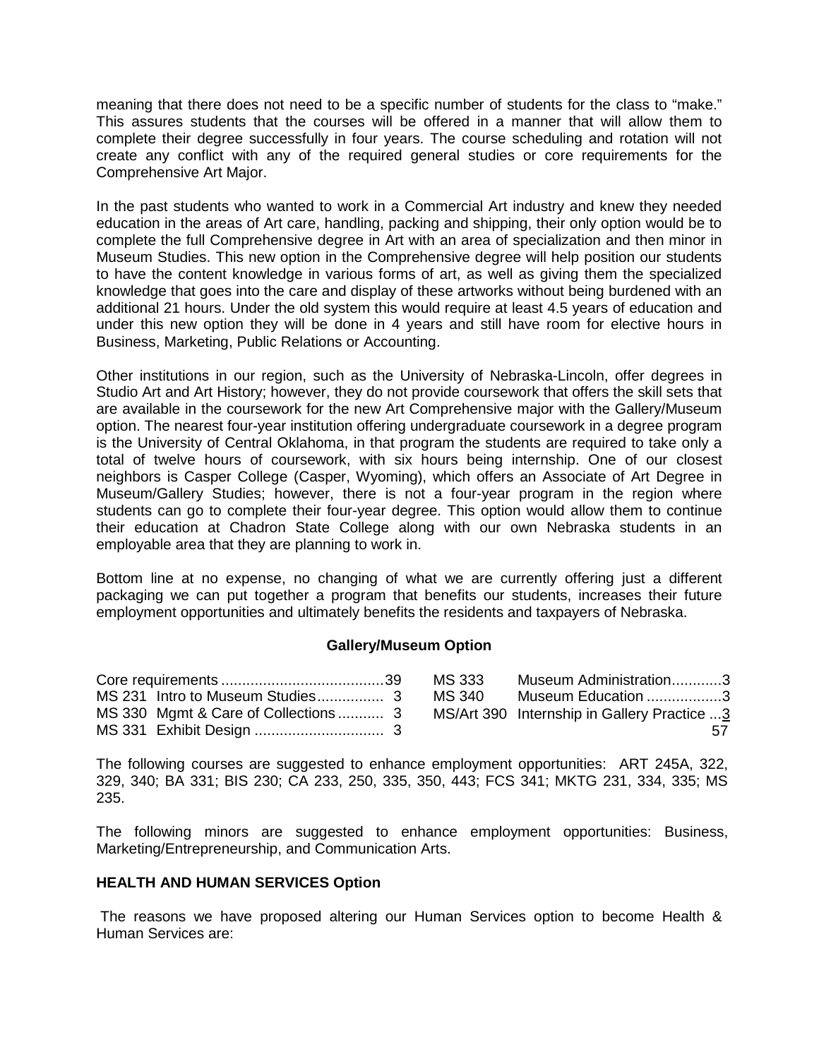meaning that there does not need to be a specific number of students for the class to "make." This assures students that the courses will be offered in a manner that will allow them to complete their degree successfully in four years. The course scheduling and rotation will not create any conflict with any of the required general studies or core requirements for the Comprehensive Art Major.

In the past students who wanted to work in a Commercial Art industry and knew they needed education in the areas of Art care, handling, packing and shipping, their only option would be to complete the full Comprehensive degree in Art with an area of specialization and then minor in Museum Studies. This new option in the Comprehensive degree will help position our students to have the content knowledge in various forms of art, as well as giving them the specialized knowledge that goes into the care and display of these artworks without being burdened with an additional 21 hours. Under the old system this would require at least 4.5 years of education and under this new option they will be done in 4 years and still have room for elective hours in Business, Marketing, Public Relations or Accounting.

Other institutions in our region, such as the University of Nebraska-Lincoln, offer degrees in Studio Art and Art History; however, they do not provide coursework that offers the skill sets that are available in the coursework for the new Art Comprehensive major with the Gallery/Museum option. The nearest four-year institution offering undergraduate coursework in a degree program is the University of Central Oklahoma, in that program the students are required to take only a total of twelve hours of coursework, with six hours being internship. One of our closest neighbors is Casper College (Casper, Wyoming), which offers an Associate of Art Degree in Museum/Gallery Studies; however, there is not a four-year program in the region where students can go to complete their four-year degree. This option would allow them to continue their education at Chadron State College along with our own Nebraska students in an employable area that they are planning to work in.

Bottom line at no expense, no changing of what we are currently offering just a different packaging we can put together a program that benefits our students, increases their future employment opportunities and ultimately benefits the residents and taxpayers of Nebraska.

**Gallery/Museum Option**

| Course | Title | Hours |
|---|---|---|
| Core requirements | | 39 |
| MS 231 | Intro to Museum Studies | 3 |
| MS 330 | Mgmt & Care of Collections | 3 |
| MS 331 | Exhibit Design | 3 |
| MS 333 | Museum Administration | 3 |
| MS 340 | Museum Education | 3 |
| MS/Art 390 | Internship in Gallery Practice | 3 |
| | | 57 |

The following courses are suggested to enhance employment opportunities: ART 245A, 322, 329, 340; BA 331; BIS 230; CA 233, 250, 335, 350, 443; FCS 341; MKTG 231, 334, 335; MS 235.

The following minors are suggested to enhance employment opportunities: Business, Marketing/Entrepreneurship, and Communication Arts.

**HEALTH AND HUMAN SERVICES Option**

The reasons we have proposed altering our Human Services option to become Health & Human Services are: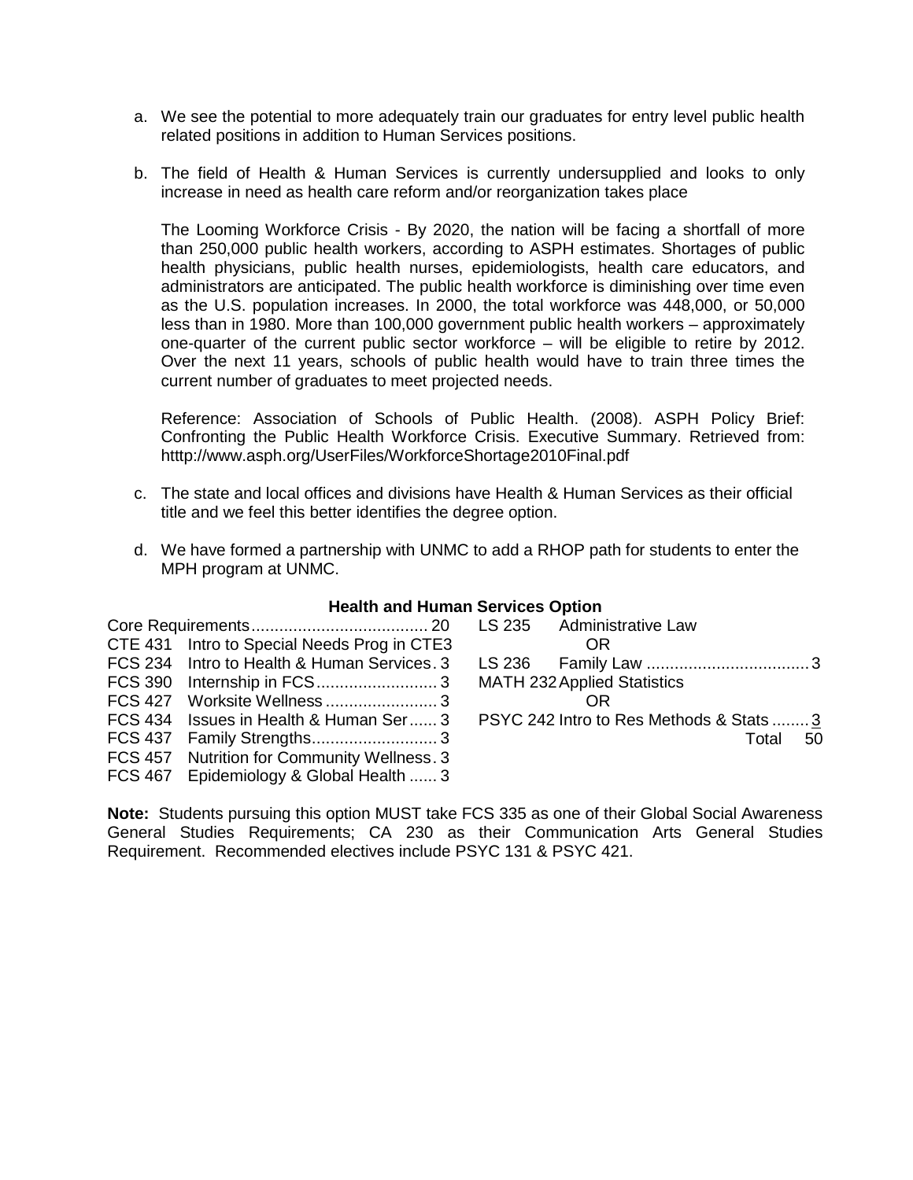a. We see the potential to more adequately train our graduates for entry level public health related positions in addition to Human Services positions.

b. The field of Health & Human Services is currently undersupplied and looks to only increase in need as health care reform and/or reorganization takes place

   The Looming Workforce Crisis - By 2020, the nation will be facing a shortfall of more than 250,000 public health workers, according to ASPH estimates. Shortages of public health physicians, public health nurses, epidemiologists, health care educators, and administrators are anticipated. The public health workforce is diminishing over time even as the U.S. population increases. In 2000, the total workforce was 448,000, or 50,000 less than in 1980. More than 100,000 government public health workers – approximately one-quarter of the current public sector workforce – will be eligible to retire by 2012. Over the next 11 years, schools of public health would have to train three times the current number of graduates to meet projected needs.

   Reference: Association of Schools of Public Health. (2008). ASPH Policy Brief: Confronting the Public Health Workforce Crisis. Executive Summary. Retrieved from: htttp://www.asph.org/UserFiles/WorkforceShortage2010Final.pdf

c. The state and local offices and divisions have Health & Human Services as their official title and we feel this better identifies the degree option.

d. We have formed a partnership with UNMC to add a RHOP path for students to enter the MPH program at UNMC.

**Health and Human Services Option**

| Course | Title | Hours |
|---|---|---|
| Core Requirements | | 20 |
| CTE 431 | Intro to Special Needs Prog in CTE | 3 |
| FCS 234 | Intro to Health & Human Services | 3 |
| FCS 390 | Internship in FCS | 3 |
| FCS 427 | Worksite Wellness | 3 |
| FCS 434 | Issues in Health & Human Ser | 3 |
| FCS 437 | Family Strengths | 3 |
| FCS 457 | Nutrition for Community Wellness | 3 |
| FCS 467 | Epidemiology & Global Health | 3 |
| LS 235 | Administrative Law | |
| | OR | |
| LS 236 | Family Law | 3 |
| MATH 232 | Applied Statistics | |
| | OR | |
| PSYC 242 | Intro to Res Methods & Stats | 3 |
| | Total | 50 |

**Note:** Students pursuing this option MUST take FCS 335 as one of their Global Social Awareness General Studies Requirements; CA 230 as their Communication Arts General Studies Requirement. Recommended electives include PSYC 131 & PSYC 421.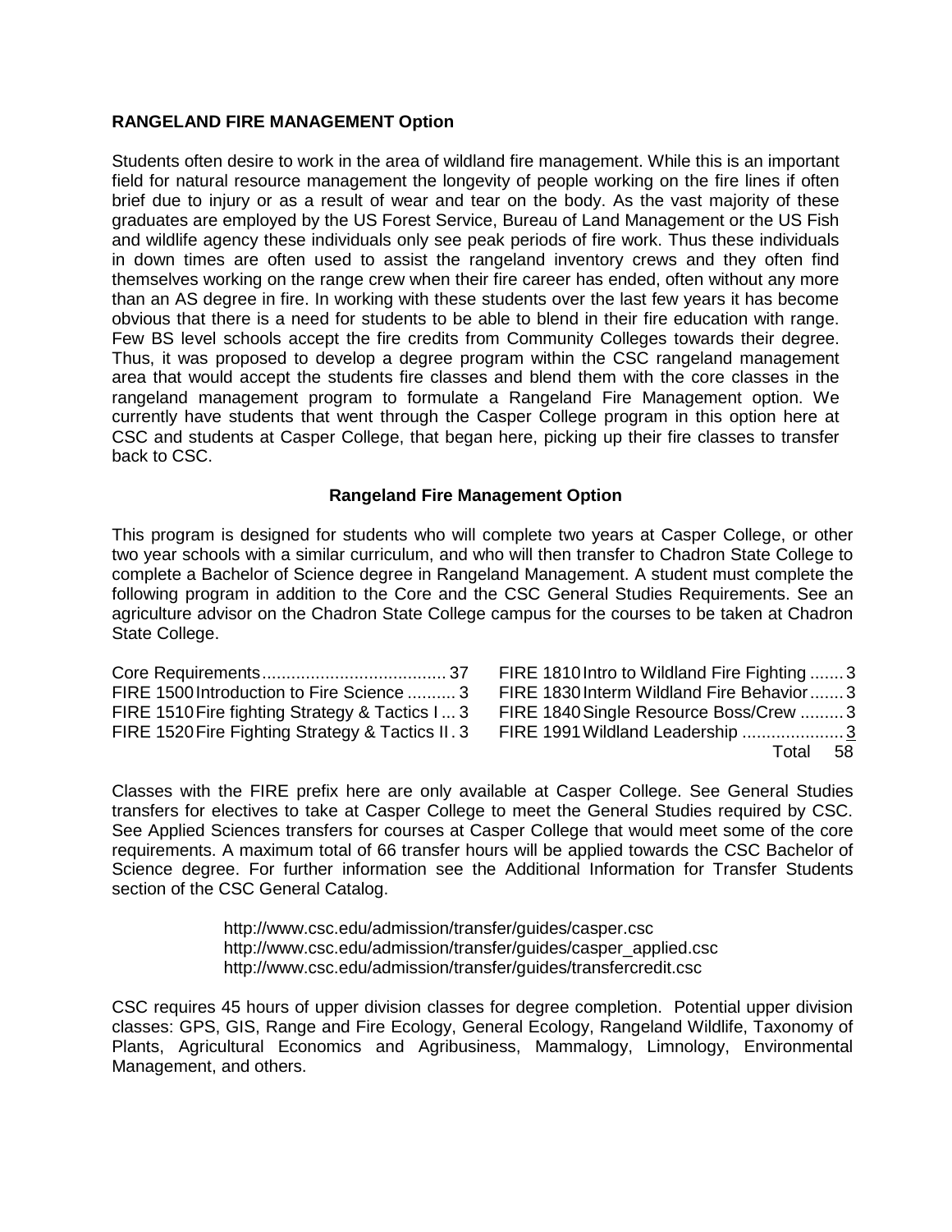## RANGELAND FIRE MANAGEMENT Option

Students often desire to work in the area of wildland fire management. While this is an important field for natural resource management the longevity of people working on the fire lines if often brief due to injury or as a result of wear and tear on the body. As the vast majority of these graduates are employed by the US Forest Service, Bureau of Land Management or the US Fish and wildlife agency these individuals only see peak periods of fire work. Thus these individuals in down times are often used to assist the rangeland inventory crews and they often find themselves working on the range crew when their fire career has ended, often without any more than an AS degree in fire. In working with these students over the last few years it has become obvious that there is a need for students to be able to blend in their fire education with range. Few BS level schools accept the fire credits from Community Colleges towards their degree. Thus, it was proposed to develop a degree program within the CSC rangeland management area that would accept the students fire classes and blend them with the core classes in the rangeland management program to formulate a Rangeland Fire Management option. We currently have students that went through the Casper College program in this option here at CSC and students at Casper College, that began here, picking up their fire classes to transfer back to CSC.

### Rangeland Fire Management Option

This program is designed for students who will complete two years at Casper College, or other two year schools with a similar curriculum, and who will then transfer to Chadron State College to complete a Bachelor of Science degree in Rangeland Management. A student must complete the following program in addition to the Core and the CSC General Studies Requirements. See an agriculture advisor on the Chadron State College campus for the courses to be taken at Chadron State College.

| Course | Hours |
|---|---|
| Core Requirements | 37 |
| FIRE 1500 Introduction to Fire Science | 3 |
| FIRE 1510 Fire fighting Strategy & Tactics I | 3 |
| FIRE 1520 Fire Fighting Strategy & Tactics II | 3 |
| FIRE 1810 Intro to Wildland Fire Fighting | 3 |
| FIRE 1830 Interm Wildland Fire Behavior | 3 |
| FIRE 1840 Single Resource Boss/Crew | 3 |
| FIRE 1991 Wildland Leadership | 3 |
| Total | 58 |

Classes with the FIRE prefix here are only available at Casper College. See General Studies transfers for electives to take at Casper College to meet the General Studies required by CSC. See Applied Sciences transfers for courses at Casper College that would meet some of the core requirements. A maximum total of 66 transfer hours will be applied towards the CSC Bachelor of Science degree. For further information see the Additional Information for Transfer Students section of the CSC General Catalog.

http://www.csc.edu/admission/transfer/guides/casper.csc
http://www.csc.edu/admission/transfer/guides/casper_applied.csc
http://www.csc.edu/admission/transfer/guides/transfercredit.csc

CSC requires 45 hours of upper division classes for degree completion. Potential upper division classes: GPS, GIS, Range and Fire Ecology, General Ecology, Rangeland Wildlife, Taxonomy of Plants, Agricultural Economics and Agribusiness, Mammalogy, Limnology, Environmental Management, and others.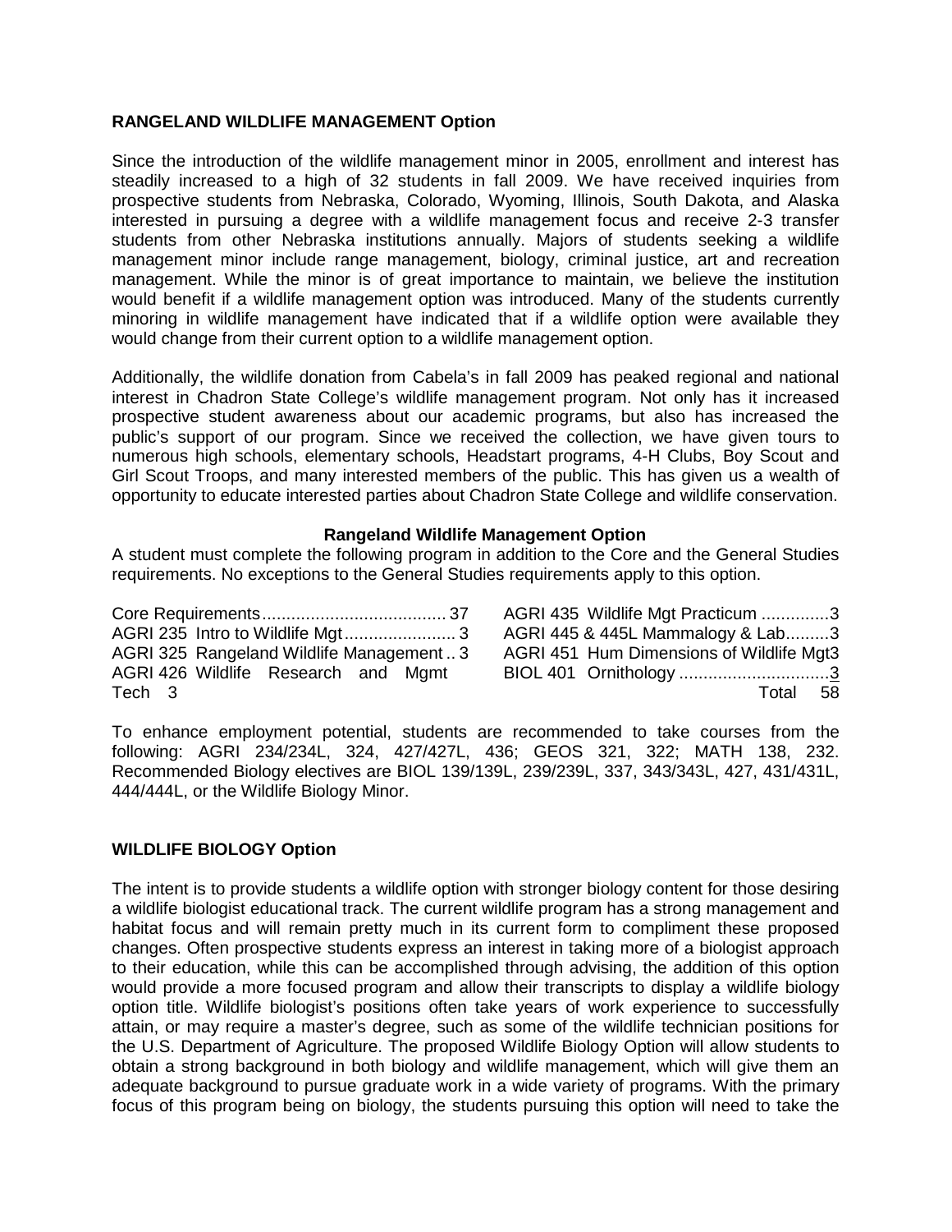**RANGELAND WILDLIFE MANAGEMENT Option**

Since the introduction of the wildlife management minor in 2005, enrollment and interest has steadily increased to a high of 32 students in fall 2009. We have received inquiries from prospective students from Nebraska, Colorado, Wyoming, Illinois, South Dakota, and Alaska interested in pursuing a degree with a wildlife management focus and receive 2-3 transfer students from other Nebraska institutions annually. Majors of students seeking a wildlife management minor include range management, biology, criminal justice, art and recreation management. While the minor is of great importance to maintain, we believe the institution would benefit if a wildlife management option was introduced. Many of the students currently minoring in wildlife management have indicated that if a wildlife option were available they would change from their current option to a wildlife management option.

Additionally, the wildlife donation from Cabela's in fall 2009 has peaked regional and national interest in Chadron State College's wildlife management program. Not only has it increased prospective student awareness about our academic programs, but also has increased the public's support of our program. Since we received the collection, we have given tours to numerous high schools, elementary schools, Headstart programs, 4-H Clubs, Boy Scout and Girl Scout Troops, and many interested members of the public. This has given us a wealth of opportunity to educate interested parties about Chadron State College and wildlife conservation.

**Rangeland Wildlife Management Option**

A student must complete the following program in addition to the Core and the General Studies requirements. No exceptions to the General Studies requirements apply to this option.

| Course | Credits |
|---|---|
| Core Requirements | 37 |
| AGRI 235 Intro to Wildlife Mgt | 3 |
| AGRI 325 Rangeland Wildlife Management | 3 |
| AGRI 426 Wildlife Research and Mgmt Tech | 3 |
| AGRI 435 Wildlife Mgt Practicum | 3 |
| AGRI 445 & 445L Mammalogy & Lab | 3 |
| AGRI 451 Hum Dimensions of Wildlife Mgt | 3 |
| BIOL 401 Ornithology | 3 |
| Total | 58 |

To enhance employment potential, students are recommended to take courses from the following: AGRI 234/234L, 324, 427/427L, 436; GEOS 321, 322; MATH 138, 232. Recommended Biology electives are BIOL 139/139L, 239/239L, 337, 343/343L, 427, 431/431L, 444/444L, or the Wildlife Biology Minor.

**WILDLIFE BIOLOGY Option**

The intent is to provide students a wildlife option with stronger biology content for those desiring a wildlife biologist educational track. The current wildlife program has a strong management and habitat focus and will remain pretty much in its current form to compliment these proposed changes. Often prospective students express an interest in taking more of a biologist approach to their education, while this can be accomplished through advising, the addition of this option would provide a more focused program and allow their transcripts to display a wildlife biology option title. Wildlife biologist's positions often take years of work experience to successfully attain, or may require a master's degree, such as some of the wildlife technician positions for the U.S. Department of Agriculture. The proposed Wildlife Biology Option will allow students to obtain a strong background in both biology and wildlife management, which will give them an adequate background to pursue graduate work in a wide variety of programs. With the primary focus of this program being on biology, the students pursuing this option will need to take the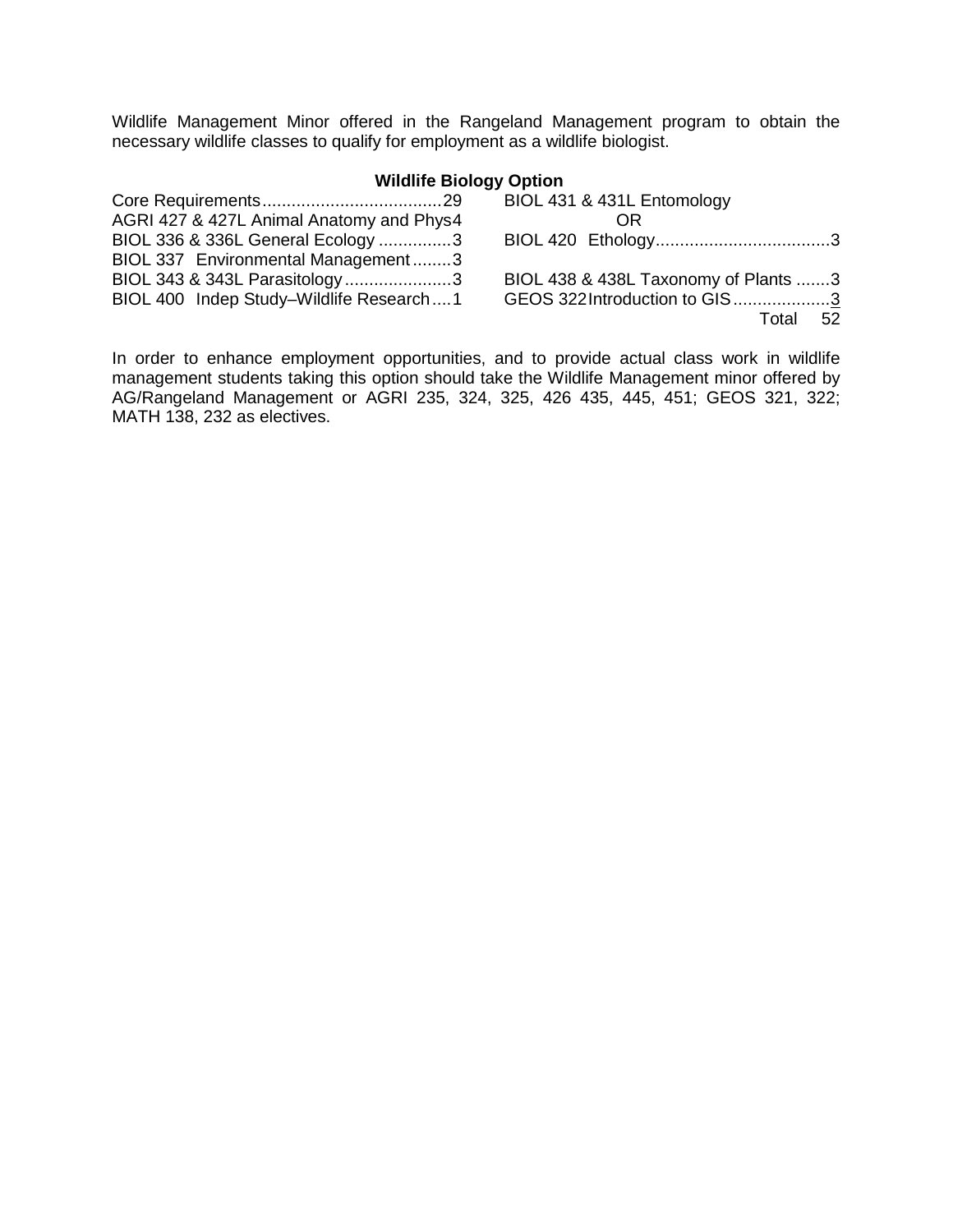Wildlife Management Minor offered in the Rangeland Management program to obtain the necessary wildlife classes to qualify for employment as a wildlife biologist.

### Wildlife Biology Option

| Course | Credits |
|---|---|
| Core Requirements | 29 |
| AGRI 427 & 427L Animal Anatomy and Phys | 4 |
| BIOL 336 & 336L General Ecology | 3 |
| BIOL 337 Environmental Management | 3 |
| BIOL 343 & 343L Parasitology | 3 |
| BIOL 400 Indep Study–Wildlife Research | 1 |
| BIOL 431 & 431L Entomology OR BIOL 420 Ethology | 3 |
| BIOL 438 & 438L Taxonomy of Plants | 3 |
| GEOS 322 Introduction to GIS | 3 |
| Total | 52 |

In order to enhance employment opportunities, and to provide actual class work in wildlife management students taking this option should take the Wildlife Management minor offered by AG/Rangeland Management or AGRI 235, 324, 325, 426 435, 445, 451; GEOS 321, 322; MATH 138, 232 as electives.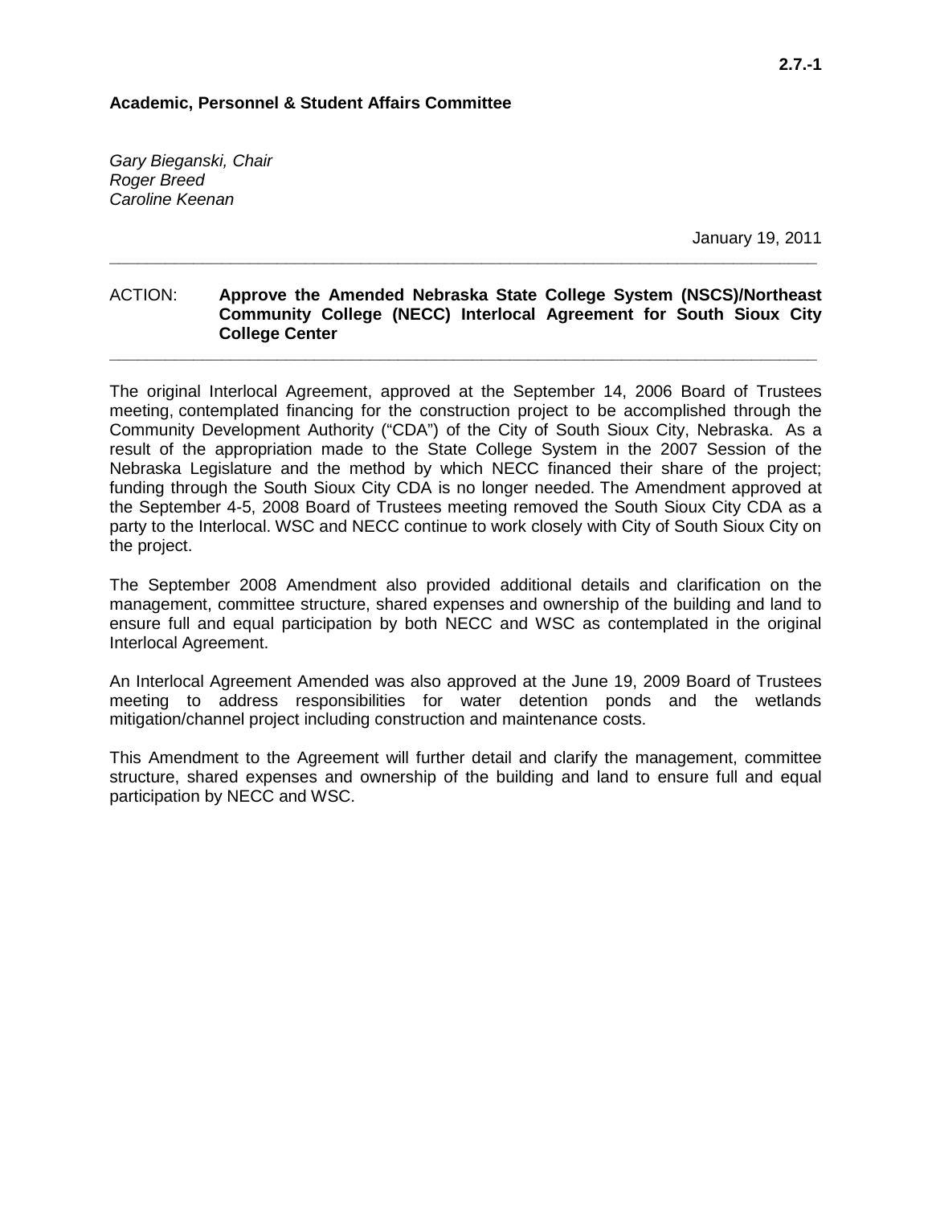2.7.-1

**Academic, Personnel & Student Affairs Committee**

*Gary Bieganski, Chair*
*Roger Breed*
*Caroline Keenan*

January 19, 2011

---

ACTION: **Approve the Amended Nebraska State College System (NSCS)/Northeast Community College (NECC) Interlocal Agreement for South Sioux City College Center**

---

The original Interlocal Agreement, approved at the September 14, 2006 Board of Trustees meeting, contemplated financing for the construction project to be accomplished through the Community Development Authority ("CDA") of the City of South Sioux City, Nebraska. As a result of the appropriation made to the State College System in the 2007 Session of the Nebraska Legislature and the method by which NECC financed their share of the project; funding through the South Sioux City CDA is no longer needed. The Amendment approved at the September 4-5, 2008 Board of Trustees meeting removed the South Sioux City CDA as a party to the Interlocal. WSC and NECC continue to work closely with City of South Sioux City on the project.

The September 2008 Amendment also provided additional details and clarification on the management, committee structure, shared expenses and ownership of the building and land to ensure full and equal participation by both NECC and WSC as contemplated in the original Interlocal Agreement.

An Interlocal Agreement Amended was also approved at the June 19, 2009 Board of Trustees meeting to address responsibilities for water detention ponds and the wetlands mitigation/channel project including construction and maintenance costs.

This Amendment to the Agreement will further detail and clarify the management, committee structure, shared expenses and ownership of the building and land to ensure full and equal participation by NECC and WSC.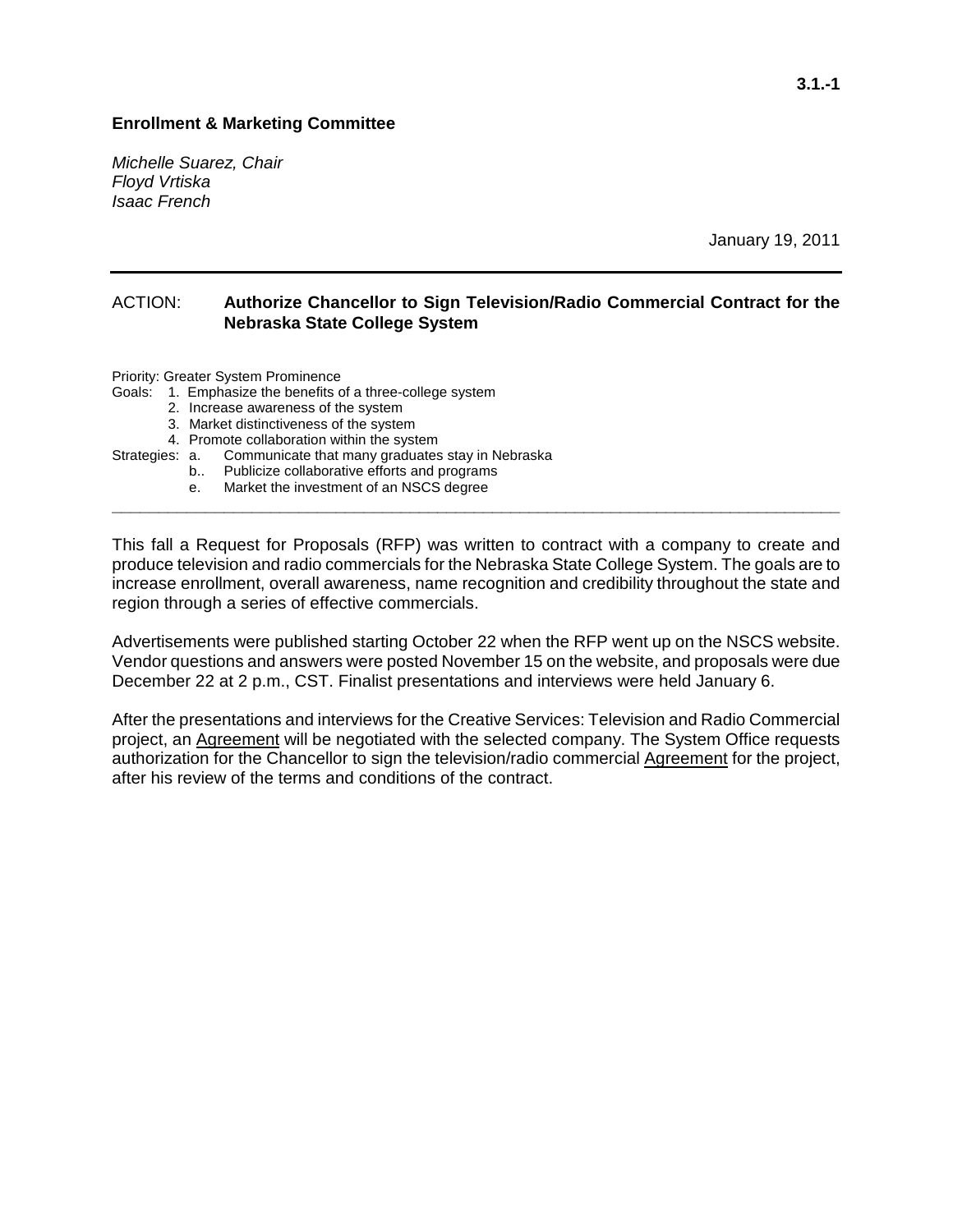3.1.-1

**Enrollment & Marketing Committee**

*Michelle Suarez, Chair*
*Floyd Vrtiska*
*Isaac French*

January 19, 2011

---

ACTION: **Authorize Chancellor to Sign Television/Radio Commercial Contract for the Nebraska State College System**

Priority: Greater System Prominence
Goals: 1. Emphasize the benefits of a three-college system
2. Increase awareness of the system
3. Market distinctiveness of the system
4. Promote collaboration within the system
Strategies: a. Communicate that many graduates stay in Nebraska
b.. Publicize collaborative efforts and programs
e. Market the investment of an NSCS degree

---

This fall a Request for Proposals (RFP) was written to contract with a company to create and produce television and radio commercials for the Nebraska State College System. The goals are to increase enrollment, overall awareness, name recognition and credibility throughout the state and region through a series of effective commercials.

Advertisements were published starting October 22 when the RFP went up on the NSCS website. Vendor questions and answers were posted November 15 on the website, and proposals were due December 22 at 2 p.m., CST. Finalist presentations and interviews were held January 6.

After the presentations and interviews for the Creative Services: Television and Radio Commercial project, an Agreement will be negotiated with the selected company. The System Office requests authorization for the Chancellor to sign the television/radio commercial Agreement for the project, after his review of the terms and conditions of the contract.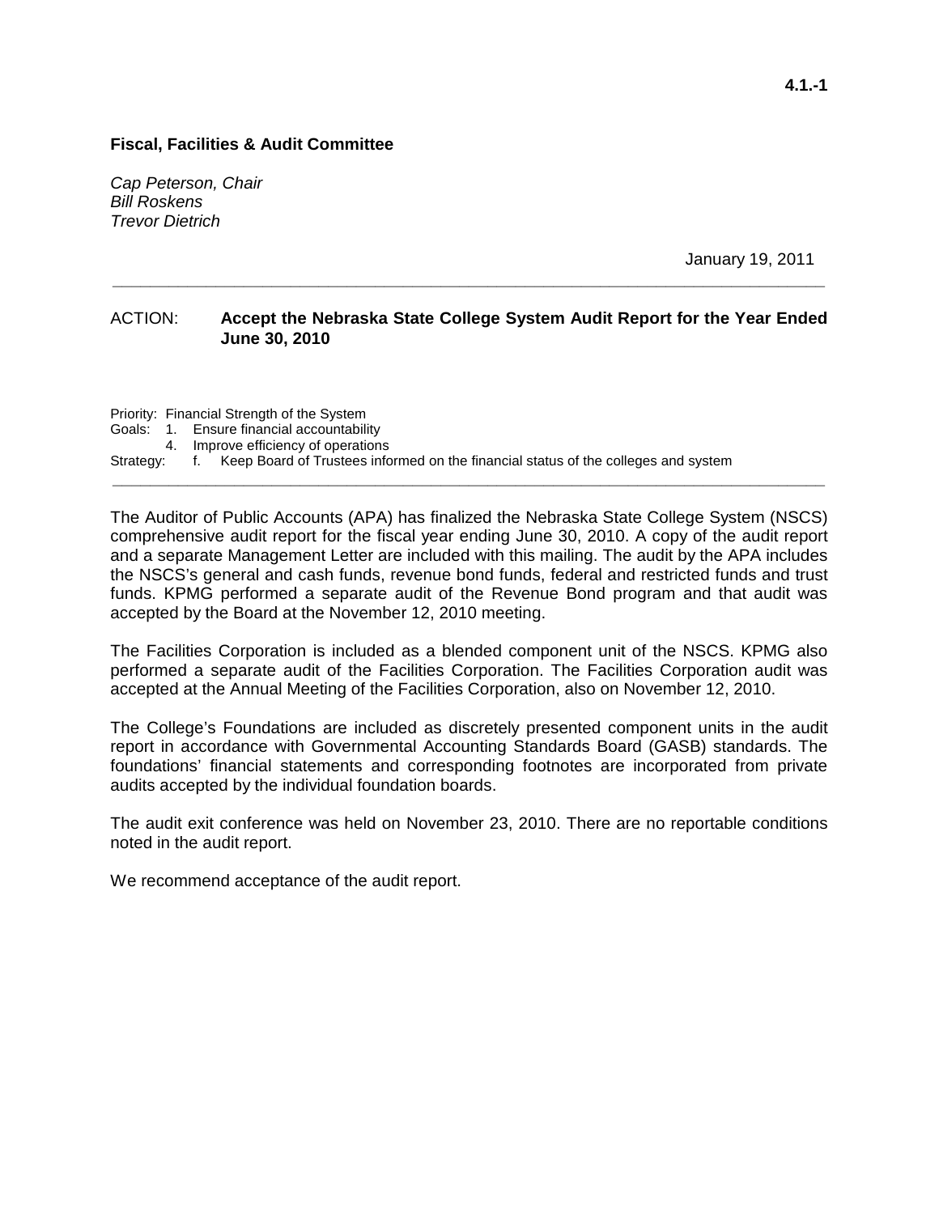4.1.-1

**Fiscal, Facilities & Audit Committee**

*Cap Peterson, Chair*
*Bill Roskens*
*Trevor Dietrich*

January 19, 2011

---

ACTION: **Accept the Nebraska State College System Audit Report for the Year Ended June 30, 2010**

Priority: Financial Strength of the System
Goals: 1. Ensure financial accountability
4. Improve efficiency of operations
Strategy: f. Keep Board of Trustees informed on the financial status of the colleges and system

---

The Auditor of Public Accounts (APA) has finalized the Nebraska State College System (NSCS) comprehensive audit report for the fiscal year ending June 30, 2010. A copy of the audit report and a separate Management Letter are included with this mailing. The audit by the APA includes the NSCS's general and cash funds, revenue bond funds, federal and restricted funds and trust funds. KPMG performed a separate audit of the Revenue Bond program and that audit was accepted by the Board at the November 12, 2010 meeting.

The Facilities Corporation is included as a blended component unit of the NSCS. KPMG also performed a separate audit of the Facilities Corporation. The Facilities Corporation audit was accepted at the Annual Meeting of the Facilities Corporation, also on November 12, 2010.

The College's Foundations are included as discretely presented component units in the audit report in accordance with Governmental Accounting Standards Board (GASB) standards. The foundations' financial statements and corresponding footnotes are incorporated from private audits accepted by the individual foundation boards.

The audit exit conference was held on November 23, 2010. There are no reportable conditions noted in the audit report.

We recommend acceptance of the audit report.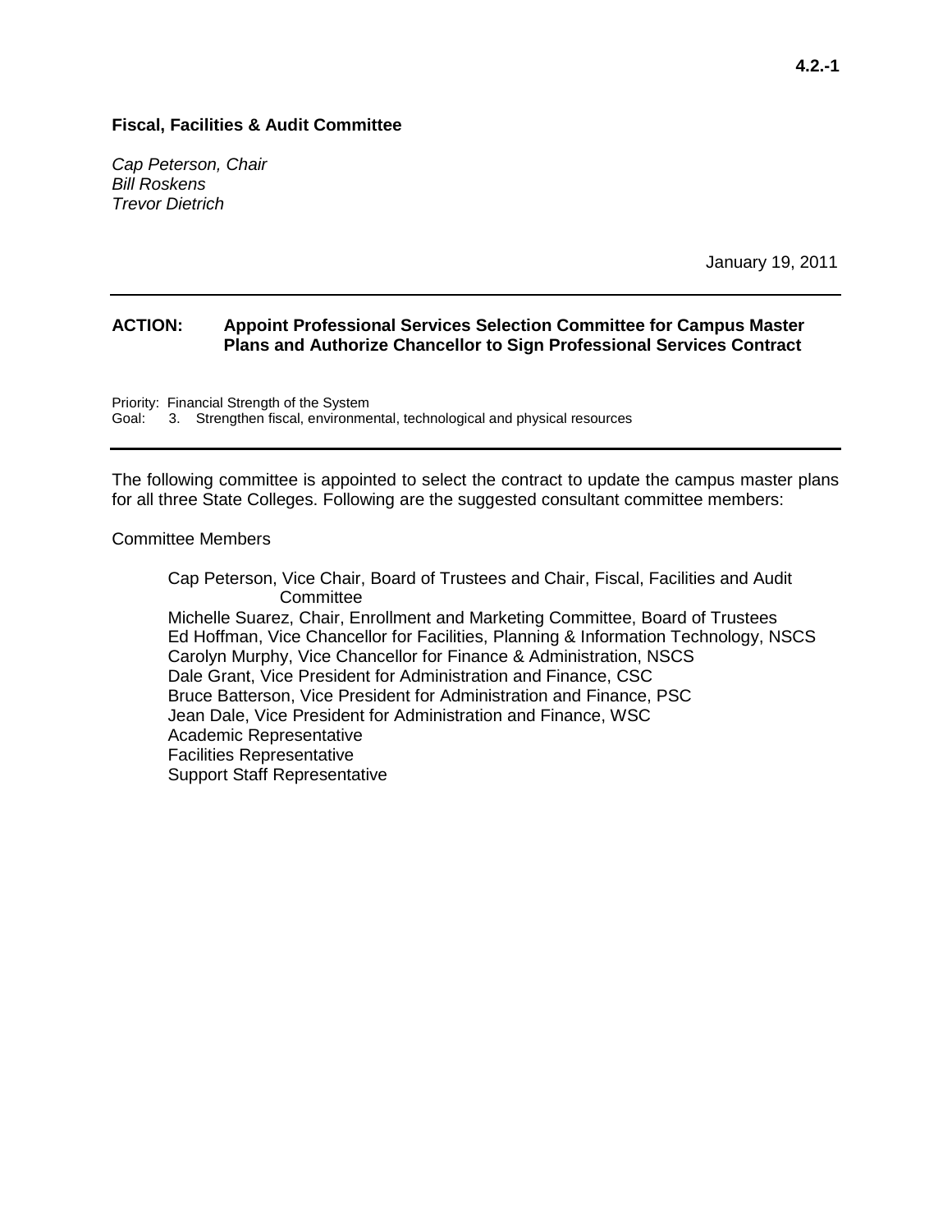4.2.-1

**Fiscal, Facilities & Audit Committee**

*Cap Peterson, Chair*
*Bill Roskens*
*Trevor Dietrich*

January 19, 2011

---

**ACTION: Appoint Professional Services Selection Committee for Campus Master Plans and Authorize Chancellor to Sign Professional Services Contract**

Priority: Financial Strength of the System
Goal: 3. Strengthen fiscal, environmental, technological and physical resources

---

The following committee is appointed to select the contract to update the campus master plans for all three State Colleges. Following are the suggested consultant committee members:

Committee Members

Cap Peterson, Vice Chair, Board of Trustees and Chair, Fiscal, Facilities and Audit Committee
Michelle Suarez, Chair, Enrollment and Marketing Committee, Board of Trustees
Ed Hoffman, Vice Chancellor for Facilities, Planning & Information Technology, NSCS
Carolyn Murphy, Vice Chancellor for Finance & Administration, NSCS
Dale Grant, Vice President for Administration and Finance, CSC
Bruce Batterson, Vice President for Administration and Finance, PSC
Jean Dale, Vice President for Administration and Finance, WSC
Academic Representative
Facilities Representative
Support Staff Representative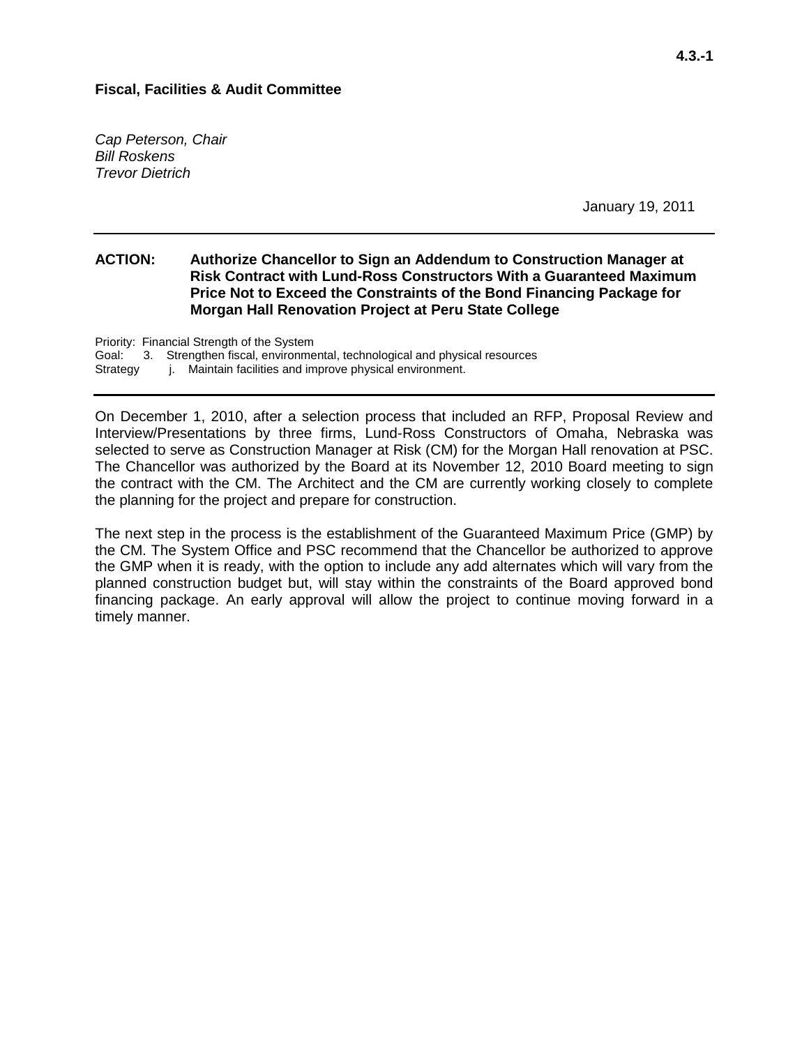4.3.-1

**Fiscal, Facilities & Audit Committee**

*Cap Peterson, Chair*
*Bill Roskens*
*Trevor Dietrich*

January 19, 2011

---

**ACTION: Authorize Chancellor to Sign an Addendum to Construction Manager at Risk Contract with Lund-Ross Constructors With a Guaranteed Maximum Price Not to Exceed the Constraints of the Bond Financing Package for Morgan Hall Renovation Project at Peru State College**

Priority: Financial Strength of the System
Goal: 3. Strengthen fiscal, environmental, technological and physical resources
Strategy j. Maintain facilities and improve physical environment.

---

On December 1, 2010, after a selection process that included an RFP, Proposal Review and Interview/Presentations by three firms, Lund-Ross Constructors of Omaha, Nebraska was selected to serve as Construction Manager at Risk (CM) for the Morgan Hall renovation at PSC. The Chancellor was authorized by the Board at its November 12, 2010 Board meeting to sign the contract with the CM. The Architect and the CM are currently working closely to complete the planning for the project and prepare for construction.

The next step in the process is the establishment of the Guaranteed Maximum Price (GMP) by the CM. The System Office and PSC recommend that the Chancellor be authorized to approve the GMP when it is ready, with the option to include any add alternates which will vary from the planned construction budget but, will stay within the constraints of the Board approved bond financing package. An early approval will allow the project to continue moving forward in a timely manner.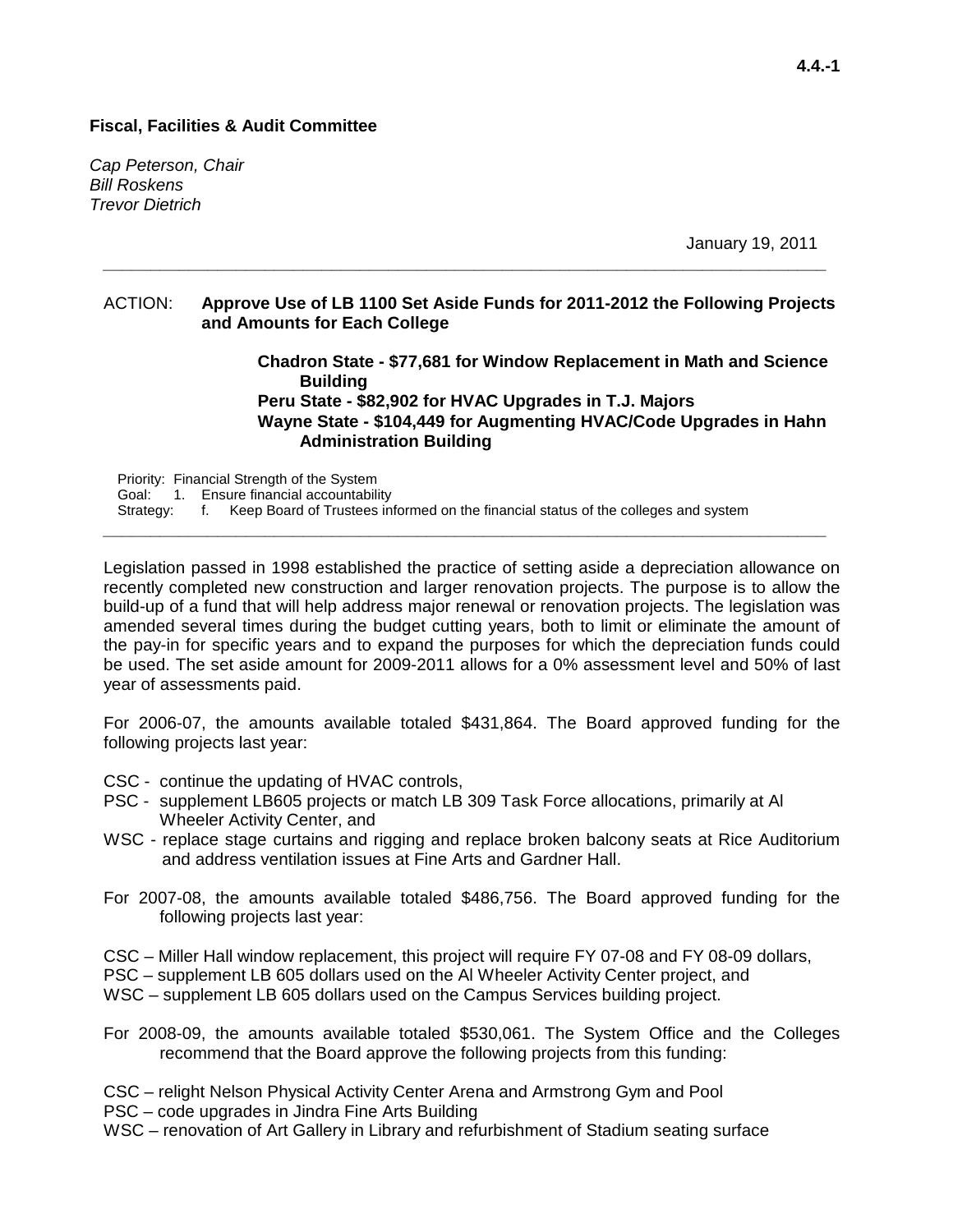**4.4.-1**

**Fiscal, Facilities & Audit Committee**

*Cap Peterson, Chair*
*Bill Roskens*
*Trevor Dietrich*

January 19, 2011

---

ACTION: **Approve Use of LB 1100 Set Aside Funds for 2011-2012 the Following Projects and Amounts for Each College**

**Chadron State - $77,681 for Window Replacement in Math and Science Building**
**Peru State - $82,902 for HVAC Upgrades in T.J. Majors**
**Wayne State - $104,449 for Augmenting HVAC/Code Upgrades in Hahn Administration Building**

Priority: Financial Strength of the System
Goal: 1. Ensure financial accountability
Strategy: f. Keep Board of Trustees informed on the financial status of the colleges and system

---

Legislation passed in 1998 established the practice of setting aside a depreciation allowance on recently completed new construction and larger renovation projects. The purpose is to allow the build-up of a fund that will help address major renewal or renovation projects. The legislation was amended several times during the budget cutting years, both to limit or eliminate the amount of the pay-in for specific years and to expand the purposes for which the depreciation funds could be used. The set aside amount for 2009-2011 allows for a 0% assessment level and 50% of last year of assessments paid.

For 2006-07, the amounts available totaled $431,864. The Board approved funding for the following projects last year:

- CSC - continue the updating of HVAC controls,
- PSC - supplement LB605 projects or match LB 309 Task Force allocations, primarily at Al Wheeler Activity Center, and
- WSC - replace stage curtains and rigging and replace broken balcony seats at Rice Auditorium and address ventilation issues at Fine Arts and Gardner Hall.

For 2007-08, the amounts available totaled $486,756. The Board approved funding for the following projects last year:

- CSC – Miller Hall window replacement, this project will require FY 07-08 and FY 08-09 dollars,
- PSC – supplement LB 605 dollars used on the Al Wheeler Activity Center project, and
- WSC – supplement LB 605 dollars used on the Campus Services building project.

For 2008-09, the amounts available totaled $530,061. The System Office and the Colleges recommend that the Board approve the following projects from this funding:

- CSC – relight Nelson Physical Activity Center Arena and Armstrong Gym and Pool
- PSC – code upgrades in Jindra Fine Arts Building
- WSC – renovation of Art Gallery in Library and refurbishment of Stadium seating surface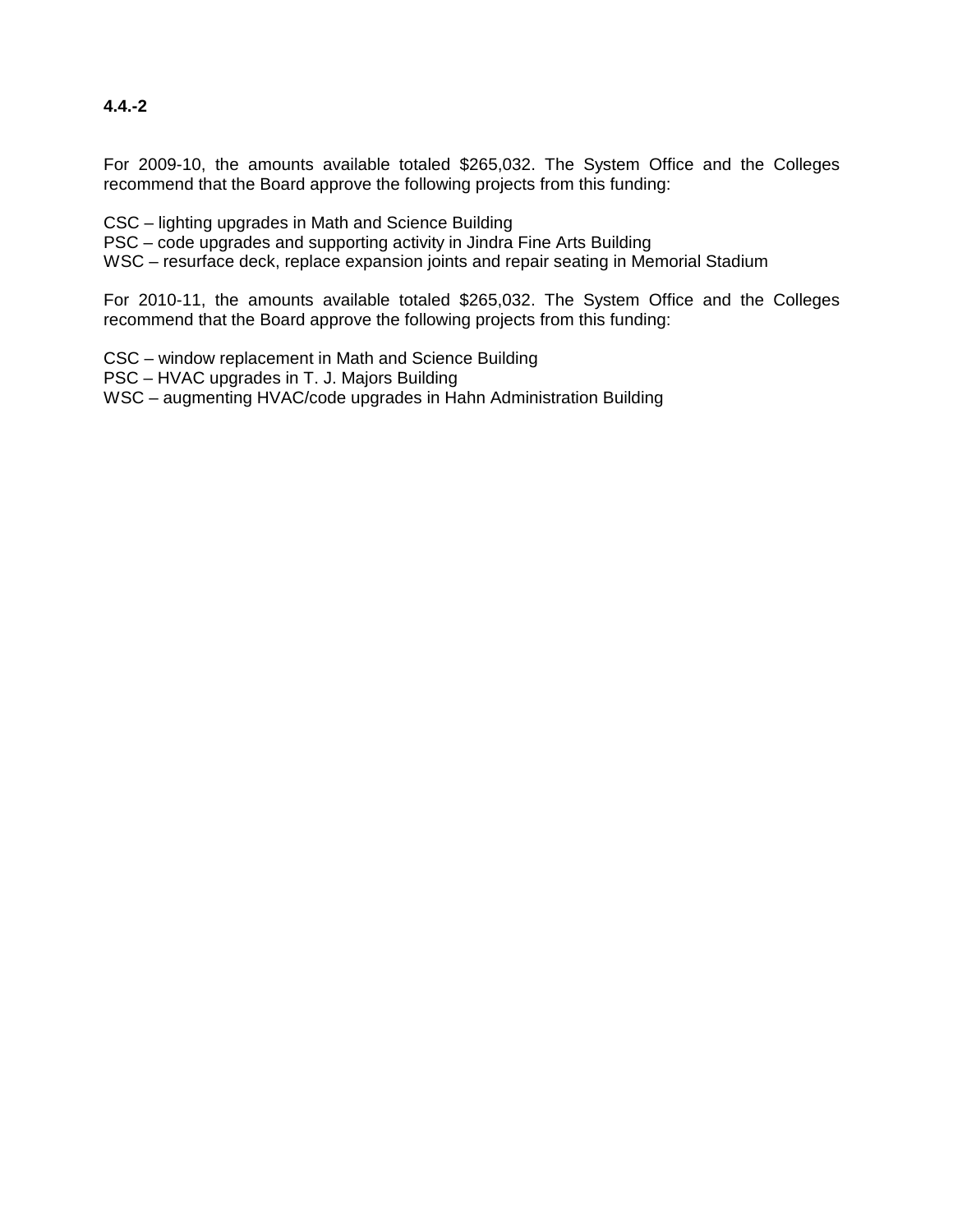**4.4.-2**

For 2009-10, the amounts available totaled $265,032. The System Office and the Colleges recommend that the Board approve the following projects from this funding:

CSC – lighting upgrades in Math and Science Building
PSC – code upgrades and supporting activity in Jindra Fine Arts Building
WSC – resurface deck, replace expansion joints and repair seating in Memorial Stadium

For 2010-11, the amounts available totaled $265,032. The System Office and the Colleges recommend that the Board approve the following projects from this funding:

CSC – window replacement in Math and Science Building
PSC – HVAC upgrades in T. J. Majors Building
WSC – augmenting HVAC/code upgrades in Hahn Administration Building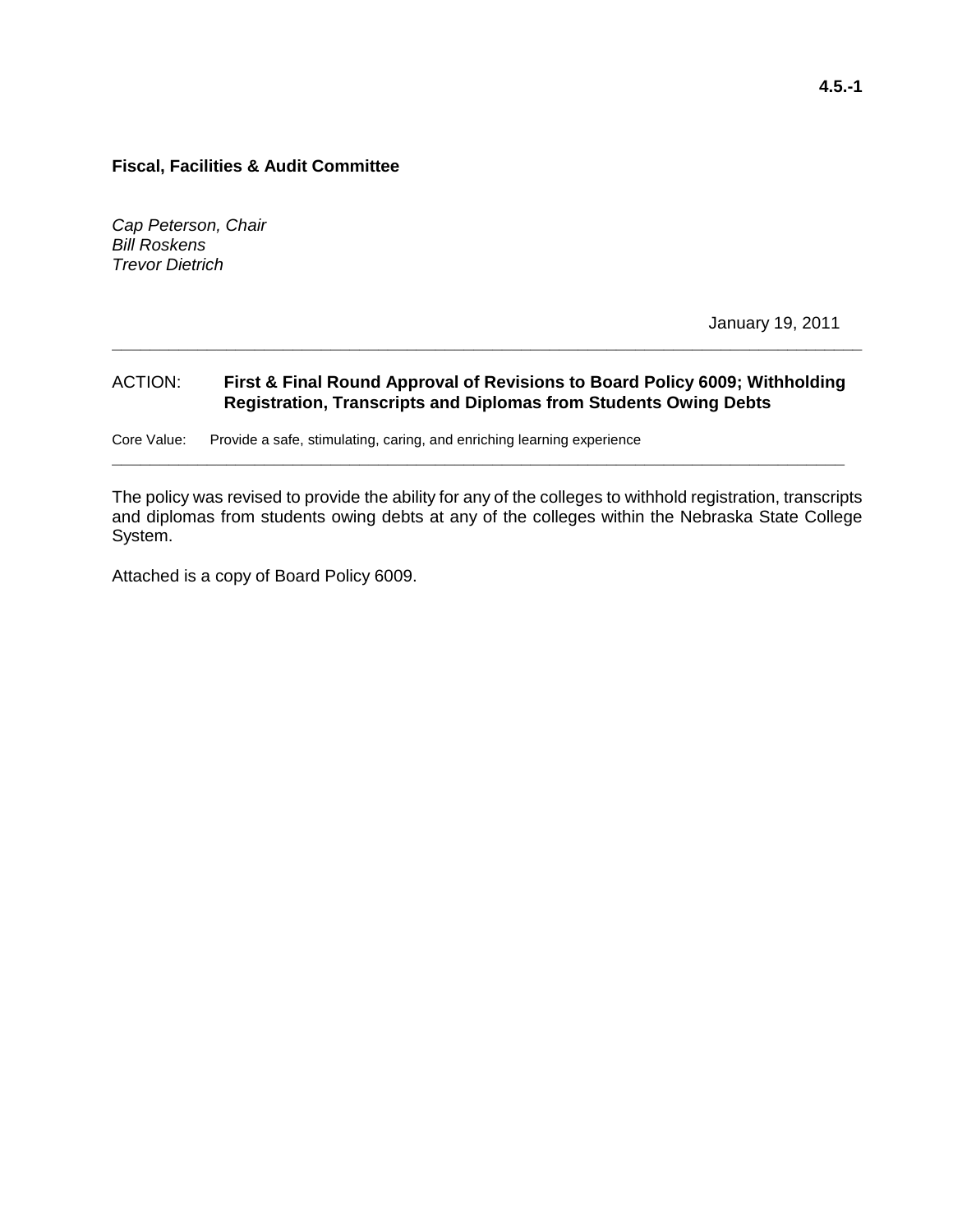4.5.-1

**Fiscal, Facilities & Audit Committee**

*Cap Peterson, Chair*
*Bill Roskens*
*Trevor Dietrich*

January 19, 2011

---

ACTION: **First & Final Round Approval of Revisions to Board Policy 6009; Withholding Registration, Transcripts and Diplomas from Students Owing Debts**

Core Value: Provide a safe, stimulating, caring, and enriching learning experience

---

The policy was revised to provide the ability for any of the colleges to withhold registration, transcripts and diplomas from students owing debts at any of the colleges within the Nebraska State College System.

Attached is a copy of Board Policy 6009.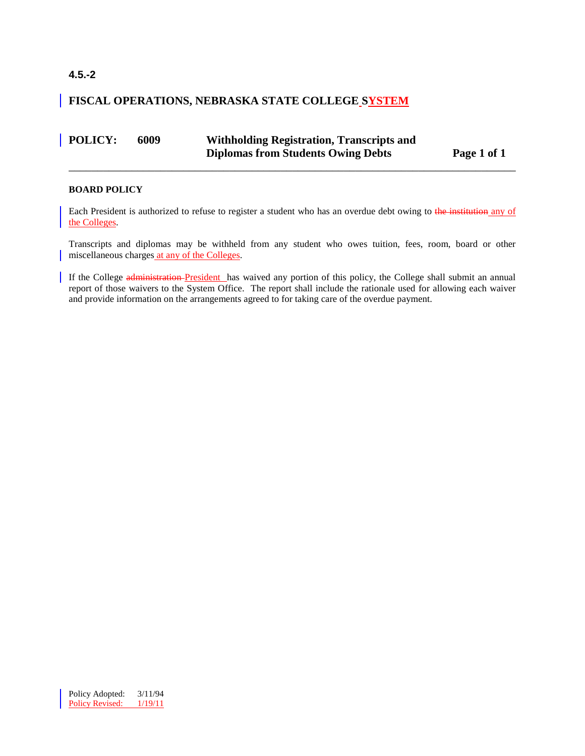4.5.-2

# FISCAL OPERATIONS, NEBRASKA STATE COLLEGE SYSTEM

**POLICY: 6009 Withholding Registration, Transcripts and Diplomas from Students Owing Debts**

---

**BOARD POLICY**

Each President is authorized to refuse to register a student who has an overdue debt owing to ~~the institution~~ any of the Colleges.

Transcripts and diplomas may be withheld from any student who owes tuition, fees, room, board or other miscellaneous charges at any of the Colleges.

If the College ~~administration~~ President has waived any portion of this policy, the College shall submit an annual report of those waivers to the System Office. The report shall include the rationale used for allowing each waiver and provide information on the arrangements agreed to for taking care of the overdue payment.

Policy Adopted: 3/11/94
Policy Revised: 1/19/11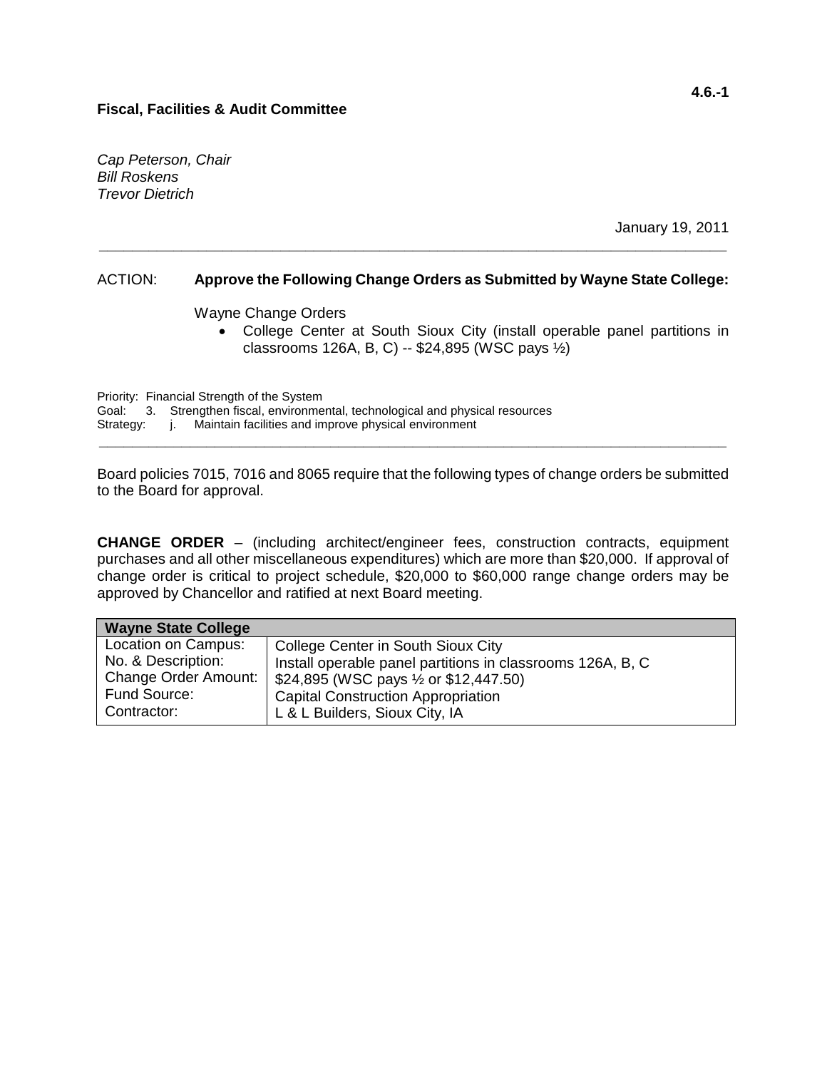4.6.-1

**Fiscal, Facilities & Audit Committee**

*Cap Peterson, Chair*
*Bill Roskens*
*Trevor Dietrich*

January 19, 2011

---

ACTION: **Approve the Following Change Orders as Submitted by Wayne State College:**

Wayne Change Orders

- College Center at South Sioux City (install operable panel partitions in classrooms 126A, B, C) -- $24,895 (WSC pays ½)

Priority: Financial Strength of the System
Goal: 3. Strengthen fiscal, environmental, technological and physical resources
Strategy: j. Maintain facilities and improve physical environment

---

Board policies 7015, 7016 and 8065 require that the following types of change orders be submitted to the Board for approval.

**CHANGE ORDER** – (including architect/engineer fees, construction contracts, equipment purchases and all other miscellaneous expenditures) which are more than $20,000. If approval of change order is critical to project schedule, $20,000 to $60,000 range change orders may be approved by Chancellor and ratified at next Board meeting.

| **Wayne State College** | |
|---|---|
| Location on Campus: | College Center in South Sioux City |
| No. & Description: | Install operable panel partitions in classrooms 126A, B, C |
| Change Order Amount: | $24,895 (WSC pays ½ or $12,447.50) |
| Fund Source: | Capital Construction Appropriation |
| Contractor: | L & L Builders, Sioux City, IA |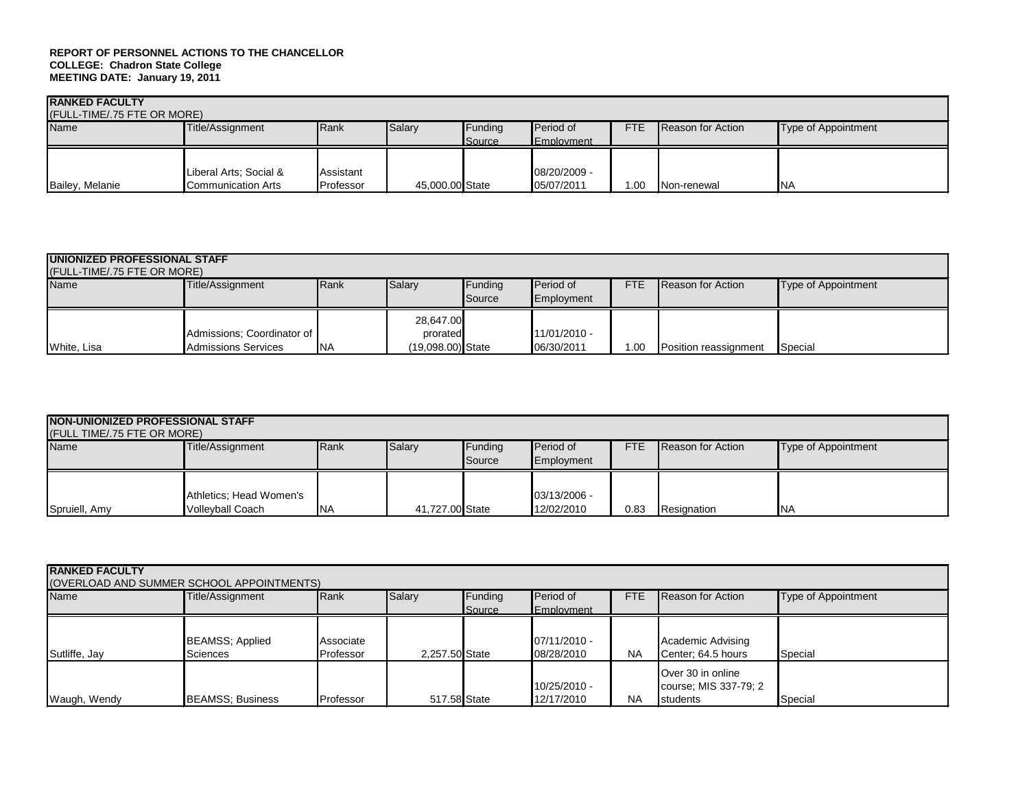**REPORT OF PERSONNEL ACTIONS TO THE CHANCELLOR**
**COLLEGE: Chadron State College**
**MEETING DATE: January 19, 2011**

**RANKED FACULTY**
(FULL-TIME/.75 FTE OR MORE)

| Name | Title/Assignment | Rank | Salary | Funding Source | Period of Employment | FTE | Reason for Action | Type of Appointment |
|---|---|---|---|---|---|---|---|---|
| Bailey, Melanie | Liberal Arts; Social & Communication Arts | Assistant Professor | 45,000.00 | State | 08/20/2009 - 05/07/2011 | 1.00 | Non-renewal | NA |

**UNIONIZED PROFESSIONAL STAFF**
(FULL-TIME/.75 FTE OR MORE)

| Name | Title/Assignment | Rank | Salary | Funding Source | Period of Employment | FTE | Reason for Action | Type of Appointment |
|---|---|---|---|---|---|---|---|---|
| White, Lisa | Admissions; Coordinator of Admissions Services | NA | 28,647.00 prorated (19,098.00) | State | 11/01/2010 - 06/30/2011 | 1.00 | Position reassignment | Special |

**NON-UNIONIZED PROFESSIONAL STAFF**
(FULL TIME/.75 FTE OR MORE)

| Name | Title/Assignment | Rank | Salary | Funding Source | Period of Employment | FTE | Reason for Action | Type of Appointment |
|---|---|---|---|---|---|---|---|---|
| Spruiell, Amy | Athletics; Head Women's Volleyball Coach | NA | 41,727.00 | State | 03/13/2006 - 12/02/2010 | 0.83 | Resignation | NA |

**RANKED FACULTY**
(OVERLOAD AND SUMMER SCHOOL APPOINTMENTS)

| Name | Title/Assignment | Rank | Salary | Funding Source | Period of Employment | FTE | Reason for Action | Type of Appointment |
|---|---|---|---|---|---|---|---|---|
| Sutliffe, Jay | BEAMSS; Applied Sciences | Associate Professor | 2,257.50 | State | 07/11/2010 - 08/28/2010 | NA | Academic Advising Center; 64.5 hours | Special |
| Waugh, Wendy | BEAMSS; Business | Professor | 517.58 | State | 10/25/2010 - 12/17/2010 | NA | Over 30 in online course; MIS 337-79; 2 students | Special |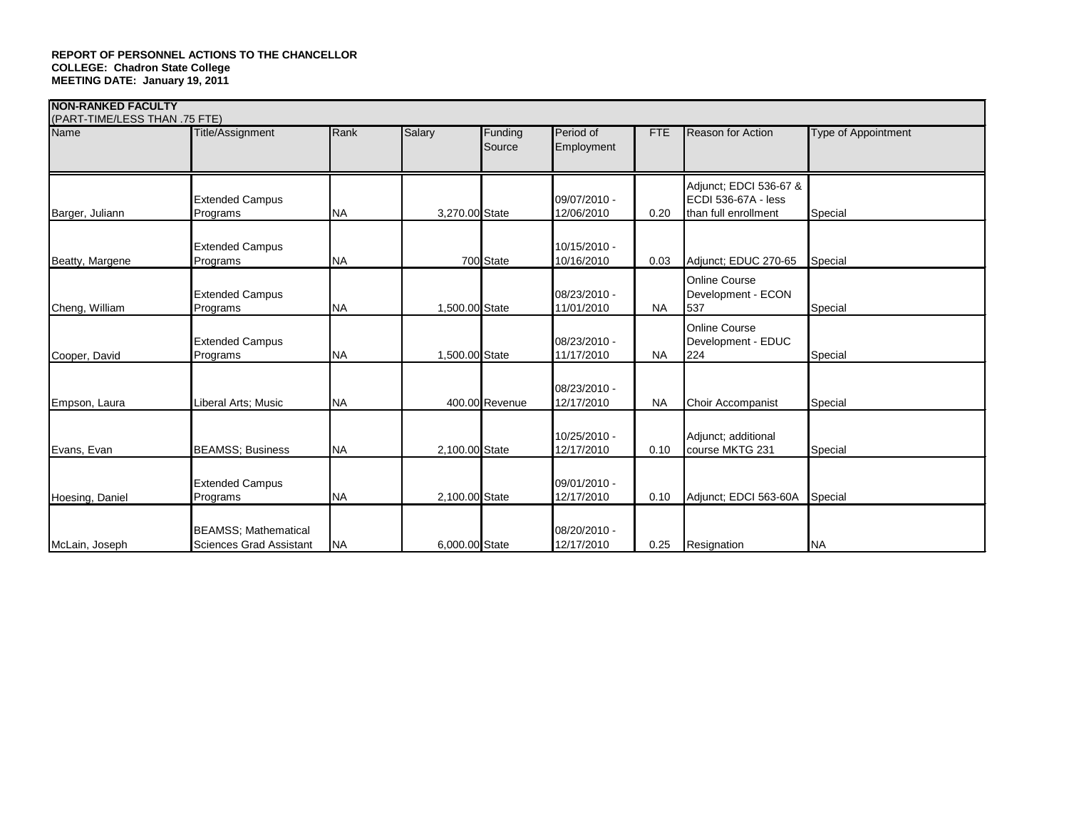**REPORT OF PERSONNEL ACTIONS TO THE CHANCELLOR**
**COLLEGE: Chadron State College**
**MEETING DATE: January 19, 2011**

**NON-RANKED FACULTY**
(PART-TIME/LESS THAN .75 FTE)

| Name | Title/Assignment | Rank | Salary | Funding Source | Period of Employment | FTE | Reason for Action | Type of Appointment |
|---|---|---|---|---|---|---|---|---|
| Barger, Juliann | Extended Campus Programs | NA | 3,270.00 | State | 09/07/2010 - 12/06/2010 | 0.20 | Adjunct; EDCI 536-67 & ECDI 536-67A - less than full enrollment | Special |
| Beatty, Margene | Extended Campus Programs | NA | 700 | State | 10/15/2010 - 10/16/2010 | 0.03 | Adjunct; EDUC 270-65 | Special |
| Cheng, William | Extended Campus Programs | NA | 1,500.00 | State | 08/23/2010 - 11/01/2010 | NA | Online Course Development - ECON 537 | Special |
| Cooper, David | Extended Campus Programs | NA | 1,500.00 | State | 08/23/2010 - 11/17/2010 | NA | Online Course Development - EDUC 224 | Special |
| Empson, Laura | Liberal Arts; Music | NA | 400.00 | Revenue | 08/23/2010 - 12/17/2010 | NA | Choir Accompanist | Special |
| Evans, Evan | BEAMSS; Business | NA | 2,100.00 | State | 10/25/2010 - 12/17/2010 | 0.10 | Adjunct; additional course MKTG 231 | Special |
| Hoesing, Daniel | Extended Campus Programs | NA | 2,100.00 | State | 09/01/2010 - 12/17/2010 | 0.10 | Adjunct; EDCI 563-60A | Special |
| McLain, Joseph | BEAMSS; Mathematical Sciences Grad Assistant | NA | 6,000.00 | State | 08/20/2010 - 12/17/2010 | 0.25 | Resignation | NA |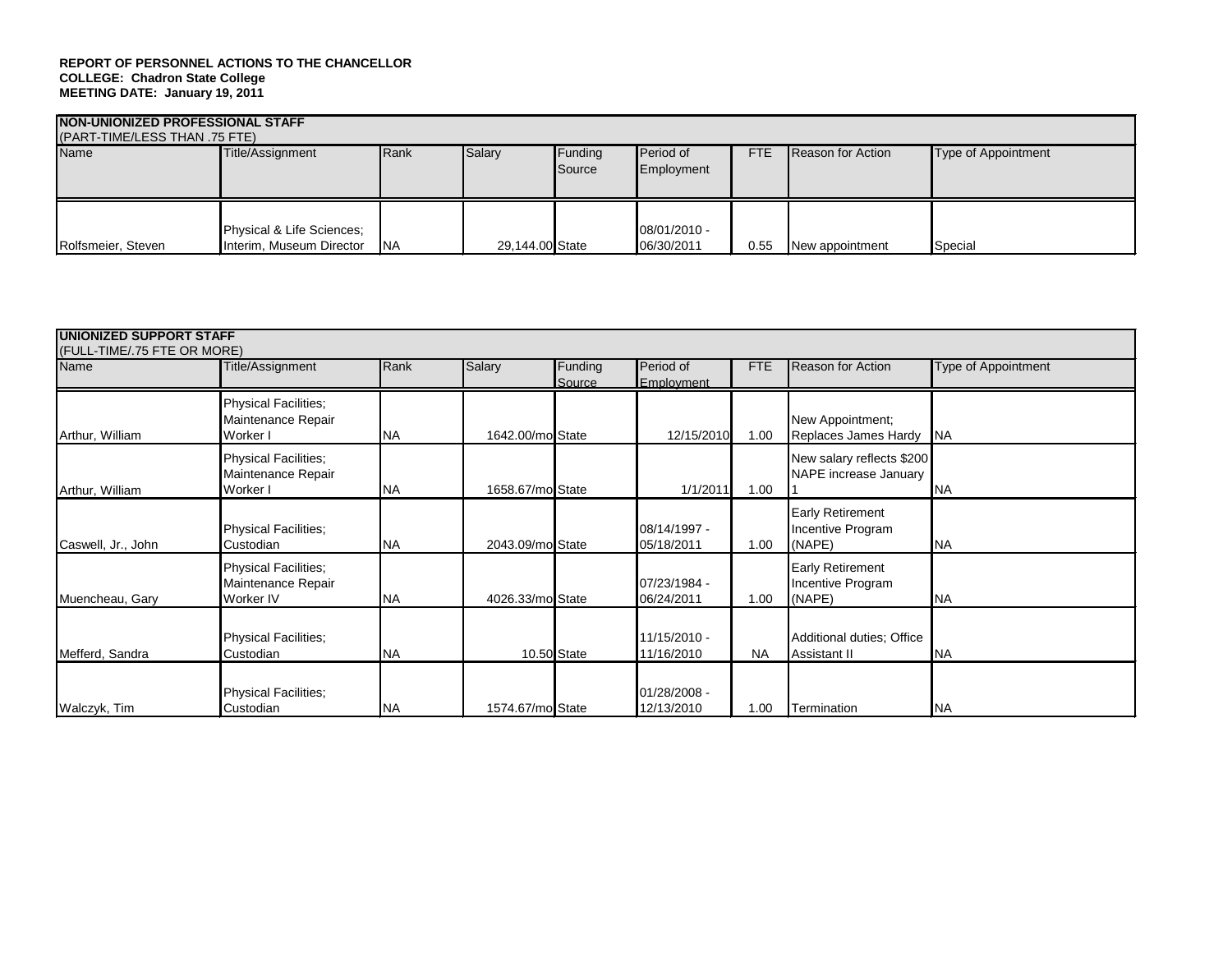**REPORT OF PERSONNEL ACTIONS TO THE CHANCELLOR**
**COLLEGE: Chadron State College**
**MEETING DATE: January 19, 2011**

**NON-UNIONIZED PROFESSIONAL STAFF**
(PART-TIME/LESS THAN .75 FTE)

| Name | Title/Assignment | Rank | Salary | Funding Source | Period of Employment | FTE | Reason for Action | Type of Appointment |
|---|---|---|---|---|---|---|---|---|
| Rolfsmeier, Steven | Physical & Life Sciences; Interim, Museum Director | NA | 29,144.00 | State | 08/01/2010 - 06/30/2011 | 0.55 | New appointment | Special |

**UNIONIZED SUPPORT STAFF**
(FULL-TIME/.75 FTE OR MORE)

| Name | Title/Assignment | Rank | Salary | Funding Source | Period of Employment | FTE | Reason for Action | Type of Appointment |
|---|---|---|---|---|---|---|---|---|
| Arthur, William | Physical Facilities; Maintenance Repair Worker I | NA | 1642.00/mo | State | 12/15/2010 | 1.00 | New Appointment; Replaces James Hardy | NA |
| Arthur, William | Physical Facilities; Maintenance Repair Worker I | NA | 1658.67/mo | State | 1/1/2011 | 1.00 | New salary reflects $200 NAPE increase January 1 | NA |
| Caswell, Jr., John | Physical Facilities; Custodian | NA | 2043.09/mo | State | 08/14/1997 - 05/18/2011 | 1.00 | Early Retirement Incentive Program (NAPE) | NA |
| Muencheau, Gary | Physical Facilities; Maintenance Repair Worker IV | NA | 4026.33/mo | State | 07/23/1984 - 06/24/2011 | 1.00 | Early Retirement Incentive Program (NAPE) | NA |
| Mefferd, Sandra | Physical Facilities; Custodian | NA | 10.50 | State | 11/15/2010 - 11/16/2010 | NA | Additional duties; Office Assistant II | NA |
| Walczyk, Tim | Physical Facilities; Custodian | NA | 1574.67/mo | State | 01/28/2008 - 12/13/2010 | 1.00 | Termination | NA |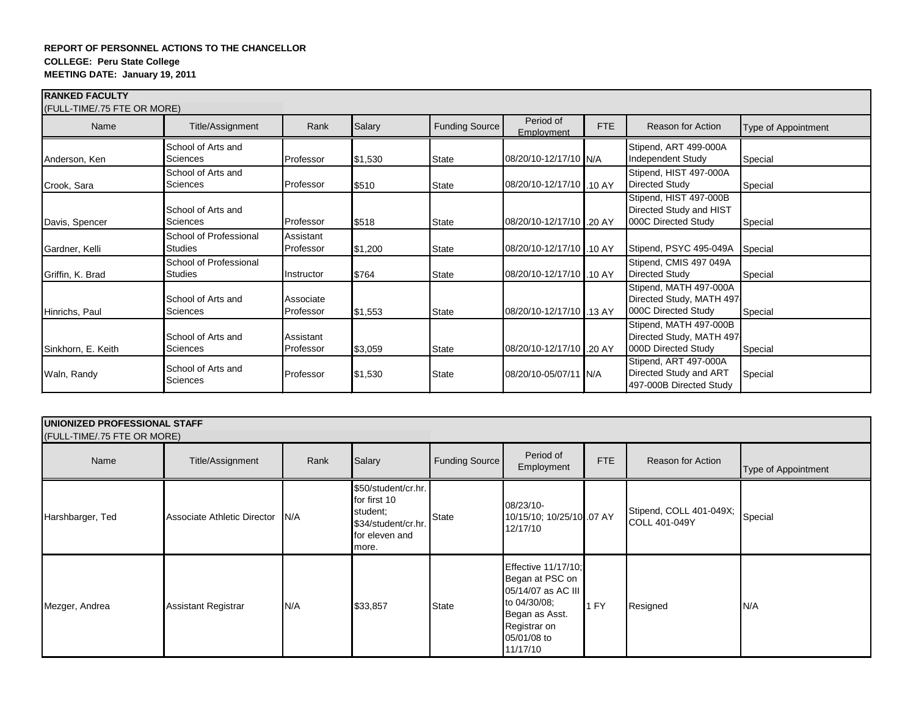**REPORT OF PERSONNEL ACTIONS TO THE CHANCELLOR**
**COLLEGE: Peru State College**
**MEETING DATE: January 19, 2011**

**RANKED FACULTY**
(FULL-TIME/.75 FTE OR MORE)

| Name | Title/Assignment | Rank | Salary | Funding Source | Period of Employment | FTE | Reason for Action | Type of Appointment |
|---|---|---|---|---|---|---|---|---|
| Anderson, Ken | School of Arts and Sciences | Professor | $1,530 | State | 08/20/10-12/17/10 | N/A | Stipend, ART 499-000A Independent Study | Special |
| Crook, Sara | School of Arts and Sciences | Professor | $510 | State | 08/20/10-12/17/10 | .10 AY | Stipend, HIST 497-000A Directed Study | Special |
| Davis, Spencer | School of Arts and Sciences | Professor | $518 | State | 08/20/10-12/17/10 | .20 AY | Stipend, HIST 497-000B Directed Study and HIST 000C Directed Study | Special |
| Gardner, Kelli | School of Professional Studies | Assistant Professor | $1,200 | State | 08/20/10-12/17/10 | .10 AY | Stipend, PSYC 495-049A | Special |
| Griffin, K. Brad | School of Professional Studies | Instructor | $764 | State | 08/20/10-12/17/10 | .10 AY | Stipend, CMIS 497 049A Directed Study | Special |
| Hinrichs, Paul | School of Arts and Sciences | Associate Professor | $1,553 | State | 08/20/10-12/17/10 | .13 AY | Stipend, MATH 497-000A Directed Study, MATH 497-000C Directed Study | Special |
| Sinkhorn, E. Keith | School of Arts and Sciences | Assistant Professor | $3,059 | State | 08/20/10-12/17/10 | .20 AY | Stipend, MATH 497-000B Directed Study, MATH 497-000D Directed Study | Special |
| Waln, Randy | School of Arts and Sciences | Professor | $1,530 | State | 08/20/10-05/07/11 | N/A | Stipend, ART 497-000A Directed Study and ART 497-000B Directed Study | Special |

**UNIONIZED PROFESSIONAL STAFF**
(FULL-TIME/.75 FTE OR MORE)

| Name | Title/Assignment | Rank | Salary | Funding Source | Period of Employment | FTE | Reason for Action | Type of Appointment |
|---|---|---|---|---|---|---|---|---|
| Harshbarger, Ted | Associate Athletic Director | N/A | $50/student/cr.hr. for first 10 student; $34/student/cr.hr. for eleven and more. | State | 08/23/10-10/15/10; 10/25/10-12/17/10 | .07 AY | Stipend, COLL 401-049X; COLL 401-049Y | Special |
| Mezger, Andrea | Assistant Registrar | N/A | $33,857 | State | Effective 11/17/10; Began at PSC on 05/14/07 as AC III to 04/30/08; Began as Asst. Registrar on 05/01/08 to 11/17/10 | 1 FY | Resigned | N/A |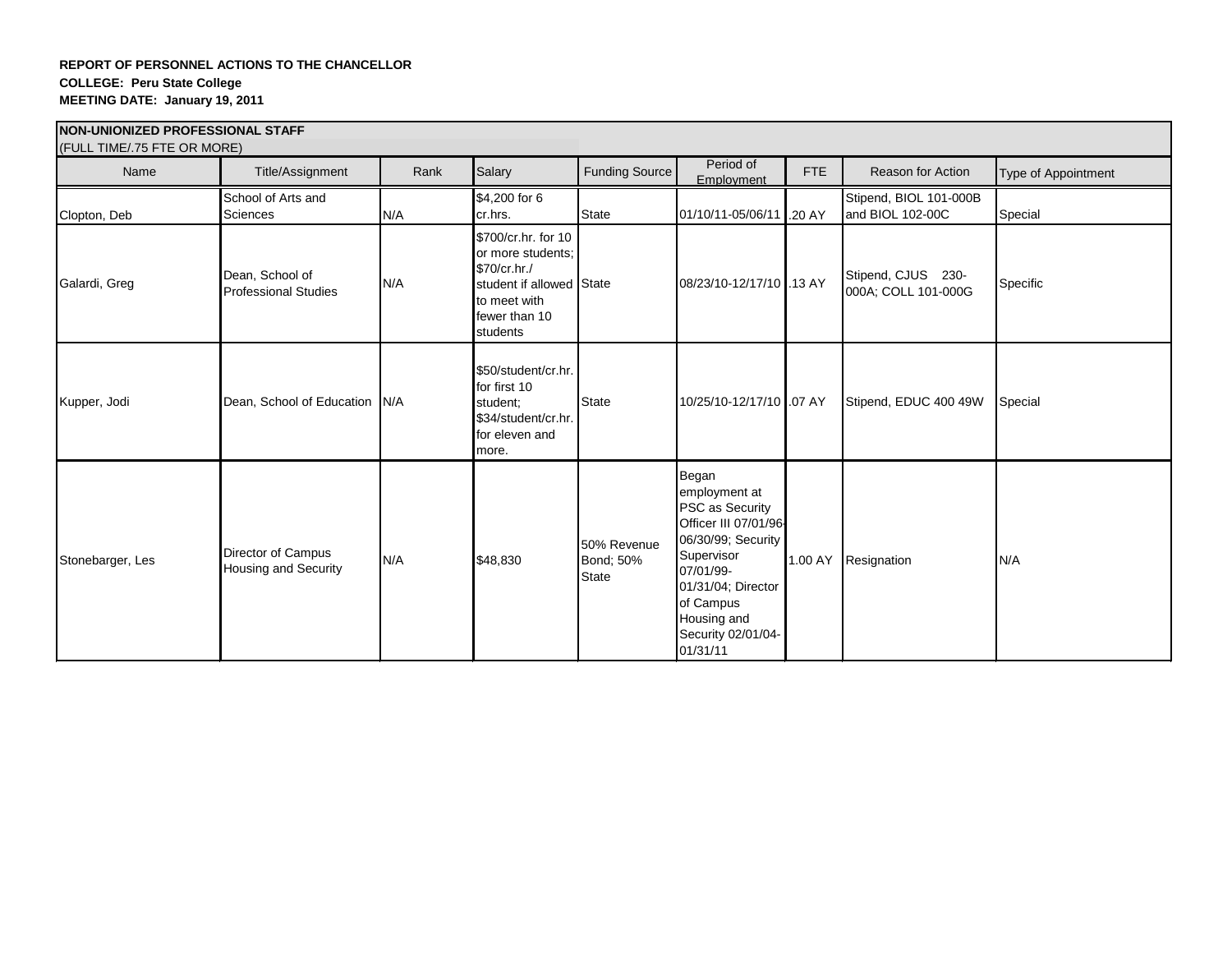**REPORT OF PERSONNEL ACTIONS TO THE CHANCELLOR**
**COLLEGE: Peru State College**
**MEETING DATE: January 19, 2011**

**NON-UNIONIZED PROFESSIONAL STAFF**
(FULL TIME/.75 FTE OR MORE)

| Name | Title/Assignment | Rank | Salary | Funding Source | Period of Employment | FTE | Reason for Action | Type of Appointment |
|---|---|---|---|---|---|---|---|---|
| Clopton, Deb | School of Arts and Sciences | N/A | $4,200 for 6 cr.hrs. | State | 01/10/11-05/06/11 | .20 AY | Stipend, BIOL 101-000B and BIOL 102-00C | Special |
| Galardi, Greg | Dean, School of Professional Studies | N/A | $700/cr.hr. for 10 or more students; $70/cr.hr./ student if allowed to meet with fewer than 10 students | State | 08/23/10-12/17/10 | .13 AY | Stipend, CJUS 230-000A; COLL 101-000G | Specific |
| Kupper, Jodi | Dean, School of Education | N/A | $50/student/cr.hr. for first 10 student; $34/student/cr.hr. for eleven and more. | State | 10/25/10-12/17/10 | .07 AY | Stipend, EDUC 400 49W | Special |
| Stonebarger, Les | Director of Campus Housing and Security | N/A | $48,830 | 50% Revenue Bond; 50% State | Began employment at PSC as Security Officer III 07/01/96-06/30/99; Security Supervisor 07/01/99-01/31/04; Director of Campus Housing and Security 02/01/04-01/31/11 | 1.00 AY | Resignation | N/A |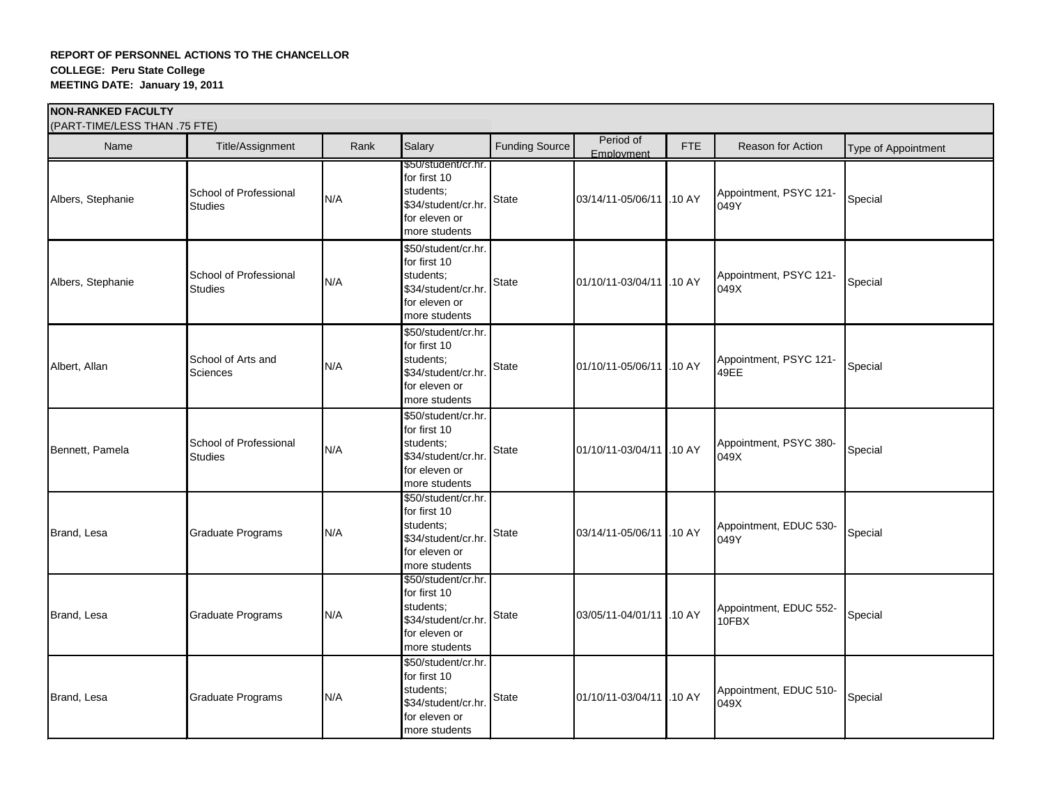**REPORT OF PERSONNEL ACTIONS TO THE CHANCELLOR**
**COLLEGE: Peru State College**
**MEETING DATE: January 19, 2011**

**NON-RANKED FACULTY**
(PART-TIME/LESS THAN .75 FTE)

| Name | Title/Assignment | Rank | Salary | Funding Source | Period of Employment | FTE | Reason for Action | Type of Appointment |
|---|---|---|---|---|---|---|---|---|
| Albers, Stephanie | School of Professional Studies | N/A | $50/student/cr.hr. for first 10 students; $34/student/cr.hr. for eleven or more students | State | 03/14/11-05/06/11 | .10 AY | Appointment, PSYC 121-049Y | Special |
| Albers, Stephanie | School of Professional Studies | N/A | $50/student/cr.hr. for first 10 students; $34/student/cr.hr. for eleven or more students | State | 01/10/11-03/04/11 | .10 AY | Appointment, PSYC 121-049X | Special |
| Albert, Allan | School of Arts and Sciences | N/A | $50/student/cr.hr. for first 10 students; $34/student/cr.hr. for eleven or more students | State | 01/10/11-05/06/11 | .10 AY | Appointment, PSYC 121-49EE | Special |
| Bennett, Pamela | School of Professional Studies | N/A | $50/student/cr.hr. for first 10 students; $34/student/cr.hr. for eleven or more students | State | 01/10/11-03/04/11 | .10 AY | Appointment, PSYC 380-049X | Special |
| Brand, Lesa | Graduate Programs | N/A | $50/student/cr.hr. for first 10 students; $34/student/cr.hr. for eleven or more students | State | 03/14/11-05/06/11 | .10 AY | Appointment, EDUC 530-049Y | Special |
| Brand, Lesa | Graduate Programs | N/A | $50/student/cr.hr. for first 10 students; $34/student/cr.hr. for eleven or more students | State | 03/05/11-04/01/11 | .10 AY | Appointment, EDUC 552-10FBX | Special |
| Brand, Lesa | Graduate Programs | N/A | $50/student/cr.hr. for first 10 students; $34/student/cr.hr. for eleven or more students | State | 01/10/11-03/04/11 | .10 AY | Appointment, EDUC 510-049X | Special |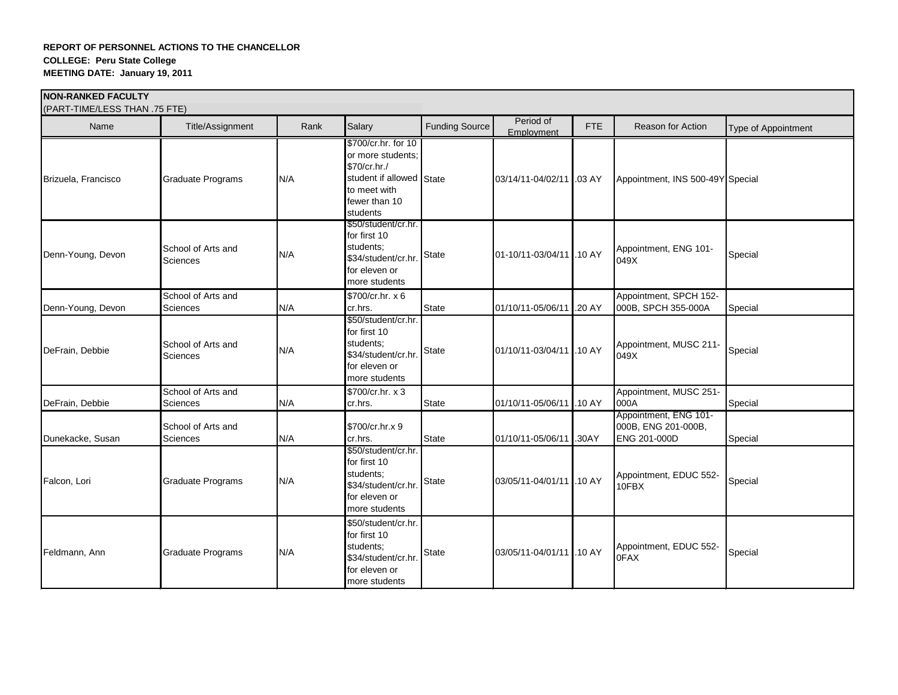**REPORT OF PERSONNEL ACTIONS TO THE CHANCELLOR**
**COLLEGE: Peru State College**
**MEETING DATE: January 19, 2011**

**NON-RANKED FACULTY**
(PART-TIME/LESS THAN .75 FTE)

| Name | Title/Assignment | Rank | Salary | Funding Source | Period of Employment | FTE | Reason for Action | Type of Appointment |
|---|---|---|---|---|---|---|---|---|
| Brizuela, Francisco | Graduate Programs | N/A | $700/cr.hr. for 10 or more students; $70/cr.hr./ student if allowed to meet with fewer than 10 students | State | 03/14/11-04/02/11 | .03 AY | Appointment, INS 500-49Y | Special |
| Denn-Young, Devon | School of Arts and Sciences | N/A | $50/student/cr.hr. for first 10 students; $34/student/cr.hr. for eleven or more students | State | 01-10/11-03/04/11 | .10 AY | Appointment, ENG 101-049X | Special |
| Denn-Young, Devon | School of Arts and Sciences | N/A | $700/cr.hr. x 6 cr.hrs. | State | 01/10/11-05/06/11 | .20 AY | Appointment, SPCH 152-000B, SPCH 355-000A | Special |
| DeFrain, Debbie | School of Arts and Sciences | N/A | $50/student/cr.hr. for first 10 students; $34/student/cr.hr. for eleven or more students | State | 01/10/11-03/04/11 | .10 AY | Appointment, MUSC 211-049X | Special |
| DeFrain, Debbie | School of Arts and Sciences | N/A | $700/cr.hr. x 3 cr.hrs. | State | 01/10/11-05/06/11 | .10 AY | Appointment, MUSC 251-000A | Special |
| Dunekacke, Susan | School of Arts and Sciences | N/A | $700/cr.hr.x 9 cr.hrs. | State | 01/10/11-05/06/11 | .30AY | Appointment, ENG 101-000B, ENG 201-000B, ENG 201-000D | Special |
| Falcon, Lori | Graduate Programs | N/A | $50/student/cr.hr. for first 10 students; $34/student/cr.hr. for eleven or more students | State | 03/05/11-04/01/11 | .10 AY | Appointment, EDUC 552-10FBX | Special |
| Feldmann, Ann | Graduate Programs | N/A | $50/student/cr.hr. for first 10 students; $34/student/cr.hr. for eleven or more students | State | 03/05/11-04/01/11 | .10 AY | Appointment, EDUC 552-0FAX | Special |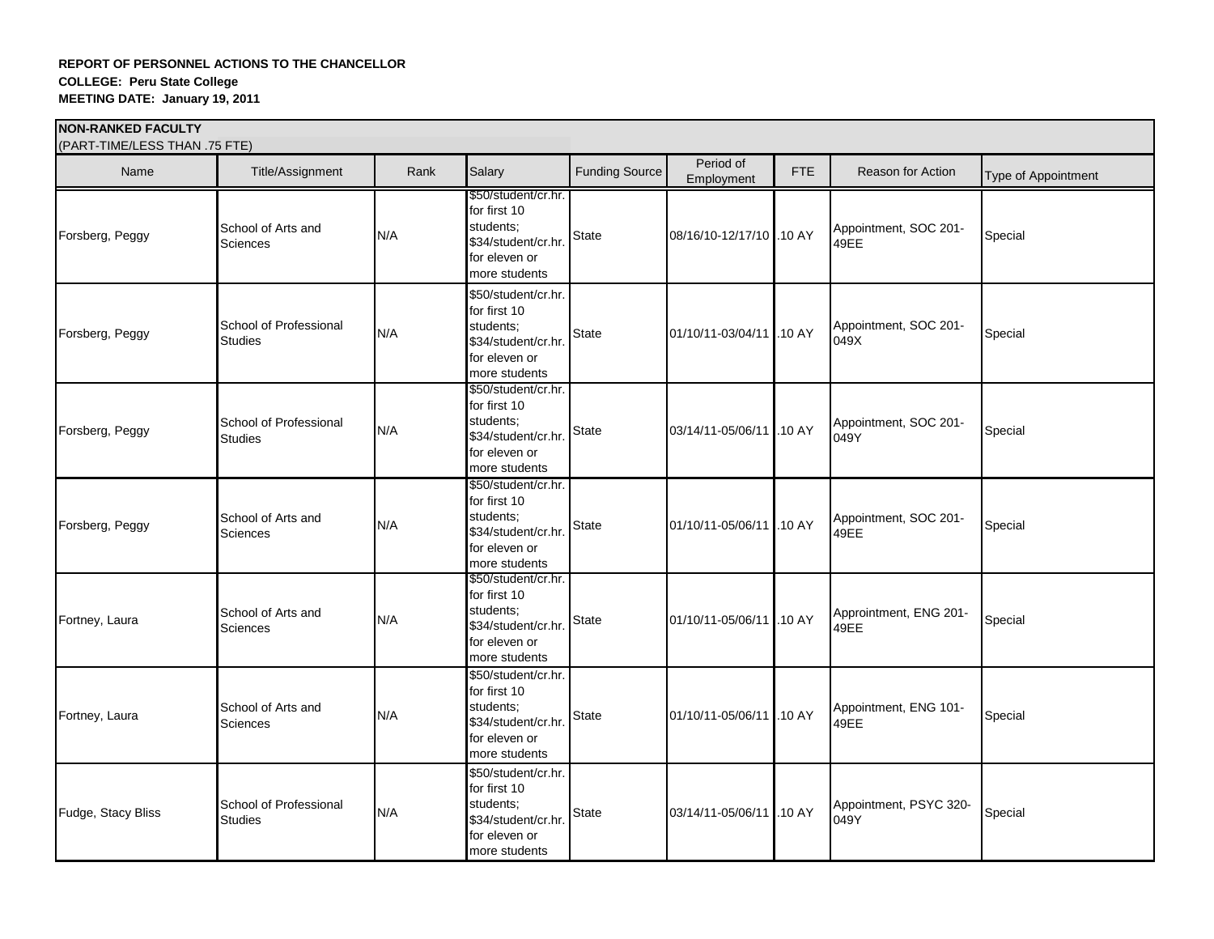**REPORT OF PERSONNEL ACTIONS TO THE CHANCELLOR**
**COLLEGE: Peru State College**
**MEETING DATE: January 19, 2011**

**NON-RANKED FACULTY**
(PART-TIME/LESS THAN .75 FTE)

| Name | Title/Assignment | Rank | Salary | Funding Source | Period of Employment | FTE | Reason for Action | Type of Appointment |
|---|---|---|---|---|---|---|---|---|
| Forsberg, Peggy | School of Arts and Sciences | N/A | $50/student/cr.hr. for first 10 students; $34/student/cr.hr. for eleven or more students | State | 08/16/10-12/17/10 | .10 AY | Appointment, SOC 201-49EE | Special |
| Forsberg, Peggy | School of Professional Studies | N/A | $50/student/cr.hr. for first 10 students; $34/student/cr.hr. for eleven or more students | State | 01/10/11-03/04/11 | .10 AY | Appointment, SOC 201-049X | Special |
| Forsberg, Peggy | School of Professional Studies | N/A | $50/student/cr.hr. for first 10 students; $34/student/cr.hr. for eleven or more students | State | 03/14/11-05/06/11 | .10 AY | Appointment, SOC 201-049Y | Special |
| Forsberg, Peggy | School of Arts and Sciences | N/A | $50/student/cr.hr. for first 10 students; $34/student/cr.hr. for eleven or more students | State | 01/10/11-05/06/11 | .10 AY | Appointment, SOC 201-49EE | Special |
| Fortney, Laura | School of Arts and Sciences | N/A | $50/student/cr.hr. for first 10 students; $34/student/cr.hr. for eleven or more students | State | 01/10/11-05/06/11 | .10 AY | Approintment, ENG 201-49EE | Special |
| Fortney, Laura | School of Arts and Sciences | N/A | $50/student/cr.hr. for first 10 students; $34/student/cr.hr. for eleven or more students | State | 01/10/11-05/06/11 | .10 AY | Appointment, ENG 101-49EE | Special |
| Fudge, Stacy Bliss | School of Professional Studies | N/A | $50/student/cr.hr. for first 10 students; $34/student/cr.hr. for eleven or more students | State | 03/14/11-05/06/11 | .10 AY | Appointment, PSYC 320-049Y | Special |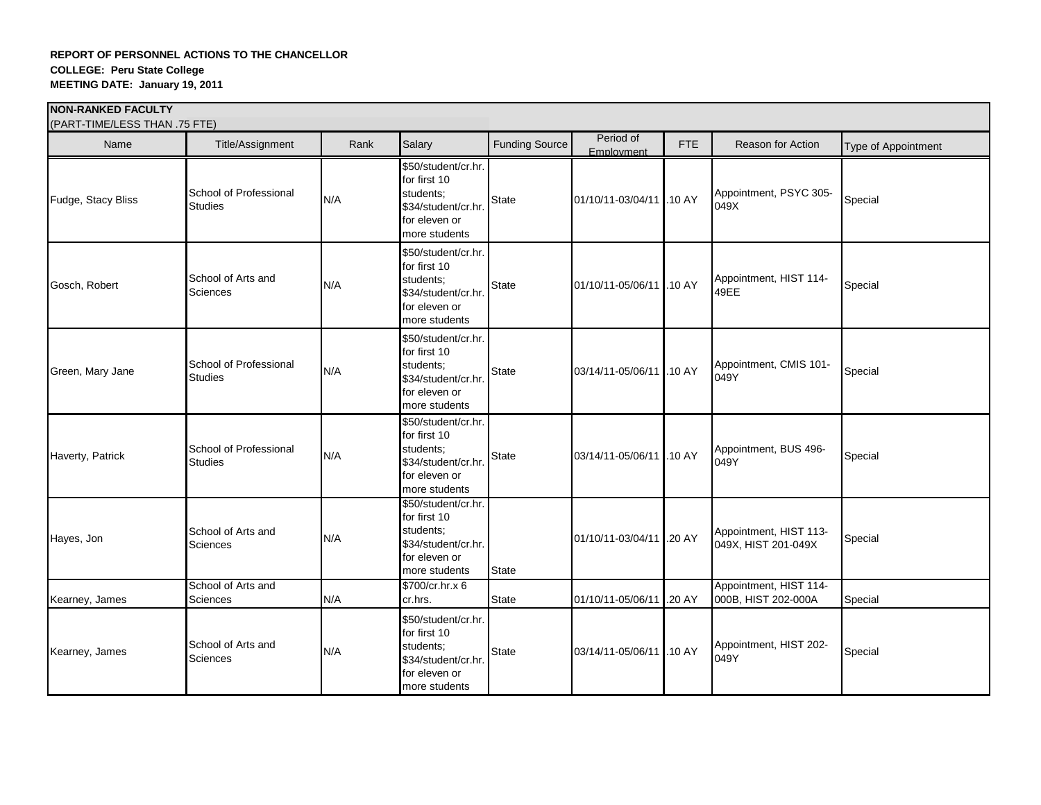**REPORT OF PERSONNEL ACTIONS TO THE CHANCELLOR**
**COLLEGE: Peru State College**
**MEETING DATE: January 19, 2011**

**NON-RANKED FACULTY**
(PART-TIME/LESS THAN .75 FTE)

| Name | Title/Assignment | Rank | Salary | Funding Source | Period of Employment | FTE | Reason for Action | Type of Appointment |
|---|---|---|---|---|---|---|---|---|
| Fudge, Stacy Bliss | School of Professional Studies | N/A | $50/student/cr.hr. for first 10 students; $34/student/cr.hr. for eleven or more students | State | 01/10/11-03/04/11 | .10 AY | Appointment, PSYC 305-049X | Special |
| Gosch, Robert | School of Arts and Sciences | N/A | $50/student/cr.hr. for first 10 students; $34/student/cr.hr. for eleven or more students | State | 01/10/11-05/06/11 | .10 AY | Appointment, HIST 114-49EE | Special |
| Green, Mary Jane | School of Professional Studies | N/A | $50/student/cr.hr. for first 10 students; $34/student/cr.hr. for eleven or more students | State | 03/14/11-05/06/11 | .10 AY | Appointment, CMIS 101-049Y | Special |
| Haverty, Patrick | School of Professional Studies | N/A | $50/student/cr.hr. for first 10 students; $34/student/cr.hr. for eleven or more students | State | 03/14/11-05/06/11 | .10 AY | Appointment, BUS 496-049Y | Special |
| Hayes, Jon | School of Arts and Sciences | N/A | $50/student/cr.hr. for first 10 students; $34/student/cr.hr. for eleven or more students | State | 01/10/11-03/04/11 | .20 AY | Appointment, HIST 113-049X, HIST 201-049X | Special |
| Kearney, James | School of Arts and Sciences | N/A | $700/cr.hr.x 6 cr.hrs. | State | 01/10/11-05/06/11 | .20 AY | Appointment, HIST 114-000B, HIST 202-000A | Special |
| Kearney, James | School of Arts and Sciences | N/A | $50/student/cr.hr. for first 10 students; $34/student/cr.hr. for eleven or more students | State | 03/14/11-05/06/11 | .10 AY | Appointment, HIST 202-049Y | Special |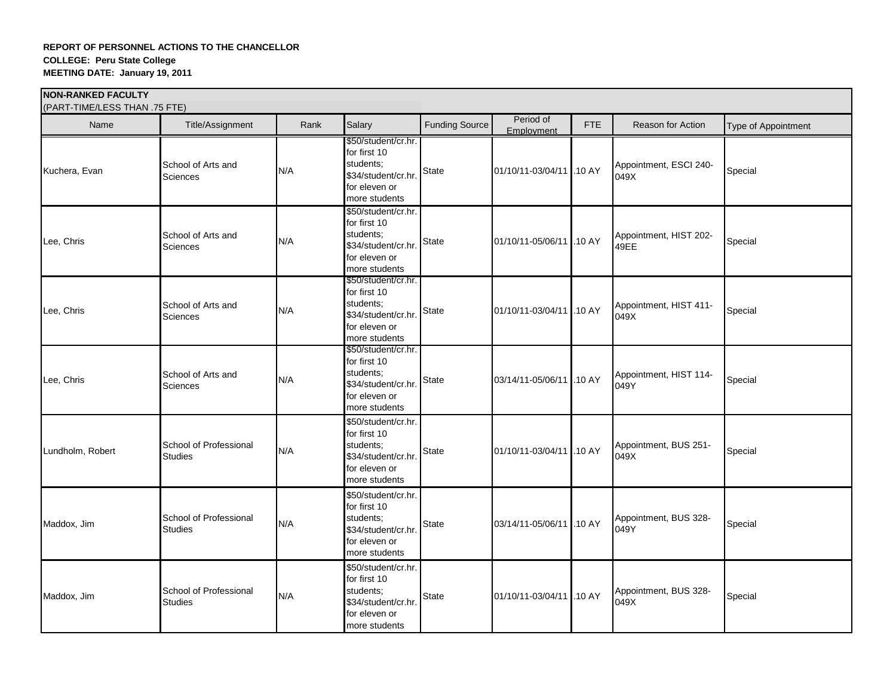**REPORT OF PERSONNEL ACTIONS TO THE CHANCELLOR**
**COLLEGE: Peru State College**
**MEETING DATE: January 19, 2011**

**NON-RANKED FACULTY**
(PART-TIME/LESS THAN .75 FTE)

| Name | Title/Assignment | Rank | Salary | Funding Source | Period of Employment | FTE | Reason for Action | Type of Appointment |
|---|---|---|---|---|---|---|---|---|
| Kuchera, Evan | School of Arts and Sciences | N/A | $50/student/cr.hr. for first 10 students; $34/student/cr.hr. for eleven or more students | State | 01/10/11-03/04/11 | .10 AY | Appointment, ESCI 240-049X | Special |
| Lee, Chris | School of Arts and Sciences | N/A | $50/student/cr.hr. for first 10 students; $34/student/cr.hr. for eleven or more students | State | 01/10/11-05/06/11 | .10 AY | Appointment, HIST 202-49EE | Special |
| Lee, Chris | School of Arts and Sciences | N/A | $50/student/cr.hr. for first 10 students; $34/student/cr.hr. for eleven or more students | State | 01/10/11-03/04/11 | .10 AY | Appointment, HIST 411-049X | Special |
| Lee, Chris | School of Arts and Sciences | N/A | $50/student/cr.hr. for first 10 students; $34/student/cr.hr. for eleven or more students | State | 03/14/11-05/06/11 | .10 AY | Appointment, HIST 114-049Y | Special |
| Lundholm, Robert | School of Professional Studies | N/A | $50/student/cr.hr. for first 10 students; $34/student/cr.hr. for eleven or more students | State | 01/10/11-03/04/11 | .10 AY | Appointment, BUS 251-049X | Special |
| Maddox, Jim | School of Professional Studies | N/A | $50/student/cr.hr. for first 10 students; $34/student/cr.hr. for eleven or more students | State | 03/14/11-05/06/11 | .10 AY | Appointment, BUS 328-049Y | Special |
| Maddox, Jim | School of Professional Studies | N/A | $50/student/cr.hr. for first 10 students; $34/student/cr.hr. for eleven or more students | State | 01/10/11-03/04/11 | .10 AY | Appointment, BUS 328-049X | Special |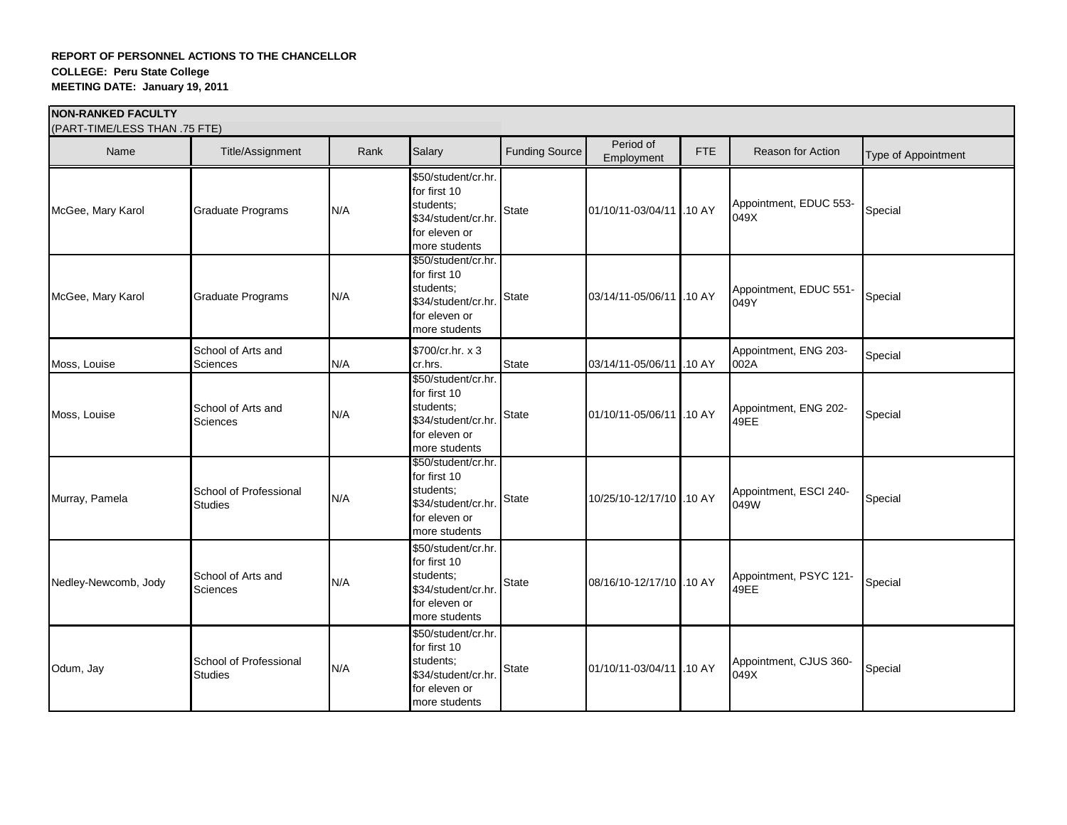**REPORT OF PERSONNEL ACTIONS TO THE CHANCELLOR**
**COLLEGE: Peru State College**
**MEETING DATE: January 19, 2011**

**NON-RANKED FACULTY**
(PART-TIME/LESS THAN .75 FTE)

| Name | Title/Assignment | Rank | Salary | Funding Source | Period of Employment | FTE | Reason for Action | Type of Appointment |
|---|---|---|---|---|---|---|---|---|
| McGee, Mary Karol | Graduate Programs | N/A | $50/student/cr.hr. for first 10 students; $34/student/cr.hr. for eleven or more students | State | 01/10/11-03/04/11 | .10 AY | Appointment, EDUC 553-049X | Special |
| McGee, Mary Karol | Graduate Programs | N/A | $50/student/cr.hr. for first 10 students; $34/student/cr.hr. for eleven or more students | State | 03/14/11-05/06/11 | .10 AY | Appointment, EDUC 551-049Y | Special |
| Moss, Louise | School of Arts and Sciences | N/A | $700/cr.hr. x 3 cr.hrs. | State | 03/14/11-05/06/11 | .10 AY | Appointment, ENG 203-002A | Special |
| Moss, Louise | School of Arts and Sciences | N/A | $50/student/cr.hr. for first 10 students; $34/student/cr.hr. for eleven or more students | State | 01/10/11-05/06/11 | .10 AY | Appointment, ENG 202-49EE | Special |
| Murray, Pamela | School of Professional Studies | N/A | $50/student/cr.hr. for first 10 students; $34/student/cr.hr. for eleven or more students | State | 10/25/10-12/17/10 | .10 AY | Appointment, ESCI 240-049W | Special |
| Nedley-Newcomb, Jody | School of Arts and Sciences | N/A | $50/student/cr.hr. for first 10 students; $34/student/cr.hr. for eleven or more students | State | 08/16/10-12/17/10 | .10 AY | Appointment, PSYC 121-49EE | Special |
| Odum, Jay | School of Professional Studies | N/A | $50/student/cr.hr. for first 10 students; $34/student/cr.hr. for eleven or more students | State | 01/10/11-03/04/11 | .10 AY | Appointment, CJUS 360-049X | Special |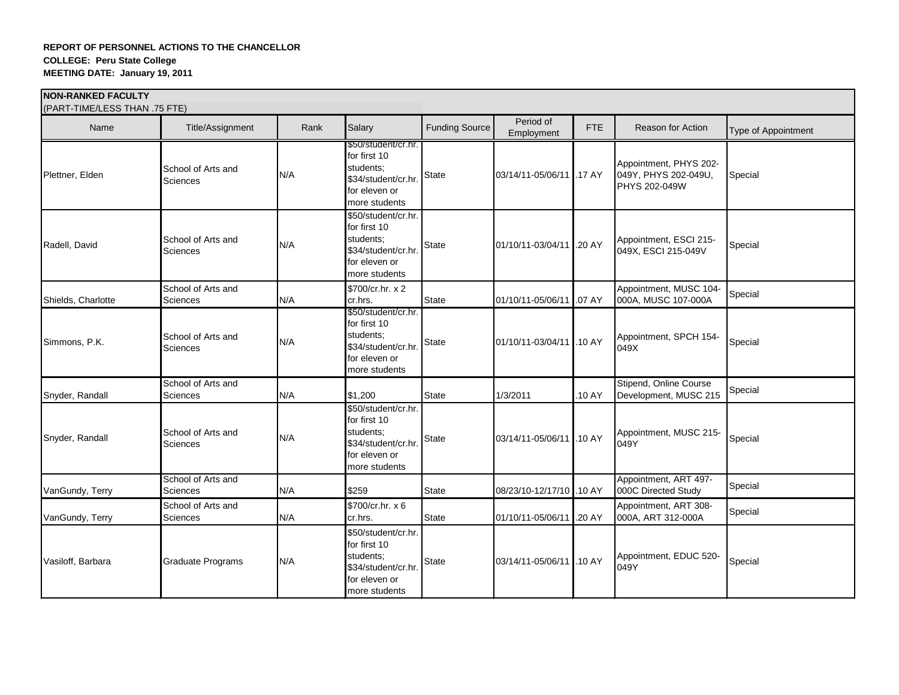**REPORT OF PERSONNEL ACTIONS TO THE CHANCELLOR**
**COLLEGE: Peru State College**
**MEETING DATE: January 19, 2011**

**NON-RANKED FACULTY**
(PART-TIME/LESS THAN .75 FTE)

| Name | Title/Assignment | Rank | Salary | Funding Source | Period of Employment | FTE | Reason for Action | Type of Appointment |
|---|---|---|---|---|---|---|---|---|
| Plettner, Elden | School of Arts and Sciences | N/A | $50/student/cr.hr. for first 10 students; $34/student/cr.hr. for eleven or more students | State | 03/14/11-05/06/11 | .17 AY | Appointment, PHYS 202-049Y, PHYS 202-049U, PHYS 202-049W | Special |
| Radell, David | School of Arts and Sciences | N/A | $50/student/cr.hr. for first 10 students; $34/student/cr.hr. for eleven or more students | State | 01/10/11-03/04/11 | .20 AY | Appointment, ESCI 215-049X, ESCI 215-049V | Special |
| Shields, Charlotte | School of Arts and Sciences | N/A | $700/cr.hr. x 2 cr.hrs. | State | 01/10/11-05/06/11 | .07 AY | Appointment, MUSC 104-000A, MUSC 107-000A | Special |
| Simmons, P.K. | School of Arts and Sciences | N/A | $50/student/cr.hr. for first 10 students; $34/student/cr.hr. for eleven or more students | State | 01/10/11-03/04/11 | .10 AY | Appointment, SPCH 154-049X | Special |
| Snyder, Randall | School of Arts and Sciences | N/A | $1,200 | State | 1/3/2011 | .10 AY | Stipend, Online Course Development, MUSC 215 | Special |
| Snyder, Randall | School of Arts and Sciences | N/A | $50/student/cr.hr. for first 10 students; $34/student/cr.hr. for eleven or more students | State | 03/14/11-05/06/11 | .10 AY | Appointment, MUSC 215-049Y | Special |
| VanGundy, Terry | School of Arts and Sciences | N/A | $259 | State | 08/23/10-12/17/10 | .10 AY | Appointment, ART 497-000C Directed Study | Special |
| VanGundy, Terry | School of Arts and Sciences | N/A | $700/cr.hr. x 6 cr.hrs. | State | 01/10/11-05/06/11 | .20 AY | Appointment, ART 308-000A, ART 312-000A | Special |
| Vasiloff, Barbara | Graduate Programs | N/A | $50/student/cr.hr. for first 10 students; $34/student/cr.hr. for eleven or more students | State | 03/14/11-05/06/11 | .10 AY | Appointment, EDUC 520-049Y | Special |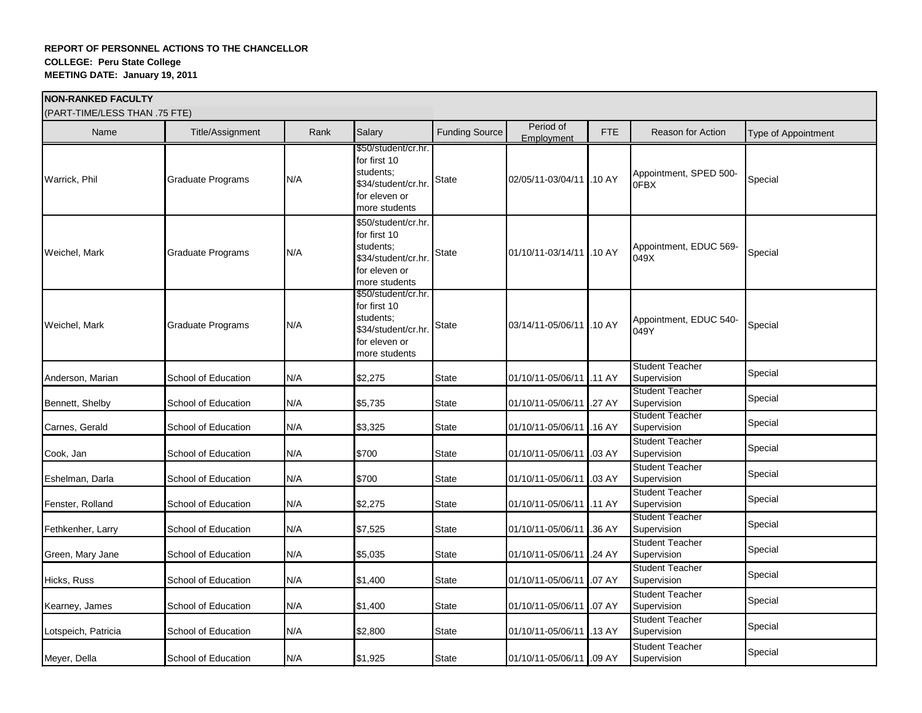**REPORT OF PERSONNEL ACTIONS TO THE CHANCELLOR**
**COLLEGE: Peru State College**
**MEETING DATE: January 19, 2011**

**NON-RANKED FACULTY**
(PART-TIME/LESS THAN .75 FTE)

| Name | Title/Assignment | Rank | Salary | Funding Source | Period of Employment | FTE | Reason for Action | Type of Appointment |
|---|---|---|---|---|---|---|---|---|
| Warrick, Phil | Graduate Programs | N/A | $50/student/cr.hr. for first 10 students; $34/student/cr.hr. for eleven or more students | State | 02/05/11-03/04/11 | .10 AY | Appointment, SPED 500-0FBX | Special |
| Weichel, Mark | Graduate Programs | N/A | $50/student/cr.hr. for first 10 students; $34/student/cr.hr. for eleven or more students | State | 01/10/11-03/14/11 | .10 AY | Appointment, EDUC 569-049X | Special |
| Weichel, Mark | Graduate Programs | N/A | $50/student/cr.hr. for first 10 students; $34/student/cr.hr. for eleven or more students | State | 03/14/11-05/06/11 | .10 AY | Appointment, EDUC 540-049Y | Special |
| Anderson, Marian | School of Education | N/A | $2,275 | State | 01/10/11-05/06/11 | .11 AY | Student Teacher Supervision | Special |
| Bennett, Shelby | School of Education | N/A | $5,735 | State | 01/10/11-05/06/11 | .27 AY | Student Teacher Supervision | Special |
| Carnes, Gerald | School of Education | N/A | $3,325 | State | 01/10/11-05/06/11 | .16 AY | Student Teacher Supervision | Special |
| Cook, Jan | School of Education | N/A | $700 | State | 01/10/11-05/06/11 | .03 AY | Student Teacher Supervision | Special |
| Eshelman, Darla | School of Education | N/A | $700 | State | 01/10/11-05/06/11 | .03 AY | Student Teacher Supervision | Special |
| Fenster, Rolland | School of Education | N/A | $2,275 | State | 01/10/11-05/06/11 | .11 AY | Student Teacher Supervision | Special |
| Fethkenher, Larry | School of Education | N/A | $7,525 | State | 01/10/11-05/06/11 | .36 AY | Student Teacher Supervision | Special |
| Green, Mary Jane | School of Education | N/A | $5,035 | State | 01/10/11-05/06/11 | .24 AY | Student Teacher Supervision | Special |
| Hicks, Russ | School of Education | N/A | $1,400 | State | 01/10/11-05/06/11 | .07 AY | Student Teacher Supervision | Special |
| Kearney, James | School of Education | N/A | $1,400 | State | 01/10/11-05/06/11 | .07 AY | Student Teacher Supervision | Special |
| Lotspeich, Patricia | School of Education | N/A | $2,800 | State | 01/10/11-05/06/11 | .13 AY | Student Teacher Supervision | Special |
| Meyer, Della | School of Education | N/A | $1,925 | State | 01/10/11-05/06/11 | .09 AY | Student Teacher Supervision | Special |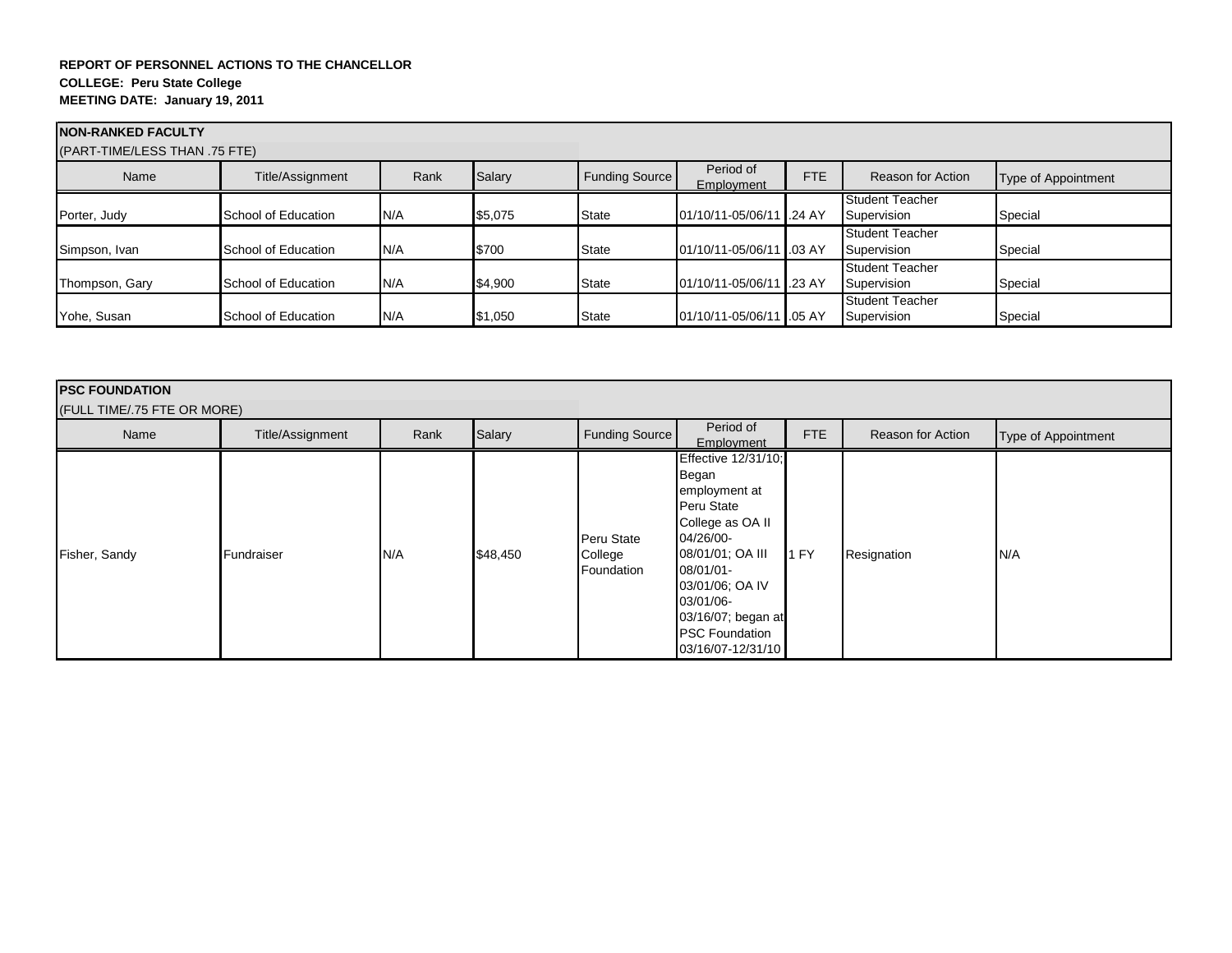**REPORT OF PERSONNEL ACTIONS TO THE CHANCELLOR**
**COLLEGE: Peru State College**
**MEETING DATE: January 19, 2011**

**NON-RANKED FACULTY**
(PART-TIME/LESS THAN .75 FTE)

| Name | Title/Assignment | Rank | Salary | Funding Source | Period of Employment | FTE | Reason for Action | Type of Appointment |
|---|---|---|---|---|---|---|---|---|
| Porter, Judy | School of Education | N/A | $5,075 | State | 01/10/11-05/06/11 | .24 AY | Student Teacher Supervision | Special |
| Simpson, Ivan | School of Education | N/A | $700 | State | 01/10/11-05/06/11 | .03 AY | Student Teacher Supervision | Special |
| Thompson, Gary | School of Education | N/A | $4,900 | State | 01/10/11-05/06/11 | .23 AY | Student Teacher Supervision | Special |
| Yohe, Susan | School of Education | N/A | $1,050 | State | 01/10/11-05/06/11 | .05 AY | Student Teacher Supervision | Special |

**PSC FOUNDATION**
(FULL TIME/.75 FTE OR MORE)

| Name | Title/Assignment | Rank | Salary | Funding Source | Period of Employment | FTE | Reason for Action | Type of Appointment |
|---|---|---|---|---|---|---|---|---|
| Fisher, Sandy | Fundraiser | N/A | $48,450 | Peru State College Foundation | Effective 12/31/10; Began employment at Peru State College as OA II 04/26/00-08/01/01; OA III 08/01/01-03/01/06; OA IV 03/01/06-03/16/07; began at PSC Foundation 03/16/07-12/31/10 | 1 FY | Resignation | N/A |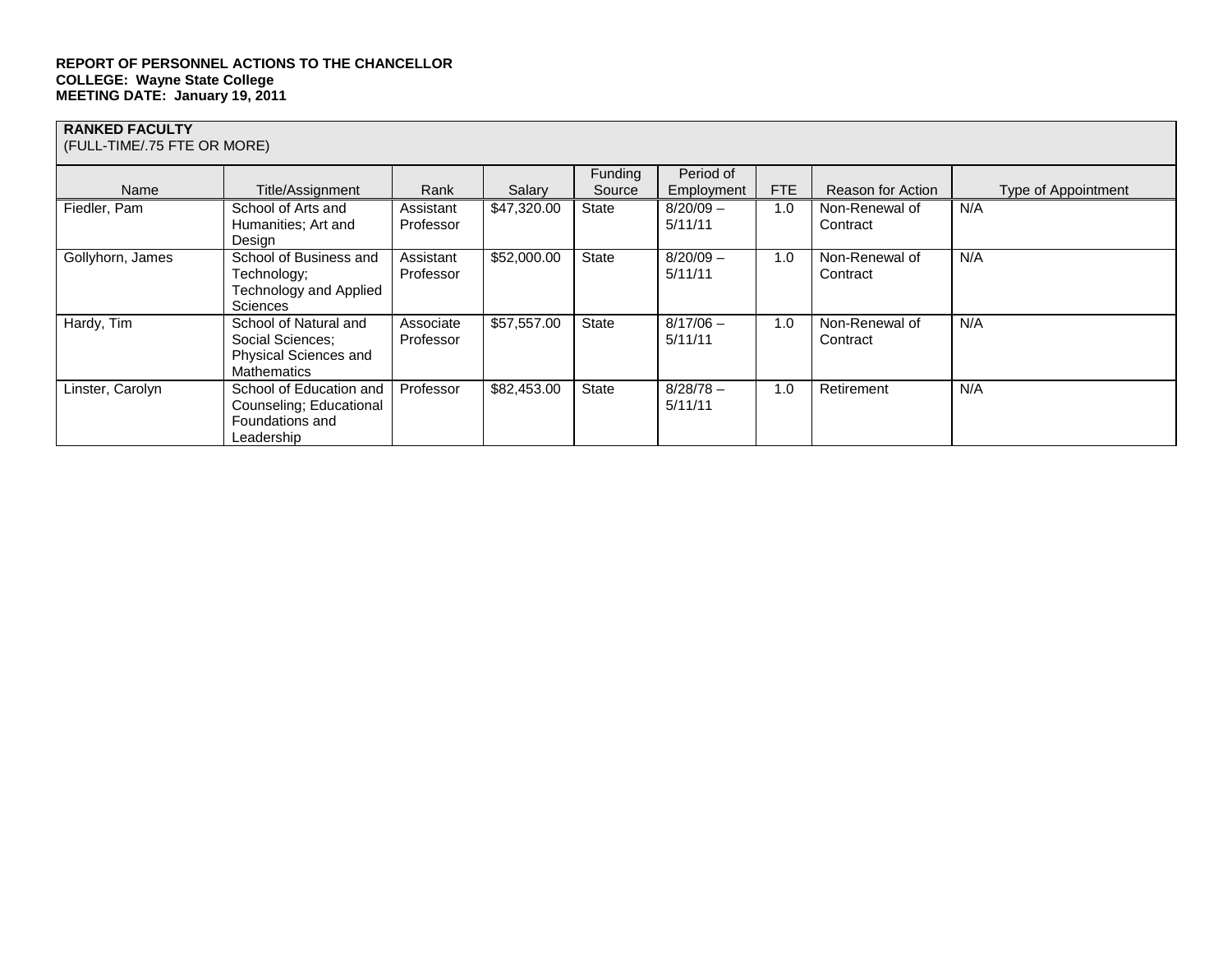**REPORT OF PERSONNEL ACTIONS TO THE CHANCELLOR**
**COLLEGE: Wayne State College**
**MEETING DATE: January 19, 2011**

**RANKED FACULTY**
(FULL-TIME/.75 FTE OR MORE)

| Name | Title/Assignment | Rank | Salary | Funding Source | Period of Employment | FTE | Reason for Action | Type of Appointment |
|---|---|---|---|---|---|---|---|---|
| Fiedler, Pam | School of Arts and Humanities; Art and Design | Assistant Professor | $47,320.00 | State | 8/20/09 – 5/11/11 | 1.0 | Non-Renewal of Contract | N/A |
| Gollyhorn, James | School of Business and Technology; Technology and Applied Sciences | Assistant Professor | $52,000.00 | State | 8/20/09 – 5/11/11 | 1.0 | Non-Renewal of Contract | N/A |
| Hardy, Tim | School of Natural and Social Sciences; Physical Sciences and Mathematics | Associate Professor | $57,557.00 | State | 8/17/06 – 5/11/11 | 1.0 | Non-Renewal of Contract | N/A |
| Linster, Carolyn | School of Education and Counseling; Educational Foundations and Leadership | Professor | $82,453.00 | State | 8/28/78 – 5/11/11 | 1.0 | Retirement | N/A |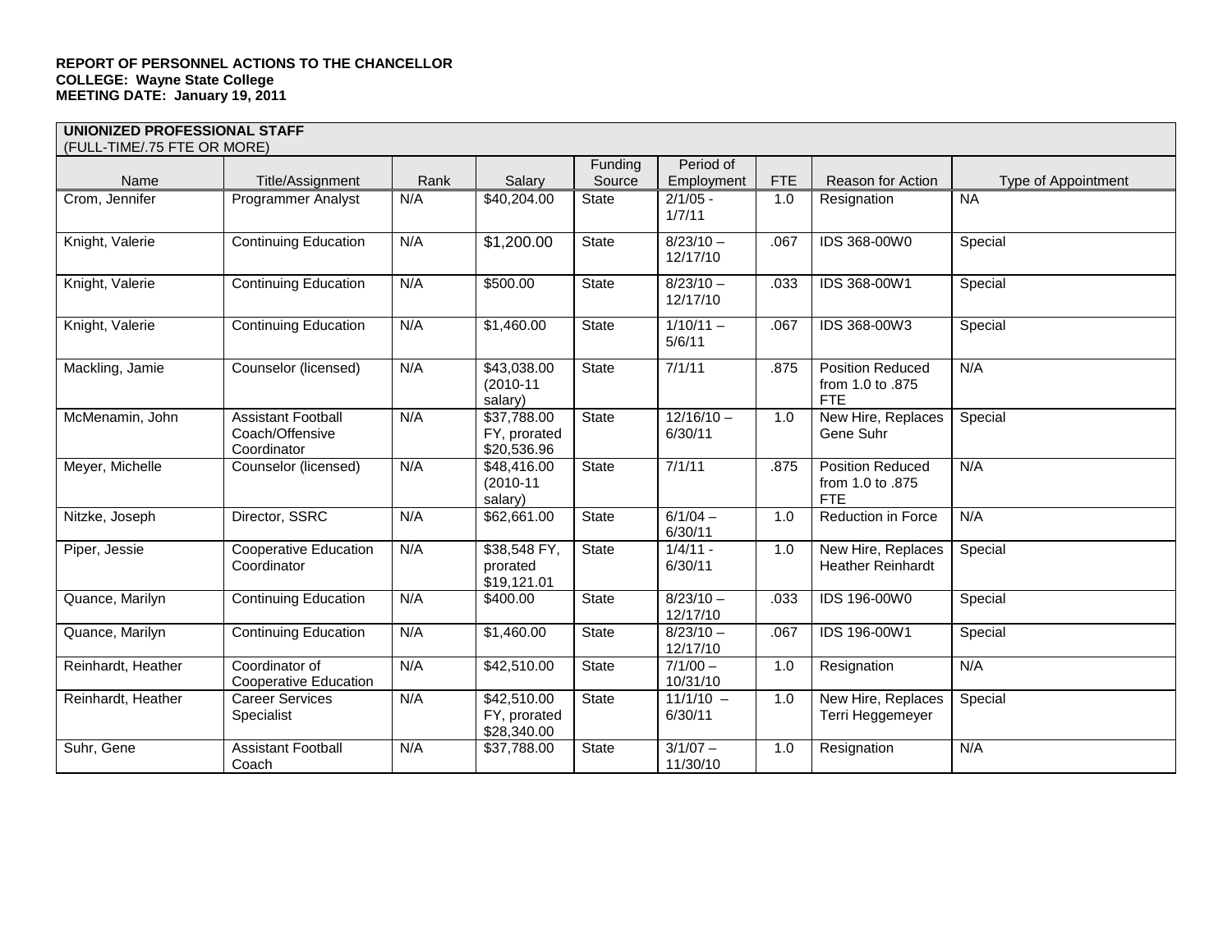**REPORT OF PERSONNEL ACTIONS TO THE CHANCELLOR**
**COLLEGE: Wayne State College**
**MEETING DATE: January 19, 2011**

**UNIONIZED PROFESSIONAL STAFF**
(FULL-TIME/.75 FTE OR MORE)

| Name | Title/Assignment | Rank | Salary | Funding Source | Period of Employment | FTE | Reason for Action | Type of Appointment |
|---|---|---|---|---|---|---|---|---|
| Crom, Jennifer | Programmer Analyst | N/A | $40,204.00 | State | 2/1/05 - 1/7/11 | 1.0 | Resignation | NA |
| Knight, Valerie | Continuing Education | N/A | $1,200.00 | State | 8/23/10 – 12/17/10 | .067 | IDS 368-00W0 | Special |
| Knight, Valerie | Continuing Education | N/A | $500.00 | State | 8/23/10 – 12/17/10 | .033 | IDS 368-00W1 | Special |
| Knight, Valerie | Continuing Education | N/A | $1,460.00 | State | 1/10/11 – 5/6/11 | .067 | IDS 368-00W3 | Special |
| Mackling, Jamie | Counselor (licensed) | N/A | $43,038.00 (2010-11 salary) | State | 7/1/11 | .875 | Position Reduced from 1.0 to .875 FTE | N/A |
| McMenamin, John | Assistant Football Coach/Offensive Coordinator | N/A | $37,788.00 FY, prorated $20,536.96 | State | 12/16/10 – 6/30/11 | 1.0 | New Hire, Replaces Gene Suhr | Special |
| Meyer, Michelle | Counselor (licensed) | N/A | $48,416.00 (2010-11 salary) | State | 7/1/11 | .875 | Position Reduced from 1.0 to .875 FTE | N/A |
| Nitzke, Joseph | Director, SSRC | N/A | $62,661.00 | State | 6/1/04 – 6/30/11 | 1.0 | Reduction in Force | N/A |
| Piper, Jessie | Cooperative Education Coordinator | N/A | $38,548 FY, prorated $19,121.01 | State | 1/4/11 - 6/30/11 | 1.0 | New Hire, Replaces Heather Reinhardt | Special |
| Quance, Marilyn | Continuing Education | N/A | $400.00 | State | 8/23/10 – 12/17/10 | .033 | IDS 196-00W0 | Special |
| Quance, Marilyn | Continuing Education | N/A | $1,460.00 | State | 8/23/10 – 12/17/10 | .067 | IDS 196-00W1 | Special |
| Reinhardt, Heather | Coordinator of Cooperative Education | N/A | $42,510.00 | State | 7/1/00 – 10/31/10 | 1.0 | Resignation | N/A |
| Reinhardt, Heather | Career Services Specialist | N/A | $42,510.00 FY, prorated $28,340.00 | State | 11/1/10 – 6/30/11 | 1.0 | New Hire, Replaces Terri Heggemeyer | Special |
| Suhr, Gene | Assistant Football Coach | N/A | $37,788.00 | State | 3/1/07 – 11/30/10 | 1.0 | Resignation | N/A |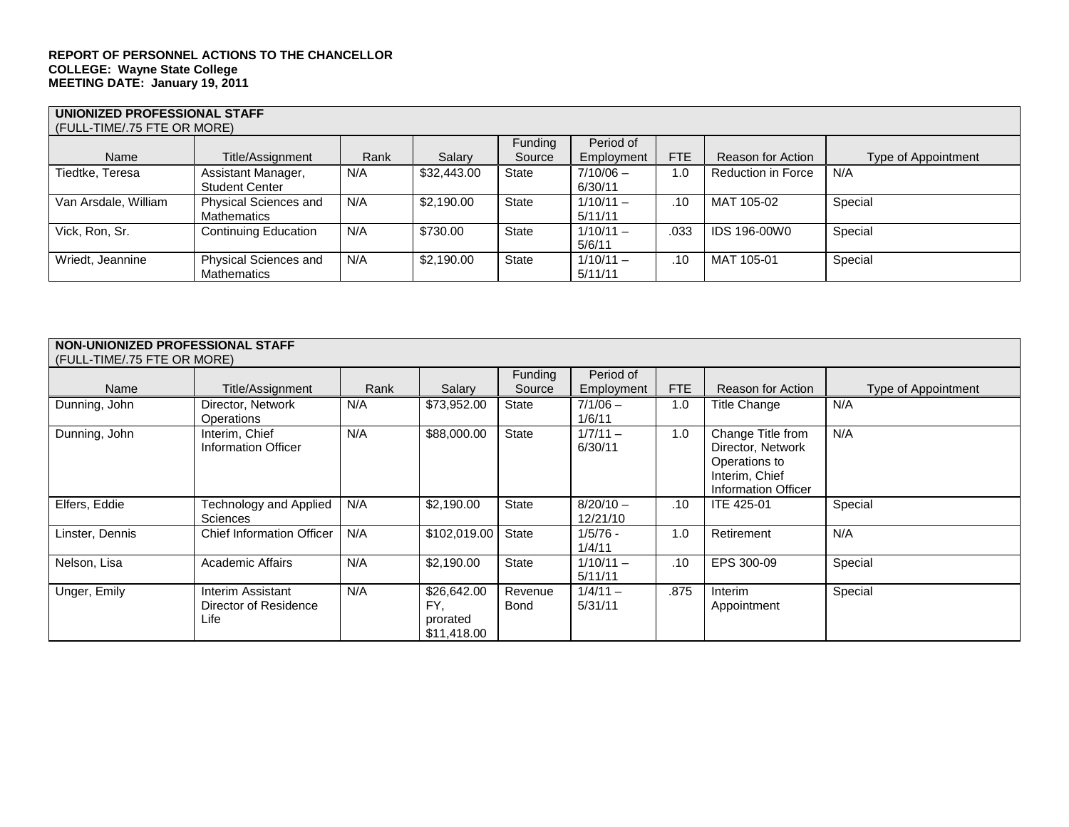**REPORT OF PERSONNEL ACTIONS TO THE CHANCELLOR**
**COLLEGE: Wayne State College**
**MEETING DATE: January 19, 2011**

**UNIONIZED PROFESSIONAL STAFF**
(FULL-TIME/.75 FTE OR MORE)

| Name | Title/Assignment | Rank | Salary | Funding Source | Period of Employment | FTE | Reason for Action | Type of Appointment |
|---|---|---|---|---|---|---|---|---|
| Tiedtke, Teresa | Assistant Manager, Student Center | N/A | $32,443.00 | State | 7/10/06 – 6/30/11 | 1.0 | Reduction in Force | N/A |
| Van Arsdale, William | Physical Sciences and Mathematics | N/A | $2,190.00 | State | 1/10/11 – 5/11/11 | .10 | MAT 105-02 | Special |
| Vick, Ron, Sr. | Continuing Education | N/A | $730.00 | State | 1/10/11 – 5/6/11 | .033 | IDS 196-00W0 | Special |
| Wriedt, Jeannine | Physical Sciences and Mathematics | N/A | $2,190.00 | State | 1/10/11 – 5/11/11 | .10 | MAT 105-01 | Special |

**NON-UNIONIZED PROFESSIONAL STAFF**
(FULL-TIME/.75 FTE OR MORE)

| Name | Title/Assignment | Rank | Salary | Funding Source | Period of Employment | FTE | Reason for Action | Type of Appointment |
|---|---|---|---|---|---|---|---|---|
| Dunning, John | Director, Network Operations | N/A | $73,952.00 | State | 7/1/06 – 1/6/11 | 1.0 | Title Change | N/A |
| Dunning, John | Interim, Chief Information Officer | N/A | $88,000.00 | State | 1/7/11 – 6/30/11 | 1.0 | Change Title from Director, Network Operations to Interim, Chief Information Officer | N/A |
| Elfers, Eddie | Technology and Applied Sciences | N/A | $2,190.00 | State | 8/20/10 – 12/21/10 | .10 | ITE 425-01 | Special |
| Linster, Dennis | Chief Information Officer | N/A | $102,019.00 | State | 1/5/76 - 1/4/11 | 1.0 | Retirement | N/A |
| Nelson, Lisa | Academic Affairs | N/A | $2,190.00 | State | 1/10/11 – 5/11/11 | .10 | EPS 300-09 | Special |
| Unger, Emily | Interim Assistant Director of Residence Life | N/A | $26,642.00 FY, prorated $11,418.00 | Revenue Bond | 1/4/11 – 5/31/11 | .875 | Interim Appointment | Special |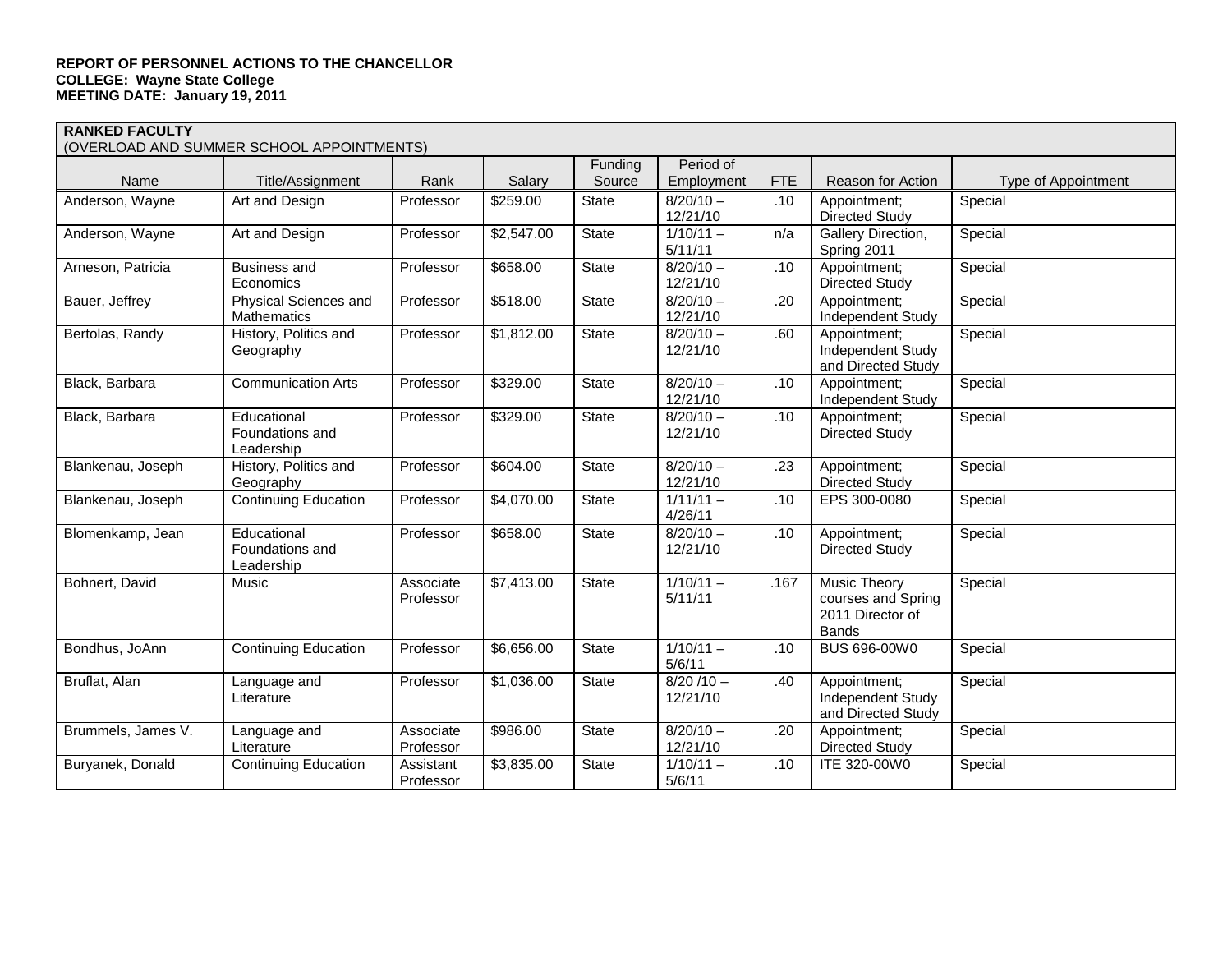**REPORT OF PERSONNEL ACTIONS TO THE CHANCELLOR**
**COLLEGE: Wayne State College**
**MEETING DATE: January 19, 2011**

**RANKED FACULTY**
(OVERLOAD AND SUMMER SCHOOL APPOINTMENTS)

| Name | Title/Assignment | Rank | Salary | Funding Source | Period of Employment | FTE | Reason for Action | Type of Appointment |
|---|---|---|---|---|---|---|---|---|
| Anderson, Wayne | Art and Design | Professor | $259.00 | State | 8/20/10 – 12/21/10 | .10 | Appointment; Directed Study | Special |
| Anderson, Wayne | Art and Design | Professor | $2,547.00 | State | 1/10/11 – 5/11/11 | n/a | Gallery Direction, Spring 2011 | Special |
| Arneson, Patricia | Business and Economics | Professor | $658.00 | State | 8/20/10 – 12/21/10 | .10 | Appointment; Directed Study | Special |
| Bauer, Jeffrey | Physical Sciences and Mathematics | Professor | $518.00 | State | 8/20/10 – 12/21/10 | .20 | Appointment; Independent Study | Special |
| Bertolas, Randy | History, Politics and Geography | Professor | $1,812.00 | State | 8/20/10 – 12/21/10 | .60 | Appointment; Independent Study and Directed Study | Special |
| Black, Barbara | Communication Arts | Professor | $329.00 | State | 8/20/10 – 12/21/10 | .10 | Appointment; Independent Study | Special |
| Black, Barbara | Educational Foundations and Leadership | Professor | $329.00 | State | 8/20/10 – 12/21/10 | .10 | Appointment; Directed Study | Special |
| Blankenau, Joseph | History, Politics and Geography | Professor | $604.00 | State | 8/20/10 – 12/21/10 | .23 | Appointment; Directed Study | Special |
| Blankenau, Joseph | Continuing Education | Professor | $4,070.00 | State | 1/11/11 – 4/26/11 | .10 | EPS 300-0080 | Special |
| Blomenkamp, Jean | Educational Foundations and Leadership | Professor | $658.00 | State | 8/20/10 – 12/21/10 | .10 | Appointment; Directed Study | Special |
| Bohnert, David | Music | Associate Professor | $7,413.00 | State | 1/10/11 – 5/11/11 | .167 | Music Theory courses and Spring 2011 Director of Bands | Special |
| Bondhus, JoAnn | Continuing Education | Professor | $6,656.00 | State | 1/10/11 – 5/6/11 | .10 | BUS 696-00W0 | Special |
| Bruflat, Alan | Language and Literature | Professor | $1,036.00 | State | 8/20 /10 – 12/21/10 | .40 | Appointment; Independent Study and Directed Study | Special |
| Brummels, James V. | Language and Literature | Associate Professor | $986.00 | State | 8/20/10 – 12/21/10 | .20 | Appointment; Directed Study | Special |
| Buryanek, Donald | Continuing Education | Assistant Professor | $3,835.00 | State | 1/10/11 – 5/6/11 | .10 | ITE 320-00W0 | Special |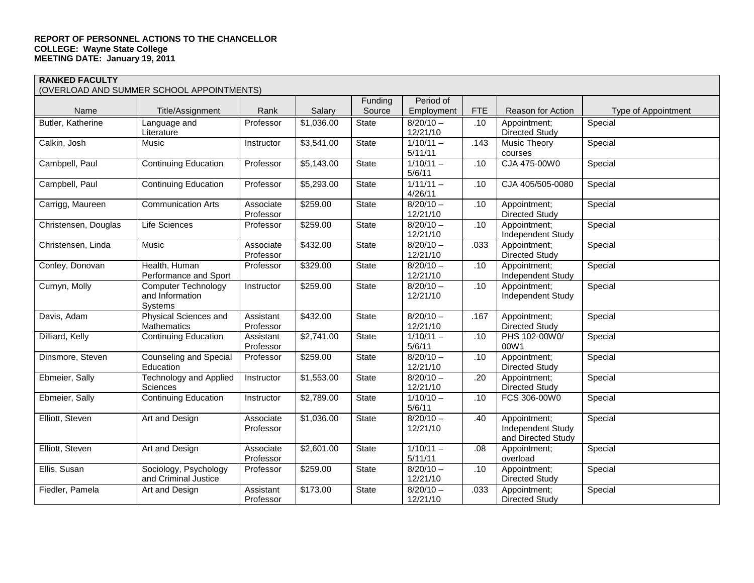**REPORT OF PERSONNEL ACTIONS TO THE CHANCELLOR**
**COLLEGE: Wayne State College**
**MEETING DATE: January 19, 2011**

**RANKED FACULTY**
(OVERLOAD AND SUMMER SCHOOL APPOINTMENTS)

| Name | Title/Assignment | Rank | Salary | Funding Source | Period of Employment | FTE | Reason for Action | Type of Appointment |
|---|---|---|---|---|---|---|---|---|
| Butler, Katherine | Language and Literature | Professor | $1,036.00 | State | 8/20/10 – 12/21/10 | .10 | Appointment; Directed Study | Special |
| Calkin, Josh | Music | Instructor | $3,541.00 | State | 1/10/11 – 5/11/11 | .143 | Music Theory courses | Special |
| Cambpell, Paul | Continuing Education | Professor | $5,143.00 | State | 1/10/11 – 5/6/11 | .10 | CJA 475-00W0 | Special |
| Campbell, Paul | Continuing Education | Professor | $5,293.00 | State | 1/11/11 – 4/26/11 | .10 | CJA 405/505-0080 | Special |
| Carrigg, Maureen | Communication Arts | Associate Professor | $259.00 | State | 8/20/10 – 12/21/10 | .10 | Appointment; Directed Study | Special |
| Christensen, Douglas | Life Sciences | Professor | $259.00 | State | 8/20/10 – 12/21/10 | .10 | Appointment; Independent Study | Special |
| Christensen, Linda | Music | Associate Professor | $432.00 | State | 8/20/10 – 12/21/10 | .033 | Appointment; Directed Study | Special |
| Conley, Donovan | Health, Human Performance and Sport | Professor | $329.00 | State | 8/20/10 – 12/21/10 | .10 | Appointment; Independent Study | Special |
| Curnyn, Molly | Computer Technology and Information Systems | Instructor | $259.00 | State | 8/20/10 – 12/21/10 | .10 | Appointment; Independent Study | Special |
| Davis, Adam | Physical Sciences and Mathematics | Assistant Professor | $432.00 | State | 8/20/10 – 12/21/10 | .167 | Appointment; Directed Study | Special |
| Dilliard, Kelly | Continuing Education | Assistant Professor | $2,741.00 | State | 1/10/11 – 5/6/11 | .10 | PHS 102-00W0/ 00W1 | Special |
| Dinsmore, Steven | Counseling and Special Education | Professor | $259.00 | State | 8/20/10 – 12/21/10 | .10 | Appointment; Directed Study | Special |
| Ebmeier, Sally | Technology and Applied Sciences | Instructor | $1,553.00 | State | 8/20/10 – 12/21/10 | .20 | Appointment; Directed Study | Special |
| Ebmeier, Sally | Continuing Education | Instructor | $2,789.00 | State | 1/10/10 – 5/6/11 | .10 | FCS 306-00W0 | Special |
| Elliott, Steven | Art and Design | Associate Professor | $1,036.00 | State | 8/20/10 – 12/21/10 | .40 | Appointment; Independent Study and Directed Study | Special |
| Elliott, Steven | Art and Design | Associate Professor | $2,601.00 | State | 1/10/11 – 5/11/11 | .08 | Appointment; overload | Special |
| Ellis, Susan | Sociology, Psychology and Criminal Justice | Professor | $259.00 | State | 8/20/10 – 12/21/10 | .10 | Appointment; Directed Study | Special |
| Fiedler, Pamela | Art and Design | Assistant Professor | $173.00 | State | 8/20/10 – 12/21/10 | .033 | Appointment; Directed Study | Special |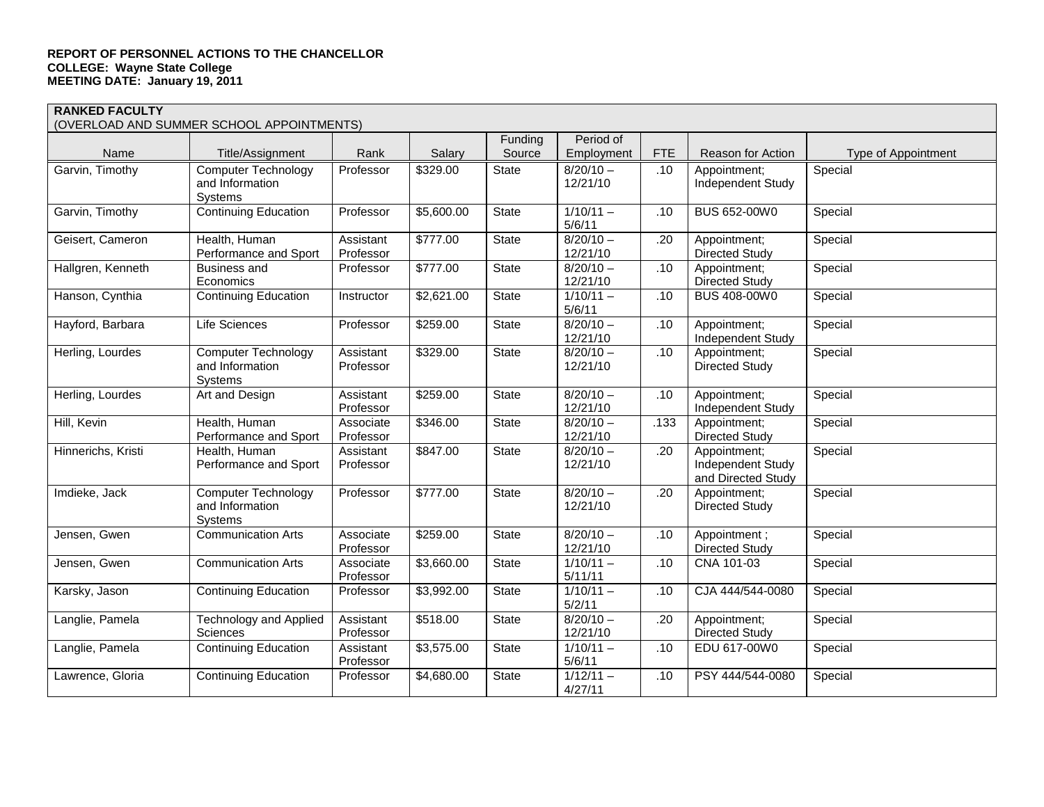**REPORT OF PERSONNEL ACTIONS TO THE CHANCELLOR**
**COLLEGE: Wayne State College**
**MEETING DATE: January 19, 2011**

**RANKED FACULTY**
(OVERLOAD AND SUMMER SCHOOL APPOINTMENTS)

| Name | Title/Assignment | Rank | Salary | Funding Source | Period of Employment | FTE | Reason for Action | Type of Appointment |
|---|---|---|---|---|---|---|---|---|
| Garvin, Timothy | Computer Technology and Information Systems | Professor | $329.00 | State | 8/20/10 – 12/21/10 | .10 | Appointment; Independent Study | Special |
| Garvin, Timothy | Continuing Education | Professor | $5,600.00 | State | 1/10/11 – 5/6/11 | .10 | BUS 652-00W0 | Special |
| Geisert, Cameron | Health, Human Performance and Sport | Assistant Professor | $777.00 | State | 8/20/10 – 12/21/10 | .20 | Appointment; Directed Study | Special |
| Hallgren, Kenneth | Business and Economics | Professor | $777.00 | State | 8/20/10 – 12/21/10 | .10 | Appointment; Directed Study | Special |
| Hanson, Cynthia | Continuing Education | Instructor | $2,621.00 | State | 1/10/11 – 5/6/11 | .10 | BUS 408-00W0 | Special |
| Hayford, Barbara | Life Sciences | Professor | $259.00 | State | 8/20/10 – 12/21/10 | .10 | Appointment; Independent Study | Special |
| Herling, Lourdes | Computer Technology and Information Systems | Assistant Professor | $329.00 | State | 8/20/10 – 12/21/10 | .10 | Appointment; Directed Study | Special |
| Herling, Lourdes | Art and Design | Assistant Professor | $259.00 | State | 8/20/10 – 12/21/10 | .10 | Appointment; Independent Study | Special |
| Hill, Kevin | Health, Human Performance and Sport | Associate Professor | $346.00 | State | 8/20/10 – 12/21/10 | .133 | Appointment; Directed Study | Special |
| Hinnerichs, Kristi | Health, Human Performance and Sport | Assistant Professor | $847.00 | State | 8/20/10 – 12/21/10 | .20 | Appointment; Independent Study and Directed Study | Special |
| Imdieke, Jack | Computer Technology and Information Systems | Professor | $777.00 | State | 8/20/10 – 12/21/10 | .20 | Appointment; Directed Study | Special |
| Jensen, Gwen | Communication Arts | Associate Professor | $259.00 | State | 8/20/10 – 12/21/10 | .10 | Appointment ; Directed Study | Special |
| Jensen, Gwen | Communication Arts | Associate Professor | $3,660.00 | State | 1/10/11 – 5/11/11 | .10 | CNA 101-03 | Special |
| Karsky, Jason | Continuing Education | Professor | $3,992.00 | State | 1/10/11 – 5/2/11 | .10 | CJA 444/544-0080 | Special |
| Langlie, Pamela | Technology and Applied Sciences | Assistant Professor | $518.00 | State | 8/20/10 – 12/21/10 | .20 | Appointment; Directed Study | Special |
| Langlie, Pamela | Continuing Education | Assistant Professor | $3,575.00 | State | 1/10/11 – 5/6/11 | .10 | EDU 617-00W0 | Special |
| Lawrence, Gloria | Continuing Education | Professor | $4,680.00 | State | 1/12/11 – 4/27/11 | .10 | PSY 444/544-0080 | Special |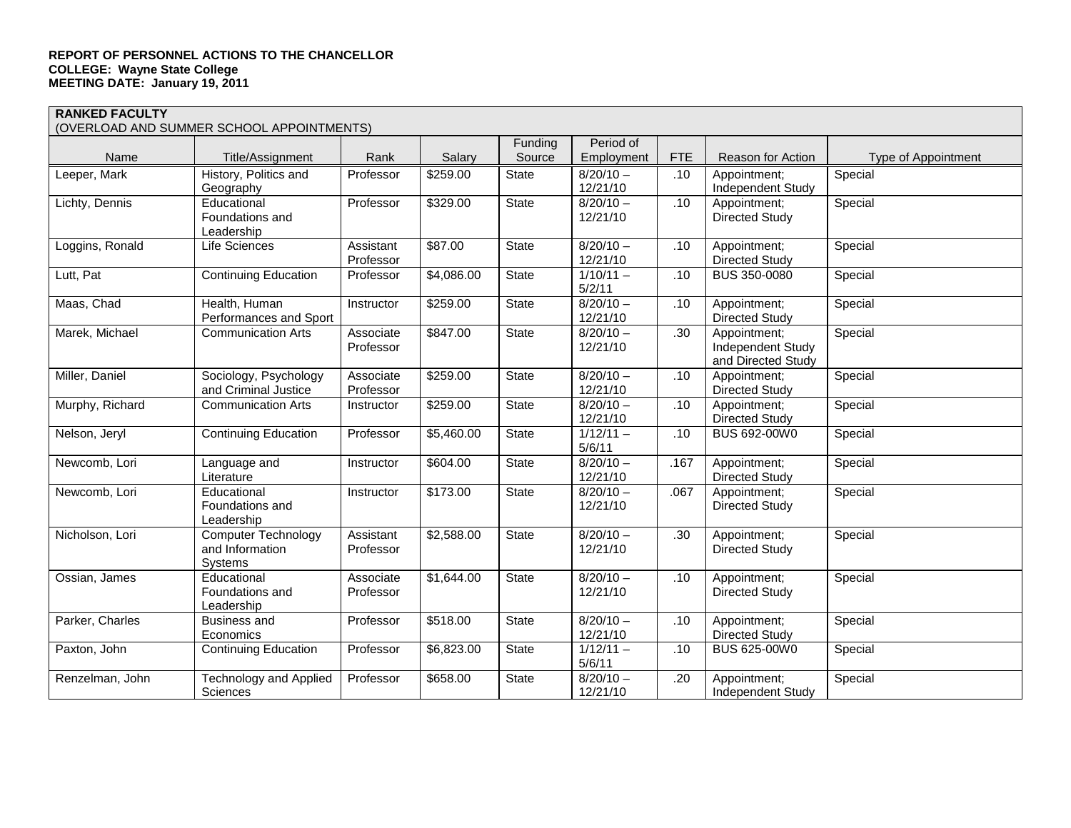**REPORT OF PERSONNEL ACTIONS TO THE CHANCELLOR**
**COLLEGE: Wayne State College**
**MEETING DATE: January 19, 2011**

| **RANKED FACULTY** (OVERLOAD AND SUMMER SCHOOL APPOINTMENTS) | | | | | | | | |
|---|---|---|---|---|---|---|---|---|
| Name | Title/Assignment | Rank | Salary | Funding Source | Period of Employment | FTE | Reason for Action | Type of Appointment |
| Leeper, Mark | History, Politics and Geography | Professor | $259.00 | State | 8/20/10 – 12/21/10 | .10 | Appointment; Independent Study | Special |
| Lichty, Dennis | Educational Foundations and Leadership | Professor | $329.00 | State | 8/20/10 – 12/21/10 | .10 | Appointment; Directed Study | Special |
| Loggins, Ronald | Life Sciences | Assistant Professor | $87.00 | State | 8/20/10 – 12/21/10 | .10 | Appointment; Directed Study | Special |
| Lutt, Pat | Continuing Education | Professor | $4,086.00 | State | 1/10/11 – 5/2/11 | .10 | BUS 350-0080 | Special |
| Maas, Chad | Health, Human Performances and Sport | Instructor | $259.00 | State | 8/20/10 – 12/21/10 | .10 | Appointment; Directed Study | Special |
| Marek, Michael | Communication Arts | Associate Professor | $847.00 | State | 8/20/10 – 12/21/10 | .30 | Appointment; Independent Study and Directed Study | Special |
| Miller, Daniel | Sociology, Psychology and Criminal Justice | Associate Professor | $259.00 | State | 8/20/10 – 12/21/10 | .10 | Appointment; Directed Study | Special |
| Murphy, Richard | Communication Arts | Instructor | $259.00 | State | 8/20/10 – 12/21/10 | .10 | Appointment; Directed Study | Special |
| Nelson, Jeryl | Continuing Education | Professor | $5,460.00 | State | 1/12/11 – 5/6/11 | .10 | BUS 692-00W0 | Special |
| Newcomb, Lori | Language and Literature | Instructor | $604.00 | State | 8/20/10 – 12/21/10 | .167 | Appointment; Directed Study | Special |
| Newcomb, Lori | Educational Foundations and Leadership | Instructor | $173.00 | State | 8/20/10 – 12/21/10 | .067 | Appointment; Directed Study | Special |
| Nicholson, Lori | Computer Technology and Information Systems | Assistant Professor | $2,588.00 | State | 8/20/10 – 12/21/10 | .30 | Appointment; Directed Study | Special |
| Ossian, James | Educational Foundations and Leadership | Associate Professor | $1,644.00 | State | 8/20/10 – 12/21/10 | .10 | Appointment; Directed Study | Special |
| Parker, Charles | Business and Economics | Professor | $518.00 | State | 8/20/10 – 12/21/10 | .10 | Appointment; Directed Study | Special |
| Paxton, John | Continuing Education | Professor | $6,823.00 | State | 1/12/11 – 5/6/11 | .10 | BUS 625-00W0 | Special |
| Renzelman, John | Technology and Applied Sciences | Professor | $658.00 | State | 8/20/10 – 12/21/10 | .20 | Appointment; Independent Study | Special |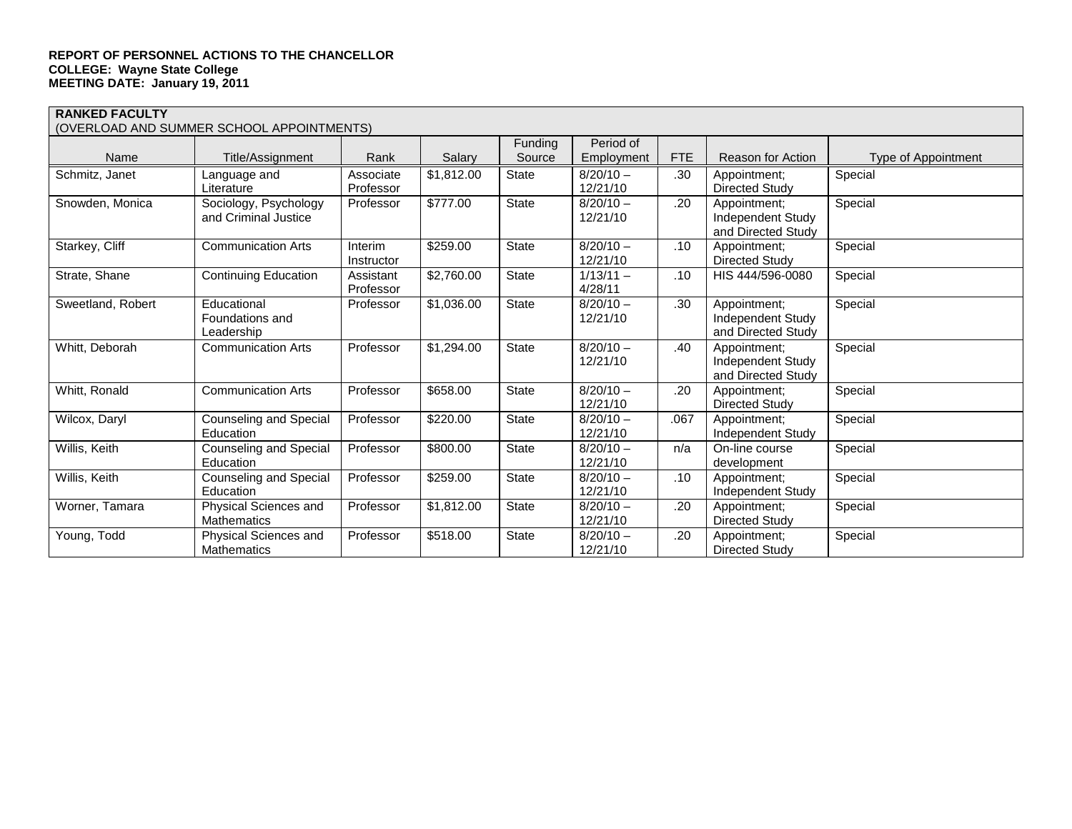**REPORT OF PERSONNEL ACTIONS TO THE CHANCELLOR**
**COLLEGE: Wayne State College**
**MEETING DATE: January 19, 2011**

**RANKED FACULTY**
(OVERLOAD AND SUMMER SCHOOL APPOINTMENTS)

| Name | Title/Assignment | Rank | Salary | Funding Source | Period of Employment | FTE | Reason for Action | Type of Appointment |
|---|---|---|---|---|---|---|---|---|
| Schmitz, Janet | Language and Literature | Associate Professor | $1,812.00 | State | 8/20/10 – 12/21/10 | .30 | Appointment; Directed Study | Special |
| Snowden, Monica | Sociology, Psychology and Criminal Justice | Professor | $777.00 | State | 8/20/10 – 12/21/10 | .20 | Appointment; Independent Study and Directed Study | Special |
| Starkey, Cliff | Communication Arts | Interim Instructor | $259.00 | State | 8/20/10 – 12/21/10 | .10 | Appointment; Directed Study | Special |
| Strate, Shane | Continuing Education | Assistant Professor | $2,760.00 | State | 1/13/11 – 4/28/11 | .10 | HIS 444/596-0080 | Special |
| Sweetland, Robert | Educational Foundations and Leadership | Professor | $1,036.00 | State | 8/20/10 – 12/21/10 | .30 | Appointment; Independent Study and Directed Study | Special |
| Whitt, Deborah | Communication Arts | Professor | $1,294.00 | State | 8/20/10 – 12/21/10 | .40 | Appointment; Independent Study and Directed Study | Special |
| Whitt, Ronald | Communication Arts | Professor | $658.00 | State | 8/20/10 – 12/21/10 | .20 | Appointment; Directed Study | Special |
| Wilcox, Daryl | Counseling and Special Education | Professor | $220.00 | State | 8/20/10 – 12/21/10 | .067 | Appointment; Independent Study | Special |
| Willis, Keith | Counseling and Special Education | Professor | $800.00 | State | 8/20/10 – 12/21/10 | n/a | On-line course development | Special |
| Willis, Keith | Counseling and Special Education | Professor | $259.00 | State | 8/20/10 – 12/21/10 | .10 | Appointment; Independent Study | Special |
| Worner, Tamara | Physical Sciences and Mathematics | Professor | $1,812.00 | State | 8/20/10 – 12/21/10 | .20 | Appointment; Directed Study | Special |
| Young, Todd | Physical Sciences and Mathematics | Professor | $518.00 | State | 8/20/10 – 12/21/10 | .20 | Appointment; Directed Study | Special |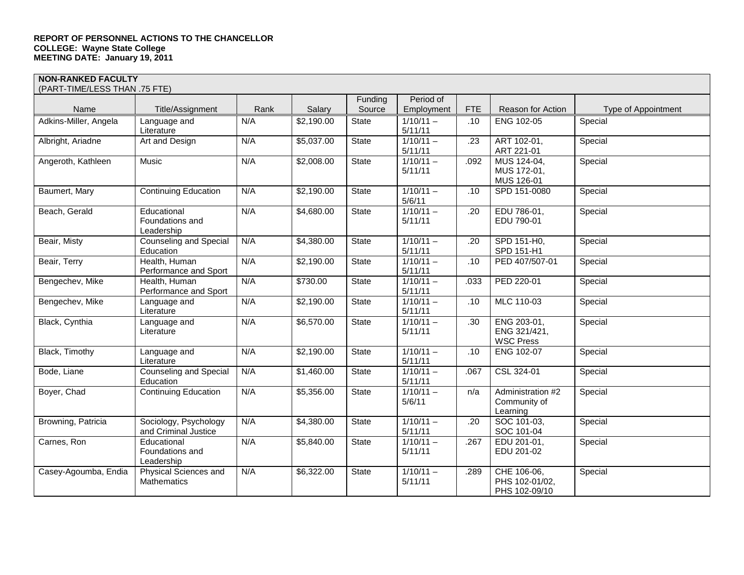**REPORT OF PERSONNEL ACTIONS TO THE CHANCELLOR**
**COLLEGE: Wayne State College**
**MEETING DATE: January 19, 2011**

**NON-RANKED FACULTY**
(PART-TIME/LESS THAN .75 FTE)

| Name | Title/Assignment | Rank | Salary | Funding Source | Period of Employment | FTE | Reason for Action | Type of Appointment |
|---|---|---|---|---|---|---|---|---|
| Adkins-Miller, Angela | Language and Literature | N/A | $2,190.00 | State | 1/10/11 – 5/11/11 | .10 | ENG 102-05 | Special |
| Albright, Ariadne | Art and Design | N/A | $5,037.00 | State | 1/10/11 – 5/11/11 | .23 | ART 102-01, ART 221-01 | Special |
| Angeroth, Kathleen | Music | N/A | $2,008.00 | State | 1/10/11 – 5/11/11 | .092 | MUS 124-04, MUS 172-01, MUS 126-01 | Special |
| Baumert, Mary | Continuing Education | N/A | $2,190.00 | State | 1/10/11 – 5/6/11 | .10 | SPD 151-0080 | Special |
| Beach, Gerald | Educational Foundations and Leadership | N/A | $4,680.00 | State | 1/10/11 – 5/11/11 | .20 | EDU 786-01, EDU 790-01 | Special |
| Beair, Misty | Counseling and Special Education | N/A | $4,380.00 | State | 1/10/11 – 5/11/11 | .20 | SPD 151-H0, SPD 151-H1 | Special |
| Beair, Terry | Health, Human Performance and Sport | N/A | $2,190.00 | State | 1/10/11 – 5/11/11 | .10 | PED 407/507-01 | Special |
| Bengechev, Mike | Health, Human Performance and Sport | N/A | $730.00 | State | 1/10/11 – 5/11/11 | .033 | PED 220-01 | Special |
| Bengechev, Mike | Language and Literature | N/A | $2,190.00 | State | 1/10/11 – 5/11/11 | .10 | MLC 110-03 | Special |
| Black, Cynthia | Language and Literature | N/A | $6,570.00 | State | 1/10/11 – 5/11/11 | .30 | ENG 203-01, ENG 321/421, WSC Press | Special |
| Black, Timothy | Language and Literature | N/A | $2,190.00 | State | 1/10/11 – 5/11/11 | .10 | ENG 102-07 | Special |
| Bode, Liane | Counseling and Special Education | N/A | $1,460.00 | State | 1/10/11 – 5/11/11 | .067 | CSL 324-01 | Special |
| Boyer, Chad | Continuing Education | N/A | $5,356.00 | State | 1/10/11 – 5/6/11 | n/a | Administration #2 Community of Learning | Special |
| Browning, Patricia | Sociology, Psychology and Criminal Justice | N/A | $4,380.00 | State | 1/10/11 – 5/11/11 | .20 | SOC 101-03, SOC 101-04 | Special |
| Carnes, Ron | Educational Foundations and Leadership | N/A | $5,840.00 | State | 1/10/11 – 5/11/11 | .267 | EDU 201-01, EDU 201-02 | Special |
| Casey-Agoumba, Endia | Physical Sciences and Mathematics | N/A | $6,322.00 | State | 1/10/11 – 5/11/11 | .289 | CHE 106-06, PHS 102-01/02, PHS 102-09/10 | Special |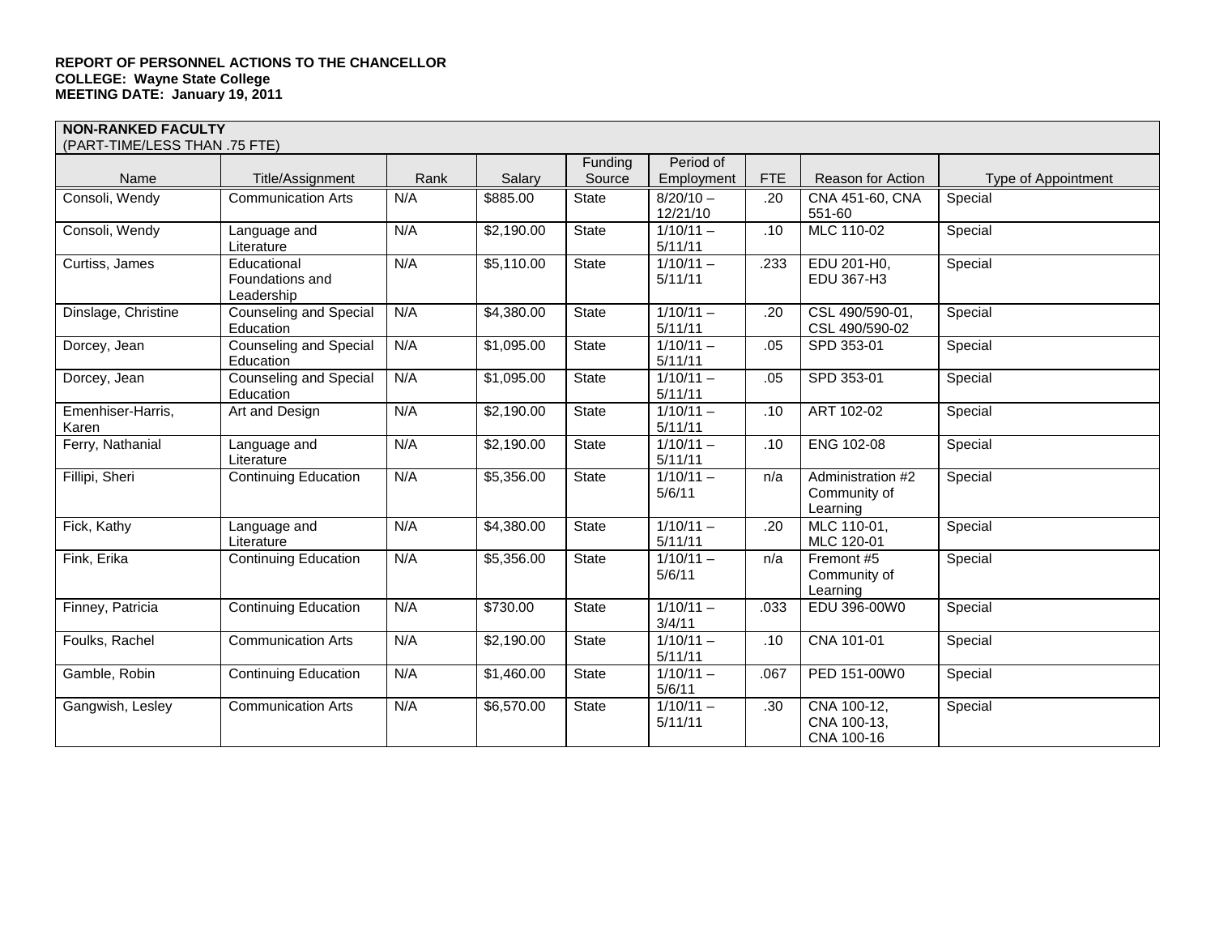**REPORT OF PERSONNEL ACTIONS TO THE CHANCELLOR**
**COLLEGE: Wayne State College**
**MEETING DATE: January 19, 2011**

**NON-RANKED FACULTY**
(PART-TIME/LESS THAN .75 FTE)

| Name | Title/Assignment | Rank | Salary | Funding Source | Period of Employment | FTE | Reason for Action | Type of Appointment |
|---|---|---|---|---|---|---|---|---|
| Consoli, Wendy | Communication Arts | N/A | $885.00 | State | 8/20/10 – 12/21/10 | .20 | CNA 451-60, CNA 551-60 | Special |
| Consoli, Wendy | Language and Literature | N/A | $2,190.00 | State | 1/10/11 – 5/11/11 | .10 | MLC 110-02 | Special |
| Curtiss, James | Educational Foundations and Leadership | N/A | $5,110.00 | State | 1/10/11 – 5/11/11 | .233 | EDU 201-H0, EDU 367-H3 | Special |
| Dinslage, Christine | Counseling and Special Education | N/A | $4,380.00 | State | 1/10/11 – 5/11/11 | .20 | CSL 490/590-01, CSL 490/590-02 | Special |
| Dorcey, Jean | Counseling and Special Education | N/A | $1,095.00 | State | 1/10/11 – 5/11/11 | .05 | SPD 353-01 | Special |
| Dorcey, Jean | Counseling and Special Education | N/A | $1,095.00 | State | 1/10/11 – 5/11/11 | .05 | SPD 353-01 | Special |
| Emenhiser-Harris, Karen | Art and Design | N/A | $2,190.00 | State | 1/10/11 – 5/11/11 | .10 | ART 102-02 | Special |
| Ferry, Nathanial | Language and Literature | N/A | $2,190.00 | State | 1/10/11 – 5/11/11 | .10 | ENG 102-08 | Special |
| Fillipi, Sheri | Continuing Education | N/A | $5,356.00 | State | 1/10/11 – 5/6/11 | n/a | Administration #2 Community of Learning | Special |
| Fick, Kathy | Language and Literature | N/A | $4,380.00 | State | 1/10/11 – 5/11/11 | .20 | MLC 110-01, MLC 120-01 | Special |
| Fink, Erika | Continuing Education | N/A | $5,356.00 | State | 1/10/11 – 5/6/11 | n/a | Fremont #5 Community of Learning | Special |
| Finney, Patricia | Continuing Education | N/A | $730.00 | State | 1/10/11 – 3/4/11 | .033 | EDU 396-00W0 | Special |
| Foulks, Rachel | Communication Arts | N/A | $2,190.00 | State | 1/10/11 – 5/11/11 | .10 | CNA 101-01 | Special |
| Gamble, Robin | Continuing Education | N/A | $1,460.00 | State | 1/10/11 – 5/6/11 | .067 | PED 151-00W0 | Special |
| Gangwish, Lesley | Communication Arts | N/A | $6,570.00 | State | 1/10/11 – 5/11/11 | .30 | CNA 100-12, CNA 100-13, CNA 100-16 | Special |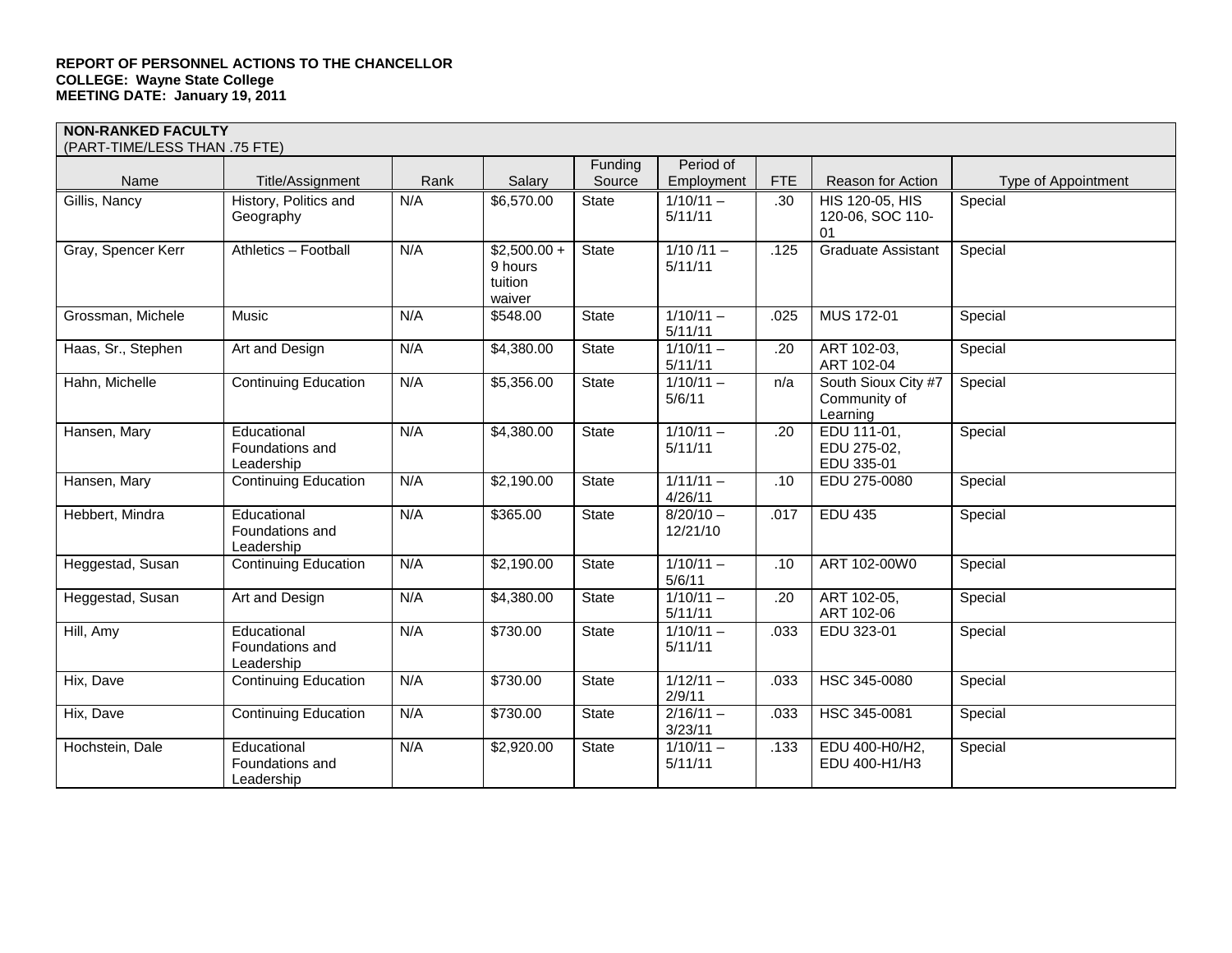**REPORT OF PERSONNEL ACTIONS TO THE CHANCELLOR**
**COLLEGE: Wayne State College**
**MEETING DATE: January 19, 2011**

**NON-RANKED FACULTY**
(PART-TIME/LESS THAN .75 FTE)

| Name | Title/Assignment | Rank | Salary | Funding Source | Period of Employment | FTE | Reason for Action | Type of Appointment |
|---|---|---|---|---|---|---|---|---|
| Gillis, Nancy | History, Politics and Geography | N/A | $6,570.00 | State | 1/10/11 – 5/11/11 | .30 | HIS 120-05, HIS 120-06, SOC 110-01 | Special |
| Gray, Spencer Kerr | Athletics – Football | N/A | $2,500.00 + 9 hours tuition waiver | State | 1/10 /11 – 5/11/11 | .125 | Graduate Assistant | Special |
| Grossman, Michele | Music | N/A | $548.00 | State | 1/10/11 – 5/11/11 | .025 | MUS 172-01 | Special |
| Haas, Sr., Stephen | Art and Design | N/A | $4,380.00 | State | 1/10/11 – 5/11/11 | .20 | ART 102-03, ART 102-04 | Special |
| Hahn, Michelle | Continuing Education | N/A | $5,356.00 | State | 1/10/11 – 5/6/11 | n/a | South Sioux City #7 Community of Learning | Special |
| Hansen, Mary | Educational Foundations and Leadership | N/A | $4,380.00 | State | 1/10/11 – 5/11/11 | .20 | EDU 111-01, EDU 275-02, EDU 335-01 | Special |
| Hansen, Mary | Continuing Education | N/A | $2,190.00 | State | 1/11/11 – 4/26/11 | .10 | EDU 275-0080 | Special |
| Hebbert, Mindra | Educational Foundations and Leadership | N/A | $365.00 | State | 8/20/10 – 12/21/10 | .017 | EDU 435 | Special |
| Heggestad, Susan | Continuing Education | N/A | $2,190.00 | State | 1/10/11 – 5/6/11 | .10 | ART 102-00W0 | Special |
| Heggestad, Susan | Art and Design | N/A | $4,380.00 | State | 1/10/11 – 5/11/11 | .20 | ART 102-05, ART 102-06 | Special |
| Hill, Amy | Educational Foundations and Leadership | N/A | $730.00 | State | 1/10/11 – 5/11/11 | .033 | EDU 323-01 | Special |
| Hix, Dave | Continuing Education | N/A | $730.00 | State | 1/12/11 – 2/9/11 | .033 | HSC 345-0080 | Special |
| Hix, Dave | Continuing Education | N/A | $730.00 | State | 2/16/11 – 3/23/11 | .033 | HSC 345-0081 | Special |
| Hochstein, Dale | Educational Foundations and Leadership | N/A | $2,920.00 | State | 1/10/11 – 5/11/11 | .133 | EDU 400-H0/H2, EDU 400-H1/H3 | Special |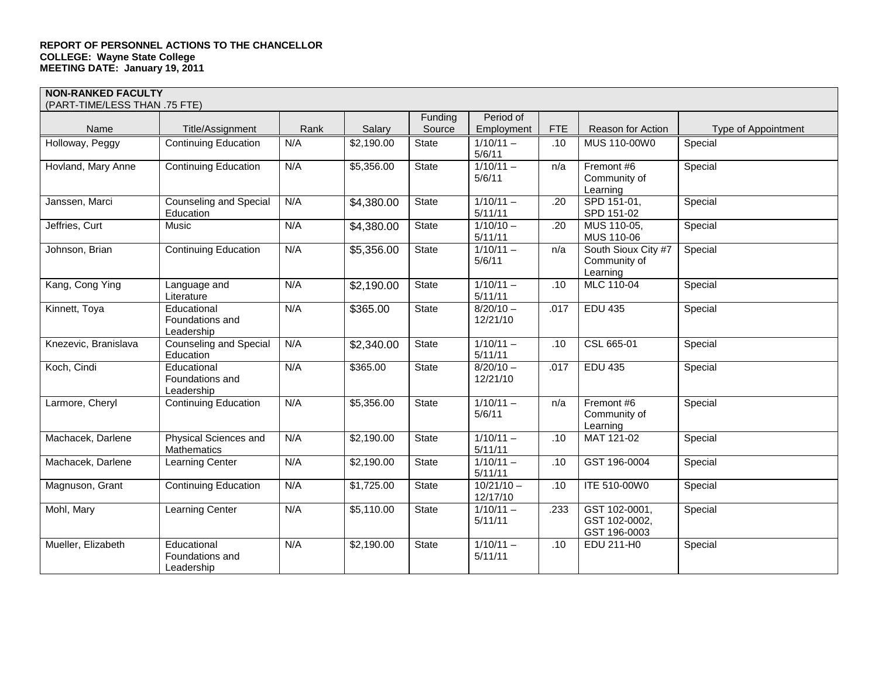**REPORT OF PERSONNEL ACTIONS TO THE CHANCELLOR**
**COLLEGE: Wayne State College**
**MEETING DATE: January 19, 2011**

**NON-RANKED FACULTY**
(PART-TIME/LESS THAN .75 FTE)

| Name | Title/Assignment | Rank | Salary | Funding Source | Period of Employment | FTE | Reason for Action | Type of Appointment |
|---|---|---|---|---|---|---|---|---|
| Holloway, Peggy | Continuing Education | N/A | $2,190.00 | State | 1/10/11 – 5/6/11 | .10 | MUS 110-00W0 | Special |
| Hovland, Mary Anne | Continuing Education | N/A | $5,356.00 | State | 1/10/11 – 5/6/11 | n/a | Fremont #6 Community of Learning | Special |
| Janssen, Marci | Counseling and Special Education | N/A | $4,380.00 | State | 1/10/11 – 5/11/11 | .20 | SPD 151-01, SPD 151-02 | Special |
| Jeffries, Curt | Music | N/A | $4,380.00 | State | 1/10/10 – 5/11/11 | .20 | MUS 110-05, MUS 110-06 | Special |
| Johnson, Brian | Continuing Education | N/A | $5,356.00 | State | 1/10/11 – 5/6/11 | n/a | South Sioux City #7 Community of Learning | Special |
| Kang, Cong Ying | Language and Literature | N/A | $2,190.00 | State | 1/10/11 – 5/11/11 | .10 | MLC 110-04 | Special |
| Kinnett, Toya | Educational Foundations and Leadership | N/A | $365.00 | State | 8/20/10 – 12/21/10 | .017 | EDU 435 | Special |
| Knezevic, Branislava | Counseling and Special Education | N/A | $2,340.00 | State | 1/10/11 – 5/11/11 | .10 | CSL 665-01 | Special |
| Koch, Cindi | Educational Foundations and Leadership | N/A | $365.00 | State | 8/20/10 – 12/21/10 | .017 | EDU 435 | Special |
| Larmore, Cheryl | Continuing Education | N/A | $5,356.00 | State | 1/10/11 – 5/6/11 | n/a | Fremont #6 Community of Learning | Special |
| Machacek, Darlene | Physical Sciences and Mathematics | N/A | $2,190.00 | State | 1/10/11 – 5/11/11 | .10 | MAT 121-02 | Special |
| Machacek, Darlene | Learning Center | N/A | $2,190.00 | State | 1/10/11 – 5/11/11 | .10 | GST 196-0004 | Special |
| Magnuson, Grant | Continuing Education | N/A | $1,725.00 | State | 10/21/10 – 12/17/10 | .10 | ITE 510-00W0 | Special |
| Mohl, Mary | Learning Center | N/A | $5,110.00 | State | 1/10/11 – 5/11/11 | .233 | GST 102-0001, GST 102-0002, GST 196-0003 | Special |
| Mueller, Elizabeth | Educational Foundations and Leadership | N/A | $2,190.00 | State | 1/10/11 – 5/11/11 | .10 | EDU 211-H0 | Special |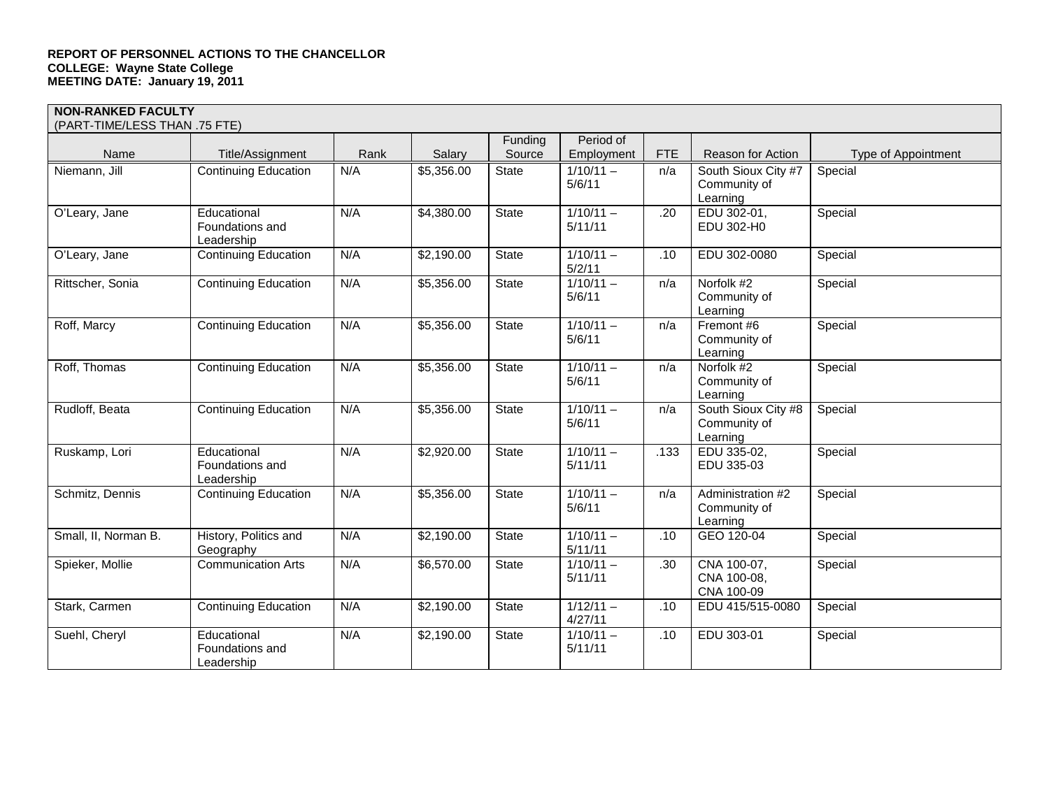**REPORT OF PERSONNEL ACTIONS TO THE CHANCELLOR**
**COLLEGE: Wayne State College**
**MEETING DATE: January 19, 2011**

**NON-RANKED FACULTY**
(PART-TIME/LESS THAN .75 FTE)

| Name | Title/Assignment | Rank | Salary | Funding Source | Period of Employment | FTE | Reason for Action | Type of Appointment |
|---|---|---|---|---|---|---|---|---|
| Niemann, Jill | Continuing Education | N/A | $5,356.00 | State | 1/10/11 – 5/6/11 | n/a | South Sioux City #7 Community of Learning | Special |
| O'Leary, Jane | Educational Foundations and Leadership | N/A | $4,380.00 | State | 1/10/11 – 5/11/11 | .20 | EDU 302-01, EDU 302-H0 | Special |
| O'Leary, Jane | Continuing Education | N/A | $2,190.00 | State | 1/10/11 – 5/2/11 | .10 | EDU 302-0080 | Special |
| Rittscher, Sonia | Continuing Education | N/A | $5,356.00 | State | 1/10/11 – 5/6/11 | n/a | Norfolk #2 Community of Learning | Special |
| Roff, Marcy | Continuing Education | N/A | $5,356.00 | State | 1/10/11 – 5/6/11 | n/a | Fremont #6 Community of Learning | Special |
| Roff, Thomas | Continuing Education | N/A | $5,356.00 | State | 1/10/11 – 5/6/11 | n/a | Norfolk #2 Community of Learning | Special |
| Rudloff, Beata | Continuing Education | N/A | $5,356.00 | State | 1/10/11 – 5/6/11 | n/a | South Sioux City #8 Community of Learning | Special |
| Ruskamp, Lori | Educational Foundations and Leadership | N/A | $2,920.00 | State | 1/10/11 – 5/11/11 | .133 | EDU 335-02, EDU 335-03 | Special |
| Schmitz, Dennis | Continuing Education | N/A | $5,356.00 | State | 1/10/11 – 5/6/11 | n/a | Administration #2 Community of Learning | Special |
| Small, II, Norman B. | History, Politics and Geography | N/A | $2,190.00 | State | 1/10/11 – 5/11/11 | .10 | GEO 120-04 | Special |
| Spieker, Mollie | Communication Arts | N/A | $6,570.00 | State | 1/10/11 – 5/11/11 | .30 | CNA 100-07, CNA 100-08, CNA 100-09 | Special |
| Stark, Carmen | Continuing Education | N/A | $2,190.00 | State | 1/12/11 – 4/27/11 | .10 | EDU 415/515-0080 | Special |
| Suehl, Cheryl | Educational Foundations and Leadership | N/A | $2,190.00 | State | 1/10/11 – 5/11/11 | .10 | EDU 303-01 | Special |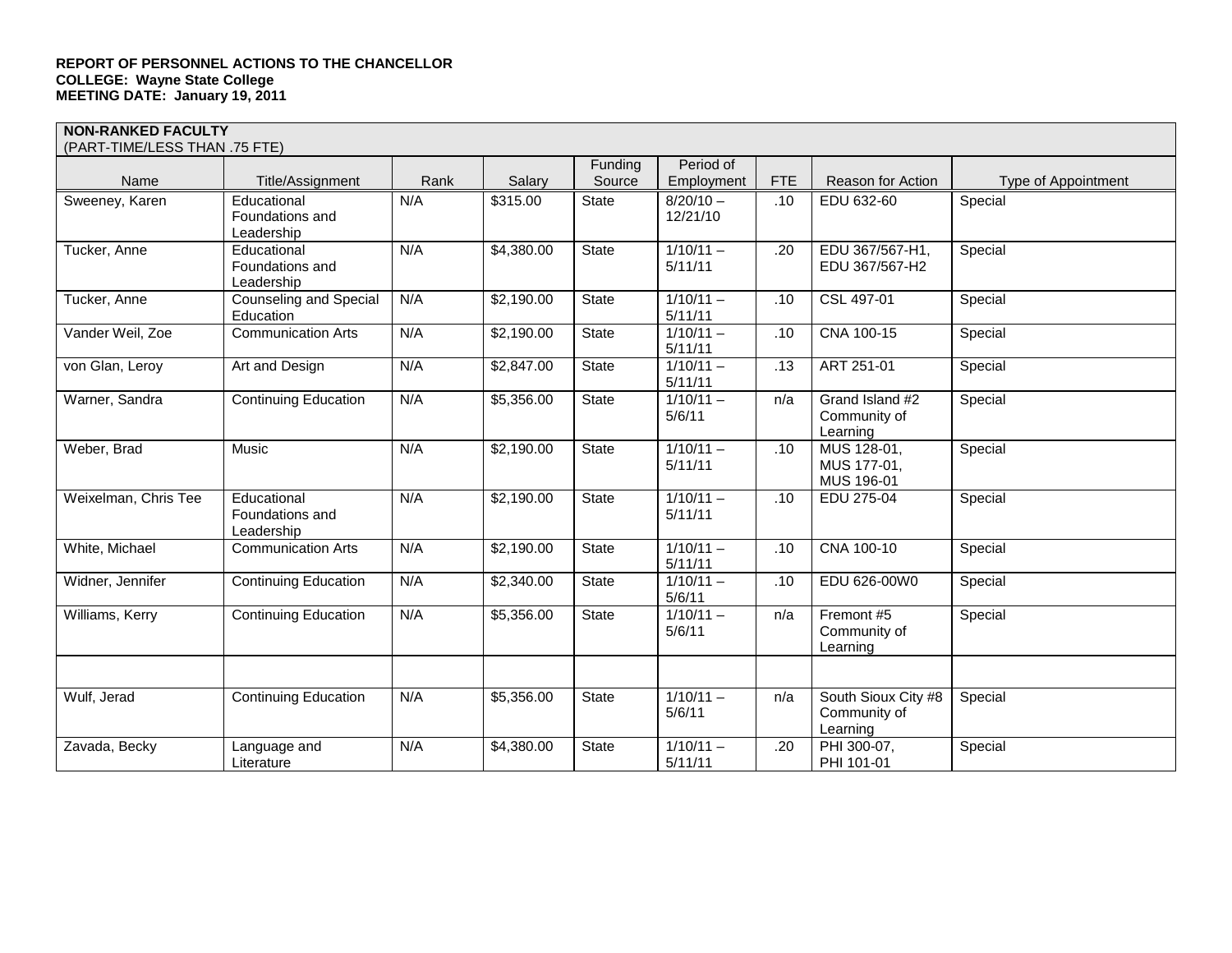**REPORT OF PERSONNEL ACTIONS TO THE CHANCELLOR**
**COLLEGE: Wayne State College**
**MEETING DATE: January 19, 2011**

**NON-RANKED FACULTY**
(PART-TIME/LESS THAN .75 FTE)

| Name | Title/Assignment | Rank | Salary | Funding Source | Period of Employment | FTE | Reason for Action | Type of Appointment |
|---|---|---|---|---|---|---|---|---|
| Sweeney, Karen | Educational Foundations and Leadership | N/A | $315.00 | State | 8/20/10 – 12/21/10 | .10 | EDU 632-60 | Special |
| Tucker, Anne | Educational Foundations and Leadership | N/A | $4,380.00 | State | 1/10/11 – 5/11/11 | .20 | EDU 367/567-H1, EDU 367/567-H2 | Special |
| Tucker, Anne | Counseling and Special Education | N/A | $2,190.00 | State | 1/10/11 – 5/11/11 | .10 | CSL 497-01 | Special |
| Vander Weil, Zoe | Communication Arts | N/A | $2,190.00 | State | 1/10/11 – 5/11/11 | .10 | CNA 100-15 | Special |
| von Glan, Leroy | Art and Design | N/A | $2,847.00 | State | 1/10/11 – 5/11/11 | .13 | ART 251-01 | Special |
| Warner, Sandra | Continuing Education | N/A | $5,356.00 | State | 1/10/11 – 5/6/11 | n/a | Grand Island #2 Community of Learning | Special |
| Weber, Brad | Music | N/A | $2,190.00 | State | 1/10/11 – 5/11/11 | .10 | MUS 128-01, MUS 177-01, MUS 196-01 | Special |
| Weixelman, Chris Tee | Educational Foundations and Leadership | N/A | $2,190.00 | State | 1/10/11 – 5/11/11 | .10 | EDU 275-04 | Special |
| White, Michael | Communication Arts | N/A | $2,190.00 | State | 1/10/11 – 5/11/11 | .10 | CNA 100-10 | Special |
| Widner, Jennifer | Continuing Education | N/A | $2,340.00 | State | 1/10/11 – 5/6/11 | .10 | EDU 626-00W0 | Special |
| Williams, Kerry | Continuing Education | N/A | $5,356.00 | State | 1/10/11 – 5/6/11 | n/a | Fremont #5 Community of Learning | Special |
| | | | | | | | | |
| Wulf, Jerad | Continuing Education | N/A | $5,356.00 | State | 1/10/11 – 5/6/11 | n/a | South Sioux City #8 Community of Learning | Special |
| Zavada, Becky | Language and Literature | N/A | $4,380.00 | State | 1/10/11 – 5/11/11 | .20 | PHI 300-07, PHI 101-01 | Special |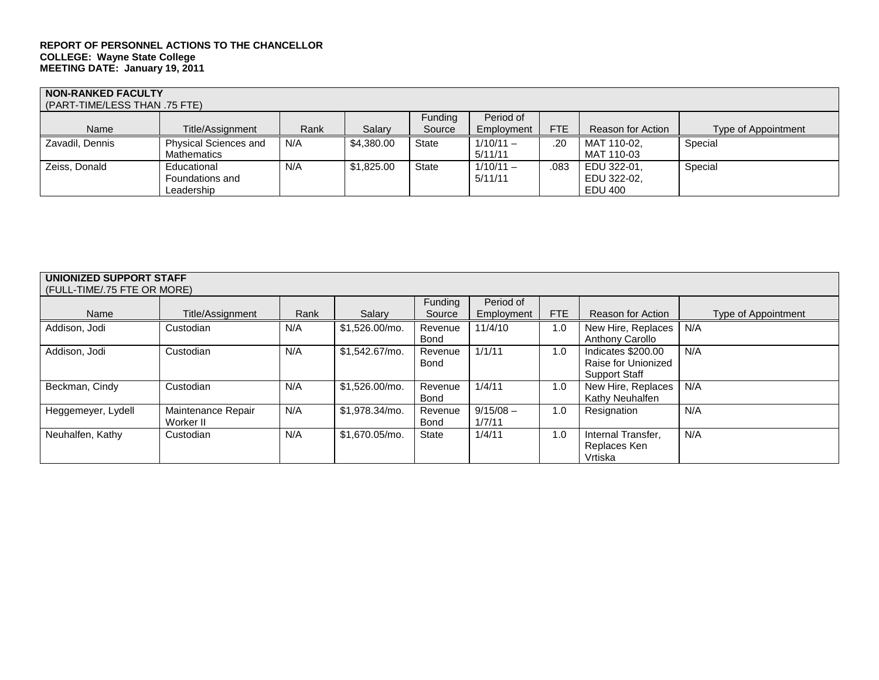**REPORT OF PERSONNEL ACTIONS TO THE CHANCELLOR**
**COLLEGE: Wayne State College**
**MEETING DATE: January 19, 2011**

| **NON-RANKED FACULTY** (PART-TIME/LESS THAN .75 FTE) | | | | | | | | |
|---|---|---|---|---|---|---|---|---|
| Name | Title/Assignment | Rank | Salary | Funding Source | Period of Employment | FTE | Reason for Action | Type of Appointment |
| Zavadil, Dennis | Physical Sciences and Mathematics | N/A | $4,380.00 | State | 1/10/11 – 5/11/11 | .20 | MAT 110-02, MAT 110-03 | Special |
| Zeiss, Donald | Educational Foundations and Leadership | N/A | $1,825.00 | State | 1/10/11 – 5/11/11 | .083 | EDU 322-01, EDU 322-02, EDU 400 | Special |

| **UNIONIZED SUPPORT STAFF** (FULL-TIME/.75 FTE OR MORE) | | | | | | | | |
|---|---|---|---|---|---|---|---|---|
| Name | Title/Assignment | Rank | Salary | Funding Source | Period of Employment | FTE | Reason for Action | Type of Appointment |
| Addison, Jodi | Custodian | N/A | $1,526.00/mo. | Revenue Bond | 11/4/10 | 1.0 | New Hire, Replaces Anthony Carollo | N/A |
| Addison, Jodi | Custodian | N/A | $1,542.67/mo. | Revenue Bond | 1/1/11 | 1.0 | Indicates $200.00 Raise for Unionized Support Staff | N/A |
| Beckman, Cindy | Custodian | N/A | $1,526.00/mo. | Revenue Bond | 1/4/11 | 1.0 | New Hire, Replaces Kathy Neuhalfen | N/A |
| Heggemeyer, Lydell | Maintenance Repair Worker II | N/A | $1,978.34/mo. | Revenue Bond | 9/15/08 – 1/7/11 | 1.0 | Resignation | N/A |
| Neuhalfen, Kathy | Custodian | N/A | $1,670.05/mo. | State | 1/4/11 | 1.0 | Internal Transfer, Replaces Ken Vrtiska | N/A |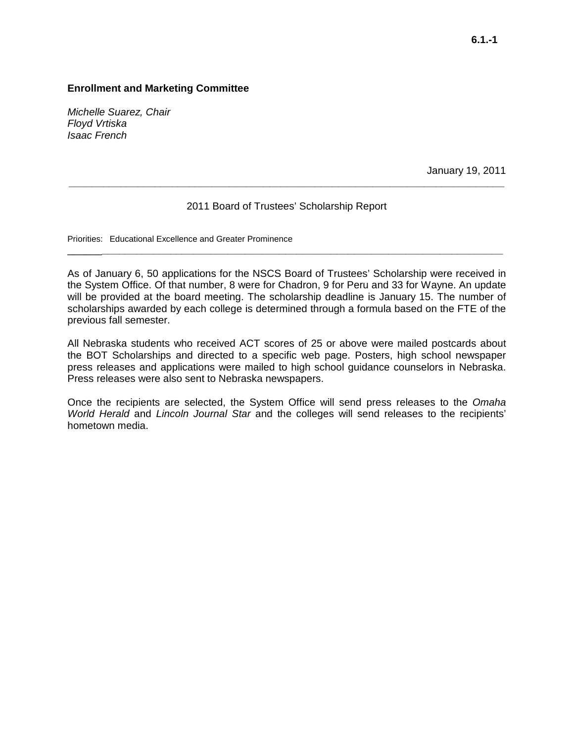**6.1.-1**

**Enrollment and Marketing Committee**

*Michelle Suarez, Chair*
*Floyd Vrtiska*
*Isaac French*

January 19, 2011

---

2011 Board of Trustees' Scholarship Report

Priorities: Educational Excellence and Greater Prominence

---

As of January 6, 50 applications for the NSCS Board of Trustees' Scholarship were received in the System Office. Of that number, 8 were for Chadron, 9 for Peru and 33 for Wayne. An update will be provided at the board meeting. The scholarship deadline is January 15. The number of scholarships awarded by each college is determined through a formula based on the FTE of the previous fall semester.

All Nebraska students who received ACT scores of 25 or above were mailed postcards about the BOT Scholarships and directed to a specific web page. Posters, high school newspaper press releases and applications were mailed to high school guidance counselors in Nebraska. Press releases were also sent to Nebraska newspapers.

Once the recipients are selected, the System Office will send press releases to the *Omaha World Herald* and *Lincoln Journal Star* and the colleges will send releases to the recipients' hometown media.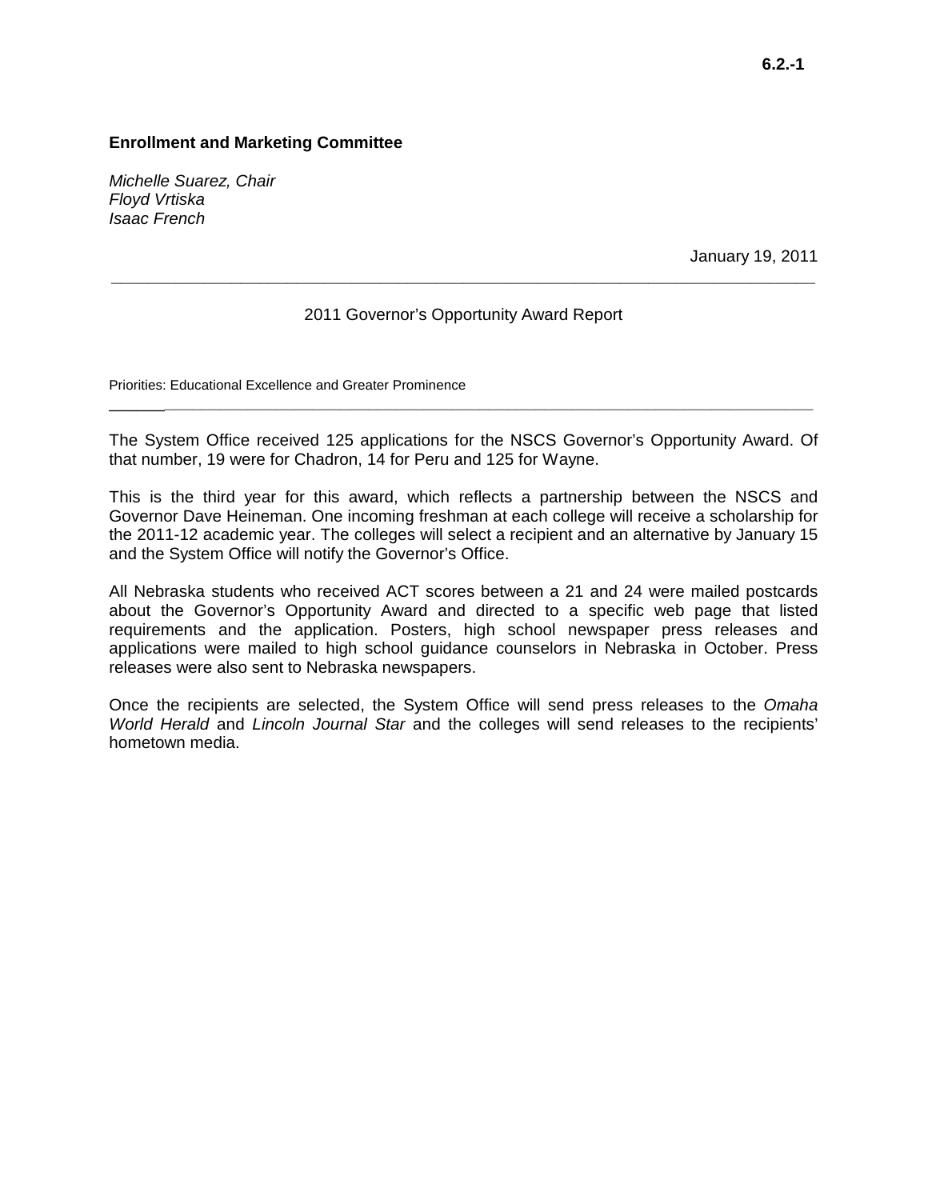6.2.-1

**Enrollment and Marketing Committee**

*Michelle Suarez, Chair*
*Floyd Vrtiska*
*Isaac French*

January 19, 2011

---

2011 Governor's Opportunity Award Report

Priorities: Educational Excellence and Greater Prominence

---

The System Office received 125 applications for the NSCS Governor's Opportunity Award. Of that number, 19 were for Chadron, 14 for Peru and 125 for Wayne.

This is the third year for this award, which reflects a partnership between the NSCS and Governor Dave Heineman. One incoming freshman at each college will receive a scholarship for the 2011-12 academic year. The colleges will select a recipient and an alternative by January 15 and the System Office will notify the Governor's Office.

All Nebraska students who received ACT scores between a 21 and 24 were mailed postcards about the Governor's Opportunity Award and directed to a specific web page that listed requirements and the application. Posters, high school newspaper press releases and applications were mailed to high school guidance counselors in Nebraska in October. Press releases were also sent to Nebraska newspapers.

Once the recipients are selected, the System Office will send press releases to the *Omaha World Herald* and *Lincoln Journal Star* and the colleges will send releases to the recipients' hometown media.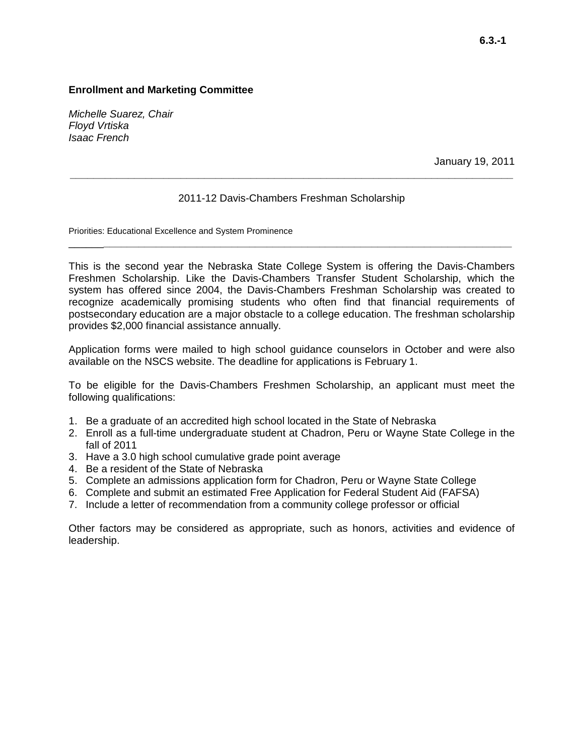**Enrollment and Marketing Committee**

*Michelle Suarez, Chair*
*Floyd Vrtiska*
*Isaac French*

January 19, 2011

---

2011-12 Davis-Chambers Freshman Scholarship

Priorities: Educational Excellence and System Prominence

---

This is the second year the Nebraska State College System is offering the Davis-Chambers Freshmen Scholarship. Like the Davis-Chambers Transfer Student Scholarship, which the system has offered since 2004, the Davis-Chambers Freshman Scholarship was created to recognize academically promising students who often find that financial requirements of postsecondary education are a major obstacle to a college education. The freshman scholarship provides $2,000 financial assistance annually.

Application forms were mailed to high school guidance counselors in October and were also available on the NSCS website. The deadline for applications is February 1.

To be eligible for the Davis-Chambers Freshmen Scholarship, an applicant must meet the following qualifications:

1. Be a graduate of an accredited high school located in the State of Nebraska
2. Enroll as a full-time undergraduate student at Chadron, Peru or Wayne State College in the fall of 2011
3. Have a 3.0 high school cumulative grade point average
4. Be a resident of the State of Nebraska
5. Complete an admissions application form for Chadron, Peru or Wayne State College
6. Complete and submit an estimated Free Application for Federal Student Aid (FAFSA)
7. Include a letter of recommendation from a community college professor or official

Other factors may be considered as appropriate, such as honors, activities and evidence of leadership.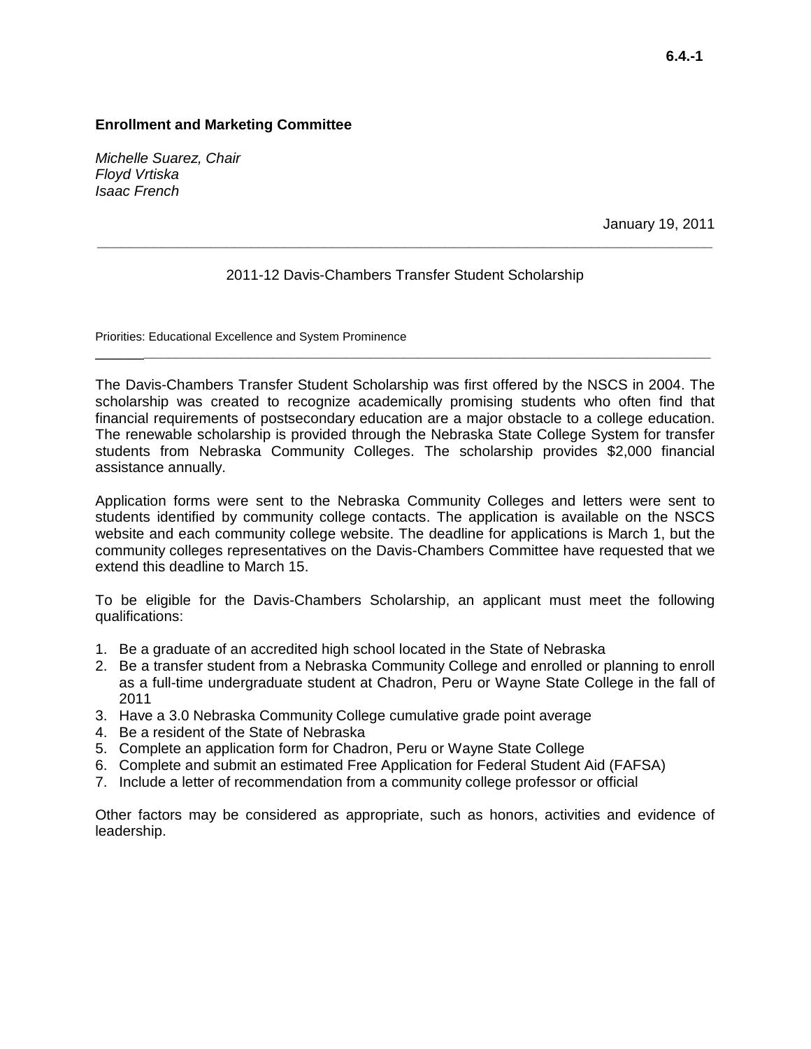**Enrollment and Marketing Committee**

*Michelle Suarez, Chair*
*Floyd Vrtiska*
*Isaac French*

January 19, 2011

---

2011-12 Davis-Chambers Transfer Student Scholarship

Priorities: Educational Excellence and System Prominence

---

The Davis-Chambers Transfer Student Scholarship was first offered by the NSCS in 2004. The scholarship was created to recognize academically promising students who often find that financial requirements of postsecondary education are a major obstacle to a college education. The renewable scholarship is provided through the Nebraska State College System for transfer students from Nebraska Community Colleges. The scholarship provides $2,000 financial assistance annually.

Application forms were sent to the Nebraska Community Colleges and letters were sent to students identified by community college contacts. The application is available on the NSCS website and each community college website. The deadline for applications is March 1, but the community colleges representatives on the Davis-Chambers Committee have requested that we extend this deadline to March 15.

To be eligible for the Davis-Chambers Scholarship, an applicant must meet the following qualifications:

1. Be a graduate of an accredited high school located in the State of Nebraska
2. Be a transfer student from a Nebraska Community College and enrolled or planning to enroll as a full-time undergraduate student at Chadron, Peru or Wayne State College in the fall of 2011
3. Have a 3.0 Nebraska Community College cumulative grade point average
4. Be a resident of the State of Nebraska
5. Complete an application form for Chadron, Peru or Wayne State College
6. Complete and submit an estimated Free Application for Federal Student Aid (FAFSA)
7. Include a letter of recommendation from a community college professor or official

Other factors may be considered as appropriate, such as honors, activities and evidence of leadership.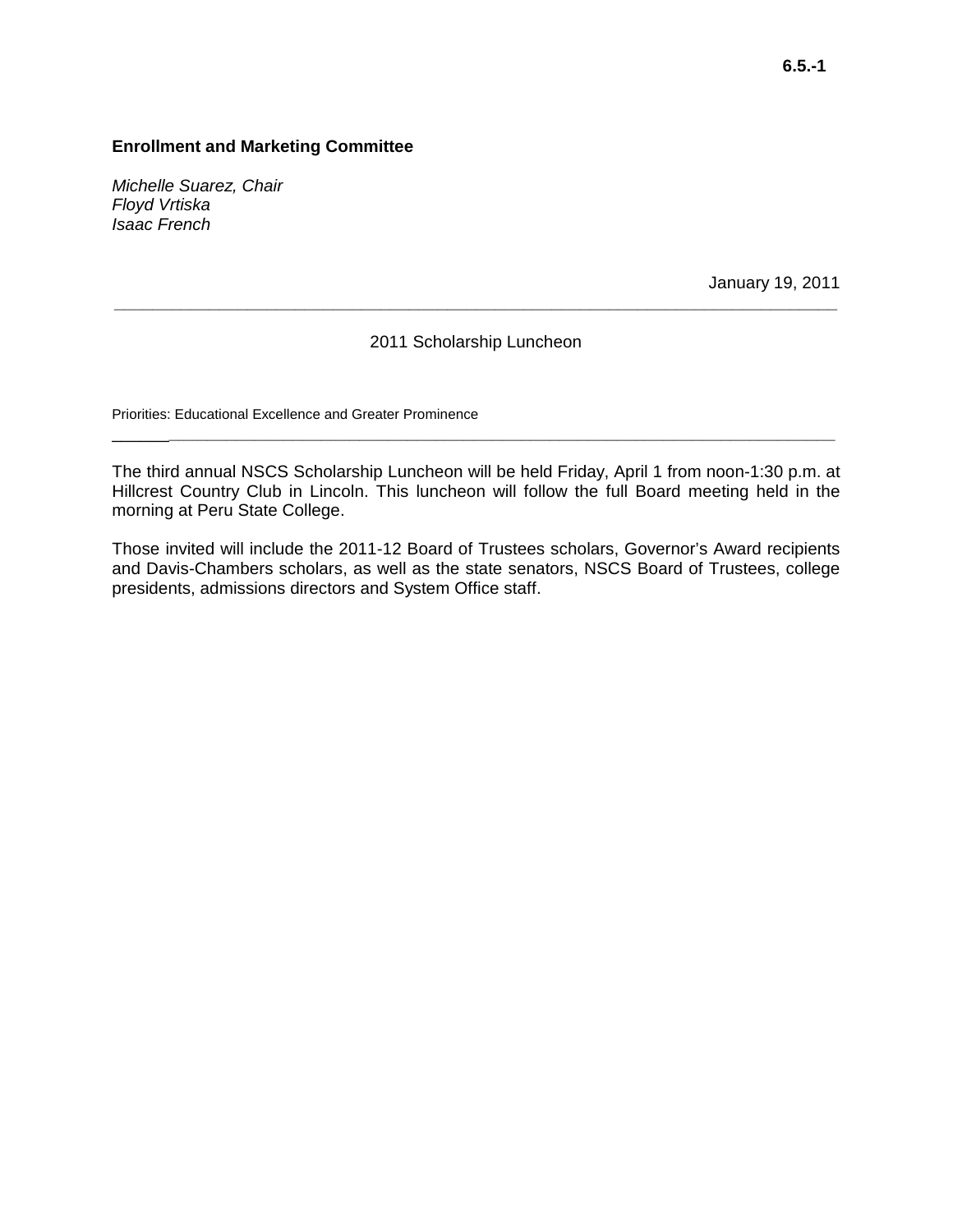6.5.-1

**Enrollment and Marketing Committee**

*Michelle Suarez, Chair*
*Floyd Vrtiska*
*Isaac French*

January 19, 2011

---

2011 Scholarship Luncheon

Priorities: Educational Excellence and Greater Prominence

---

The third annual NSCS Scholarship Luncheon will be held Friday, April 1 from noon-1:30 p.m. at Hillcrest Country Club in Lincoln. This luncheon will follow the full Board meeting held in the morning at Peru State College.

Those invited will include the 2011-12 Board of Trustees scholars, Governor's Award recipients and Davis-Chambers scholars, as well as the state senators, NSCS Board of Trustees, college presidents, admissions directors and System Office staff.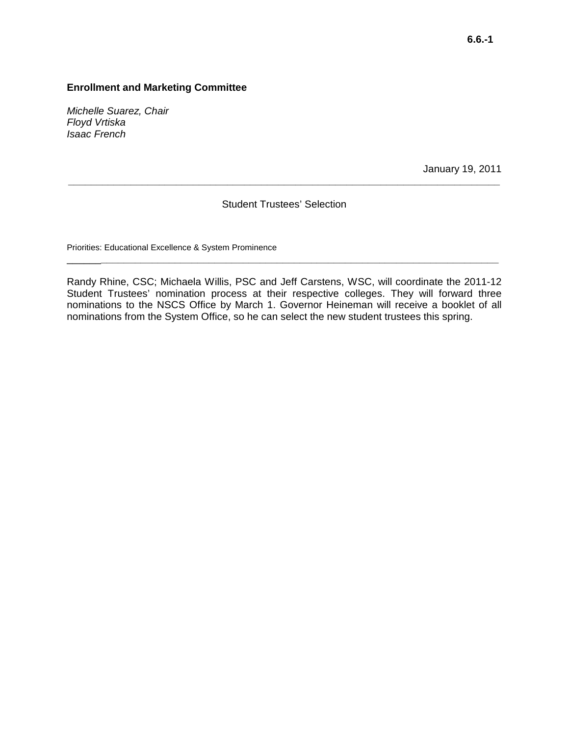6.6.-1

**Enrollment and Marketing Committee**

*Michelle Suarez, Chair*
*Floyd Vrtiska*
*Isaac French*

January 19, 2011

---

Student Trustees' Selection

Priorities: Educational Excellence & System Prominence

---

Randy Rhine, CSC; Michaela Willis, PSC and Jeff Carstens, WSC, will coordinate the 2011-12 Student Trustees' nomination process at their respective colleges. They will forward three nominations to the NSCS Office by March 1. Governor Heineman will receive a booklet of all nominations from the System Office, so he can select the new student trustees this spring.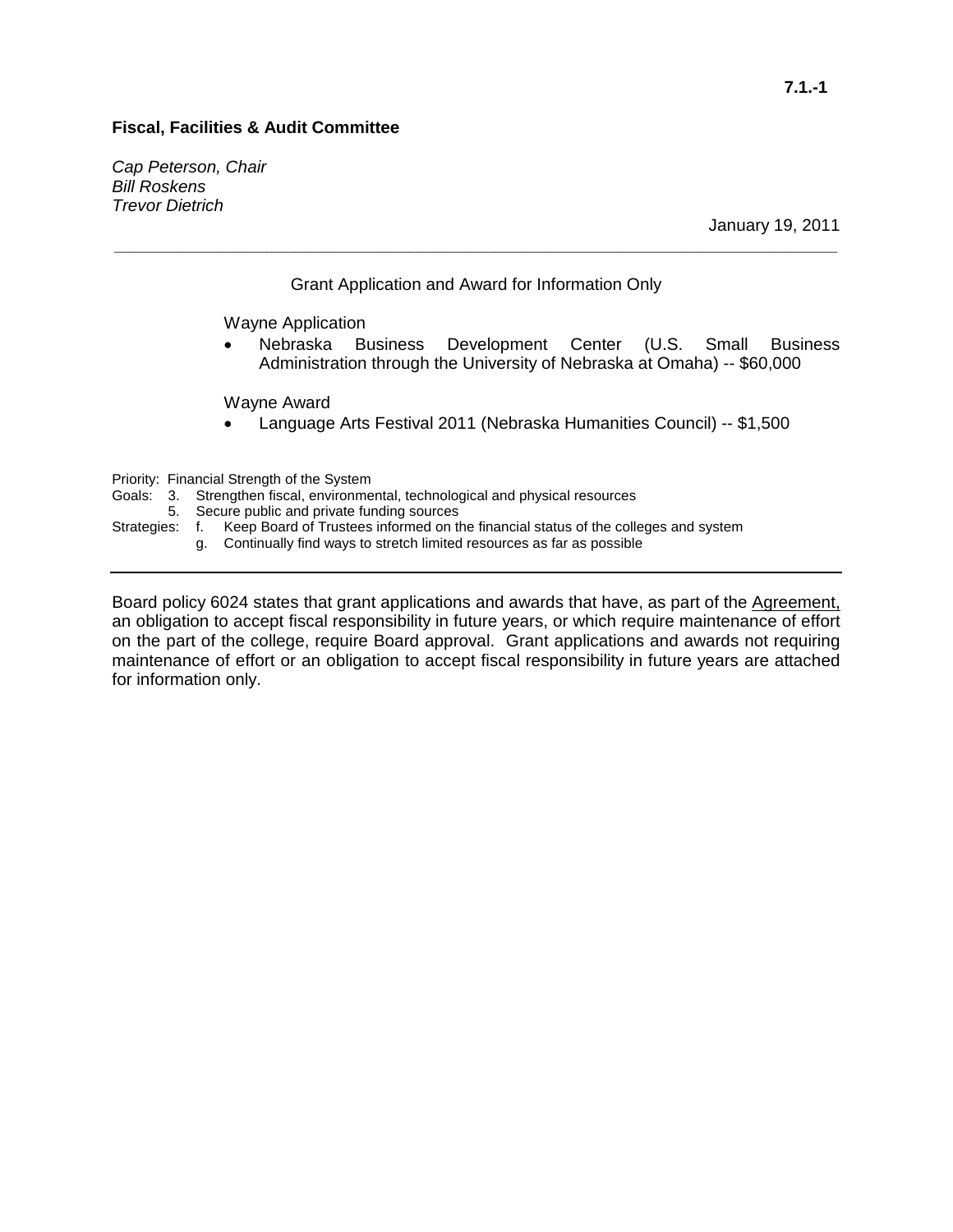7.1.-1

**Fiscal, Facilities & Audit Committee**

*Cap Peterson, Chair*
*Bill Roskens*
*Trevor Dietrich*

January 19, 2011

---

Grant Application and Award for Information Only

Wayne Application

- Nebraska Business Development Center (U.S. Small Business Administration through the University of Nebraska at Omaha) -- $60,000

Wayne Award

- Language Arts Festival 2011 (Nebraska Humanities Council) -- $1,500

Priority: Financial Strength of the System
Goals: 3. Strengthen fiscal, environmental, technological and physical resources
5. Secure public and private funding sources
Strategies: f. Keep Board of Trustees informed on the financial status of the colleges and system
g. Continually find ways to stretch limited resources as far as possible

---

Board policy 6024 states that grant applications and awards that have, as part of the Agreement, an obligation to accept fiscal responsibility in future years, or which require maintenance of effort on the part of the college, require Board approval. Grant applications and awards not requiring maintenance of effort or an obligation to accept fiscal responsibility in future years are attached for information only.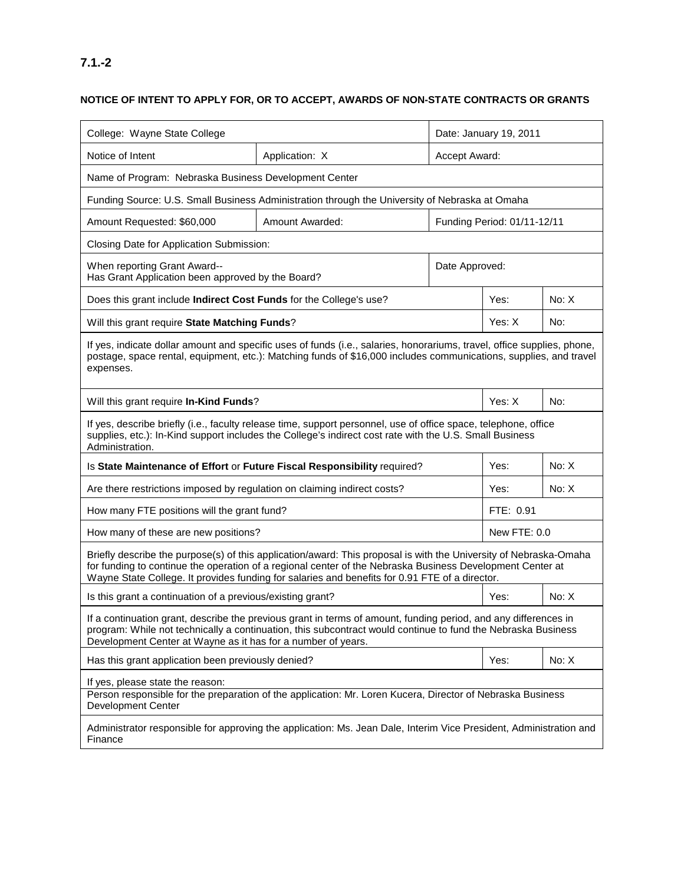**7.1.-2**

**NOTICE OF INTENT TO APPLY FOR, OR TO ACCEPT, AWARDS OF NON-STATE CONTRACTS OR GRANTS**

| College: Wayne State College | | Date: January 19, 2011 | |
|---|---|---|---|
| Notice of Intent | Application: X | Accept Award: | |
| Name of Program: Nebraska Business Development Center | | | |
| Funding Source: U.S. Small Business Administration through the University of Nebraska at Omaha | | | |
| Amount Requested: $60,000 | Amount Awarded: | Funding Period: 01/11-12/11 | |
| Closing Date for Application Submission: | | | |
| When reporting Grant Award-- Has Grant Application been approved by the Board? | | Date Approved: | |
| Does this grant include **Indirect Cost Funds** for the College's use? | | Yes: | No: X |
| Will this grant require **State Matching Funds**? | | Yes: X | No: |
| If yes, indicate dollar amount and specific uses of funds (i.e., salaries, honorariums, travel, office supplies, phone, postage, space rental, equipment, etc.): Matching funds of $16,000 includes communications, supplies, and travel expenses. | | | |
| Will this grant require **In-Kind Funds**? | | Yes: X | No: |
| If yes, describe briefly (i.e., faculty release time, support personnel, use of office space, telephone, office supplies, etc.): In-Kind support includes the College's indirect cost rate with the U.S. Small Business Administration. | | | |
| Is **State Maintenance of Effort** or **Future Fiscal Responsibility** required? | | Yes: | No: X |
| Are there restrictions imposed by regulation on claiming indirect costs? | | Yes: | No: X |
| How many FTE positions will the grant fund? | | FTE: 0.91 | |
| How many of these are new positions? | | New FTE: 0.0 | |
| Briefly describe the purpose(s) of this application/award: This proposal is with the University of Nebraska-Omaha for funding to continue the operation of a regional center of the Nebraska Business Development Center at Wayne State College. It provides funding for salaries and benefits for 0.91 FTE of a director. | | | |
| Is this grant a continuation of a previous/existing grant? | | Yes: | No: X |
| If a continuation grant, describe the previous grant in terms of amount, funding period, and any differences in program: While not technically a continuation, this subcontract would continue to fund the Nebraska Business Development Center at Wayne as it has for a number of years. | | | |
| Has this grant application been previously denied? | | Yes: | No: X |
| If yes, please state the reason: | | | |
| Person responsible for the preparation of the application: Mr. Loren Kucera, Director of Nebraska Business Development Center | | | |
| Administrator responsible for approving the application: Ms. Jean Dale, Interim Vice President, Administration and Finance | | | |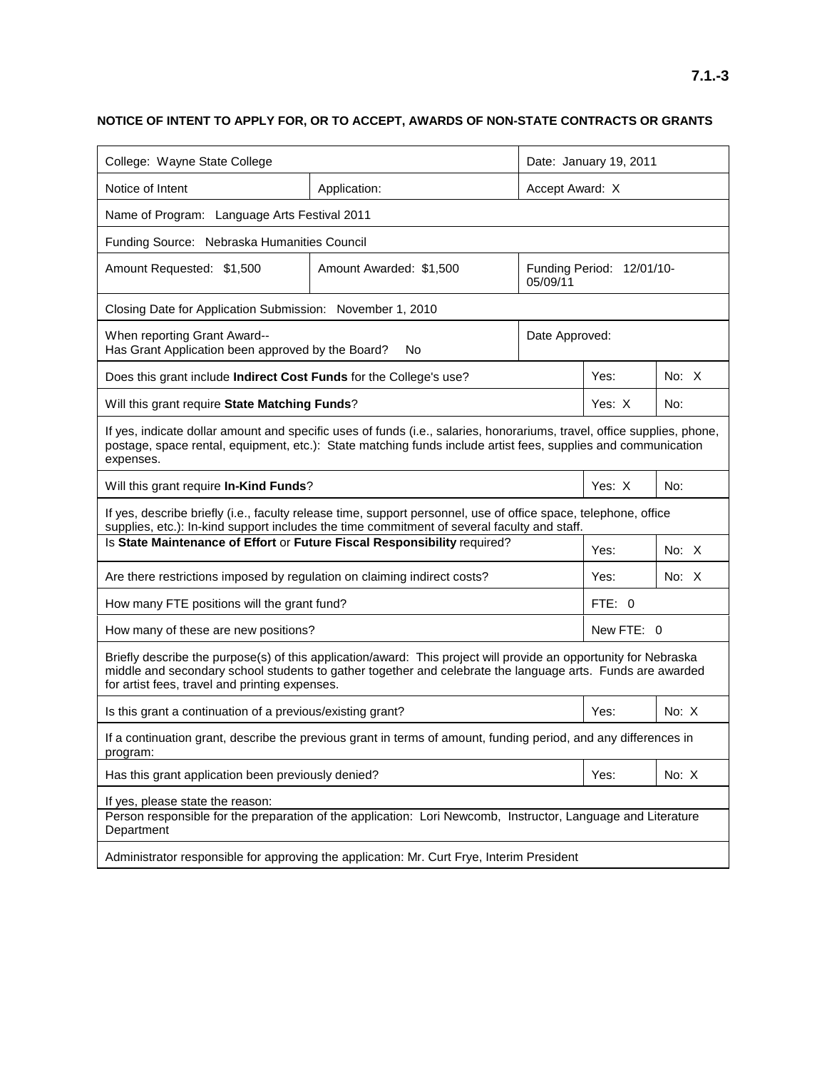**7.1.-3**

**NOTICE OF INTENT TO APPLY FOR, OR TO ACCEPT, AWARDS OF NON-STATE CONTRACTS OR GRANTS**

| College: Wayne State College | | Date: January 19, 2011 | |
|---|---|---|---|
| Notice of Intent | Application: | Accept Award: X | |
| Name of Program: Language Arts Festival 2011 | | | |
| Funding Source: Nebraska Humanities Council | | | |
| Amount Requested: $1,500 | Amount Awarded: $1,500 | Funding Period: 12/01/10-05/09/11 | |
| Closing Date for Application Submission: November 1, 2010 | | | |
| When reporting Grant Award-- Has Grant Application been approved by the Board? No | | Date Approved: | |
| Does this grant include **Indirect Cost Funds** for the College's use? | | Yes: | No: X |
| Will this grant require **State Matching Funds**? | | Yes: X | No: |
| If yes, indicate dollar amount and specific uses of funds (i.e., salaries, honorariums, travel, office supplies, phone, postage, space rental, equipment, etc.): State matching funds include artist fees, supplies and communication expenses. | | | |
| Will this grant require **In-Kind Funds**? | | Yes: X | No: |
| If yes, describe briefly (i.e., faculty release time, support personnel, use of office space, telephone, office supplies, etc.): In-kind support includes the time commitment of several faculty and staff. | | | |
| Is **State Maintenance of Effort** or **Future Fiscal Responsibility** required? | | Yes: | No: X |
| Are there restrictions imposed by regulation on claiming indirect costs? | | Yes: | No: X |
| How many FTE positions will the grant fund? | | FTE: 0 | |
| How many of these are new positions? | | New FTE: 0 | |
| Briefly describe the purpose(s) of this application/award: This project will provide an opportunity for Nebraska middle and secondary school students to gather together and celebrate the language arts. Funds are awarded for artist fees, travel and printing expenses. | | | |
| Is this grant a continuation of a previous/existing grant? | | Yes: | No: X |
| If a continuation grant, describe the previous grant in terms of amount, funding period, and any differences in program: | | | |
| Has this grant application been previously denied? | | Yes: | No: X |
| If yes, please state the reason: | | | |
| Person responsible for the preparation of the application: Lori Newcomb, Instructor, Language and Literature Department | | | |
| Administrator responsible for approving the application: Mr. Curt Frye, Interim President | | | |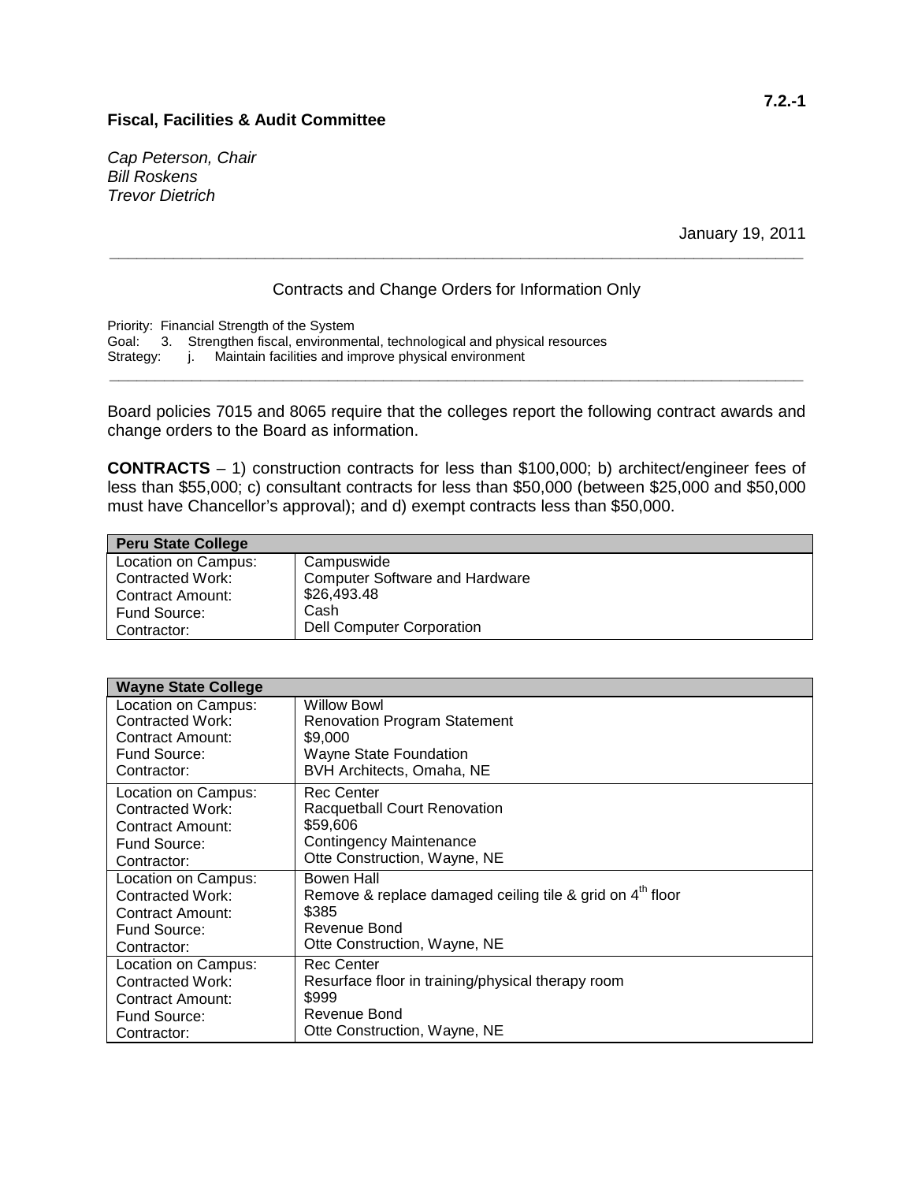7.2.-1

**Fiscal, Facilities & Audit Committee**

*Cap Peterson, Chair*
*Bill Roskens*
*Trevor Dietrich*

January 19, 2011

---

Contracts and Change Orders for Information Only

Priority: Financial Strength of the System
Goal: 3. Strengthen fiscal, environmental, technological and physical resources
Strategy: j. Maintain facilities and improve physical environment

---

Board policies 7015 and 8065 require that the colleges report the following contract awards and change orders to the Board as information.

**CONTRACTS** – 1) construction contracts for less than $100,000; b) architect/engineer fees of less than $55,000; c) consultant contracts for less than $50,000 (between $25,000 and $50,000 must have Chancellor's approval); and d) exempt contracts less than $50,000.

| **Peru State College** | |
|---|---|
| Location on Campus: | Campuswide |
| Contracted Work: | Computer Software and Hardware |
| Contract Amount: | $26,493.48 |
| Fund Source: | Cash |
| Contractor: | Dell Computer Corporation |

| **Wayne State College** | |
|---|---|
| Location on Campus: | Willow Bowl |
| Contracted Work: | Renovation Program Statement |
| Contract Amount: | $9,000 |
| Fund Source: | Wayne State Foundation |
| Contractor: | BVH Architects, Omaha, NE |
| Location on Campus: | Rec Center |
| Contracted Work: | Racquetball Court Renovation |
| Contract Amount: | $59,606 |
| Fund Source: | Contingency Maintenance |
| Contractor: | Otte Construction, Wayne, NE |
| Location on Campus: | Bowen Hall |
| Contracted Work: | Remove & replace damaged ceiling tile & grid on 4th floor |
| Contract Amount: | $385 |
| Fund Source: | Revenue Bond |
| Contractor: | Otte Construction, Wayne, NE |
| Location on Campus: | Rec Center |
| Contracted Work: | Resurface floor in training/physical therapy room |
| Contract Amount: | $999 |
| Fund Source: | Revenue Bond |
| Contractor: | Otte Construction, Wayne, NE |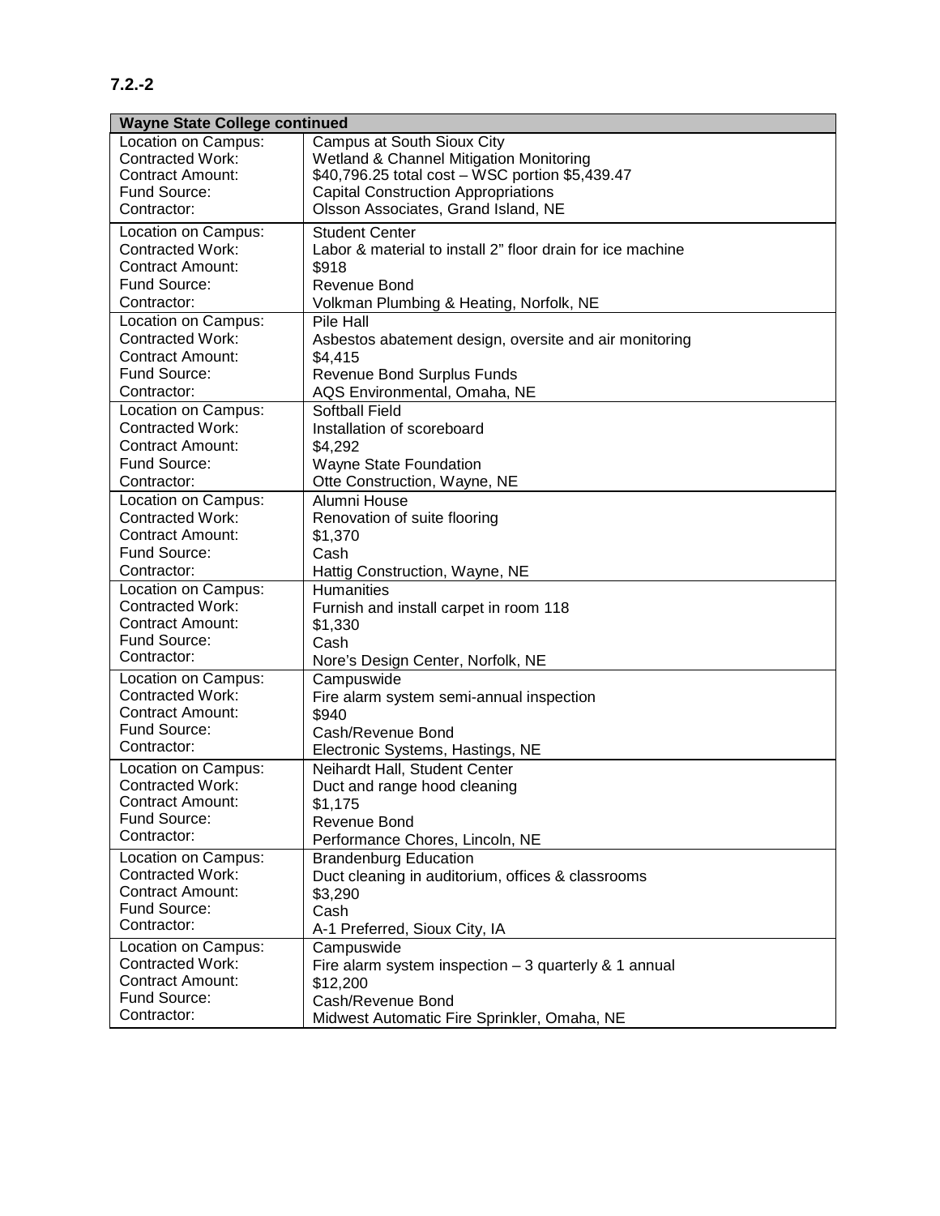**7.2.-2**

| Wayne State College continued | |
|---|---|
| Location on Campus: | Campus at South Sioux City |
| Contracted Work: | Wetland & Channel Mitigation Monitoring |
| Contract Amount: | $40,796.25 total cost – WSC portion $5,439.47 |
| Fund Source: | Capital Construction Appropriations |
| Contractor: | Olsson Associates, Grand Island, NE |
| Location on Campus: | Student Center |
| Contracted Work: | Labor & material to install 2" floor drain for ice machine |
| Contract Amount: | $918 |
| Fund Source: | Revenue Bond |
| Contractor: | Volkman Plumbing & Heating, Norfolk, NE |
| Location on Campus: | Pile Hall |
| Contracted Work: | Asbestos abatement design, oversite and air monitoring |
| Contract Amount: | $4,415 |
| Fund Source: | Revenue Bond Surplus Funds |
| Contractor: | AQS Environmental, Omaha, NE |
| Location on Campus: | Softball Field |
| Contracted Work: | Installation of scoreboard |
| Contract Amount: | $4,292 |
| Fund Source: | Wayne State Foundation |
| Contractor: | Otte Construction, Wayne, NE |
| Location on Campus: | Alumni House |
| Contracted Work: | Renovation of suite flooring |
| Contract Amount: | $1,370 |
| Fund Source: | Cash |
| Contractor: | Hattig Construction, Wayne, NE |
| Location on Campus: | Humanities |
| Contracted Work: | Furnish and install carpet in room 118 |
| Contract Amount: | $1,330 |
| Fund Source: | Cash |
| Contractor: | Nore's Design Center, Norfolk, NE |
| Location on Campus: | Campuswide |
| Contracted Work: | Fire alarm system semi-annual inspection |
| Contract Amount: | $940 |
| Fund Source: | Cash/Revenue Bond |
| Contractor: | Electronic Systems, Hastings, NE |
| Location on Campus: | Neihardt Hall, Student Center |
| Contracted Work: | Duct and range hood cleaning |
| Contract Amount: | $1,175 |
| Fund Source: | Revenue Bond |
| Contractor: | Performance Chores, Lincoln, NE |
| Location on Campus: | Brandenburg Education |
| Contracted Work: | Duct cleaning in auditorium, offices & classrooms |
| Contract Amount: | $3,290 |
| Fund Source: | Cash |
| Contractor: | A-1 Preferred, Sioux City, IA |
| Location on Campus: | Campuswide |
| Contracted Work: | Fire alarm system inspection – 3 quarterly & 1 annual |
| Contract Amount: | $12,200 |
| Fund Source: | Cash/Revenue Bond |
| Contractor: | Midwest Automatic Fire Sprinkler, Omaha, NE |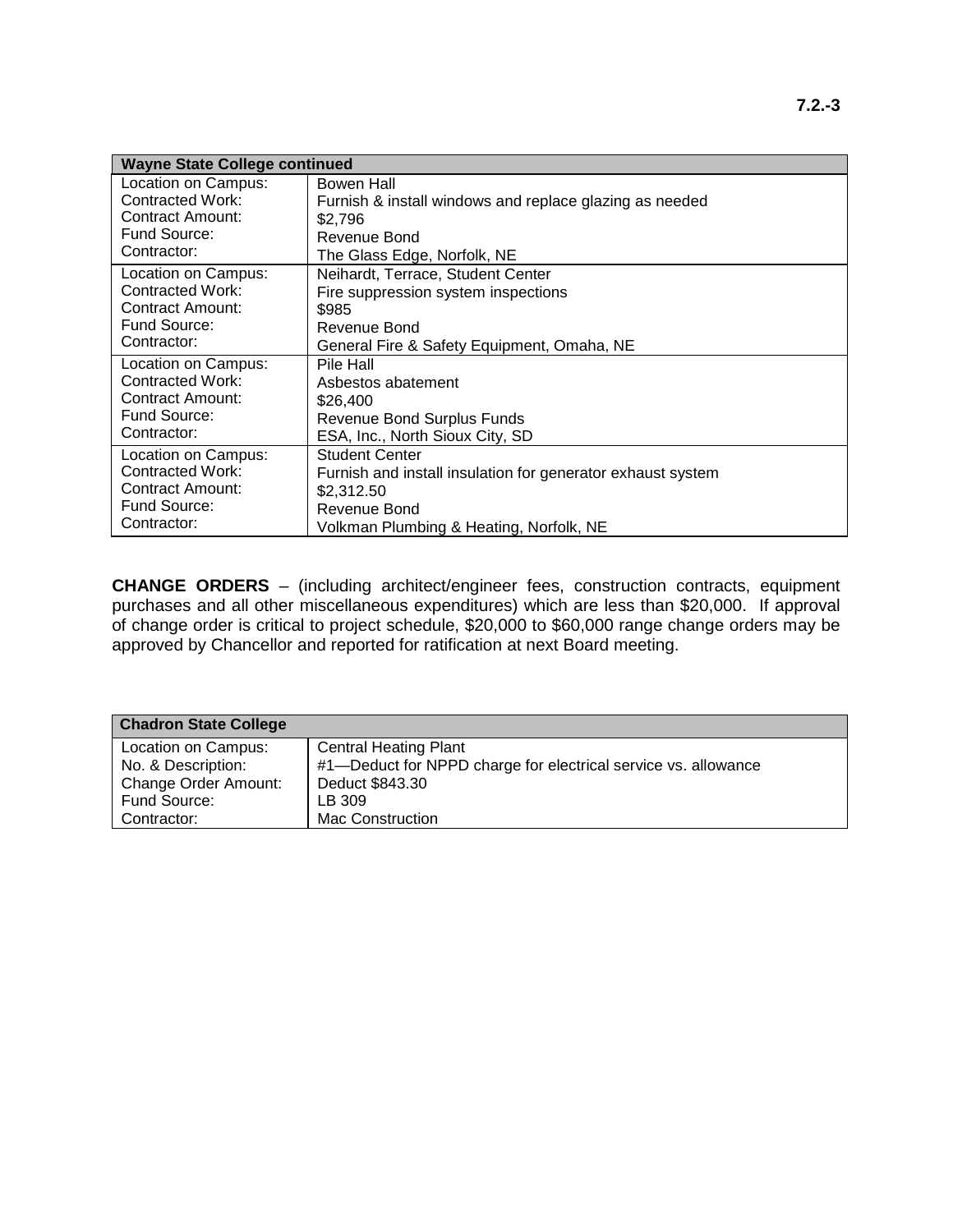| Wayne State College continued | |
|---|---|
| Location on Campus:<br>Contracted Work:<br>Contract Amount:<br>Fund Source:<br>Contractor: | Bowen Hall<br>Furnish & install windows and replace glazing as needed<br>$2,796<br>Revenue Bond<br>The Glass Edge, Norfolk, NE |
| Location on Campus:<br>Contracted Work:<br>Contract Amount:<br>Fund Source:<br>Contractor: | Neihardt, Terrace, Student Center<br>Fire suppression system inspections<br>$985<br>Revenue Bond<br>General Fire & Safety Equipment, Omaha, NE |
| Location on Campus:<br>Contracted Work:<br>Contract Amount:<br>Fund Source:<br>Contractor: | Pile Hall<br>Asbestos abatement<br>$26,400<br>Revenue Bond Surplus Funds<br>ESA, Inc., North Sioux City, SD |
| Location on Campus:<br>Contracted Work:<br>Contract Amount:<br>Fund Source:<br>Contractor: | Student Center<br>Furnish and install insulation for generator exhaust system<br>$2,312.50<br>Revenue Bond<br>Volkman Plumbing & Heating, Norfolk, NE |

**CHANGE ORDERS** – (including architect/engineer fees, construction contracts, equipment purchases and all other miscellaneous expenditures) which are less than $20,000. If approval of change order is critical to project schedule, $20,000 to $60,000 range change orders may be approved by Chancellor and reported for ratification at next Board meeting.

| Chadron State College | |
|---|---|
| Location on Campus:<br>No. & Description:<br>Change Order Amount:<br>Fund Source:<br>Contractor: | Central Heating Plant<br>#1—Deduct for NPPD charge for electrical service vs. allowance<br>Deduct $843.30<br>LB 309<br>Mac Construction |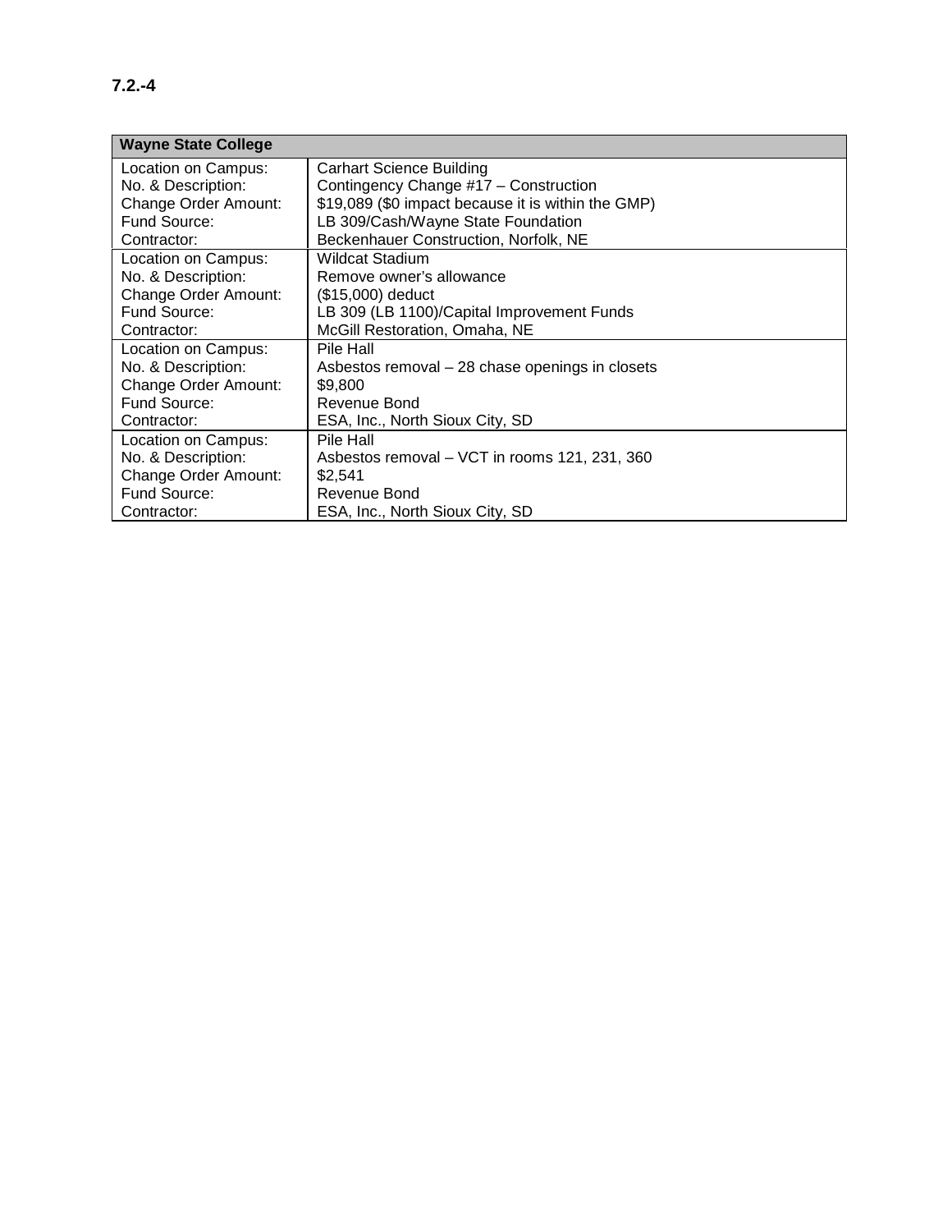**7.2.-4**

| Wayne State College | |
|---|---|
| Location on Campus: | Carhart Science Building |
| No. & Description: | Contingency Change #17 – Construction |
| Change Order Amount: | $19,089 ($0 impact because it is within the GMP) |
| Fund Source: | LB 309/Cash/Wayne State Foundation |
| Contractor: | Beckenhauer Construction, Norfolk, NE |
| Location on Campus: | Wildcat Stadium |
| No. & Description: | Remove owner's allowance |
| Change Order Amount: | ($15,000) deduct |
| Fund Source: | LB 309 (LB 1100)/Capital Improvement Funds |
| Contractor: | McGill Restoration, Omaha, NE |
| Location on Campus: | Pile Hall |
| No. & Description: | Asbestos removal – 28 chase openings in closets |
| Change Order Amount: | $9,800 |
| Fund Source: | Revenue Bond |
| Contractor: | ESA, Inc., North Sioux City, SD |
| Location on Campus: | Pile Hall |
| No. & Description: | Asbestos removal – VCT in rooms 121, 231, 360 |
| Change Order Amount: | $2,541 |
| Fund Source: | Revenue Bond |
| Contractor: | ESA, Inc., North Sioux City, SD |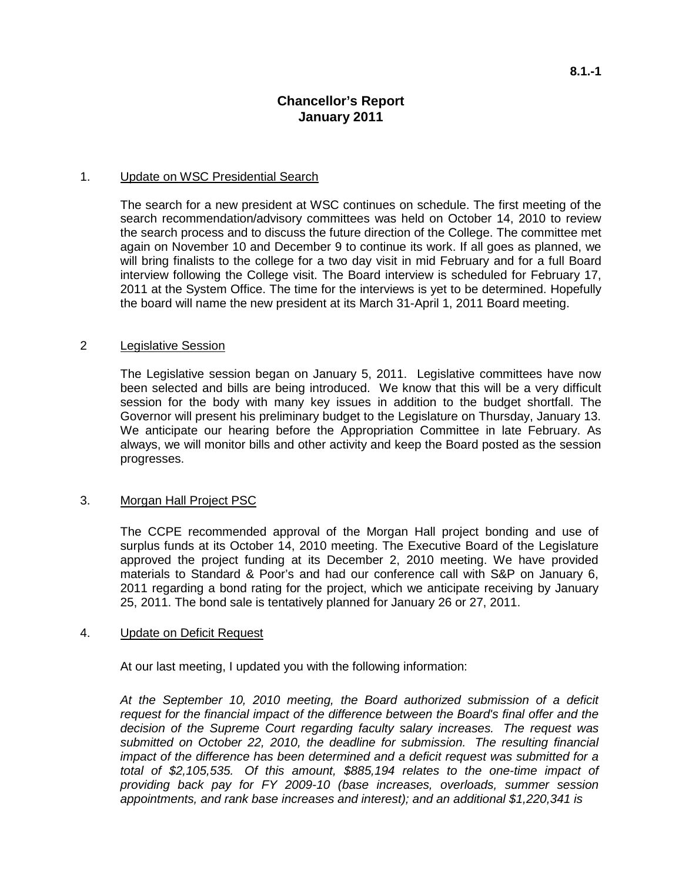# Chancellor's Report
## January 2011

1. Update on WSC Presidential Search

The search for a new president at WSC continues on schedule. The first meeting of the search recommendation/advisory committees was held on October 14, 2010 to review the search process and to discuss the future direction of the College. The committee met again on November 10 and December 9 to continue its work. If all goes as planned, we will bring finalists to the college for a two day visit in mid February and for a full Board interview following the College visit. The Board interview is scheduled for February 17, 2011 at the System Office. The time for the interviews is yet to be determined. Hopefully the board will name the new president at its March 31-April 1, 2011 Board meeting.

2 Legislative Session

The Legislative session began on January 5, 2011. Legislative committees have now been selected and bills are being introduced. We know that this will be a very difficult session for the body with many key issues in addition to the budget shortfall. The Governor will present his preliminary budget to the Legislature on Thursday, January 13. We anticipate our hearing before the Appropriation Committee in late February. As always, we will monitor bills and other activity and keep the Board posted as the session progresses.

3. Morgan Hall Project PSC

The CCPE recommended approval of the Morgan Hall project bonding and use of surplus funds at its October 14, 2010 meeting. The Executive Board of the Legislature approved the project funding at its December 2, 2010 meeting. We have provided materials to Standard & Poor's and had our conference call with S&P on January 6, 2011 regarding a bond rating for the project, which we anticipate receiving by January 25, 2011. The bond sale is tentatively planned for January 26 or 27, 2011.

4. Update on Deficit Request

At our last meeting, I updated you with the following information:

*At the September 10, 2010 meeting, the Board authorized submission of a deficit request for the financial impact of the difference between the Board's final offer and the decision of the Supreme Court regarding faculty salary increases. The request was submitted on October 22, 2010, the deadline for submission. The resulting financial impact of the difference has been determined and a deficit request was submitted for a total of $2,105,535. Of this amount, $885,194 relates to the one-time impact of providing back pay for FY 2009-10 (base increases, overloads, summer session appointments, and rank base increases and interest); and an additional $1,220,341 is*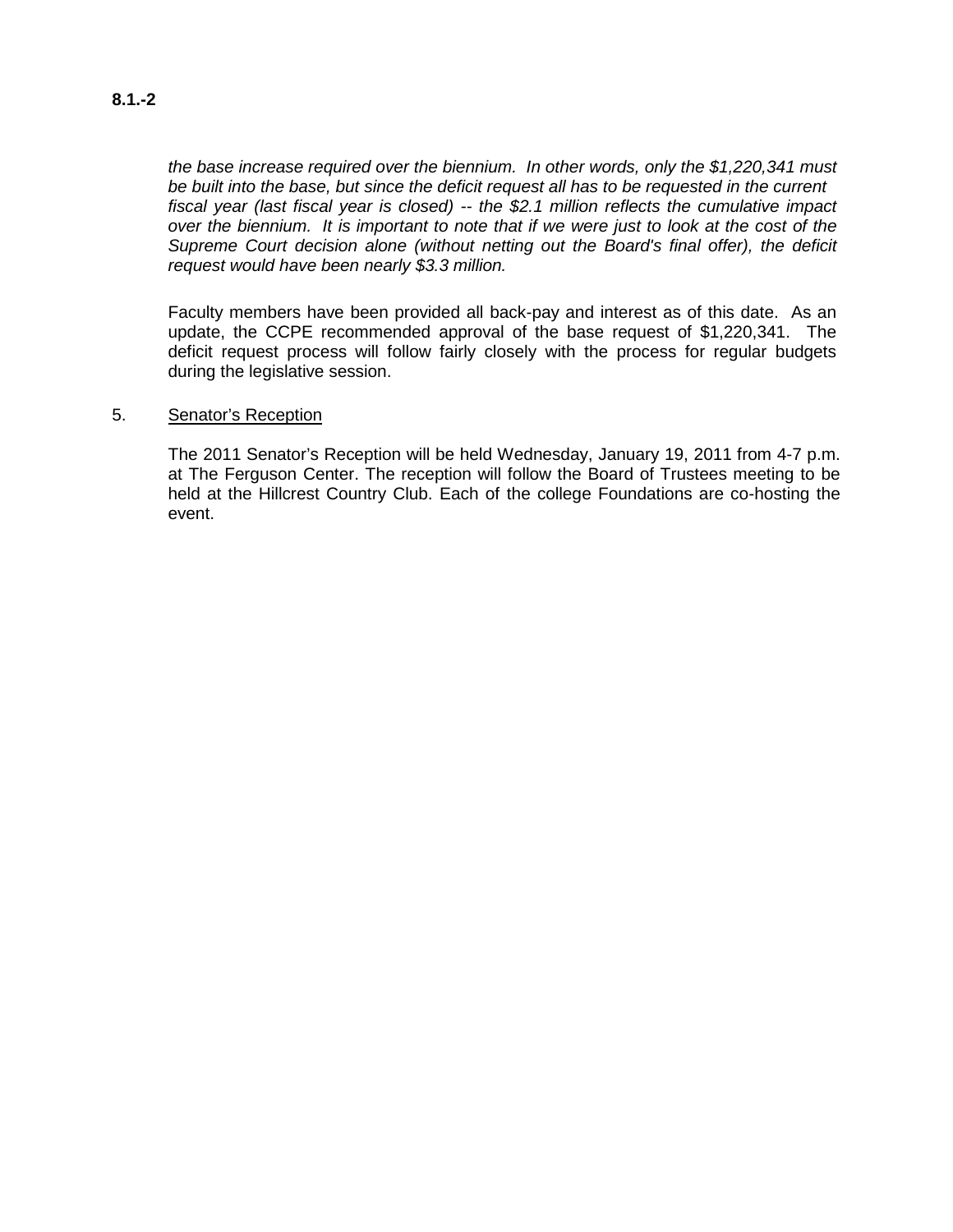*the base increase required over the biennium. In other words, only the $1,220,341 must be built into the base, but since the deficit request all has to be requested in the current fiscal year (last fiscal year is closed) -- the $2.1 million reflects the cumulative impact over the biennium. It is important to note that if we were just to look at the cost of the Supreme Court decision alone (without netting out the Board's final offer), the deficit request would have been nearly $3.3 million.*

Faculty members have been provided all back-pay and interest as of this date. As an update, the CCPE recommended approval of the base request of $1,220,341. The deficit request process will follow fairly closely with the process for regular budgets during the legislative session.

5. <u>Senator's Reception</u>

The 2011 Senator's Reception will be held Wednesday, January 19, 2011 from 4-7 p.m. at The Ferguson Center. The reception will follow the Board of Trustees meeting to be held at the Hillcrest Country Club. Each of the college Foundations are co-hosting the event.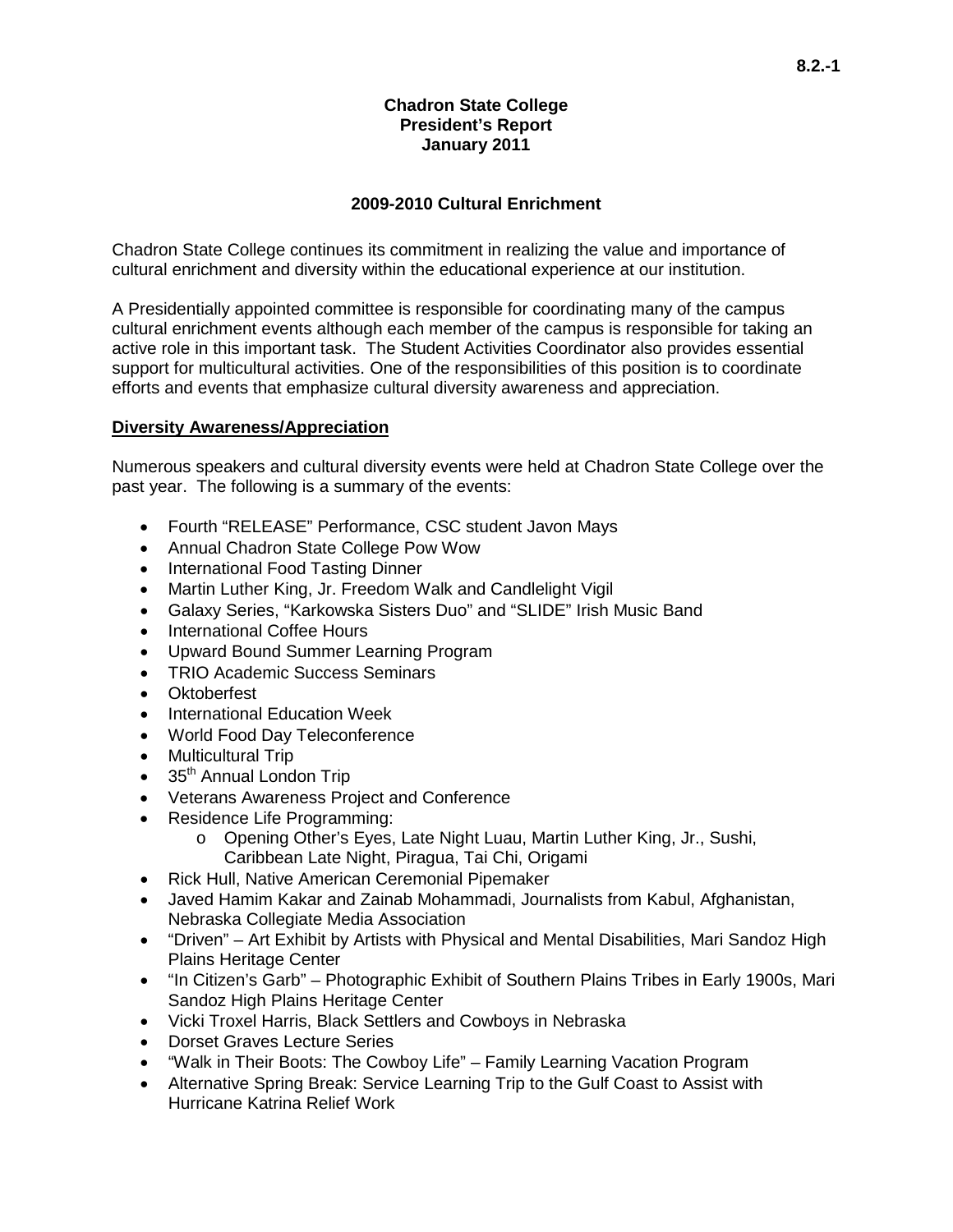**Chadron State College**
**President's Report**
**January 2011**

## 2009-2010 Cultural Enrichment

Chadron State College continues its commitment in realizing the value and importance of cultural enrichment and diversity within the educational experience at our institution.

A Presidentially appointed committee is responsible for coordinating many of the campus cultural enrichment events although each member of the campus is responsible for taking an active role in this important task. The Student Activities Coordinator also provides essential support for multicultural activities. One of the responsibilities of this position is to coordinate efforts and events that emphasize cultural diversity awareness and appreciation.

### Diversity Awareness/Appreciation

Numerous speakers and cultural diversity events were held at Chadron State College over the past year. The following is a summary of the events:

- Fourth "RELEASE" Performance, CSC student Javon Mays
- Annual Chadron State College Pow Wow
- International Food Tasting Dinner
- Martin Luther King, Jr. Freedom Walk and Candlelight Vigil
- Galaxy Series, "Karkowska Sisters Duo" and "SLIDE" Irish Music Band
- International Coffee Hours
- Upward Bound Summer Learning Program
- TRIO Academic Success Seminars
- Oktoberfest
- International Education Week
- World Food Day Teleconference
- Multicultural Trip
- 35th Annual London Trip
- Veterans Awareness Project and Conference
- Residence Life Programming:
  - Opening Other's Eyes, Late Night Luau, Martin Luther King, Jr., Sushi, Caribbean Late Night, Piragua, Tai Chi, Origami
- Rick Hull, Native American Ceremonial Pipemaker
- Javed Hamim Kakar and Zainab Mohammadi, Journalists from Kabul, Afghanistan, Nebraska Collegiate Media Association
- "Driven" – Art Exhibit by Artists with Physical and Mental Disabilities, Mari Sandoz High Plains Heritage Center
- "In Citizen's Garb" – Photographic Exhibit of Southern Plains Tribes in Early 1900s, Mari Sandoz High Plains Heritage Center
- Vicki Troxel Harris, Black Settlers and Cowboys in Nebraska
- Dorset Graves Lecture Series
- "Walk in Their Boots: The Cowboy Life" – Family Learning Vacation Program
- Alternative Spring Break: Service Learning Trip to the Gulf Coast to Assist with Hurricane Katrina Relief Work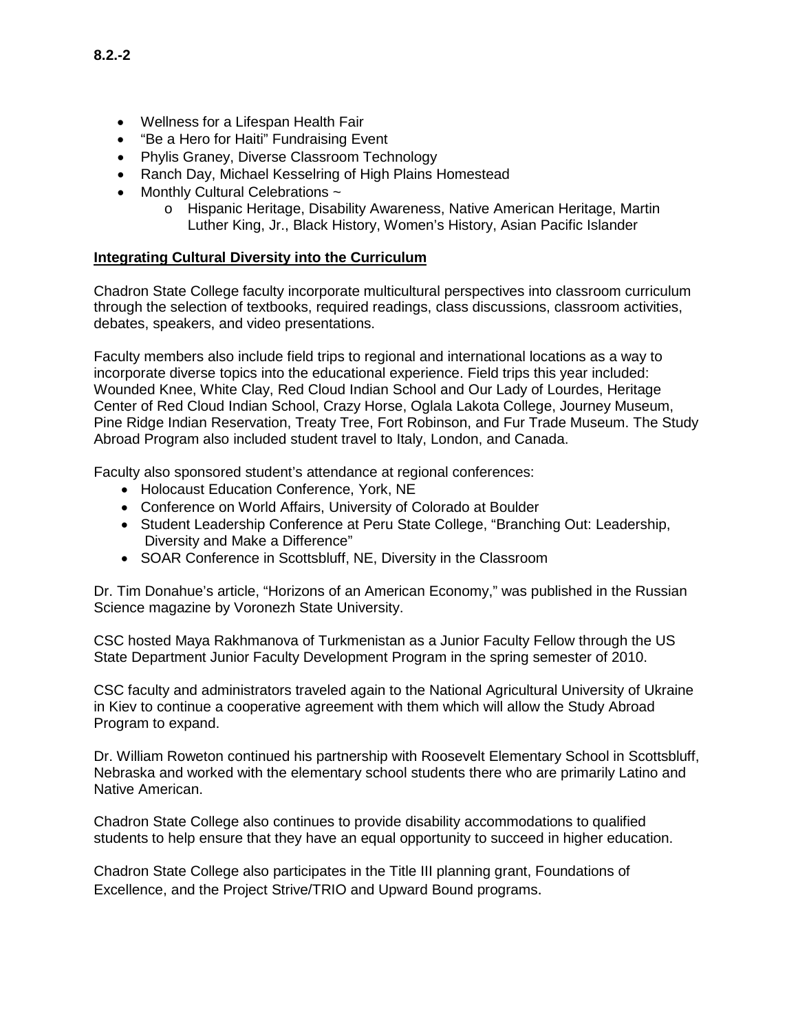**8.2.-2**

- Wellness for a Lifespan Health Fair
- "Be a Hero for Haiti" Fundraising Event
- Phylis Graney, Diverse Classroom Technology
- Ranch Day, Michael Kesselring of High Plains Homestead
- Monthly Cultural Celebrations ~
  - Hispanic Heritage, Disability Awareness, Native American Heritage, Martin Luther King, Jr., Black History, Women's History, Asian Pacific Islander

**Integrating Cultural Diversity into the Curriculum**

Chadron State College faculty incorporate multicultural perspectives into classroom curriculum through the selection of textbooks, required readings, class discussions, classroom activities, debates, speakers, and video presentations.

Faculty members also include field trips to regional and international locations as a way to incorporate diverse topics into the educational experience. Field trips this year included: Wounded Knee, White Clay, Red Cloud Indian School and Our Lady of Lourdes, Heritage Center of Red Cloud Indian School, Crazy Horse, Oglala Lakota College, Journey Museum, Pine Ridge Indian Reservation, Treaty Tree, Fort Robinson, and Fur Trade Museum. The Study Abroad Program also included student travel to Italy, London, and Canada.

Faculty also sponsored student's attendance at regional conferences:

- Holocaust Education Conference, York, NE
- Conference on World Affairs, University of Colorado at Boulder
- Student Leadership Conference at Peru State College, "Branching Out: Leadership, Diversity and Make a Difference"
- SOAR Conference in Scottsbluff, NE, Diversity in the Classroom

Dr. Tim Donahue's article, "Horizons of an American Economy," was published in the Russian Science magazine by Voronezh State University.

CSC hosted Maya Rakhmanova of Turkmenistan as a Junior Faculty Fellow through the US State Department Junior Faculty Development Program in the spring semester of 2010.

CSC faculty and administrators traveled again to the National Agricultural University of Ukraine in Kiev to continue a cooperative agreement with them which will allow the Study Abroad Program to expand.

Dr. William Roweton continued his partnership with Roosevelt Elementary School in Scottsbluff, Nebraska and worked with the elementary school students there who are primarily Latino and Native American.

Chadron State College also continues to provide disability accommodations to qualified students to help ensure that they have an equal opportunity to succeed in higher education.

Chadron State College also participates in the Title III planning grant, Foundations of Excellence, and the Project Strive/TRIO and Upward Bound programs.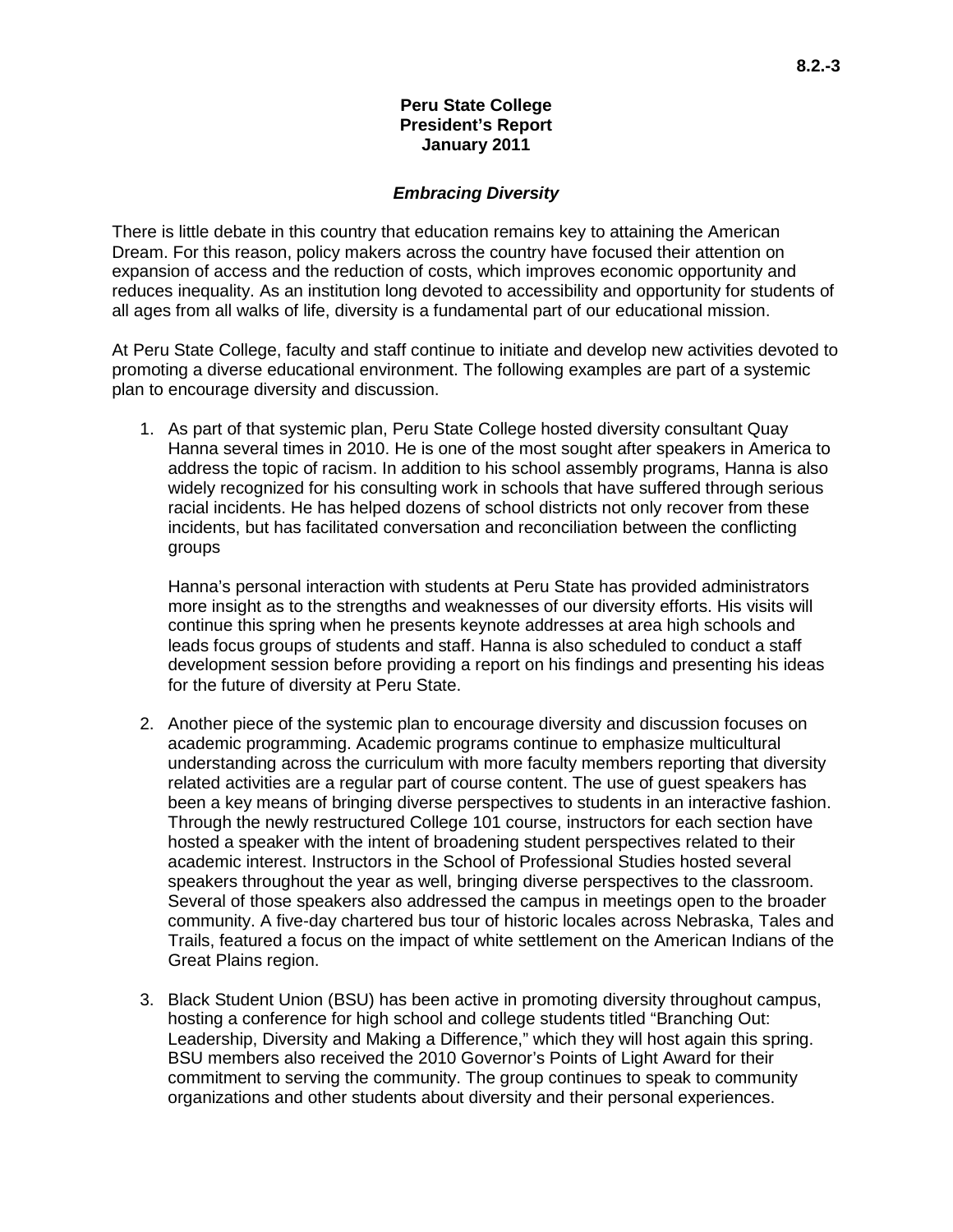**Peru State College**
**President's Report**
**January 2011**

### *Embracing Diversity*

There is little debate in this country that education remains key to attaining the American Dream. For this reason, policy makers across the country have focused their attention on expansion of access and the reduction of costs, which improves economic opportunity and reduces inequality. As an institution long devoted to accessibility and opportunity for students of all ages from all walks of life, diversity is a fundamental part of our educational mission.

At Peru State College, faculty and staff continue to initiate and develop new activities devoted to promoting a diverse educational environment. The following examples are part of a systemic plan to encourage diversity and discussion.

1. As part of that systemic plan, Peru State College hosted diversity consultant Quay Hanna several times in 2010. He is one of the most sought after speakers in America to address the topic of racism. In addition to his school assembly programs, Hanna is also widely recognized for his consulting work in schools that have suffered through serious racial incidents. He has helped dozens of school districts not only recover from these incidents, but has facilitated conversation and reconciliation between the conflicting groups

   Hanna's personal interaction with students at Peru State has provided administrators more insight as to the strengths and weaknesses of our diversity efforts. His visits will continue this spring when he presents keynote addresses at area high schools and leads focus groups of students and staff. Hanna is also scheduled to conduct a staff development session before providing a report on his findings and presenting his ideas for the future of diversity at Peru State.

2. Another piece of the systemic plan to encourage diversity and discussion focuses on academic programming. Academic programs continue to emphasize multicultural understanding across the curriculum with more faculty members reporting that diversity related activities are a regular part of course content. The use of guest speakers has been a key means of bringing diverse perspectives to students in an interactive fashion. Through the newly restructured College 101 course, instructors for each section have hosted a speaker with the intent of broadening student perspectives related to their academic interest. Instructors in the School of Professional Studies hosted several speakers throughout the year as well, bringing diverse perspectives to the classroom. Several of those speakers also addressed the campus in meetings open to the broader community. A five-day chartered bus tour of historic locales across Nebraska, Tales and Trails, featured a focus on the impact of white settlement on the American Indians of the Great Plains region.

3. Black Student Union (BSU) has been active in promoting diversity throughout campus, hosting a conference for high school and college students titled "Branching Out: Leadership, Diversity and Making a Difference," which they will host again this spring. BSU members also received the 2010 Governor's Points of Light Award for their commitment to serving the community. The group continues to speak to community organizations and other students about diversity and their personal experiences.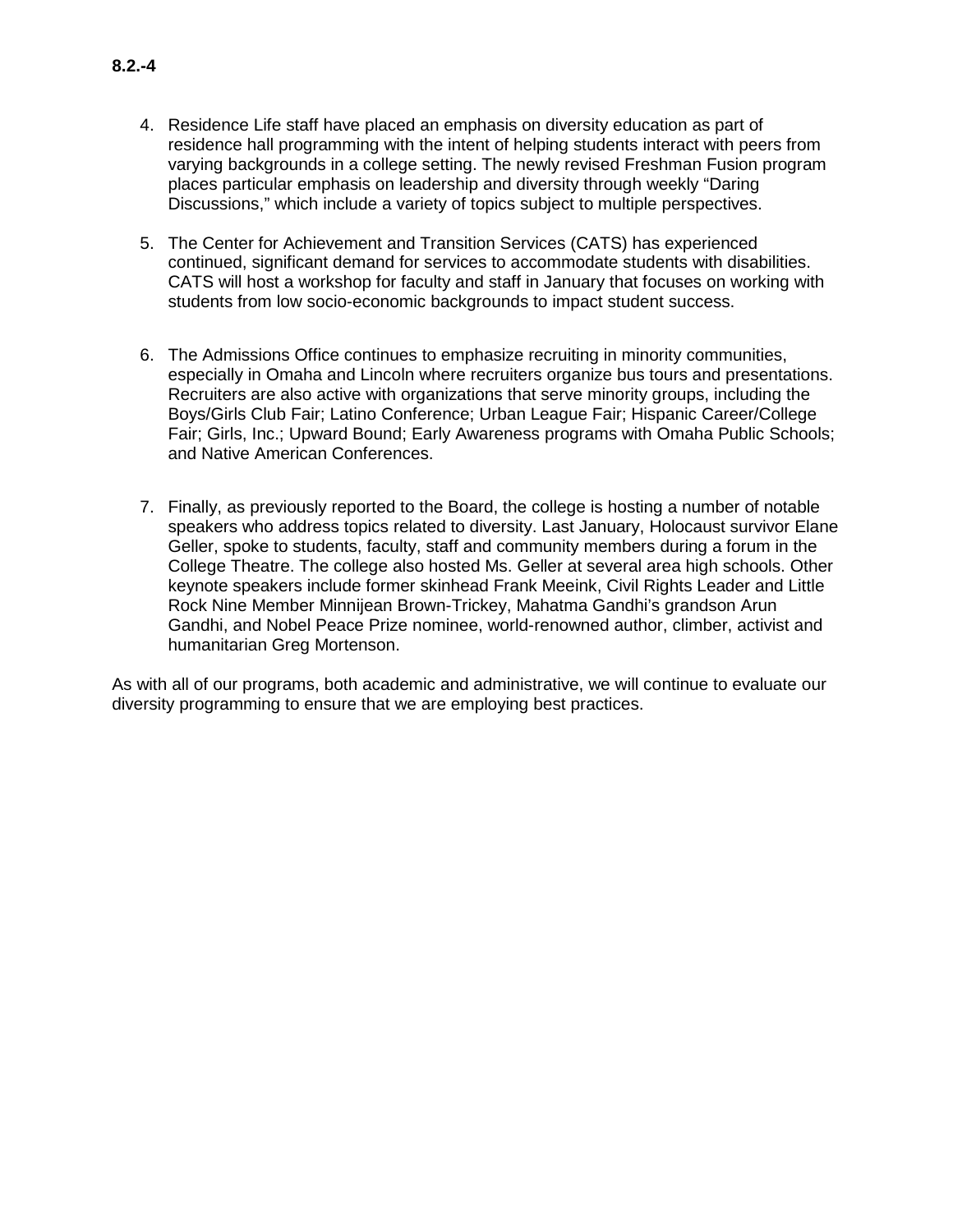**8.2.-4**

4. Residence Life staff have placed an emphasis on diversity education as part of residence hall programming with the intent of helping students interact with peers from varying backgrounds in a college setting. The newly revised Freshman Fusion program places particular emphasis on leadership and diversity through weekly "Daring Discussions," which include a variety of topics subject to multiple perspectives.

5. The Center for Achievement and Transition Services (CATS) has experienced continued, significant demand for services to accommodate students with disabilities. CATS will host a workshop for faculty and staff in January that focuses on working with students from low socio-economic backgrounds to impact student success.

6. The Admissions Office continues to emphasize recruiting in minority communities, especially in Omaha and Lincoln where recruiters organize bus tours and presentations. Recruiters are also active with organizations that serve minority groups, including the Boys/Girls Club Fair; Latino Conference; Urban League Fair; Hispanic Career/College Fair; Girls, Inc.; Upward Bound; Early Awareness programs with Omaha Public Schools; and Native American Conferences.

7. Finally, as previously reported to the Board, the college is hosting a number of notable speakers who address topics related to diversity. Last January, Holocaust survivor Elane Geller, spoke to students, faculty, staff and community members during a forum in the College Theatre. The college also hosted Ms. Geller at several area high schools. Other keynote speakers include former skinhead Frank Meeink, Civil Rights Leader and Little Rock Nine Member Minnijean Brown-Trickey, Mahatma Gandhi's grandson Arun Gandhi, and Nobel Peace Prize nominee, world-renowned author, climber, activist and humanitarian Greg Mortenson.

As with all of our programs, both academic and administrative, we will continue to evaluate our diversity programming to ensure that we are employing best practices.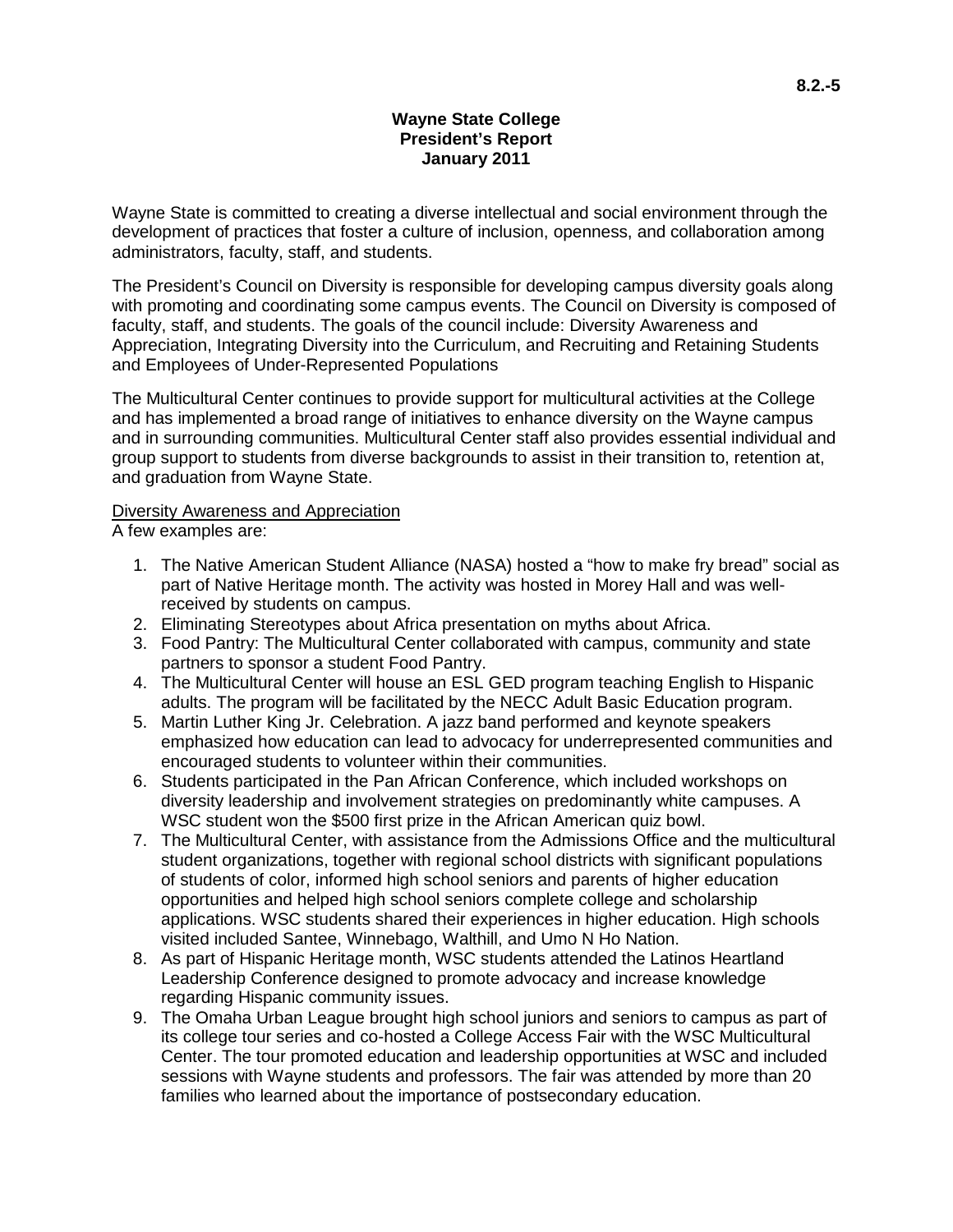**Wayne State College**
**President's Report**
**January 2011**

Wayne State is committed to creating a diverse intellectual and social environment through the development of practices that foster a culture of inclusion, openness, and collaboration among administrators, faculty, staff, and students.

The President's Council on Diversity is responsible for developing campus diversity goals along with promoting and coordinating some campus events. The Council on Diversity is composed of faculty, staff, and students. The goals of the council include: Diversity Awareness and Appreciation, Integrating Diversity into the Curriculum, and Recruiting and Retaining Students and Employees of Under-Represented Populations

The Multicultural Center continues to provide support for multicultural activities at the College and has implemented a broad range of initiatives to enhance diversity on the Wayne campus and in surrounding communities. Multicultural Center staff also provides essential individual and group support to students from diverse backgrounds to assist in their transition to, retention at, and graduation from Wayne State.

Diversity Awareness and Appreciation

A few examples are:

1. The Native American Student Alliance (NASA) hosted a "how to make fry bread" social as part of Native Heritage month. The activity was hosted in Morey Hall and was well-received by students on campus.
2. Eliminating Stereotypes about Africa presentation on myths about Africa.
3. Food Pantry: The Multicultural Center collaborated with campus, community and state partners to sponsor a student Food Pantry.
4. The Multicultural Center will house an ESL GED program teaching English to Hispanic adults. The program will be facilitated by the NECC Adult Basic Education program.
5. Martin Luther King Jr. Celebration. A jazz band performed and keynote speakers emphasized how education can lead to advocacy for underrepresented communities and encouraged students to volunteer within their communities.
6. Students participated in the Pan African Conference, which included workshops on diversity leadership and involvement strategies on predominantly white campuses. A WSC student won the $500 first prize in the African American quiz bowl.
7. The Multicultural Center, with assistance from the Admissions Office and the multicultural student organizations, together with regional school districts with significant populations of students of color, informed high school seniors and parents of higher education opportunities and helped high school seniors complete college and scholarship applications. WSC students shared their experiences in higher education. High schools visited included Santee, Winnebago, Walthill, and Umo N Ho Nation.
8. As part of Hispanic Heritage month, WSC students attended the Latinos Heartland Leadership Conference designed to promote advocacy and increase knowledge regarding Hispanic community issues.
9. The Omaha Urban League brought high school juniors and seniors to campus as part of its college tour series and co-hosted a College Access Fair with the WSC Multicultural Center. The tour promoted education and leadership opportunities at WSC and included sessions with Wayne students and professors. The fair was attended by more than 20 families who learned about the importance of postsecondary education.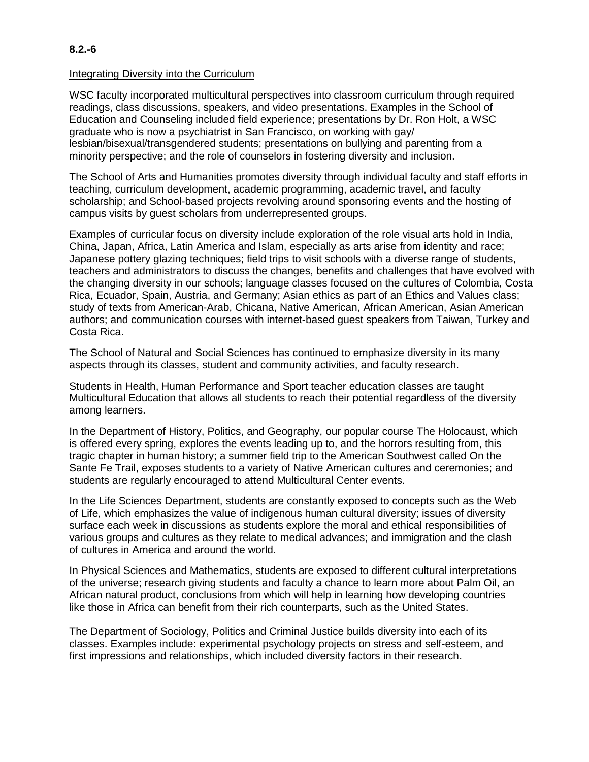**8.2.-6**

Integrating Diversity into the Curriculum

WSC faculty incorporated multicultural perspectives into classroom curriculum through required readings, class discussions, speakers, and video presentations. Examples in the School of Education and Counseling included field experience; presentations by Dr. Ron Holt, a WSC graduate who is now a psychiatrist in San Francisco, on working with gay/ lesbian/bisexual/transgendered students; presentations on bullying and parenting from a minority perspective; and the role of counselors in fostering diversity and inclusion.

The School of Arts and Humanities promotes diversity through individual faculty and staff efforts in teaching, curriculum development, academic programming, academic travel, and faculty scholarship; and School-based projects revolving around sponsoring events and the hosting of campus visits by guest scholars from underrepresented groups.

Examples of curricular focus on diversity include exploration of the role visual arts hold in India, China, Japan, Africa, Latin America and Islam, especially as arts arise from identity and race; Japanese pottery glazing techniques; field trips to visit schools with a diverse range of students, teachers and administrators to discuss the changes, benefits and challenges that have evolved with the changing diversity in our schools; language classes focused on the cultures of Colombia, Costa Rica, Ecuador, Spain, Austria, and Germany; Asian ethics as part of an Ethics and Values class; study of texts from American-Arab, Chicana, Native American, African American, Asian American authors; and communication courses with internet-based guest speakers from Taiwan, Turkey and Costa Rica.

The School of Natural and Social Sciences has continued to emphasize diversity in its many aspects through its classes, student and community activities, and faculty research.

Students in Health, Human Performance and Sport teacher education classes are taught Multicultural Education that allows all students to reach their potential regardless of the diversity among learners.

In the Department of History, Politics, and Geography, our popular course The Holocaust, which is offered every spring, explores the events leading up to, and the horrors resulting from, this tragic chapter in human history; a summer field trip to the American Southwest called On the Sante Fe Trail, exposes students to a variety of Native American cultures and ceremonies; and students are regularly encouraged to attend Multicultural Center events.

In the Life Sciences Department, students are constantly exposed to concepts such as the Web of Life, which emphasizes the value of indigenous human cultural diversity; issues of diversity surface each week in discussions as students explore the moral and ethical responsibilities of various groups and cultures as they relate to medical advances; and immigration and the clash of cultures in America and around the world.

In Physical Sciences and Mathematics, students are exposed to different cultural interpretations of the universe; research giving students and faculty a chance to learn more about Palm Oil, an African natural product, conclusions from which will help in learning how developing countries like those in Africa can benefit from their rich counterparts, such as the United States.

The Department of Sociology, Politics and Criminal Justice builds diversity into each of its classes. Examples include: experimental psychology projects on stress and self-esteem, and first impressions and relationships, which included diversity factors in their research.